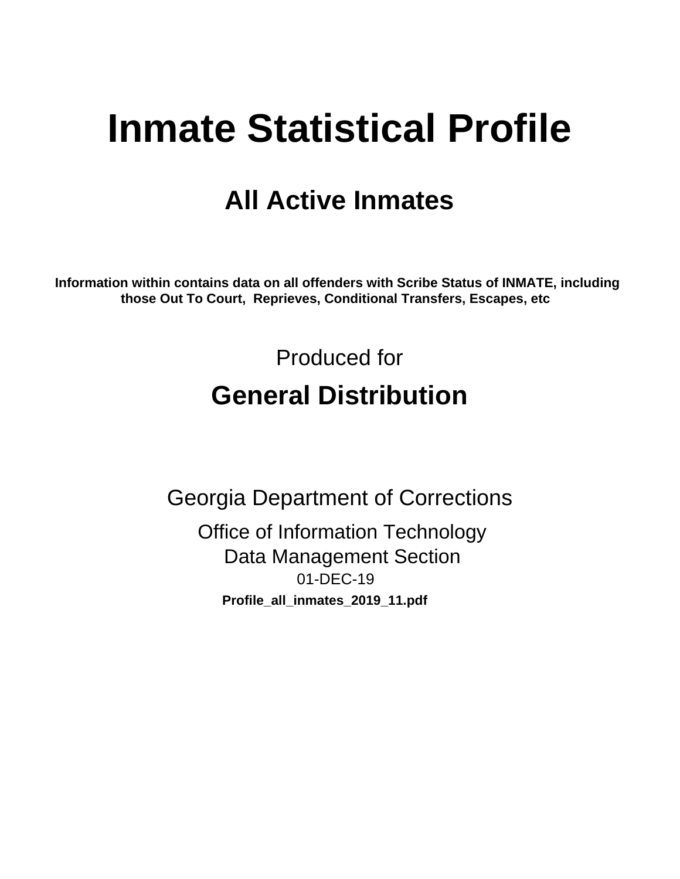# Inmate Statistical Profile

## All Active Inmates

**Information within contains data on all offenders with Scribe Status of INMATE, including those Out To Court, Reprieves, Conditional Transfers, Escapes, etc**

Produced for

## General Distribution

Georgia Department of Corrections

Office of Information Technology
Data Management Section
01-DEC-19

**Profile_all_inmates_2019_11.pdf**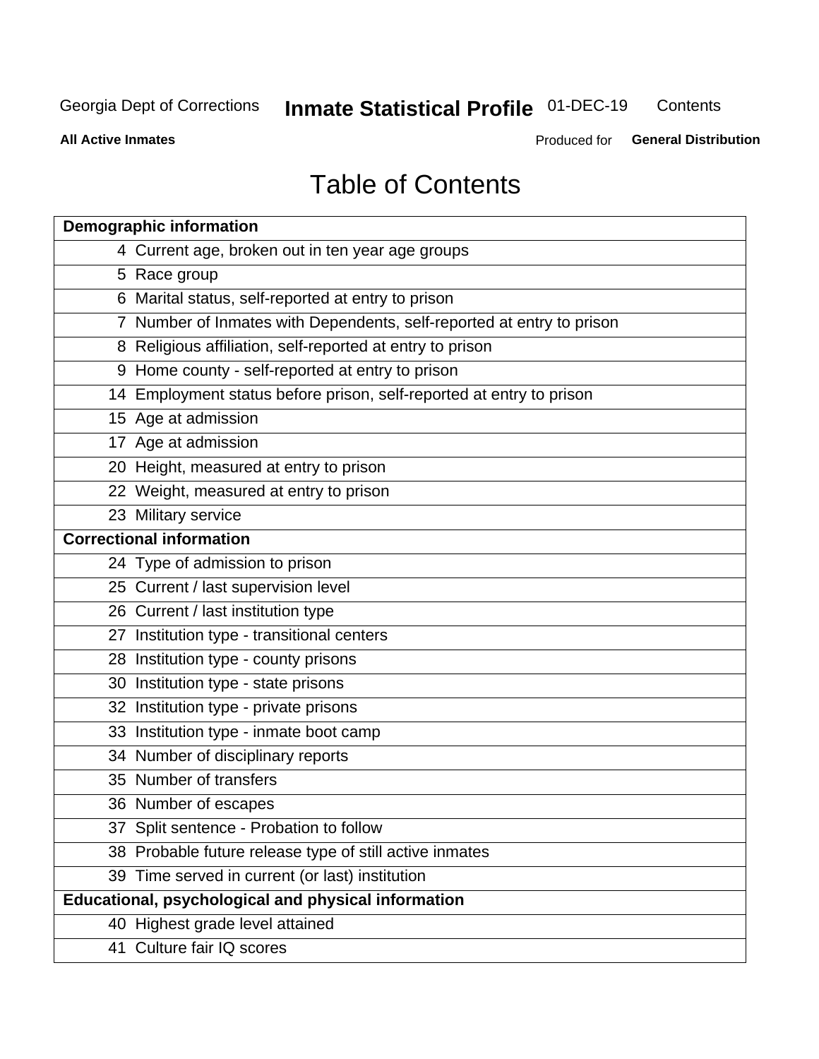# Table of Contents

| Page | Section |
|---|---|
| **Demographic information** | |
| 4 | Current age, broken out in ten year age groups |
| 5 | Race group |
| 6 | Marital status, self-reported at entry to prison |
| 7 | Number of Inmates with Dependents, self-reported at entry to prison |
| 8 | Religious affiliation, self-reported at entry to prison |
| 9 | Home county - self-reported at entry to prison |
| 14 | Employment status before prison, self-reported at entry to prison |
| 15 | Age at admission |
| 17 | Age at admission |
| 20 | Height, measured at entry to prison |
| 22 | Weight, measured at entry to prison |
| 23 | Military service |
| **Correctional information** | |
| 24 | Type of admission to prison |
| 25 | Current / last supervision level |
| 26 | Current / last institution type |
| 27 | Institution type - transitional centers |
| 28 | Institution type - county prisons |
| 30 | Institution type - state prisons |
| 32 | Institution type - private prisons |
| 33 | Institution type - inmate boot camp |
| 34 | Number of disciplinary reports |
| 35 | Number of transfers |
| 36 | Number of escapes |
| 37 | Split sentence - Probation to follow |
| 38 | Probable future release type of still active inmates |
| 39 | Time served in current (or last) institution |
| **Educational, psychological and physical information** | |
| 40 | Highest grade level attained |
| 41 | Culture fair IQ scores |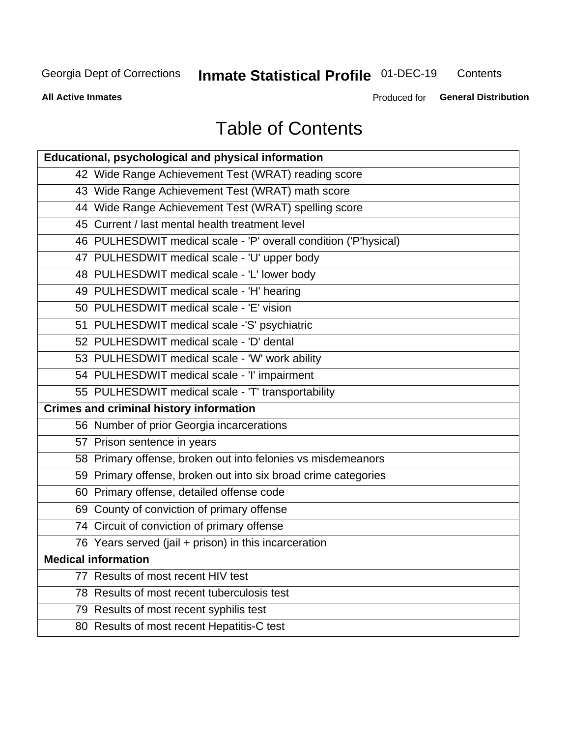# Table of Contents

| Educational, psychological and physical information |
|---|
| 42 Wide Range Achievement Test (WRAT) reading score |
| 43 Wide Range Achievement Test (WRAT) math score |
| 44 Wide Range Achievement Test (WRAT) spelling score |
| 45 Current / last mental health treatment level |
| 46 PULHESDWIT medical scale - 'P' overall condition ('P'hysical) |
| 47 PULHESDWIT medical scale - 'U' upper body |
| 48 PULHESDWIT medical scale - 'L' lower body |
| 49 PULHESDWIT medical scale - 'H' hearing |
| 50 PULHESDWIT medical scale - 'E' vision |
| 51 PULHESDWIT medical scale -'S' psychiatric |
| 52 PULHESDWIT medical scale - 'D' dental |
| 53 PULHESDWIT medical scale - 'W' work ability |
| 54 PULHESDWIT medical scale - 'I' impairment |
| 55 PULHESDWIT medical scale - 'T' transportability |
| **Crimes and criminal history information** |
| 56 Number of prior Georgia incarcerations |
| 57 Prison sentence in years |
| 58 Primary offense, broken out into felonies vs misdemeanors |
| 59 Primary offense, broken out into six broad crime categories |
| 60 Primary offense, detailed offense code |
| 69 County of conviction of primary offense |
| 74 Circuit of conviction of primary offense |
| 76 Years served (jail + prison) in this incarceration |
| **Medical information** |
| 77 Results of most recent HIV test |
| 78 Results of most recent tuberculosis test |
| 79 Results of most recent syphilis test |
| 80 Results of most recent Hepatitis-C test |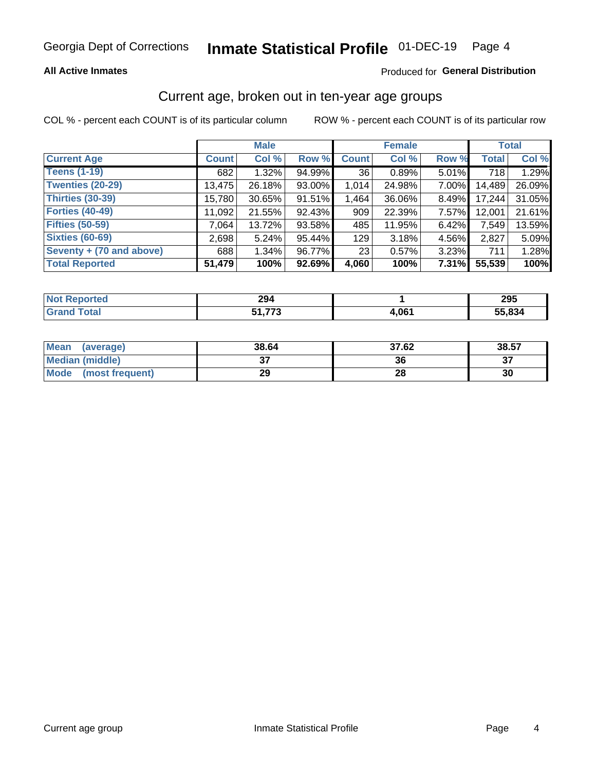# Georgia Dept of Corrections — Inmate Statistical Profile 01-DEC-19

**All Active Inmates** — Produced for **General Distribution**

## Current age, broken out in ten-year age groups

COL % - percent each COUNT is of its particular column    ROW % - percent each COUNT is of its particular row

| | Male | | | Female | | | Total | |
|---|---|---|---|---|---|---|---|---|
| **Current Age** | **Count** | **Col %** | **Row %** | **Count** | **Col %** | **Row %** | **Total** | **Col %** |
| Teens (1-19) | 682 | 1.32% | 94.99% | 36 | 0.89% | 5.01% | 718 | 1.29% |
| Twenties (20-29) | 13,475 | 26.18% | 93.00% | 1,014 | 24.98% | 7.00% | 14,489 | 26.09% |
| Thirties (30-39) | 15,780 | 30.65% | 91.51% | 1,464 | 36.06% | 8.49% | 17,244 | 31.05% |
| Forties (40-49) | 11,092 | 21.55% | 92.43% | 909 | 22.39% | 7.57% | 12,001 | 21.61% |
| Fifties (50-59) | 7,064 | 13.72% | 93.58% | 485 | 11.95% | 6.42% | 7,549 | 13.59% |
| Sixties (60-69) | 2,698 | 5.24% | 95.44% | 129 | 3.18% | 4.56% | 2,827 | 5.09% |
| Seventy + (70 and above) | 688 | 1.34% | 96.77% | 23 | 0.57% | 3.23% | 711 | 1.28% |
| **Total Reported** | **51,479** | **100%** | **92.69%** | **4,060** | **100%** | **7.31%** | **55,539** | **100%** |

| | Male | Female | Total |
|---|---|---|---|
| Not Reported | 294 | 1 | 295 |
| Grand Total | 51,773 | 4,061 | 55,834 |

| | Male | Female | Total |
|---|---|---|---|
| Mean (average) | 38.64 | 37.62 | 38.57 |
| Median (middle) | 37 | 36 | 37 |
| Mode (most frequent) | 29 | 28 | 30 |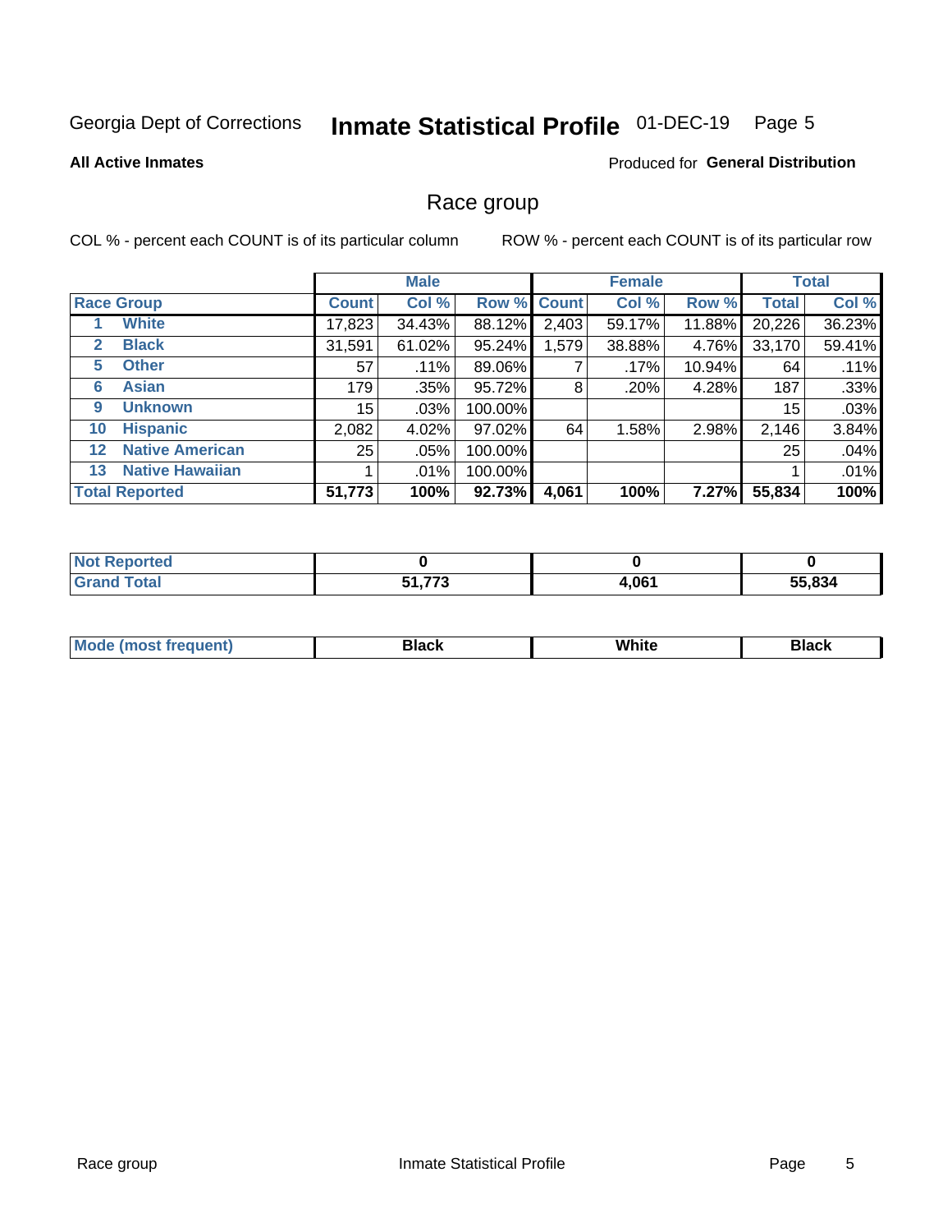Georgia Dept of Corrections **Inmate Statistical Profile** 01-DEC-19

**All Active Inmates**

Produced for **General Distribution**

## Race group

COL % - percent each COUNT is of its particular column ROW % - percent each COUNT is of its particular row

| | | Male | | | Female | | | Total | |
|---|---|---|---|---|---|---|---|---|---|
| **Race Group** | | **Count** | **Col %** | **Row %** | **Count** | **Col %** | **Row %** | **Total** | **Col %** |
| 1 | **White** | 17,823 | 34.43% | 88.12% | 2,403 | 59.17% | 11.88% | 20,226 | 36.23% |
| 2 | **Black** | 31,591 | 61.02% | 95.24% | 1,579 | 38.88% | 4.76% | 33,170 | 59.41% |
| 5 | **Other** | 57 | .11% | 89.06% | 7 | .17% | 10.94% | 64 | .11% |
| 6 | **Asian** | 179 | .35% | 95.72% | 8 | .20% | 4.28% | 187 | .33% |
| 9 | **Unknown** | 15 | .03% | 100.00% | | | | 15 | .03% |
| 10 | **Hispanic** | 2,082 | 4.02% | 97.02% | 64 | 1.58% | 2.98% | 2,146 | 3.84% |
| 12 | **Native American** | 25 | .05% | 100.00% | | | | 25 | .04% |
| 13 | **Native Hawaiian** | 1 | .01% | 100.00% | | | | 1 | .01% |
| **Total Reported** | | **51,773** | **100%** | **92.73%** | **4,061** | **100%** | **7.27%** | **55,834** | **100%** |

| | Male | Female | Total |
|---|---|---|---|
| **Not Reported** | **0** | **0** | **0** |
| **Grand Total** | **51,773** | **4,061** | **55,834** |

| | Male | Female | Total |
|---|---|---|---|
| **Mode (most frequent)** | **Black** | **White** | **Black** |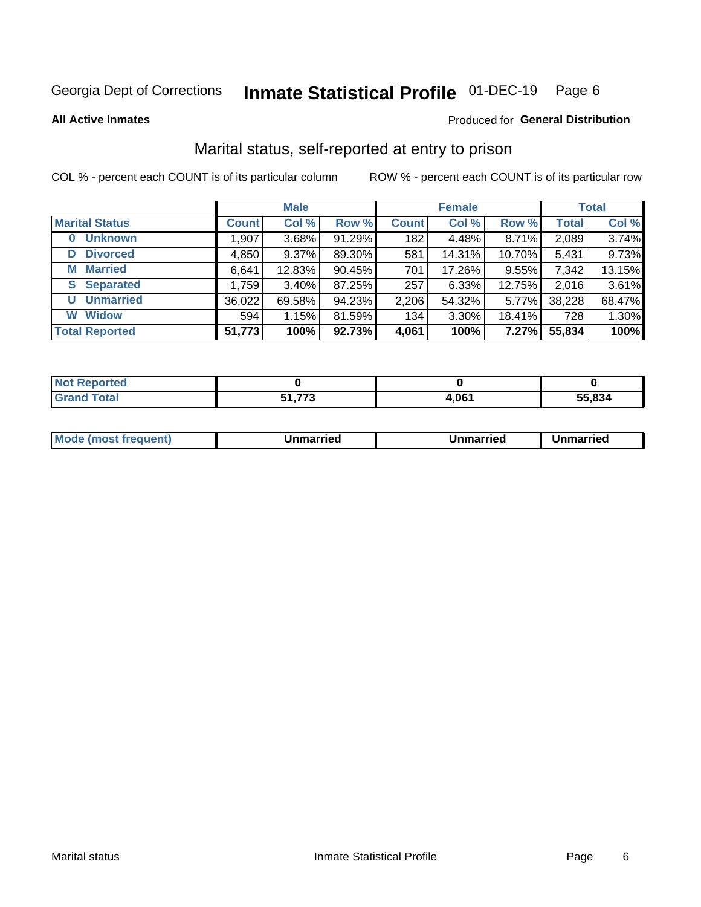Georgia Dept of Corrections **Inmate Statistical Profile** 01-DEC-19 Page 6

**All Active Inmates**

Produced for **General Distribution**

## Marital status, self-reported at entry to prison

COL % - percent each COUNT is of its particular column

ROW % - percent each COUNT is of its particular row

| | Male | | | Female | | | Total | |
|---|---|---|---|---|---|---|---|---|
| **Marital Status** | **Count** | **Col %** | **Row %** | **Count** | **Col %** | **Row %** | **Total** | **Col %** |
| **0 Unknown** | 1,907 | 3.68% | 91.29% | 182 | 4.48% | 8.71% | 2,089 | 3.74% |
| **D Divorced** | 4,850 | 9.37% | 89.30% | 581 | 14.31% | 10.70% | 5,431 | 9.73% |
| **M Married** | 6,641 | 12.83% | 90.45% | 701 | 17.26% | 9.55% | 7,342 | 13.15% |
| **S Separated** | 1,759 | 3.40% | 87.25% | 257 | 6.33% | 12.75% | 2,016 | 3.61% |
| **U Unmarried** | 36,022 | 69.58% | 94.23% | 2,206 | 54.32% | 5.77% | 38,228 | 68.47% |
| **W Widow** | 594 | 1.15% | 81.59% | 134 | 3.30% | 18.41% | 728 | 1.30% |
| **Total Reported** | **51,773** | **100%** | **92.73%** | **4,061** | **100%** | **7.27%** | **55,834** | **100%** |

| | Male | Female | Total |
|---|---|---|---|
| **Not Reported** | **0** | **0** | **0** |
| **Grand Total** | **51,773** | **4,061** | **55,834** |

| | Male | Female | Total |
|---|---|---|---|
| **Mode (most frequent)** | **Unmarried** | **Unmarried** | **Unmarried** |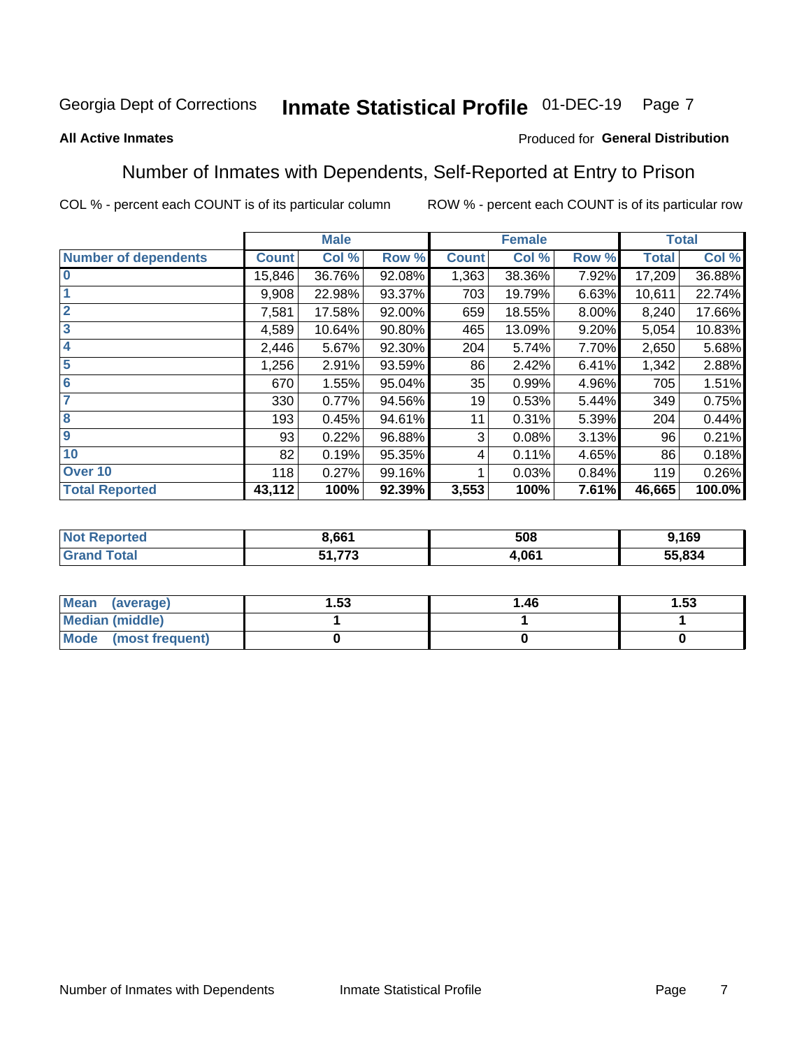Georgia Dept of Corrections **Inmate Statistical Profile** 01-DEC-19 Page 7

**All Active Inmates**

Produced for **General Distribution**

## Number of Inmates with Dependents, Self-Reported at Entry to Prison

COL % - percent each COUNT is of its particular column

ROW % - percent each COUNT is of its particular row

| | Male | | | Female | | | Total | |
|---|---|---|---|---|---|---|---|---|
| **Number of dependents** | **Count** | **Col %** | **Row %** | **Count** | **Col %** | **Row %** | **Total** | **Col %** |
| **0** | 15,846 | 36.76% | 92.08% | 1,363 | 38.36% | 7.92% | 17,209 | 36.88% |
| **1** | 9,908 | 22.98% | 93.37% | 703 | 19.79% | 6.63% | 10,611 | 22.74% |
| **2** | 7,581 | 17.58% | 92.00% | 659 | 18.55% | 8.00% | 8,240 | 17.66% |
| **3** | 4,589 | 10.64% | 90.80% | 465 | 13.09% | 9.20% | 5,054 | 10.83% |
| **4** | 2,446 | 5.67% | 92.30% | 204 | 5.74% | 7.70% | 2,650 | 5.68% |
| **5** | 1,256 | 2.91% | 93.59% | 86 | 2.42% | 6.41% | 1,342 | 2.88% |
| **6** | 670 | 1.55% | 95.04% | 35 | 0.99% | 4.96% | 705 | 1.51% |
| **7** | 330 | 0.77% | 94.56% | 19 | 0.53% | 5.44% | 349 | 0.75% |
| **8** | 193 | 0.45% | 94.61% | 11 | 0.31% | 5.39% | 204 | 0.44% |
| **9** | 93 | 0.22% | 96.88% | 3 | 0.08% | 3.13% | 96 | 0.21% |
| **10** | 82 | 0.19% | 95.35% | 4 | 0.11% | 4.65% | 86 | 0.18% |
| **Over 10** | 118 | 0.27% | 99.16% | 1 | 0.03% | 0.84% | 119 | 0.26% |
| **Total Reported** | **43,112** | **100%** | **92.39%** | **3,553** | **100%** | **7.61%** | **46,665** | **100.0%** |

| | Male | Female | Total |
|---|---|---|---|
| **Not Reported** | **8,661** | **508** | **9,169** |
| **Grand Total** | **51,773** | **4,061** | **55,834** |

| | Male | Female | Total |
|---|---|---|---|
| **Mean (average)** | **1.53** | **1.46** | **1.53** |
| **Median (middle)** | **1** | **1** | **1** |
| **Mode (most frequent)** | **0** | **0** | **0** |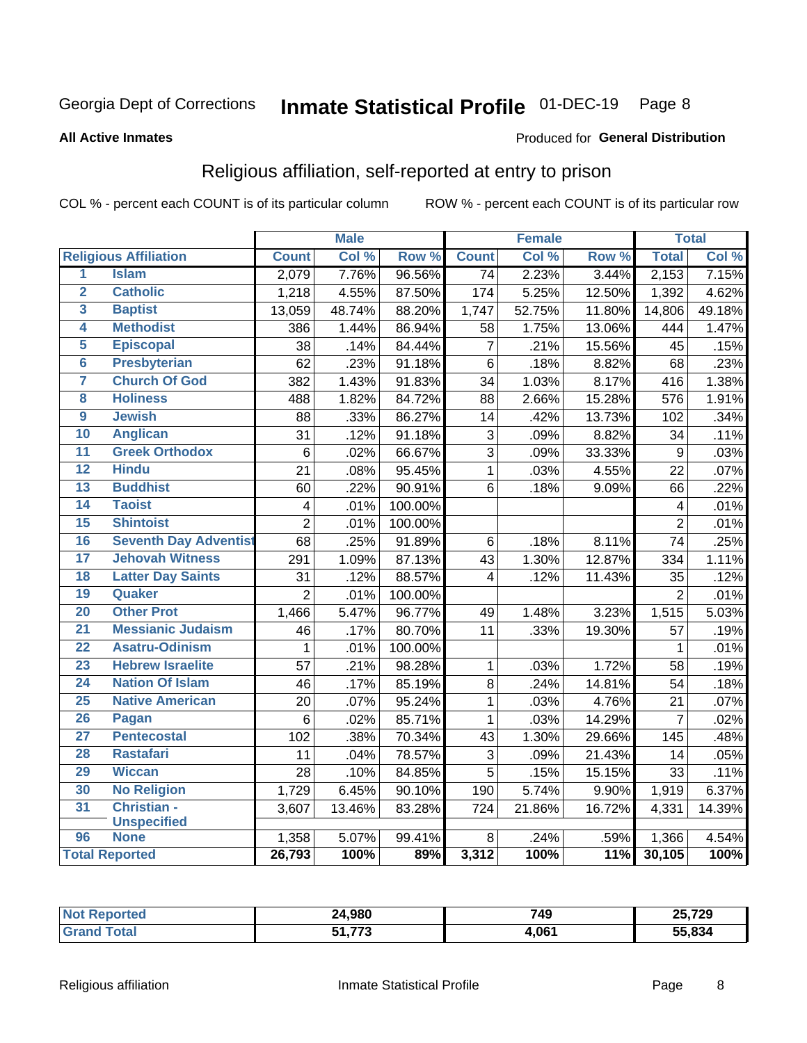Georgia Dept of Corrections **Inmate Statistical Profile** 01-DEC-19

**All Active Inmates**

Produced for **General Distribution**

## Religious affiliation, self-reported at entry to prison

COL % - percent each COUNT is of its particular column ROW % - percent each COUNT is of its particular row

| | | Male | | | Female | | | Total | |
|---|---|---|---|---|---|---|---|---|---|
| **Religious Affiliation** | | **Count** | **Col %** | **Row %** | **Count** | **Col %** | **Row %** | **Total** | **Col %** |
| 1 | Islam | 2,079 | 7.76% | 96.56% | 74 | 2.23% | 3.44% | 2,153 | 7.15% |
| 2 | Catholic | 1,218 | 4.55% | 87.50% | 174 | 5.25% | 12.50% | 1,392 | 4.62% |
| 3 | Baptist | 13,059 | 48.74% | 88.20% | 1,747 | 52.75% | 11.80% | 14,806 | 49.18% |
| 4 | Methodist | 386 | 1.44% | 86.94% | 58 | 1.75% | 13.06% | 444 | 1.47% |
| 5 | Episcopal | 38 | .14% | 84.44% | 7 | .21% | 15.56% | 45 | .15% |
| 6 | Presbyterian | 62 | .23% | 91.18% | 6 | .18% | 8.82% | 68 | .23% |
| 7 | Church Of God | 382 | 1.43% | 91.83% | 34 | 1.03% | 8.17% | 416 | 1.38% |
| 8 | Holiness | 488 | 1.82% | 84.72% | 88 | 2.66% | 15.28% | 576 | 1.91% |
| 9 | Jewish | 88 | .33% | 86.27% | 14 | .42% | 13.73% | 102 | .34% |
| 10 | Anglican | 31 | .12% | 91.18% | 3 | .09% | 8.82% | 34 | .11% |
| 11 | Greek Orthodox | 6 | .02% | 66.67% | 3 | .09% | 33.33% | 9 | .03% |
| 12 | Hindu | 21 | .08% | 95.45% | 1 | .03% | 4.55% | 22 | .07% |
| 13 | Buddhist | 60 | .22% | 90.91% | 6 | .18% | 9.09% | 66 | .22% |
| 14 | Taoist | 4 | .01% | 100.00% | | | | 4 | .01% |
| 15 | Shintoist | 2 | .01% | 100.00% | | | | 2 | .01% |
| 16 | Seventh Day Adventist | 68 | .25% | 91.89% | 6 | .18% | 8.11% | 74 | .25% |
| 17 | Jehovah Witness | 291 | 1.09% | 87.13% | 43 | 1.30% | 12.87% | 334 | 1.11% |
| 18 | Latter Day Saints | 31 | .12% | 88.57% | 4 | .12% | 11.43% | 35 | .12% |
| 19 | Quaker | 2 | .01% | 100.00% | | | | 2 | .01% |
| 20 | Other Prot | 1,466 | 5.47% | 96.77% | 49 | 1.48% | 3.23% | 1,515 | 5.03% |
| 21 | Messianic Judaism | 46 | .17% | 80.70% | 11 | .33% | 19.30% | 57 | .19% |
| 22 | Asatru-Odinism | 1 | .01% | 100.00% | | | | 1 | .01% |
| 23 | Hebrew Israelite | 57 | .21% | 98.28% | 1 | .03% | 1.72% | 58 | .19% |
| 24 | Nation Of Islam | 46 | .17% | 85.19% | 8 | .24% | 14.81% | 54 | .18% |
| 25 | Native American | 20 | .07% | 95.24% | 1 | .03% | 4.76% | 21 | .07% |
| 26 | Pagan | 6 | .02% | 85.71% | 1 | .03% | 14.29% | 7 | .02% |
| 27 | Pentecostal | 102 | .38% | 70.34% | 43 | 1.30% | 29.66% | 145 | .48% |
| 28 | Rastafari | 11 | .04% | 78.57% | 3 | .09% | 21.43% | 14 | .05% |
| 29 | Wiccan | 28 | .10% | 84.85% | 5 | .15% | 15.15% | 33 | .11% |
| 30 | No Religion | 1,729 | 6.45% | 90.10% | 190 | 5.74% | 9.90% | 1,919 | 6.37% |
| 31 | Christian - Unspecified | 3,607 | 13.46% | 83.28% | 724 | 21.86% | 16.72% | 4,331 | 14.39% |
| 96 | None | 1,358 | 5.07% | 99.41% | 8 | .24% | .59% | 1,366 | 4.54% |
| **Total Reported** | | **26,793** | **100%** | **89%** | **3,312** | **100%** | **11%** | **30,105** | **100%** |

| | Male | Female | Total |
|---|---|---|---|
| **Not Reported** | **24,980** | **749** | **25,729** |
| **Grand Total** | **51,773** | **4,061** | **55,834** |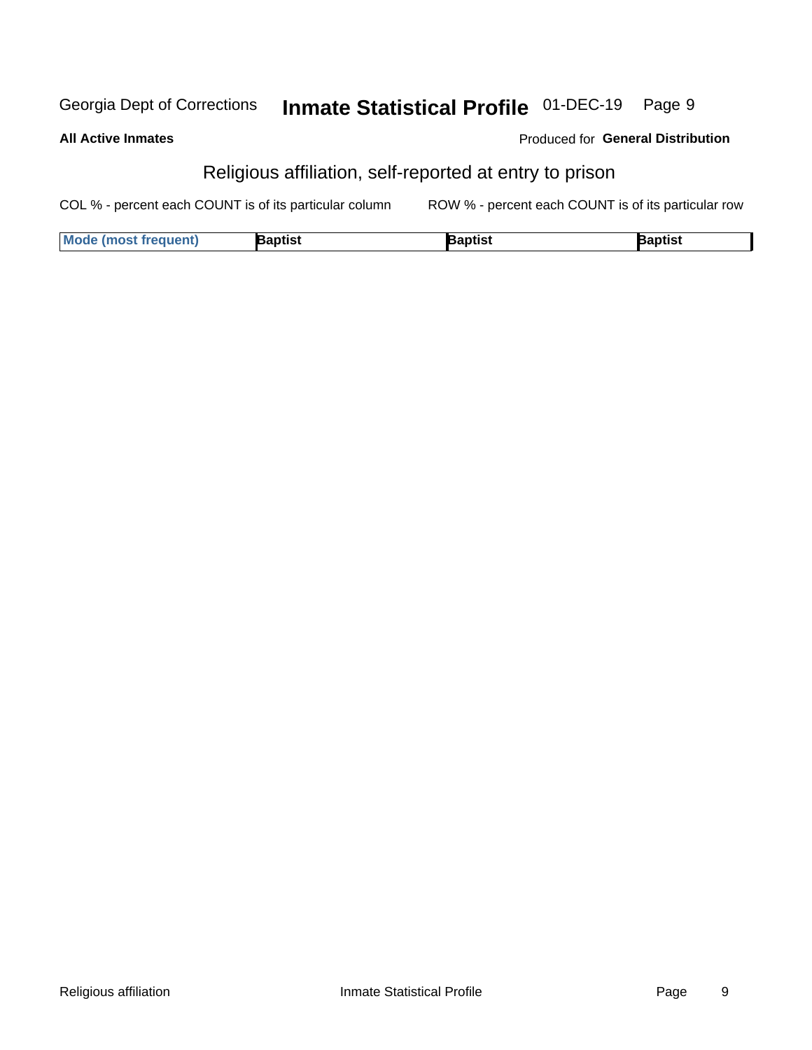Georgia Dept of Corrections **Inmate Statistical Profile** 01-DEC-19

**All Active Inmates**

Produced for **General Distribution**

## Religious affiliation, self-reported at entry to prison

COL % - percent each COUNT is of its particular column ROW % - percent each COUNT is of its particular row

| Mode (most frequent) | Baptist | Baptist | Baptist |
|---|---|---|---|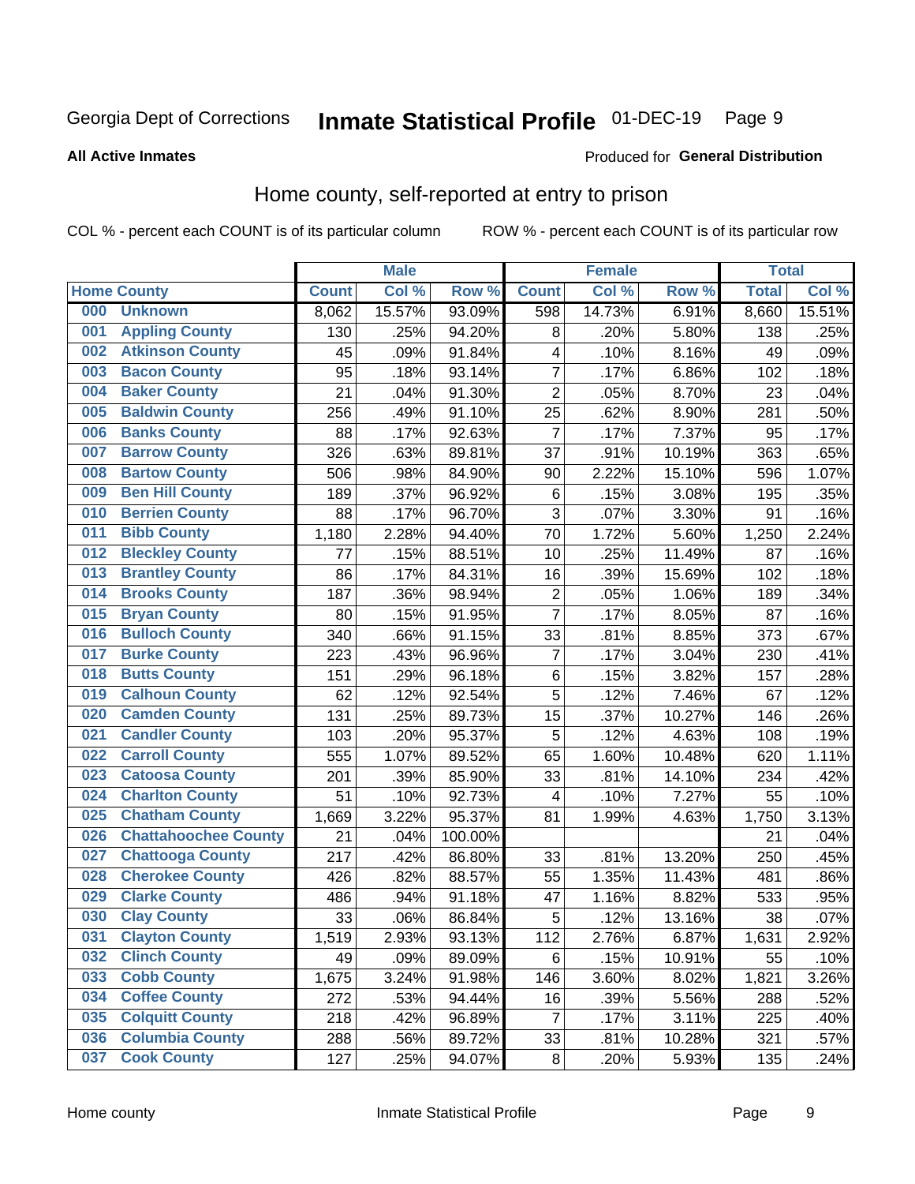Georgia Dept of Corrections **Inmate Statistical Profile** 01-DEC-19

**All Active Inmates**

Produced for **General Distribution**

## Home county, self-reported at entry to prison

COL % - percent each COUNT is of its particular column ROW % - percent each COUNT is of its particular row

| Home County | | Male | | | Female | | | Total | |
|---|---|---|---|---|---|---|---|---|---|
| | | Count | Col % | Row % | Count | Col % | Row % | Total | Col % |
| 000 | Unknown | 8,062 | 15.57% | 93.09% | 598 | 14.73% | 6.91% | 8,660 | 15.51% |
| 001 | Appling County | 130 | .25% | 94.20% | 8 | .20% | 5.80% | 138 | .25% |
| 002 | Atkinson County | 45 | .09% | 91.84% | 4 | .10% | 8.16% | 49 | .09% |
| 003 | Bacon County | 95 | .18% | 93.14% | 7 | .17% | 6.86% | 102 | .18% |
| 004 | Baker County | 21 | .04% | 91.30% | 2 | .05% | 8.70% | 23 | .04% |
| 005 | Baldwin County | 256 | .49% | 91.10% | 25 | .62% | 8.90% | 281 | .50% |
| 006 | Banks County | 88 | .17% | 92.63% | 7 | .17% | 7.37% | 95 | .17% |
| 007 | Barrow County | 326 | .63% | 89.81% | 37 | .91% | 10.19% | 363 | .65% |
| 008 | Bartow County | 506 | .98% | 84.90% | 90 | 2.22% | 15.10% | 596 | 1.07% |
| 009 | Ben Hill County | 189 | .37% | 96.92% | 6 | .15% | 3.08% | 195 | .35% |
| 010 | Berrien County | 88 | .17% | 96.70% | 3 | .07% | 3.30% | 91 | .16% |
| 011 | Bibb County | 1,180 | 2.28% | 94.40% | 70 | 1.72% | 5.60% | 1,250 | 2.24% |
| 012 | Bleckley County | 77 | .15% | 88.51% | 10 | .25% | 11.49% | 87 | .16% |
| 013 | Brantley County | 86 | .17% | 84.31% | 16 | .39% | 15.69% | 102 | .18% |
| 014 | Brooks County | 187 | .36% | 98.94% | 2 | .05% | 1.06% | 189 | .34% |
| 015 | Bryan County | 80 | .15% | 91.95% | 7 | .17% | 8.05% | 87 | .16% |
| 016 | Bulloch County | 340 | .66% | 91.15% | 33 | .81% | 8.85% | 373 | .67% |
| 017 | Burke County | 223 | .43% | 96.96% | 7 | .17% | 3.04% | 230 | .41% |
| 018 | Butts County | 151 | .29% | 96.18% | 6 | .15% | 3.82% | 157 | .28% |
| 019 | Calhoun County | 62 | .12% | 92.54% | 5 | .12% | 7.46% | 67 | .12% |
| 020 | Camden County | 131 | .25% | 89.73% | 15 | .37% | 10.27% | 146 | .26% |
| 021 | Candler County | 103 | .20% | 95.37% | 5 | .12% | 4.63% | 108 | .19% |
| 022 | Carroll County | 555 | 1.07% | 89.52% | 65 | 1.60% | 10.48% | 620 | 1.11% |
| 023 | Catoosa County | 201 | .39% | 85.90% | 33 | .81% | 14.10% | 234 | .42% |
| 024 | Charlton County | 51 | .10% | 92.73% | 4 | .10% | 7.27% | 55 | .10% |
| 025 | Chatham County | 1,669 | 3.22% | 95.37% | 81 | 1.99% | 4.63% | 1,750 | 3.13% |
| 026 | Chattahoochee County | 21 | .04% | 100.00% | | | | 21 | .04% |
| 027 | Chattooga County | 217 | .42% | 86.80% | 33 | .81% | 13.20% | 250 | .45% |
| 028 | Cherokee County | 426 | .82% | 88.57% | 55 | 1.35% | 11.43% | 481 | .86% |
| 029 | Clarke County | 486 | .94% | 91.18% | 47 | 1.16% | 8.82% | 533 | .95% |
| 030 | Clay County | 33 | .06% | 86.84% | 5 | .12% | 13.16% | 38 | .07% |
| 031 | Clayton County | 1,519 | 2.93% | 93.13% | 112 | 2.76% | 6.87% | 1,631 | 2.92% |
| 032 | Clinch County | 49 | .09% | 89.09% | 6 | .15% | 10.91% | 55 | .10% |
| 033 | Cobb County | 1,675 | 3.24% | 91.98% | 146 | 3.60% | 8.02% | 1,821 | 3.26% |
| 034 | Coffee County | 272 | .53% | 94.44% | 16 | .39% | 5.56% | 288 | .52% |
| 035 | Colquitt County | 218 | .42% | 96.89% | 7 | .17% | 3.11% | 225 | .40% |
| 036 | Columbia County | 288 | .56% | 89.72% | 33 | .81% | 10.28% | 321 | .57% |
| 037 | Cook County | 127 | .25% | 94.07% | 8 | .20% | 5.93% | 135 | .24% |

Home county Inmate Statistical Profile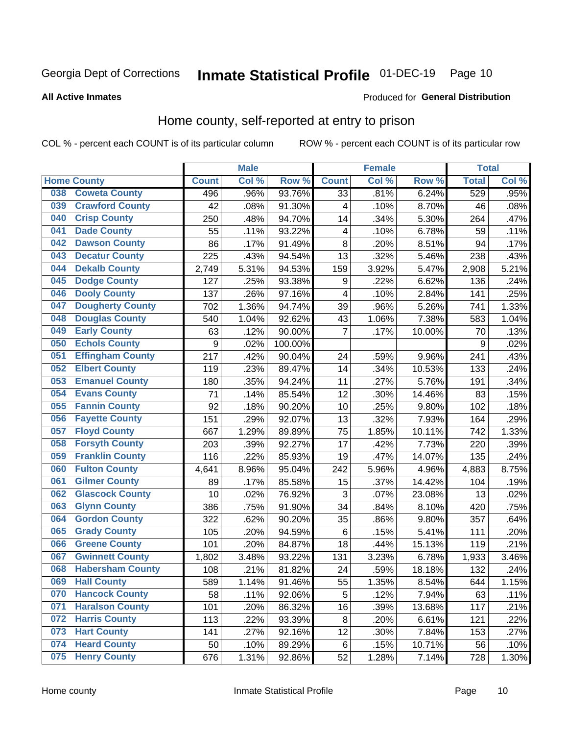Georgia Dept of Corrections **Inmate Statistical Profile** 01-DEC-19

**All Active Inmates**

Produced for **General Distribution**

## Home county, self-reported at entry to prison

COL % - percent each COUNT is of its particular column ROW % - percent each COUNT is of its particular row

| Home County | | Male | | | Female | | | Total | |
|---|---|---|---|---|---|---|---|---|---|
| | | Count | Col % | Row % | Count | Col % | Row % | Total | Col % |
| 038 | Coweta County | 496 | .96% | 93.76% | 33 | .81% | 6.24% | 529 | .95% |
| 039 | Crawford County | 42 | .08% | 91.30% | 4 | .10% | 8.70% | 46 | .08% |
| 040 | Crisp County | 250 | .48% | 94.70% | 14 | .34% | 5.30% | 264 | .47% |
| 041 | Dade County | 55 | .11% | 93.22% | 4 | .10% | 6.78% | 59 | .11% |
| 042 | Dawson County | 86 | .17% | 91.49% | 8 | .20% | 8.51% | 94 | .17% |
| 043 | Decatur County | 225 | .43% | 94.54% | 13 | .32% | 5.46% | 238 | .43% |
| 044 | Dekalb County | 2,749 | 5.31% | 94.53% | 159 | 3.92% | 5.47% | 2,908 | 5.21% |
| 045 | Dodge County | 127 | .25% | 93.38% | 9 | .22% | 6.62% | 136 | .24% |
| 046 | Dooly County | 137 | .26% | 97.16% | 4 | .10% | 2.84% | 141 | .25% |
| 047 | Dougherty County | 702 | 1.36% | 94.74% | 39 | .96% | 5.26% | 741 | 1.33% |
| 048 | Douglas County | 540 | 1.04% | 92.62% | 43 | 1.06% | 7.38% | 583 | 1.04% |
| 049 | Early County | 63 | .12% | 90.00% | 7 | .17% | 10.00% | 70 | .13% |
| 050 | Echols County | 9 | .02% | 100.00% | | | | 9 | .02% |
| 051 | Effingham County | 217 | .42% | 90.04% | 24 | .59% | 9.96% | 241 | .43% |
| 052 | Elbert County | 119 | .23% | 89.47% | 14 | .34% | 10.53% | 133 | .24% |
| 053 | Emanuel County | 180 | .35% | 94.24% | 11 | .27% | 5.76% | 191 | .34% |
| 054 | Evans County | 71 | .14% | 85.54% | 12 | .30% | 14.46% | 83 | .15% |
| 055 | Fannin County | 92 | .18% | 90.20% | 10 | .25% | 9.80% | 102 | .18% |
| 056 | Fayette County | 151 | .29% | 92.07% | 13 | .32% | 7.93% | 164 | .29% |
| 057 | Floyd County | 667 | 1.29% | 89.89% | 75 | 1.85% | 10.11% | 742 | 1.33% |
| 058 | Forsyth County | 203 | .39% | 92.27% | 17 | .42% | 7.73% | 220 | .39% |
| 059 | Franklin County | 116 | .22% | 85.93% | 19 | .47% | 14.07% | 135 | .24% |
| 060 | Fulton County | 4,641 | 8.96% | 95.04% | 242 | 5.96% | 4.96% | 4,883 | 8.75% |
| 061 | Gilmer County | 89 | .17% | 85.58% | 15 | .37% | 14.42% | 104 | .19% |
| 062 | Glascock County | 10 | .02% | 76.92% | 3 | .07% | 23.08% | 13 | .02% |
| 063 | Glynn County | 386 | .75% | 91.90% | 34 | .84% | 8.10% | 420 | .75% |
| 064 | Gordon County | 322 | .62% | 90.20% | 35 | .86% | 9.80% | 357 | .64% |
| 065 | Grady County | 105 | .20% | 94.59% | 6 | .15% | 5.41% | 111 | .20% |
| 066 | Greene County | 101 | .20% | 84.87% | 18 | .44% | 15.13% | 119 | .21% |
| 067 | Gwinnett County | 1,802 | 3.48% | 93.22% | 131 | 3.23% | 6.78% | 1,933 | 3.46% |
| 068 | Habersham County | 108 | .21% | 81.82% | 24 | .59% | 18.18% | 132 | .24% |
| 069 | Hall County | 589 | 1.14% | 91.46% | 55 | 1.35% | 8.54% | 644 | 1.15% |
| 070 | Hancock County | 58 | .11% | 92.06% | 5 | .12% | 7.94% | 63 | .11% |
| 071 | Haralson County | 101 | .20% | 86.32% | 16 | .39% | 13.68% | 117 | .21% |
| 072 | Harris County | 113 | .22% | 93.39% | 8 | .20% | 6.61% | 121 | .22% |
| 073 | Hart County | 141 | .27% | 92.16% | 12 | .30% | 7.84% | 153 | .27% |
| 074 | Heard County | 50 | .10% | 89.29% | 6 | .15% | 10.71% | 56 | .10% |
| 075 | Henry County | 676 | 1.31% | 92.86% | 52 | 1.28% | 7.14% | 728 | 1.30% |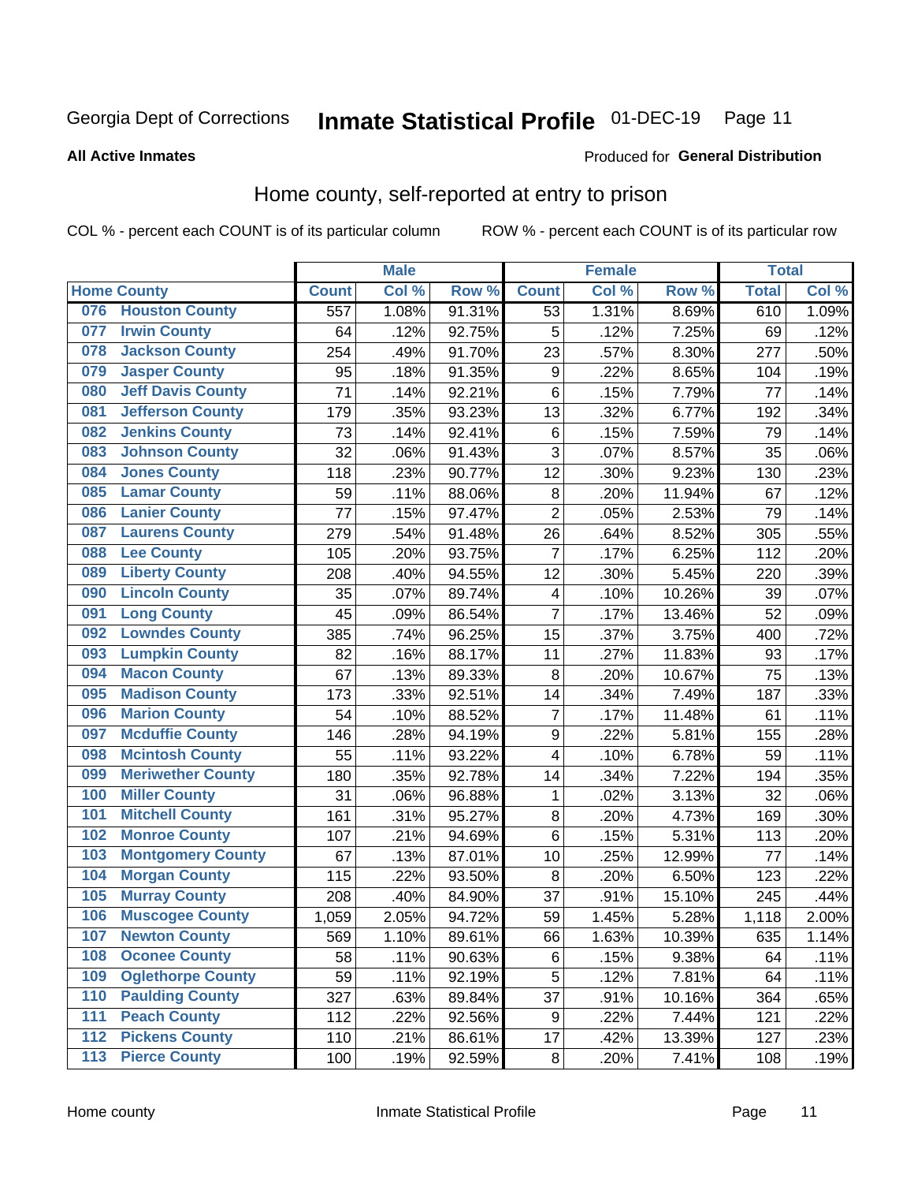Georgia Dept of Corrections **Inmate Statistical Profile** 01-DEC-19

**All Active Inmates**

Produced for **General Distribution**

## Home county, self-reported at entry to prison

COL % - percent each COUNT is of its particular column ROW % - percent each COUNT is of its particular row

| | Male | | | Female | | | Total | |
|---|---|---|---|---|---|---|---|---|
| **Home County** | **Count** | **Col %** | **Row %** | **Count** | **Col %** | **Row %** | **Total** | **Col %** |
| 076 Houston County | 557 | 1.08% | 91.31% | 53 | 1.31% | 8.69% | 610 | 1.09% |
| 077 Irwin County | 64 | .12% | 92.75% | 5 | .12% | 7.25% | 69 | .12% |
| 078 Jackson County | 254 | .49% | 91.70% | 23 | .57% | 8.30% | 277 | .50% |
| 079 Jasper County | 95 | .18% | 91.35% | 9 | .22% | 8.65% | 104 | .19% |
| 080 Jeff Davis County | 71 | .14% | 92.21% | 6 | .15% | 7.79% | 77 | .14% |
| 081 Jefferson County | 179 | .35% | 93.23% | 13 | .32% | 6.77% | 192 | .34% |
| 082 Jenkins County | 73 | .14% | 92.41% | 6 | .15% | 7.59% | 79 | .14% |
| 083 Johnson County | 32 | .06% | 91.43% | 3 | .07% | 8.57% | 35 | .06% |
| 084 Jones County | 118 | .23% | 90.77% | 12 | .30% | 9.23% | 130 | .23% |
| 085 Lamar County | 59 | .11% | 88.06% | 8 | .20% | 11.94% | 67 | .12% |
| 086 Lanier County | 77 | .15% | 97.47% | 2 | .05% | 2.53% | 79 | .14% |
| 087 Laurens County | 279 | .54% | 91.48% | 26 | .64% | 8.52% | 305 | .55% |
| 088 Lee County | 105 | .20% | 93.75% | 7 | .17% | 6.25% | 112 | .20% |
| 089 Liberty County | 208 | .40% | 94.55% | 12 | .30% | 5.45% | 220 | .39% |
| 090 Lincoln County | 35 | .07% | 89.74% | 4 | .10% | 10.26% | 39 | .07% |
| 091 Long County | 45 | .09% | 86.54% | 7 | .17% | 13.46% | 52 | .09% |
| 092 Lowndes County | 385 | .74% | 96.25% | 15 | .37% | 3.75% | 400 | .72% |
| 093 Lumpkin County | 82 | .16% | 88.17% | 11 | .27% | 11.83% | 93 | .17% |
| 094 Macon County | 67 | .13% | 89.33% | 8 | .20% | 10.67% | 75 | .13% |
| 095 Madison County | 173 | .33% | 92.51% | 14 | .34% | 7.49% | 187 | .33% |
| 096 Marion County | 54 | .10% | 88.52% | 7 | .17% | 11.48% | 61 | .11% |
| 097 Mcduffie County | 146 | .28% | 94.19% | 9 | .22% | 5.81% | 155 | .28% |
| 098 Mcintosh County | 55 | .11% | 93.22% | 4 | .10% | 6.78% | 59 | .11% |
| 099 Meriwether County | 180 | .35% | 92.78% | 14 | .34% | 7.22% | 194 | .35% |
| 100 Miller County | 31 | .06% | 96.88% | 1 | .02% | 3.13% | 32 | .06% |
| 101 Mitchell County | 161 | .31% | 95.27% | 8 | .20% | 4.73% | 169 | .30% |
| 102 Monroe County | 107 | .21% | 94.69% | 6 | .15% | 5.31% | 113 | .20% |
| 103 Montgomery County | 67 | .13% | 87.01% | 10 | .25% | 12.99% | 77 | .14% |
| 104 Morgan County | 115 | .22% | 93.50% | 8 | .20% | 6.50% | 123 | .22% |
| 105 Murray County | 208 | .40% | 84.90% | 37 | .91% | 15.10% | 245 | .44% |
| 106 Muscogee County | 1,059 | 2.05% | 94.72% | 59 | 1.45% | 5.28% | 1,118 | 2.00% |
| 107 Newton County | 569 | 1.10% | 89.61% | 66 | 1.63% | 10.39% | 635 | 1.14% |
| 108 Oconee County | 58 | .11% | 90.63% | 6 | .15% | 9.38% | 64 | .11% |
| 109 Oglethorpe County | 59 | .11% | 92.19% | 5 | .12% | 7.81% | 64 | .11% |
| 110 Paulding County | 327 | .63% | 89.84% | 37 | .91% | 10.16% | 364 | .65% |
| 111 Peach County | 112 | .22% | 92.56% | 9 | .22% | 7.44% | 121 | .22% |
| 112 Pickens County | 110 | .21% | 86.61% | 17 | .42% | 13.39% | 127 | .23% |
| 113 Pierce County | 100 | .19% | 92.59% | 8 | .20% | 7.41% | 108 | .19% |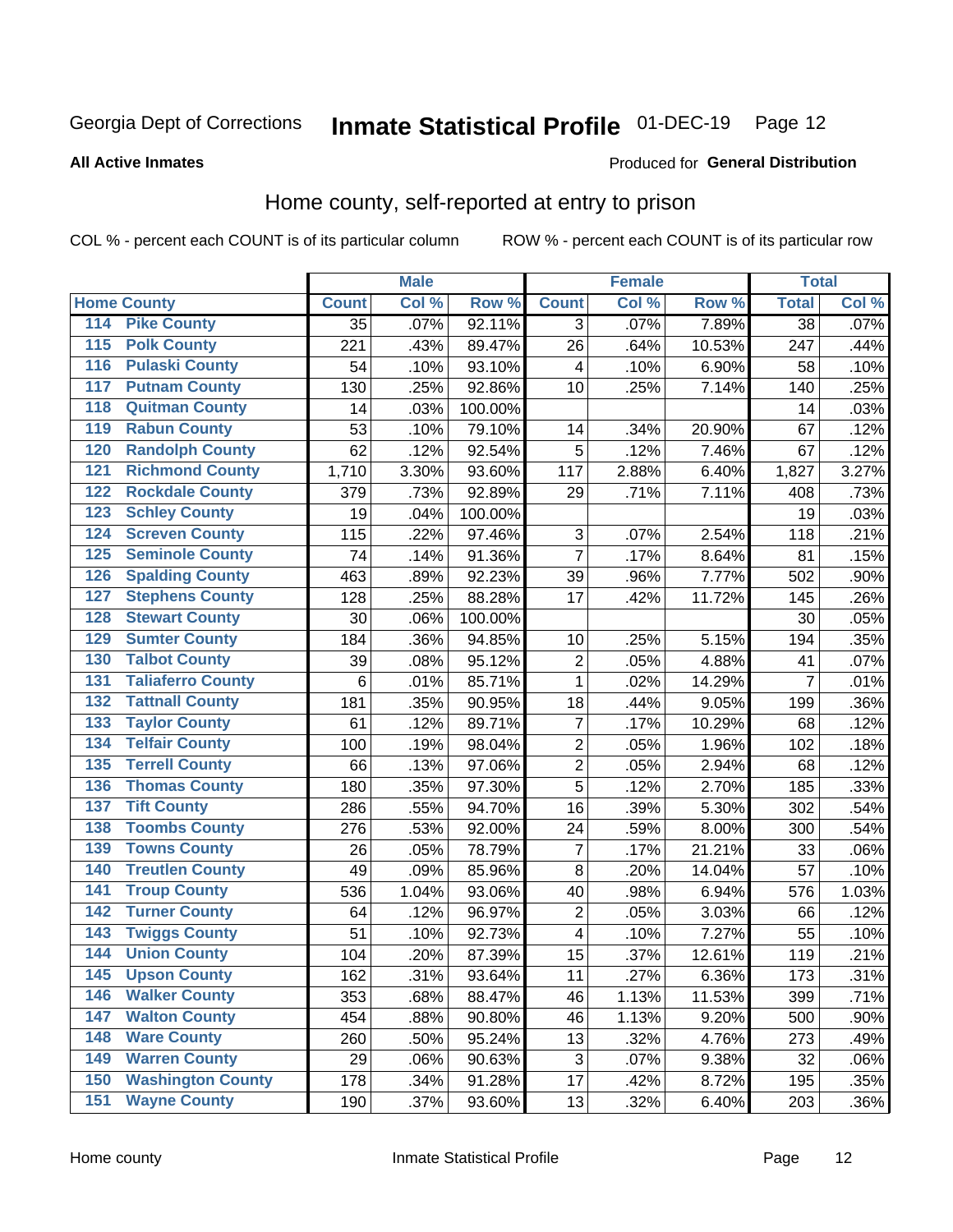Georgia Dept of Corrections **Inmate Statistical Profile** 01-DEC-19

**All Active Inmates**

Produced for **General Distribution**

## Home county, self-reported at entry to prison

COL % - percent each COUNT is of its particular column     ROW % - percent each COUNT is of its particular row

| Home County | | Male | | | Female | | | Total | |
|---|---|---|---|---|---|---|---|---|---|
| | | Count | Col % | Row % | Count | Col % | Row % | Total | Col % |
| 114 | Pike County | 35 | .07% | 92.11% | 3 | .07% | 7.89% | 38 | .07% |
| 115 | Polk County | 221 | .43% | 89.47% | 26 | .64% | 10.53% | 247 | .44% |
| 116 | Pulaski County | 54 | .10% | 93.10% | 4 | .10% | 6.90% | 58 | .10% |
| 117 | Putnam County | 130 | .25% | 92.86% | 10 | .25% | 7.14% | 140 | .25% |
| 118 | Quitman County | 14 | .03% | 100.00% | | | | 14 | .03% |
| 119 | Rabun County | 53 | .10% | 79.10% | 14 | .34% | 20.90% | 67 | .12% |
| 120 | Randolph County | 62 | .12% | 92.54% | 5 | .12% | 7.46% | 67 | .12% |
| 121 | Richmond County | 1,710 | 3.30% | 93.60% | 117 | 2.88% | 6.40% | 1,827 | 3.27% |
| 122 | Rockdale County | 379 | .73% | 92.89% | 29 | .71% | 7.11% | 408 | .73% |
| 123 | Schley County | 19 | .04% | 100.00% | | | | 19 | .03% |
| 124 | Screven County | 115 | .22% | 97.46% | 3 | .07% | 2.54% | 118 | .21% |
| 125 | Seminole County | 74 | .14% | 91.36% | 7 | .17% | 8.64% | 81 | .15% |
| 126 | Spalding County | 463 | .89% | 92.23% | 39 | .96% | 7.77% | 502 | .90% |
| 127 | Stephens County | 128 | .25% | 88.28% | 17 | .42% | 11.72% | 145 | .26% |
| 128 | Stewart County | 30 | .06% | 100.00% | | | | 30 | .05% |
| 129 | Sumter County | 184 | .36% | 94.85% | 10 | .25% | 5.15% | 194 | .35% |
| 130 | Talbot County | 39 | .08% | 95.12% | 2 | .05% | 4.88% | 41 | .07% |
| 131 | Taliaferro County | 6 | .01% | 85.71% | 1 | .02% | 14.29% | 7 | .01% |
| 132 | Tattnall County | 181 | .35% | 90.95% | 18 | .44% | 9.05% | 199 | .36% |
| 133 | Taylor County | 61 | .12% | 89.71% | 7 | .17% | 10.29% | 68 | .12% |
| 134 | Telfair County | 100 | .19% | 98.04% | 2 | .05% | 1.96% | 102 | .18% |
| 135 | Terrell County | 66 | .13% | 97.06% | 2 | .05% | 2.94% | 68 | .12% |
| 136 | Thomas County | 180 | .35% | 97.30% | 5 | .12% | 2.70% | 185 | .33% |
| 137 | Tift County | 286 | .55% | 94.70% | 16 | .39% | 5.30% | 302 | .54% |
| 138 | Toombs County | 276 | .53% | 92.00% | 24 | .59% | 8.00% | 300 | .54% |
| 139 | Towns County | 26 | .05% | 78.79% | 7 | .17% | 21.21% | 33 | .06% |
| 140 | Treutlen County | 49 | .09% | 85.96% | 8 | .20% | 14.04% | 57 | .10% |
| 141 | Troup County | 536 | 1.04% | 93.06% | 40 | .98% | 6.94% | 576 | 1.03% |
| 142 | Turner County | 64 | .12% | 96.97% | 2 | .05% | 3.03% | 66 | .12% |
| 143 | Twiggs County | 51 | .10% | 92.73% | 4 | .10% | 7.27% | 55 | .10% |
| 144 | Union County | 104 | .20% | 87.39% | 15 | .37% | 12.61% | 119 | .21% |
| 145 | Upson County | 162 | .31% | 93.64% | 11 | .27% | 6.36% | 173 | .31% |
| 146 | Walker County | 353 | .68% | 88.47% | 46 | 1.13% | 11.53% | 399 | .71% |
| 147 | Walton County | 454 | .88% | 90.80% | 46 | 1.13% | 9.20% | 500 | .90% |
| 148 | Ware County | 260 | .50% | 95.24% | 13 | .32% | 4.76% | 273 | .49% |
| 149 | Warren County | 29 | .06% | 90.63% | 3 | .07% | 9.38% | 32 | .06% |
| 150 | Washington County | 178 | .34% | 91.28% | 17 | .42% | 8.72% | 195 | .35% |
| 151 | Wayne County | 190 | .37% | 93.60% | 13 | .32% | 6.40% | 203 | .36% |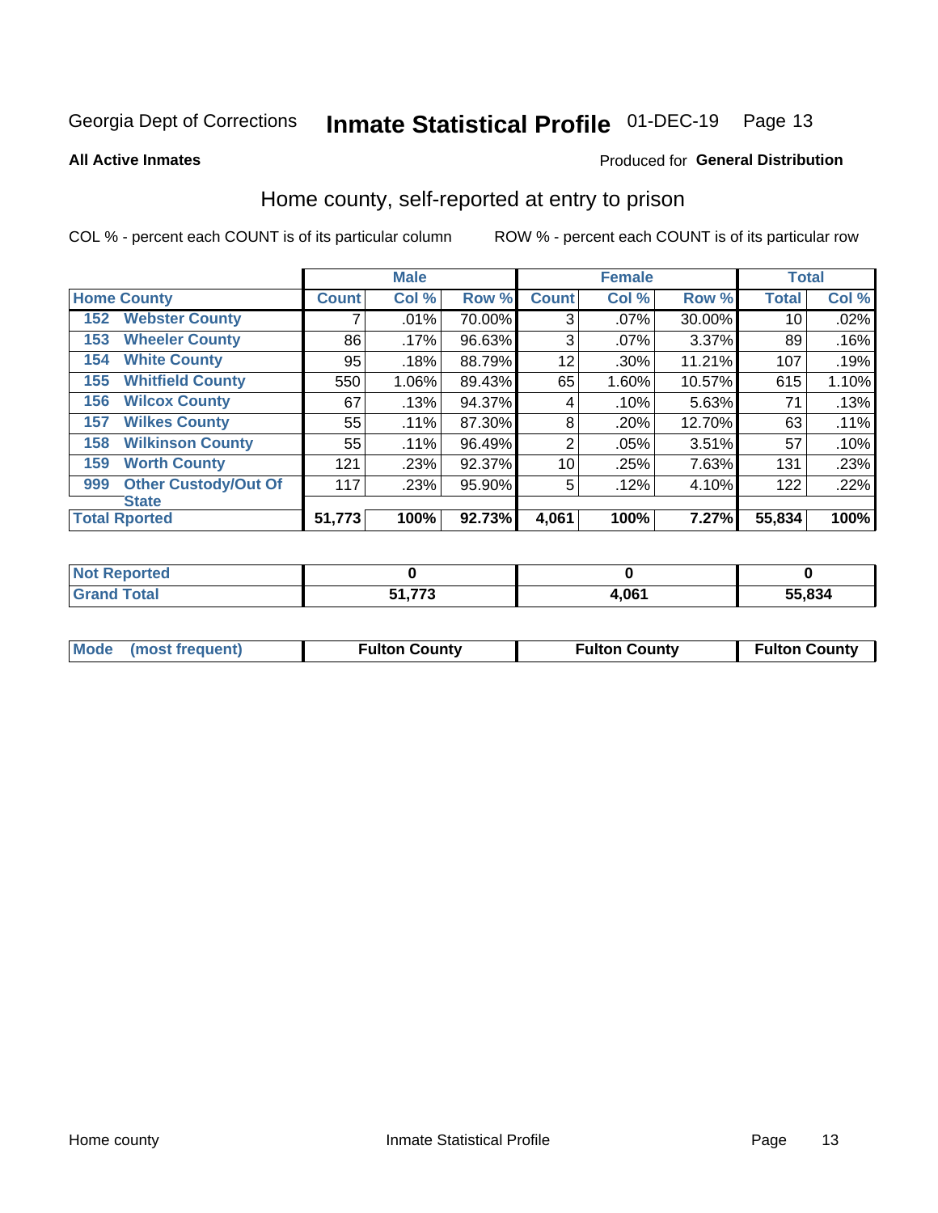Georgia Dept of Corrections **Inmate Statistical Profile** 01-DEC-19

**All Active Inmates**

Produced for **General Distribution**

## Home county, self-reported at entry to prison

COL % - percent each COUNT is of its particular column

ROW % - percent each COUNT is of its particular row

| Home County | | Male | | | Female | | | Total | |
|---|---|---|---|---|---|---|---|---|---|
| | | Count | Col % | Row % | Count | Col % | Row % | Total | Col % |
| 152 | Webster County | 7 | .01% | 70.00% | 3 | .07% | 30.00% | 10 | .02% |
| 153 | Wheeler County | 86 | .17% | 96.63% | 3 | .07% | 3.37% | 89 | .16% |
| 154 | White County | 95 | .18% | 88.79% | 12 | .30% | 11.21% | 107 | .19% |
| 155 | Whitfield County | 550 | 1.06% | 89.43% | 65 | 1.60% | 10.57% | 615 | 1.10% |
| 156 | Wilcox County | 67 | .13% | 94.37% | 4 | .10% | 5.63% | 71 | .13% |
| 157 | Wilkes County | 55 | .11% | 87.30% | 8 | .20% | 12.70% | 63 | .11% |
| 158 | Wilkinson County | 55 | .11% | 96.49% | 2 | .05% | 3.51% | 57 | .10% |
| 159 | Worth County | 121 | .23% | 92.37% | 10 | .25% | 7.63% | 131 | .23% |
| 999 | Other Custody/Out Of State | 117 | .23% | 95.90% | 5 | .12% | 4.10% | 122 | .22% |
| **Total Rported** | | **51,773** | **100%** | **92.73%** | **4,061** | **100%** | **7.27%** | **55,834** | **100%** |

| | Male | Female | Total |
|---|---|---|---|
| Not Reported | **0** | **0** | **0** |
| Grand Total | **51,773** | **4,061** | **55,834** |

| | Male | Female | Total |
|---|---|---|---|
| Mode (most frequent) | **Fulton County** | **Fulton County** | **Fulton County** |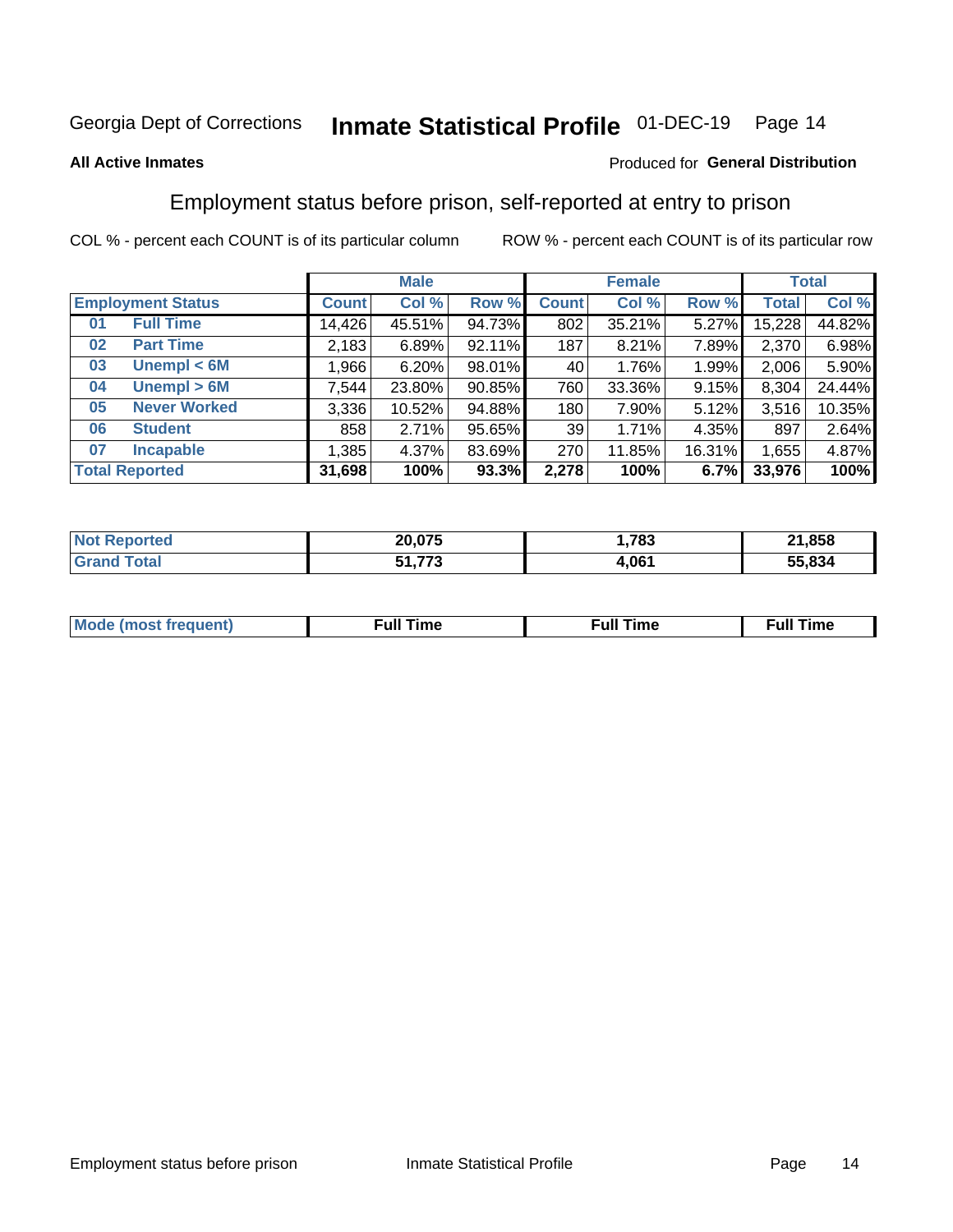Georgia Dept of Corrections **Inmate Statistical Profile** 01-DEC-19

**All Active Inmates**

Produced for **General Distribution**

## Employment status before prison, self-reported at entry to prison

COL % - percent each COUNT is of its particular column ROW % - percent each COUNT is of its particular row

| Employment Status | | Male | | | Female | | | Total | |
|---|---|---|---|---|---|---|---|---|---|
| | | Count | Col % | Row % | Count | Col % | Row % | Total | Col % |
| 01 | Full Time | 14,426 | 45.51% | 94.73% | 802 | 35.21% | 5.27% | 15,228 | 44.82% |
| 02 | Part Time | 2,183 | 6.89% | 92.11% | 187 | 8.21% | 7.89% | 2,370 | 6.98% |
| 03 | Unempl < 6M | 1,966 | 6.20% | 98.01% | 40 | 1.76% | 1.99% | 2,006 | 5.90% |
| 04 | Unempl > 6M | 7,544 | 23.80% | 90.85% | 760 | 33.36% | 9.15% | 8,304 | 24.44% |
| 05 | Never Worked | 3,336 | 10.52% | 94.88% | 180 | 7.90% | 5.12% | 3,516 | 10.35% |
| 06 | Student | 858 | 2.71% | 95.65% | 39 | 1.71% | 4.35% | 897 | 2.64% |
| 07 | Incapable | 1,385 | 4.37% | 83.69% | 270 | 11.85% | 16.31% | 1,655 | 4.87% |
| **Total Reported** | | **31,698** | **100%** | **93.3%** | **2,278** | **100%** | **6.7%** | **33,976** | **100%** |

| | Male | Female | Total |
|---|---|---|---|
| Not Reported | 20,075 | 1,783 | 21,858 |
| Grand Total | 51,773 | 4,061 | 55,834 |

| | Male | Female | Total |
|---|---|---|---|
| Mode (most frequent) | Full Time | Full Time | Full Time |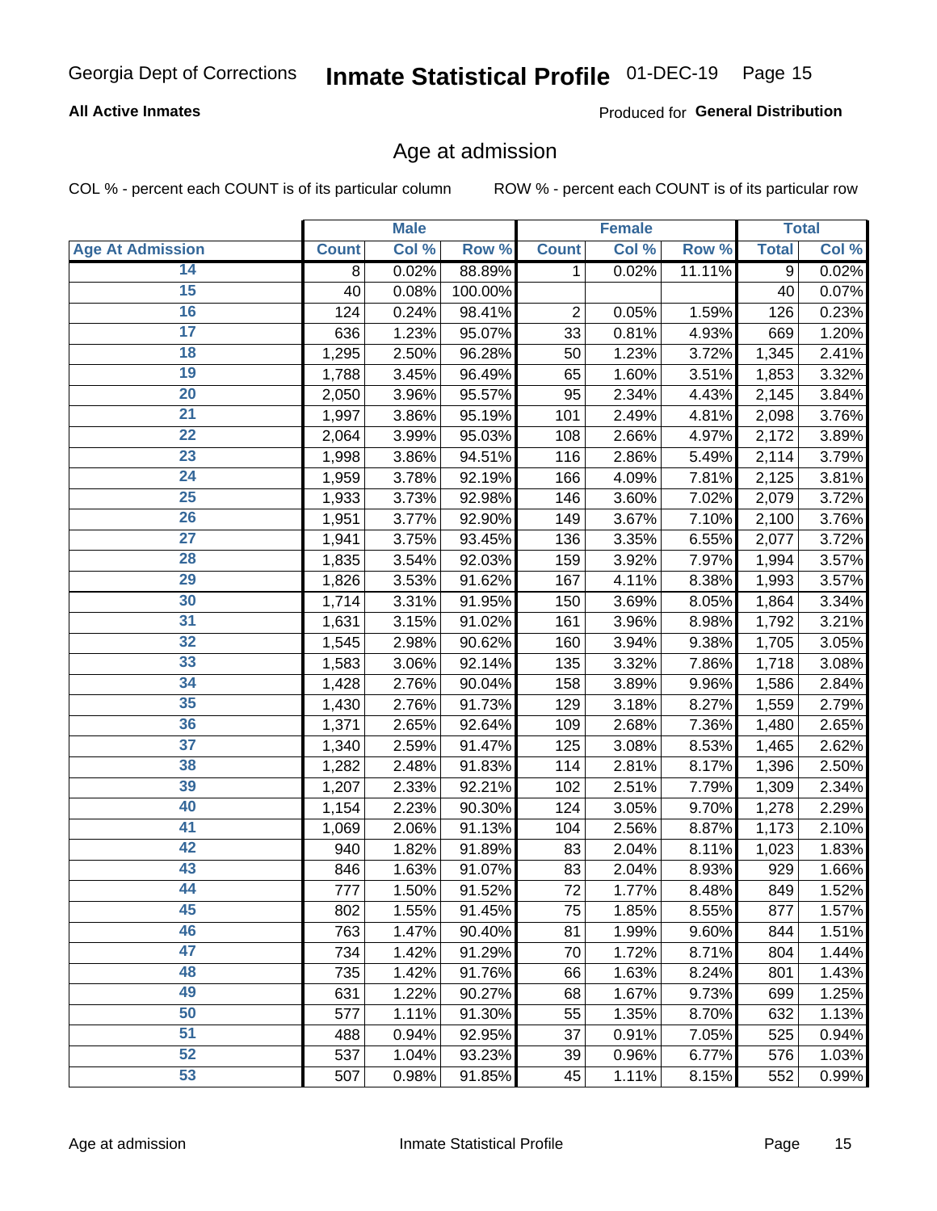Georgia Dept of Corrections **Inmate Statistical Profile** 01-DEC-19

**All Active Inmates**

Produced for **General Distribution**

## Age at admission

COL % - percent each COUNT is of its particular column    ROW % - percent each COUNT is of its particular row

| | Male | | | Female | | | Total | |
|---|---|---|---|---|---|---|---|---|
| Age At Admission | Count | Col % | Row % | Count | Col % | Row % | Total | Col % |
| 14 | 8 | 0.02% | 88.89% | 1 | 0.02% | 11.11% | 9 | 0.02% |
| 15 | 40 | 0.08% | 100.00% | | | | 40 | 0.07% |
| 16 | 124 | 0.24% | 98.41% | 2 | 0.05% | 1.59% | 126 | 0.23% |
| 17 | 636 | 1.23% | 95.07% | 33 | 0.81% | 4.93% | 669 | 1.20% |
| 18 | 1,295 | 2.50% | 96.28% | 50 | 1.23% | 3.72% | 1,345 | 2.41% |
| 19 | 1,788 | 3.45% | 96.49% | 65 | 1.60% | 3.51% | 1,853 | 3.32% |
| 20 | 2,050 | 3.96% | 95.57% | 95 | 2.34% | 4.43% | 2,145 | 3.84% |
| 21 | 1,997 | 3.86% | 95.19% | 101 | 2.49% | 4.81% | 2,098 | 3.76% |
| 22 | 2,064 | 3.99% | 95.03% | 108 | 2.66% | 4.97% | 2,172 | 3.89% |
| 23 | 1,998 | 3.86% | 94.51% | 116 | 2.86% | 5.49% | 2,114 | 3.79% |
| 24 | 1,959 | 3.78% | 92.19% | 166 | 4.09% | 7.81% | 2,125 | 3.81% |
| 25 | 1,933 | 3.73% | 92.98% | 146 | 3.60% | 7.02% | 2,079 | 3.72% |
| 26 | 1,951 | 3.77% | 92.90% | 149 | 3.67% | 7.10% | 2,100 | 3.76% |
| 27 | 1,941 | 3.75% | 93.45% | 136 | 3.35% | 6.55% | 2,077 | 3.72% |
| 28 | 1,835 | 3.54% | 92.03% | 159 | 3.92% | 7.97% | 1,994 | 3.57% |
| 29 | 1,826 | 3.53% | 91.62% | 167 | 4.11% | 8.38% | 1,993 | 3.57% |
| 30 | 1,714 | 3.31% | 91.95% | 150 | 3.69% | 8.05% | 1,864 | 3.34% |
| 31 | 1,631 | 3.15% | 91.02% | 161 | 3.96% | 8.98% | 1,792 | 3.21% |
| 32 | 1,545 | 2.98% | 90.62% | 160 | 3.94% | 9.38% | 1,705 | 3.05% |
| 33 | 1,583 | 3.06% | 92.14% | 135 | 3.32% | 7.86% | 1,718 | 3.08% |
| 34 | 1,428 | 2.76% | 90.04% | 158 | 3.89% | 9.96% | 1,586 | 2.84% |
| 35 | 1,430 | 2.76% | 91.73% | 129 | 3.18% | 8.27% | 1,559 | 2.79% |
| 36 | 1,371 | 2.65% | 92.64% | 109 | 2.68% | 7.36% | 1,480 | 2.65% |
| 37 | 1,340 | 2.59% | 91.47% | 125 | 3.08% | 8.53% | 1,465 | 2.62% |
| 38 | 1,282 | 2.48% | 91.83% | 114 | 2.81% | 8.17% | 1,396 | 2.50% |
| 39 | 1,207 | 2.33% | 92.21% | 102 | 2.51% | 7.79% | 1,309 | 2.34% |
| 40 | 1,154 | 2.23% | 90.30% | 124 | 3.05% | 9.70% | 1,278 | 2.29% |
| 41 | 1,069 | 2.06% | 91.13% | 104 | 2.56% | 8.87% | 1,173 | 2.10% |
| 42 | 940 | 1.82% | 91.89% | 83 | 2.04% | 8.11% | 1,023 | 1.83% |
| 43 | 846 | 1.63% | 91.07% | 83 | 2.04% | 8.93% | 929 | 1.66% |
| 44 | 777 | 1.50% | 91.52% | 72 | 1.77% | 8.48% | 849 | 1.52% |
| 45 | 802 | 1.55% | 91.45% | 75 | 1.85% | 8.55% | 877 | 1.57% |
| 46 | 763 | 1.47% | 90.40% | 81 | 1.99% | 9.60% | 844 | 1.51% |
| 47 | 734 | 1.42% | 91.29% | 70 | 1.72% | 8.71% | 804 | 1.44% |
| 48 | 735 | 1.42% | 91.76% | 66 | 1.63% | 8.24% | 801 | 1.43% |
| 49 | 631 | 1.22% | 90.27% | 68 | 1.67% | 9.73% | 699 | 1.25% |
| 50 | 577 | 1.11% | 91.30% | 55 | 1.35% | 8.70% | 632 | 1.13% |
| 51 | 488 | 0.94% | 92.95% | 37 | 0.91% | 7.05% | 525 | 0.94% |
| 52 | 537 | 1.04% | 93.23% | 39 | 0.96% | 6.77% | 576 | 1.03% |
| 53 | 507 | 0.98% | 91.85% | 45 | 1.11% | 8.15% | 552 | 0.99% |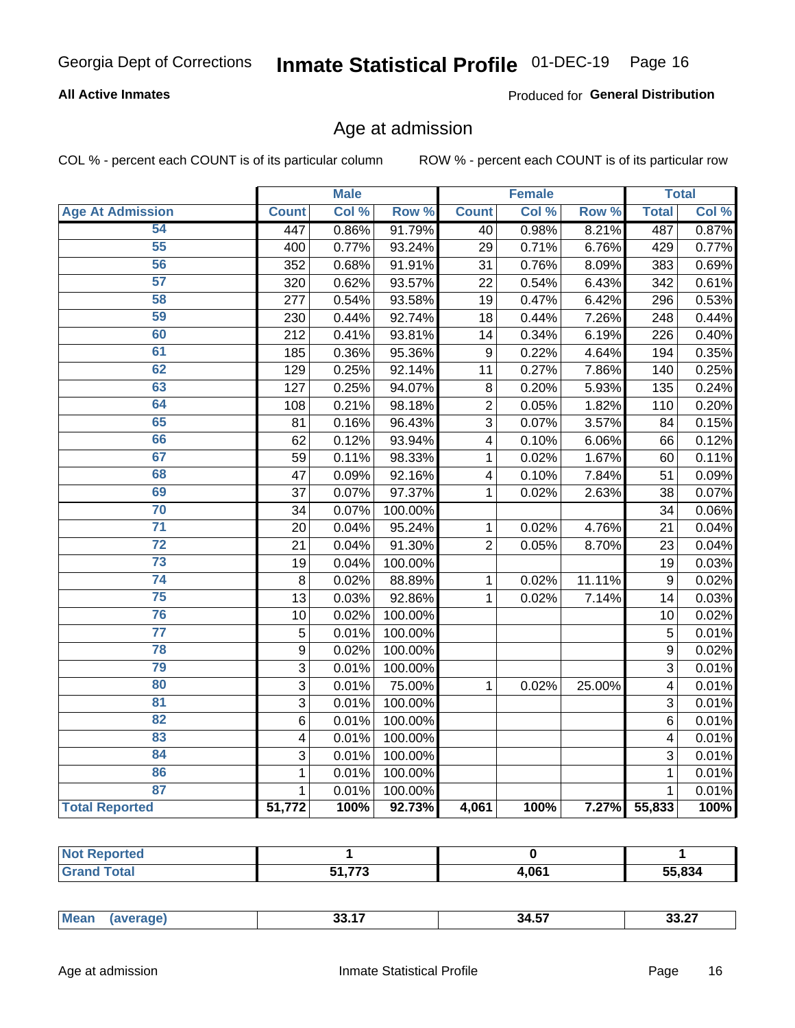# Age at admission

COL % - percent each COUNT is of its particular column

ROW % - percent each COUNT is of its particular row

| | Male | | | Female | | | Total | |
|---|---|---|---|---|---|---|---|---|
| Age At Admission | Count | Col % | Row % | Count | Col % | Row % | Total | Col % |
| 54 | 447 | 0.86% | 91.79% | 40 | 0.98% | 8.21% | 487 | 0.87% |
| 55 | 400 | 0.77% | 93.24% | 29 | 0.71% | 6.76% | 429 | 0.77% |
| 56 | 352 | 0.68% | 91.91% | 31 | 0.76% | 8.09% | 383 | 0.69% |
| 57 | 320 | 0.62% | 93.57% | 22 | 0.54% | 6.43% | 342 | 0.61% |
| 58 | 277 | 0.54% | 93.58% | 19 | 0.47% | 6.42% | 296 | 0.53% |
| 59 | 230 | 0.44% | 92.74% | 18 | 0.44% | 7.26% | 248 | 0.44% |
| 60 | 212 | 0.41% | 93.81% | 14 | 0.34% | 6.19% | 226 | 0.40% |
| 61 | 185 | 0.36% | 95.36% | 9 | 0.22% | 4.64% | 194 | 0.35% |
| 62 | 129 | 0.25% | 92.14% | 11 | 0.27% | 7.86% | 140 | 0.25% |
| 63 | 127 | 0.25% | 94.07% | 8 | 0.20% | 5.93% | 135 | 0.24% |
| 64 | 108 | 0.21% | 98.18% | 2 | 0.05% | 1.82% | 110 | 0.20% |
| 65 | 81 | 0.16% | 96.43% | 3 | 0.07% | 3.57% | 84 | 0.15% |
| 66 | 62 | 0.12% | 93.94% | 4 | 0.10% | 6.06% | 66 | 0.12% |
| 67 | 59 | 0.11% | 98.33% | 1 | 0.02% | 1.67% | 60 | 0.11% |
| 68 | 47 | 0.09% | 92.16% | 4 | 0.10% | 7.84% | 51 | 0.09% |
| 69 | 37 | 0.07% | 97.37% | 1 | 0.02% | 2.63% | 38 | 0.07% |
| 70 | 34 | 0.07% | 100.00% | | | | 34 | 0.06% |
| 71 | 20 | 0.04% | 95.24% | 1 | 0.02% | 4.76% | 21 | 0.04% |
| 72 | 21 | 0.04% | 91.30% | 2 | 0.05% | 8.70% | 23 | 0.04% |
| 73 | 19 | 0.04% | 100.00% | | | | 19 | 0.03% |
| 74 | 8 | 0.02% | 88.89% | 1 | 0.02% | 11.11% | 9 | 0.02% |
| 75 | 13 | 0.03% | 92.86% | 1 | 0.02% | 7.14% | 14 | 0.03% |
| 76 | 10 | 0.02% | 100.00% | | | | 10 | 0.02% |
| 77 | 5 | 0.01% | 100.00% | | | | 5 | 0.01% |
| 78 | 9 | 0.02% | 100.00% | | | | 9 | 0.02% |
| 79 | 3 | 0.01% | 100.00% | | | | 3 | 0.01% |
| 80 | 3 | 0.01% | 75.00% | 1 | 0.02% | 25.00% | 4 | 0.01% |
| 81 | 3 | 0.01% | 100.00% | | | | 3 | 0.01% |
| 82 | 6 | 0.01% | 100.00% | | | | 6 | 0.01% |
| 83 | 4 | 0.01% | 100.00% | | | | 4 | 0.01% |
| 84 | 3 | 0.01% | 100.00% | | | | 3 | 0.01% |
| 86 | 1 | 0.01% | 100.00% | | | | 1 | 0.01% |
| 87 | 1 | 0.01% | 100.00% | | | | 1 | 0.01% |
| **Total Reported** | **51,772** | **100%** | **92.73%** | **4,061** | **100%** | **7.27%** | **55,833** | **100%** |

| | Male | Female | Total |
|---|---|---|---|
| Not Reported | 1 | 0 | 1 |
| Grand Total | 51,773 | 4,061 | 55,834 |

| | Male | Female | Total |
|---|---|---|---|
| Mean (average) | 33.17 | 34.57 | 33.27 |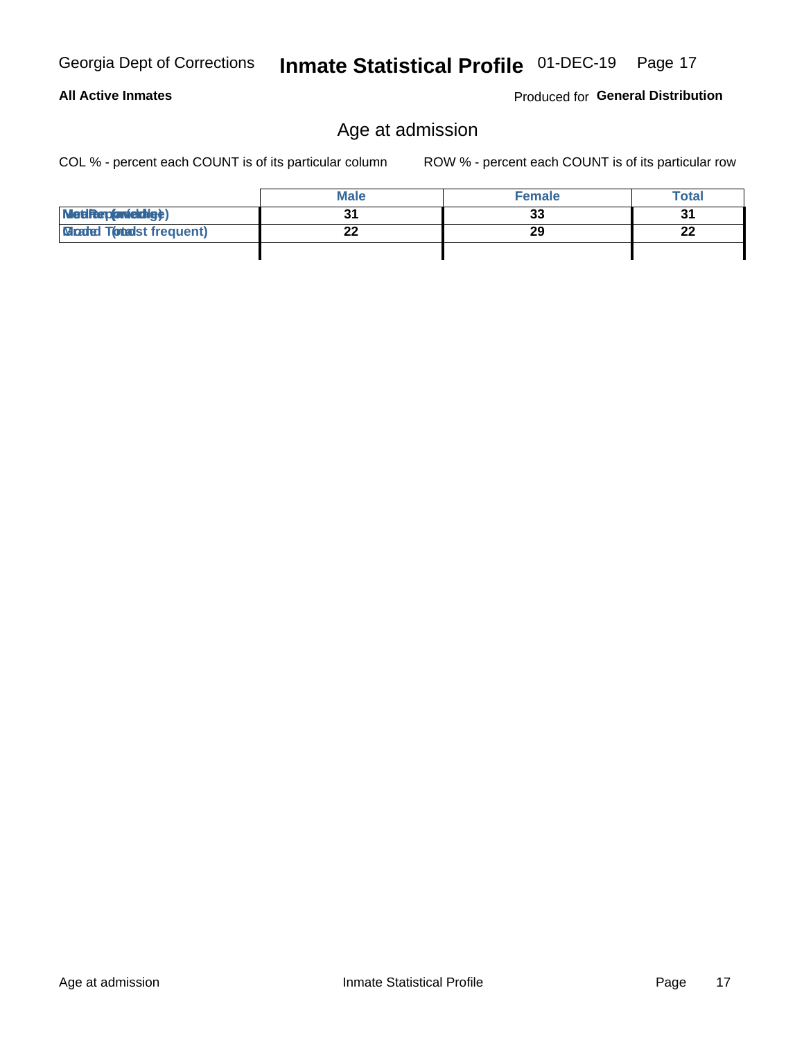## Age at admission

COL % - percent each COUNT is of its particular column

ROW % - percent each COUNT is of its particular row

| | Male | Female | Total |
|---|---|---|---|
| Median (middle) | 31 | 33 | 31 |
| Mode (most frequent) | 22 | 29 | 22 |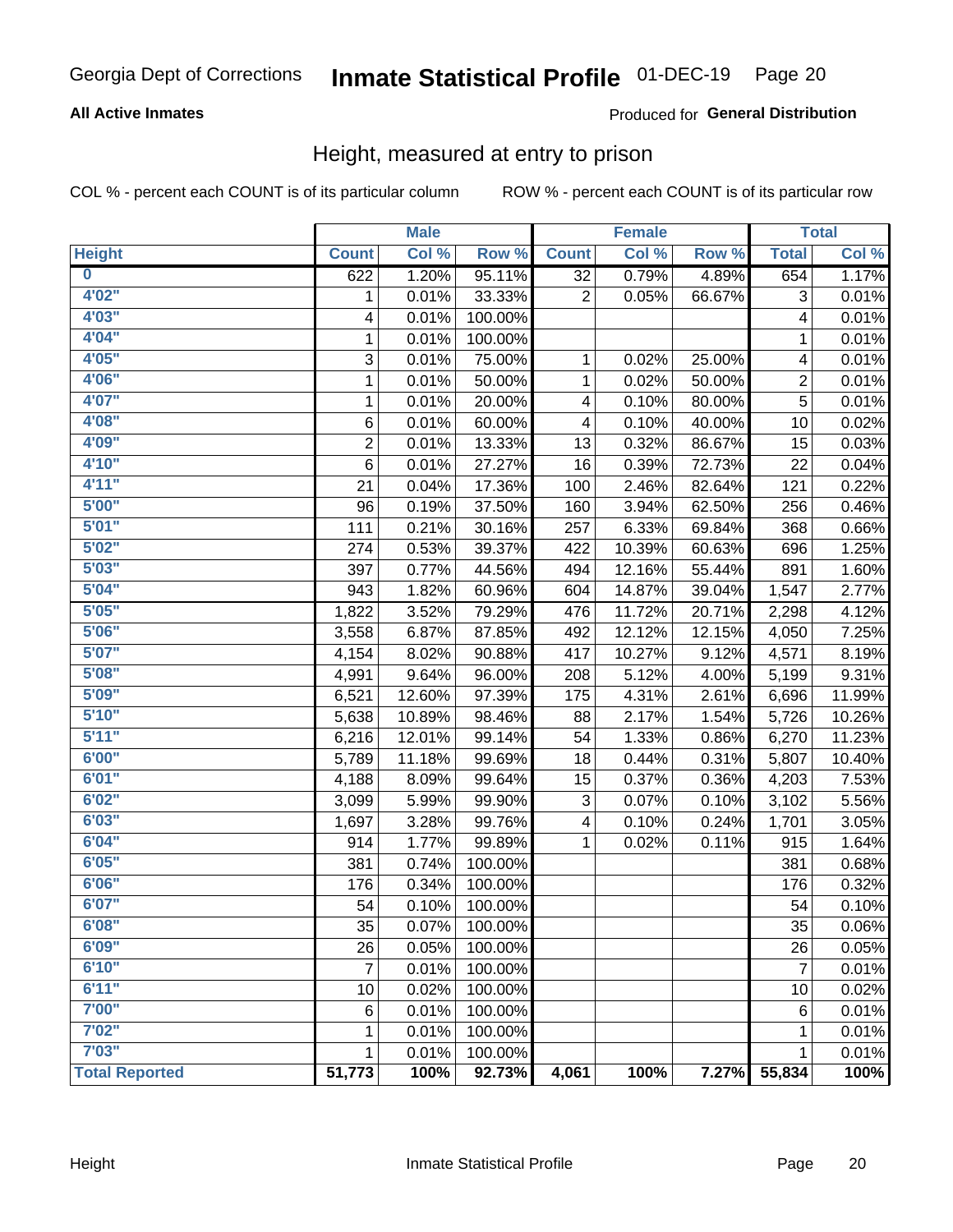Georgia Dept of Corrections **Inmate Statistical Profile** 01-DEC-19 Page 20

**All Active Inmates**

Produced for **General Distribution**

## Height, measured at entry to prison

COL % - percent each COUNT is of its particular column ROW % - percent each COUNT is of its particular row

| | Male | | | Female | | | Total | |
|---|---|---|---|---|---|---|---|---|
| **Height** | **Count** | **Col %** | **Row %** | **Count** | **Col %** | **Row %** | **Total** | **Col %** |
| **0** | 622 | 1.20% | 95.11% | 32 | 0.79% | 4.89% | 654 | 1.17% |
| **4'02"** | 1 | 0.01% | 33.33% | 2 | 0.05% | 66.67% | 3 | 0.01% |
| **4'03"** | 4 | 0.01% | 100.00% | | | | 4 | 0.01% |
| **4'04"** | 1 | 0.01% | 100.00% | | | | 1 | 0.01% |
| **4'05"** | 3 | 0.01% | 75.00% | 1 | 0.02% | 25.00% | 4 | 0.01% |
| **4'06"** | 1 | 0.01% | 50.00% | 1 | 0.02% | 50.00% | 2 | 0.01% |
| **4'07"** | 1 | 0.01% | 20.00% | 4 | 0.10% | 80.00% | 5 | 0.01% |
| **4'08"** | 6 | 0.01% | 60.00% | 4 | 0.10% | 40.00% | 10 | 0.02% |
| **4'09"** | 2 | 0.01% | 13.33% | 13 | 0.32% | 86.67% | 15 | 0.03% |
| **4'10"** | 6 | 0.01% | 27.27% | 16 | 0.39% | 72.73% | 22 | 0.04% |
| **4'11"** | 21 | 0.04% | 17.36% | 100 | 2.46% | 82.64% | 121 | 0.22% |
| **5'00"** | 96 | 0.19% | 37.50% | 160 | 3.94% | 62.50% | 256 | 0.46% |
| **5'01"** | 111 | 0.21% | 30.16% | 257 | 6.33% | 69.84% | 368 | 0.66% |
| **5'02"** | 274 | 0.53% | 39.37% | 422 | 10.39% | 60.63% | 696 | 1.25% |
| **5'03"** | 397 | 0.77% | 44.56% | 494 | 12.16% | 55.44% | 891 | 1.60% |
| **5'04"** | 943 | 1.82% | 60.96% | 604 | 14.87% | 39.04% | 1,547 | 2.77% |
| **5'05"** | 1,822 | 3.52% | 79.29% | 476 | 11.72% | 20.71% | 2,298 | 4.12% |
| **5'06"** | 3,558 | 6.87% | 87.85% | 492 | 12.12% | 12.15% | 4,050 | 7.25% |
| **5'07"** | 4,154 | 8.02% | 90.88% | 417 | 10.27% | 9.12% | 4,571 | 8.19% |
| **5'08"** | 4,991 | 9.64% | 96.00% | 208 | 5.12% | 4.00% | 5,199 | 9.31% |
| **5'09"** | 6,521 | 12.60% | 97.39% | 175 | 4.31% | 2.61% | 6,696 | 11.99% |
| **5'10"** | 5,638 | 10.89% | 98.46% | 88 | 2.17% | 1.54% | 5,726 | 10.26% |
| **5'11"** | 6,216 | 12.01% | 99.14% | 54 | 1.33% | 0.86% | 6,270 | 11.23% |
| **6'00"** | 5,789 | 11.18% | 99.69% | 18 | 0.44% | 0.31% | 5,807 | 10.40% |
| **6'01"** | 4,188 | 8.09% | 99.64% | 15 | 0.37% | 0.36% | 4,203 | 7.53% |
| **6'02"** | 3,099 | 5.99% | 99.90% | 3 | 0.07% | 0.10% | 3,102 | 5.56% |
| **6'03"** | 1,697 | 3.28% | 99.76% | 4 | 0.10% | 0.24% | 1,701 | 3.05% |
| **6'04"** | 914 | 1.77% | 99.89% | 1 | 0.02% | 0.11% | 915 | 1.64% |
| **6'05"** | 381 | 0.74% | 100.00% | | | | 381 | 0.68% |
| **6'06"** | 176 | 0.34% | 100.00% | | | | 176 | 0.32% |
| **6'07"** | 54 | 0.10% | 100.00% | | | | 54 | 0.10% |
| **6'08"** | 35 | 0.07% | 100.00% | | | | 35 | 0.06% |
| **6'09"** | 26 | 0.05% | 100.00% | | | | 26 | 0.05% |
| **6'10"** | 7 | 0.01% | 100.00% | | | | 7 | 0.01% |
| **6'11"** | 10 | 0.02% | 100.00% | | | | 10 | 0.02% |
| **7'00"** | 6 | 0.01% | 100.00% | | | | 6 | 0.01% |
| **7'02"** | 1 | 0.01% | 100.00% | | | | 1 | 0.01% |
| **7'03"** | 1 | 0.01% | 100.00% | | | | 1 | 0.01% |
| **Total Reported** | **51,773** | **100%** | **92.73%** | **4,061** | **100%** | **7.27%** | **55,834** | **100%** |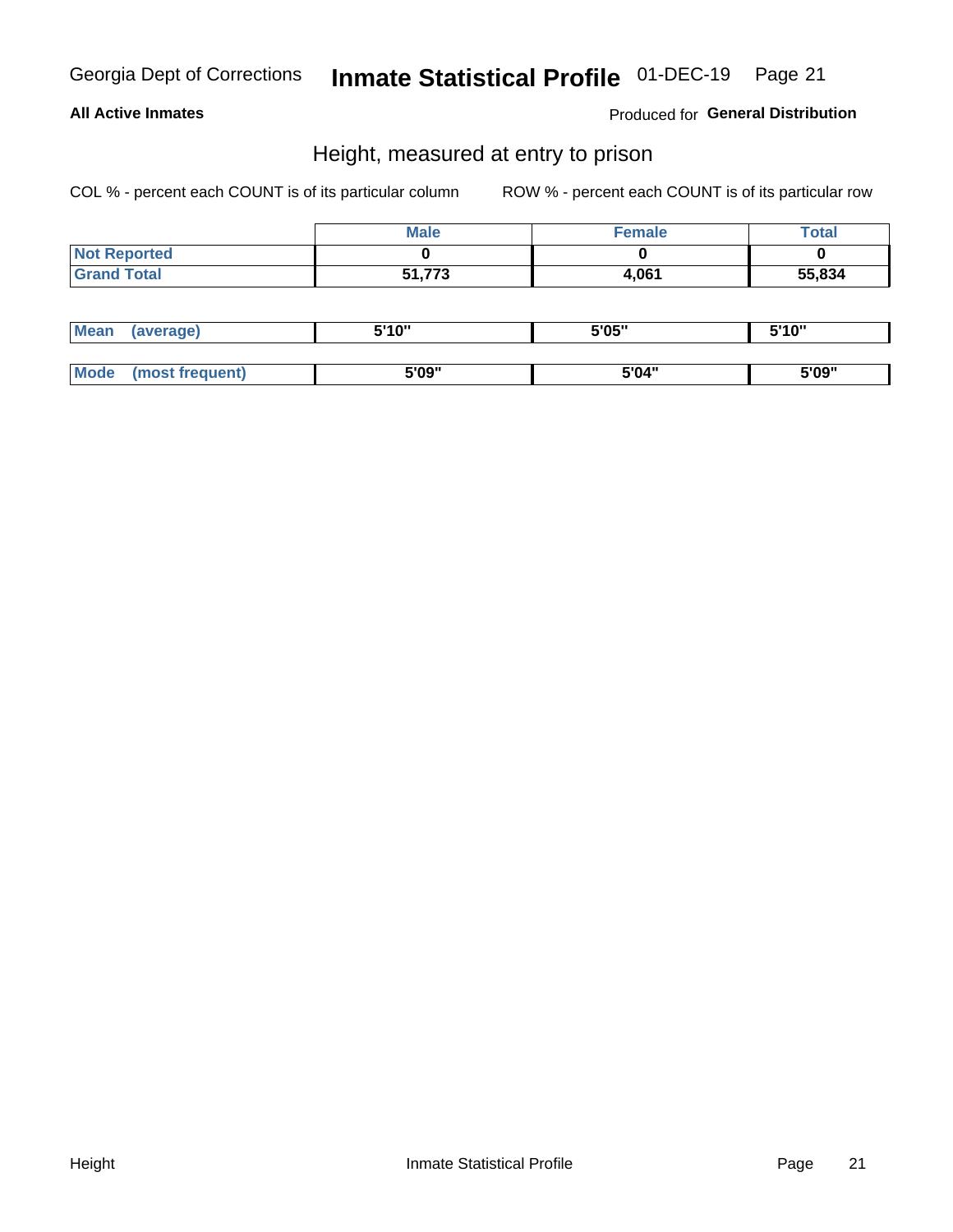# Inmate Statistical Profile

Georgia Dept of Corrections — 01-DEC-19

**All Active Inmates** — Produced for **General Distribution**

## Height, measured at entry to prison

COL % - percent each COUNT is of its particular column

ROW % - percent each COUNT is of its particular row

| | Male | Female | Total |
|---|---|---|---|
| Not Reported | 0 | 0 | 0 |
| Grand Total | 51,773 | 4,061 | 55,834 |

| | Male | Female | Total |
|---|---|---|---|
| Mean (average) | 5'10" | 5'05" | 5'10" |
| Mode (most frequent) | 5'09" | 5'04" | 5'09" |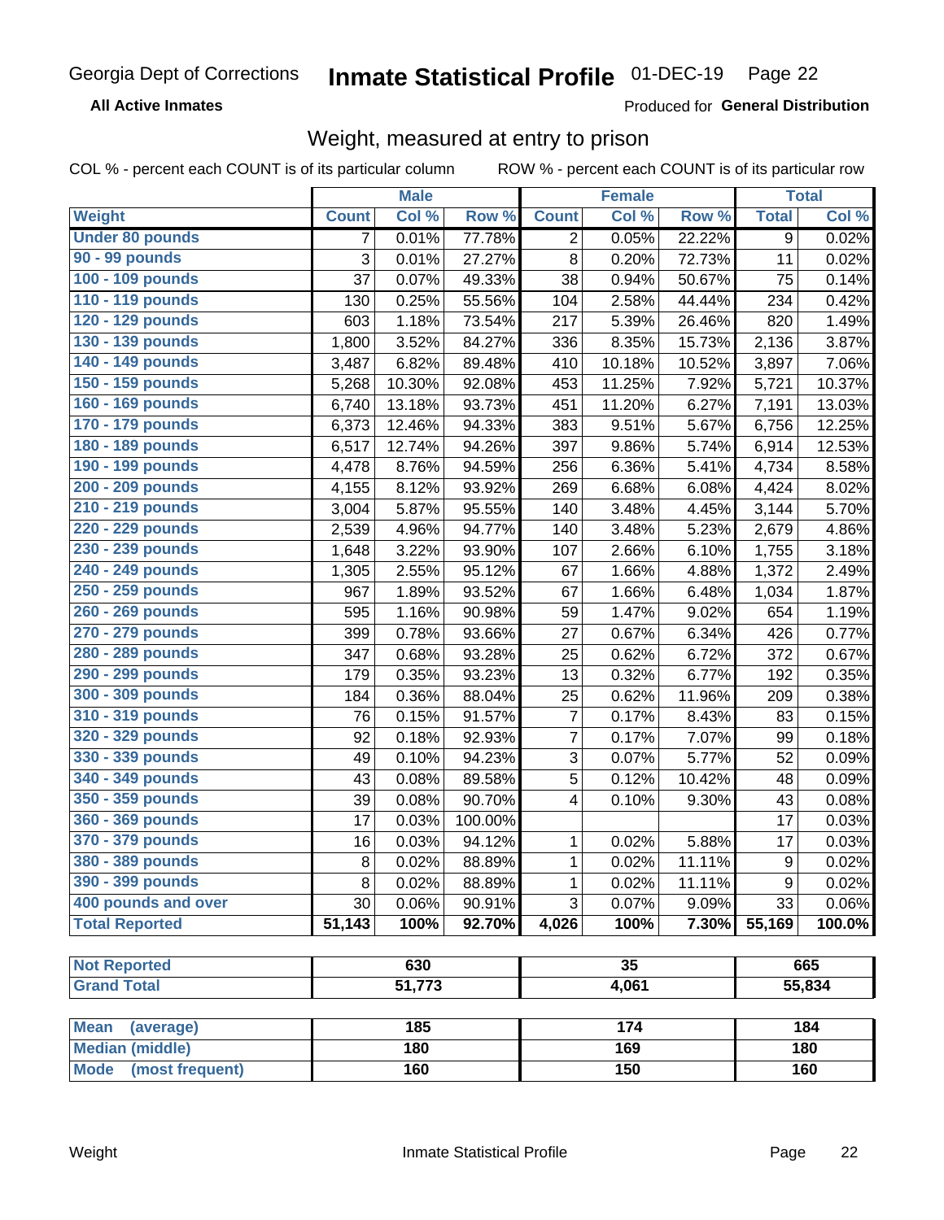Georgia Dept of Corrections **Inmate Statistical Profile** 01-DEC-19

**All Active Inmates**

Produced for **General Distribution**

## Weight, measured at entry to prison

COL % - percent each COUNT is of its particular column    ROW % - percent each COUNT is of its particular row

| | Male | | | Female | | | Total | |
|---|---|---|---|---|---|---|---|---|
| **Weight** | **Count** | **Col %** | **Row %** | **Count** | **Col %** | **Row %** | **Total** | **Col %** |
| **Under 80 pounds** | 7 | 0.01% | 77.78% | 2 | 0.05% | 22.22% | 9 | 0.02% |
| **90 - 99 pounds** | 3 | 0.01% | 27.27% | 8 | 0.20% | 72.73% | 11 | 0.02% |
| **100 - 109 pounds** | 37 | 0.07% | 49.33% | 38 | 0.94% | 50.67% | 75 | 0.14% |
| **110 - 119 pounds** | 130 | 0.25% | 55.56% | 104 | 2.58% | 44.44% | 234 | 0.42% |
| **120 - 129 pounds** | 603 | 1.18% | 73.54% | 217 | 5.39% | 26.46% | 820 | 1.49% |
| **130 - 139 pounds** | 1,800 | 3.52% | 84.27% | 336 | 8.35% | 15.73% | 2,136 | 3.87% |
| **140 - 149 pounds** | 3,487 | 6.82% | 89.48% | 410 | 10.18% | 10.52% | 3,897 | 7.06% |
| **150 - 159 pounds** | 5,268 | 10.30% | 92.08% | 453 | 11.25% | 7.92% | 5,721 | 10.37% |
| **160 - 169 pounds** | 6,740 | 13.18% | 93.73% | 451 | 11.20% | 6.27% | 7,191 | 13.03% |
| **170 - 179 pounds** | 6,373 | 12.46% | 94.33% | 383 | 9.51% | 5.67% | 6,756 | 12.25% |
| **180 - 189 pounds** | 6,517 | 12.74% | 94.26% | 397 | 9.86% | 5.74% | 6,914 | 12.53% |
| **190 - 199 pounds** | 4,478 | 8.76% | 94.59% | 256 | 6.36% | 5.41% | 4,734 | 8.58% |
| **200 - 209 pounds** | 4,155 | 8.12% | 93.92% | 269 | 6.68% | 6.08% | 4,424 | 8.02% |
| **210 - 219 pounds** | 3,004 | 5.87% | 95.55% | 140 | 3.48% | 4.45% | 3,144 | 5.70% |
| **220 - 229 pounds** | 2,539 | 4.96% | 94.77% | 140 | 3.48% | 5.23% | 2,679 | 4.86% |
| **230 - 239 pounds** | 1,648 | 3.22% | 93.90% | 107 | 2.66% | 6.10% | 1,755 | 3.18% |
| **240 - 249 pounds** | 1,305 | 2.55% | 95.12% | 67 | 1.66% | 4.88% | 1,372 | 2.49% |
| **250 - 259 pounds** | 967 | 1.89% | 93.52% | 67 | 1.66% | 6.48% | 1,034 | 1.87% |
| **260 - 269 pounds** | 595 | 1.16% | 90.98% | 59 | 1.47% | 9.02% | 654 | 1.19% |
| **270 - 279 pounds** | 399 | 0.78% | 93.66% | 27 | 0.67% | 6.34% | 426 | 0.77% |
| **280 - 289 pounds** | 347 | 0.68% | 93.28% | 25 | 0.62% | 6.72% | 372 | 0.67% |
| **290 - 299 pounds** | 179 | 0.35% | 93.23% | 13 | 0.32% | 6.77% | 192 | 0.35% |
| **300 - 309 pounds** | 184 | 0.36% | 88.04% | 25 | 0.62% | 11.96% | 209 | 0.38% |
| **310 - 319 pounds** | 76 | 0.15% | 91.57% | 7 | 0.17% | 8.43% | 83 | 0.15% |
| **320 - 329 pounds** | 92 | 0.18% | 92.93% | 7 | 0.17% | 7.07% | 99 | 0.18% |
| **330 - 339 pounds** | 49 | 0.10% | 94.23% | 3 | 0.07% | 5.77% | 52 | 0.09% |
| **340 - 349 pounds** | 43 | 0.08% | 89.58% | 5 | 0.12% | 10.42% | 48 | 0.09% |
| **350 - 359 pounds** | 39 | 0.08% | 90.70% | 4 | 0.10% | 9.30% | 43 | 0.08% |
| **360 - 369 pounds** | 17 | 0.03% | 100.00% | | | | 17 | 0.03% |
| **370 - 379 pounds** | 16 | 0.03% | 94.12% | 1 | 0.02% | 5.88% | 17 | 0.03% |
| **380 - 389 pounds** | 8 | 0.02% | 88.89% | 1 | 0.02% | 11.11% | 9 | 0.02% |
| **390 - 399 pounds** | 8 | 0.02% | 88.89% | 1 | 0.02% | 11.11% | 9 | 0.02% |
| **400 pounds and over** | 30 | 0.06% | 90.91% | 3 | 0.07% | 9.09% | 33 | 0.06% |
| **Total Reported** | **51,143** | **100%** | **92.70%** | **4,026** | **100%** | **7.30%** | **55,169** | **100.0%** |

| | Male | Female | Total |
|---|---|---|---|
| **Not Reported** | **630** | **35** | **665** |
| **Grand Total** | **51,773** | **4,061** | **55,834** |

| | Male | Female | Total |
|---|---|---|---|
| **Mean (average)** | **185** | **174** | **184** |
| **Median (middle)** | **180** | **169** | **180** |
| **Mode (most frequent)** | **160** | **150** | **160** |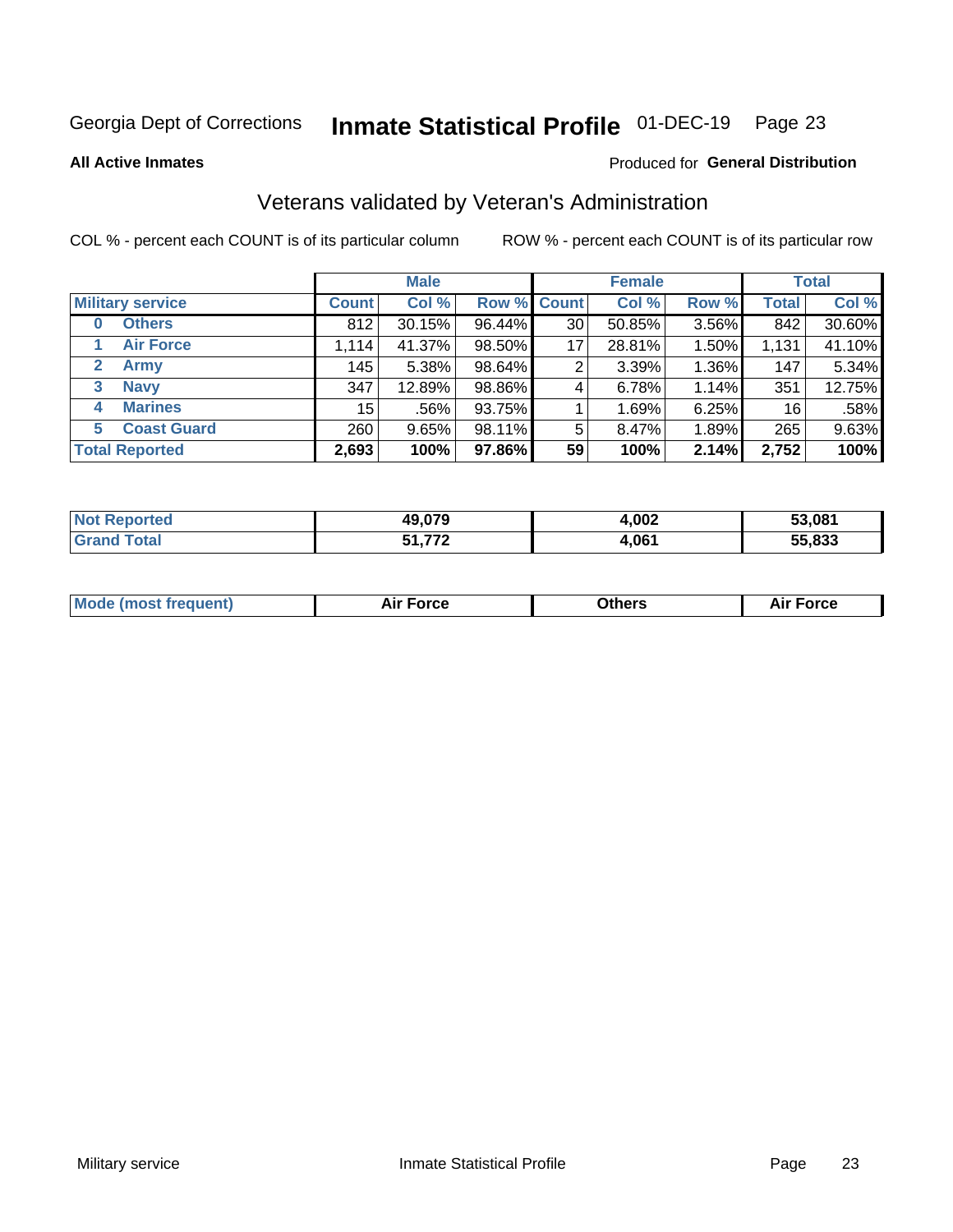Georgia Dept of Corrections **Inmate Statistical Profile** 01-DEC-19

**All Active Inmates**

Produced for **General Distribution**

## Veterans validated by Veteran's Administration

COL % - percent each COUNT is of its particular column

ROW % - percent each COUNT is of its particular row

| | Male | | | Female | | | Total | |
|---|---|---|---|---|---|---|---|---|
| **Military service** | **Count** | **Col %** | **Row %** | **Count** | **Col %** | **Row %** | **Total** | **Col %** |
| **0 Others** | 812 | 30.15% | 96.44% | 30 | 50.85% | 3.56% | 842 | 30.60% |
| **1 Air Force** | 1,114 | 41.37% | 98.50% | 17 | 28.81% | 1.50% | 1,131 | 41.10% |
| **2 Army** | 145 | 5.38% | 98.64% | 2 | 3.39% | 1.36% | 147 | 5.34% |
| **3 Navy** | 347 | 12.89% | 98.86% | 4 | 6.78% | 1.14% | 351 | 12.75% |
| **4 Marines** | 15 | .56% | 93.75% | 1 | 1.69% | 6.25% | 16 | .58% |
| **5 Coast Guard** | 260 | 9.65% | 98.11% | 5 | 8.47% | 1.89% | 265 | 9.63% |
| **Total Reported** | **2,693** | **100%** | **97.86%** | **59** | **100%** | **2.14%** | **2,752** | **100%** |

| | Male | Female | Total |
|---|---|---|---|
| **Not Reported** | **49,079** | **4,002** | **53,081** |
| **Grand Total** | **51,772** | **4,061** | **55,833** |

| | Male | Female | Total |
|---|---|---|---|
| **Mode (most frequent)** | **Air Force** | **Others** | **Air Force** |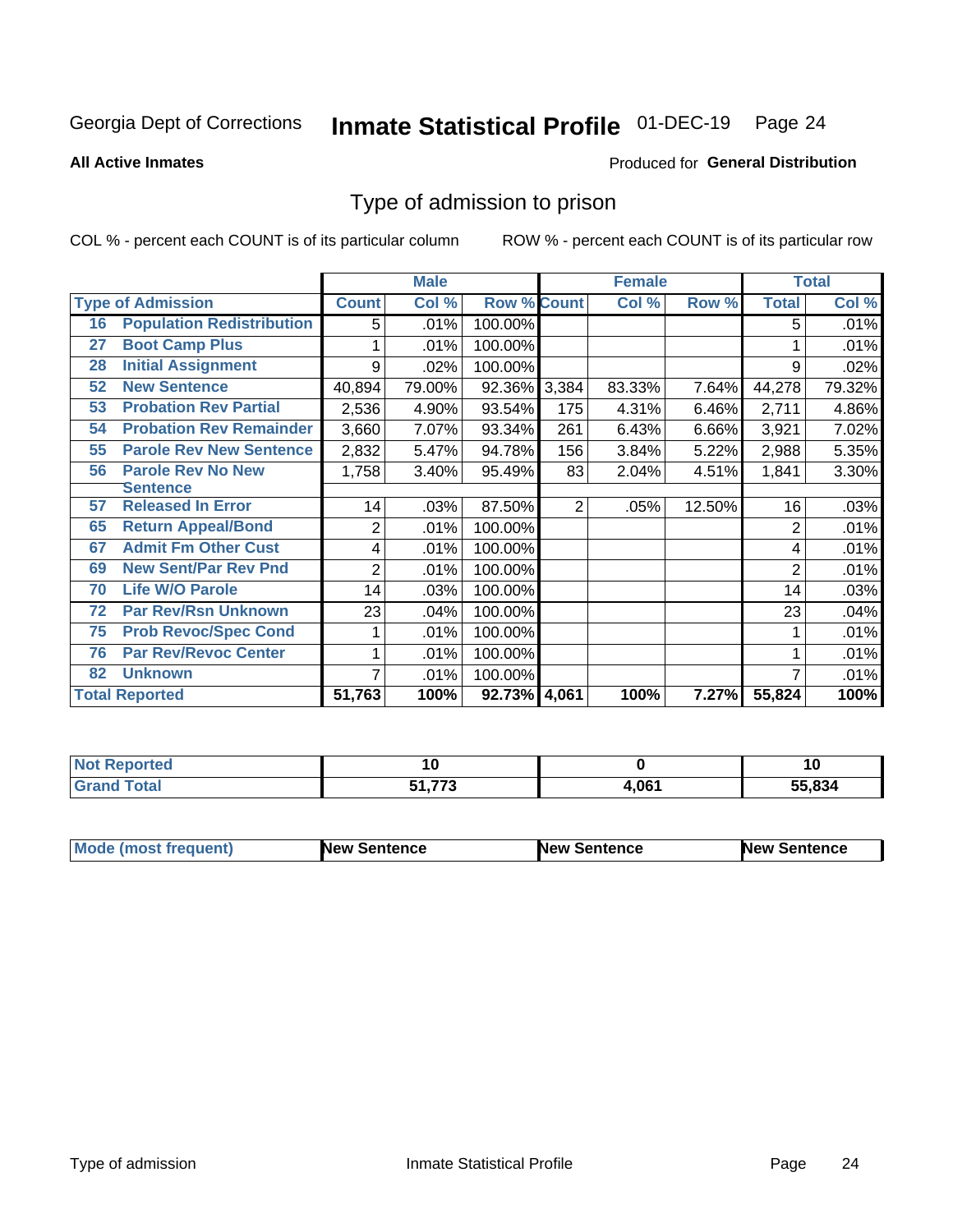Georgia Dept of Corrections **Inmate Statistical Profile** 01-DEC-19

**All Active Inmates**

Produced for **General Distribution**

## Type of admission to prison

COL % - percent each COUNT is of its particular column

ROW % - percent each COUNT is of its particular row

| Type of Admission | | Male | | | Female | | | Total | |
|---|---|---|---|---|---|---|---|---|---|
| | | Count | Col % | Row % | Count | Col % | Row % | Total | Col % |
| 16 | Population Redistribution | 5 | .01% | 100.00% | | | | 5 | .01% |
| 27 | Boot Camp Plus | 1 | .01% | 100.00% | | | | 1 | .01% |
| 28 | Initial Assignment | 9 | .02% | 100.00% | | | | 9 | .02% |
| 52 | New Sentence | 40,894 | 79.00% | 92.36% | 3,384 | 83.33% | 7.64% | 44,278 | 79.32% |
| 53 | Probation Rev Partial | 2,536 | 4.90% | 93.54% | 175 | 4.31% | 6.46% | 2,711 | 4.86% |
| 54 | Probation Rev Remainder | 3,660 | 7.07% | 93.34% | 261 | 6.43% | 6.66% | 3,921 | 7.02% |
| 55 | Parole Rev New Sentence | 2,832 | 5.47% | 94.78% | 156 | 3.84% | 5.22% | 2,988 | 5.35% |
| 56 | Parole Rev No New Sentence | 1,758 | 3.40% | 95.49% | 83 | 2.04% | 4.51% | 1,841 | 3.30% |
| 57 | Released In Error | 14 | .03% | 87.50% | 2 | .05% | 12.50% | 16 | .03% |
| 65 | Return Appeal/Bond | 2 | .01% | 100.00% | | | | 2 | .01% |
| 67 | Admit Fm Other Cust | 4 | .01% | 100.00% | | | | 4 | .01% |
| 69 | New Sent/Par Rev Pnd | 2 | .01% | 100.00% | | | | 2 | .01% |
| 70 | Life W/O Parole | 14 | .03% | 100.00% | | | | 14 | .03% |
| 72 | Par Rev/Rsn Unknown | 23 | .04% | 100.00% | | | | 23 | .04% |
| 75 | Prob Revoc/Spec Cond | 1 | .01% | 100.00% | | | | 1 | .01% |
| 76 | Par Rev/Revoc Center | 1 | .01% | 100.00% | | | | 1 | .01% |
| 82 | Unknown | 7 | .01% | 100.00% | | | | 7 | .01% |
| **Total Reported** | | **51,763** | **100%** | **92.73%** | **4,061** | **100%** | **7.27%** | **55,824** | **100%** |

| | Male | Female | Total |
|---|---|---|---|
| Not Reported | 10 | 0 | 10 |
| Grand Total | 51,773 | 4,061 | 55,834 |

| | Male | Female | Total |
|---|---|---|---|
| Mode (most frequent) | New Sentence | New Sentence | New Sentence |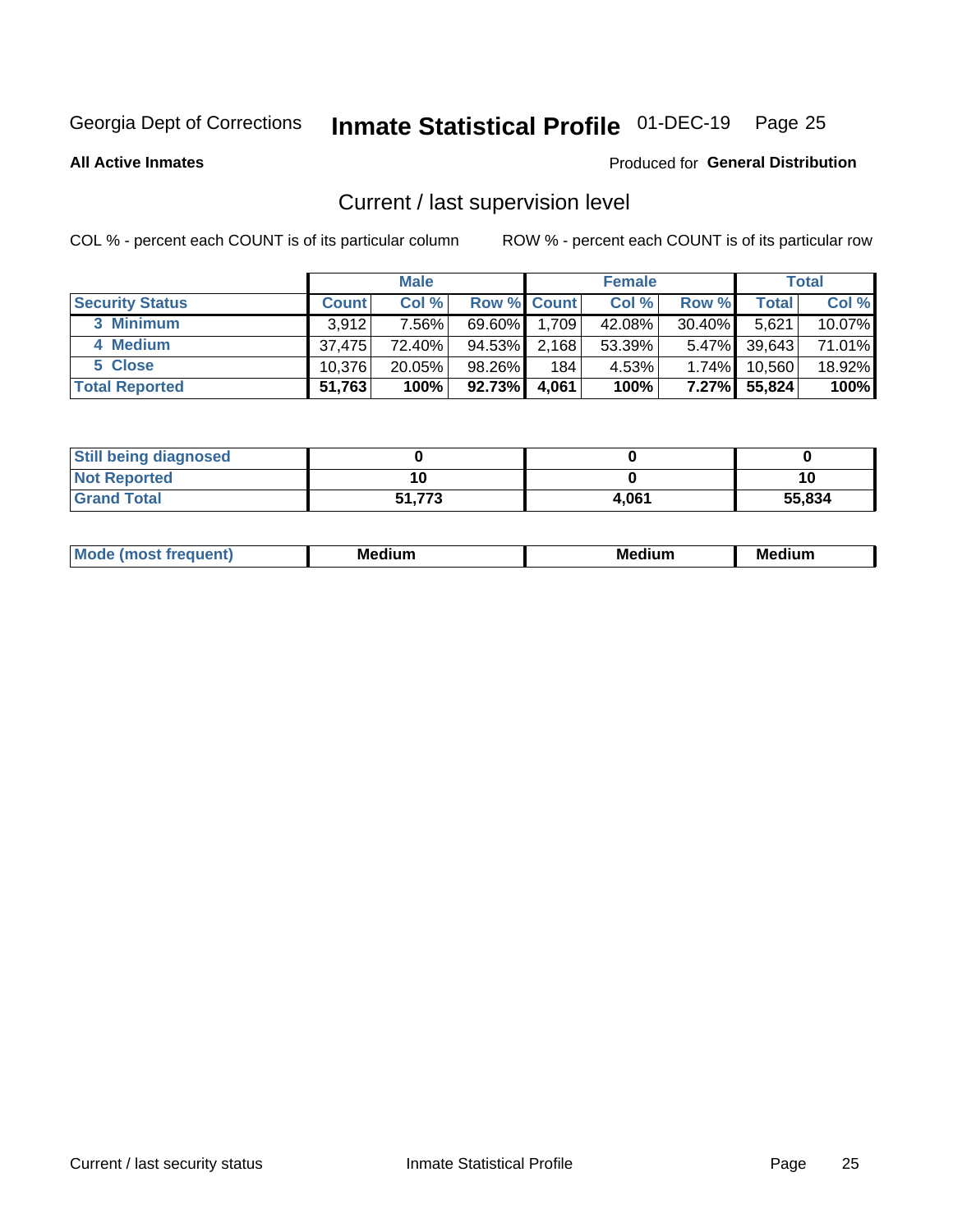Georgia Dept of Corrections **Inmate Statistical Profile** 01-DEC-19

**All Active Inmates**

Produced for **General Distribution**

## Current / last supervision level

COL % - percent each COUNT is of its particular column     ROW % - percent each COUNT is of its particular row

| | Male | | | Female | | | Total | |
|---|---|---|---|---|---|---|---|---|
| **Security Status** | **Count** | **Col %** | **Row %** | **Count** | **Col %** | **Row %** | **Total** | **Col %** |
| 3 Minimum | 3,912 | 7.56% | 69.60% | 1,709 | 42.08% | 30.40% | 5,621 | 10.07% |
| 4 Medium | 37,475 | 72.40% | 94.53% | 2,168 | 53.39% | 5.47% | 39,643 | 71.01% |
| 5 Close | 10,376 | 20.05% | 98.26% | 184 | 4.53% | 1.74% | 10,560 | 18.92% |
| **Total Reported** | **51,763** | **100%** | **92.73%** | **4,061** | **100%** | **7.27%** | **55,824** | **100%** |

| | Male | Female | Total |
|---|---|---|---|
| **Still being diagnosed** | **0** | **0** | **0** |
| **Not Reported** | **10** | **0** | **10** |
| **Grand Total** | **51,773** | **4,061** | **55,834** |

| | Male | Female | Total |
|---|---|---|---|
| **Mode (most frequent)** | **Medium** | **Medium** | **Medium** |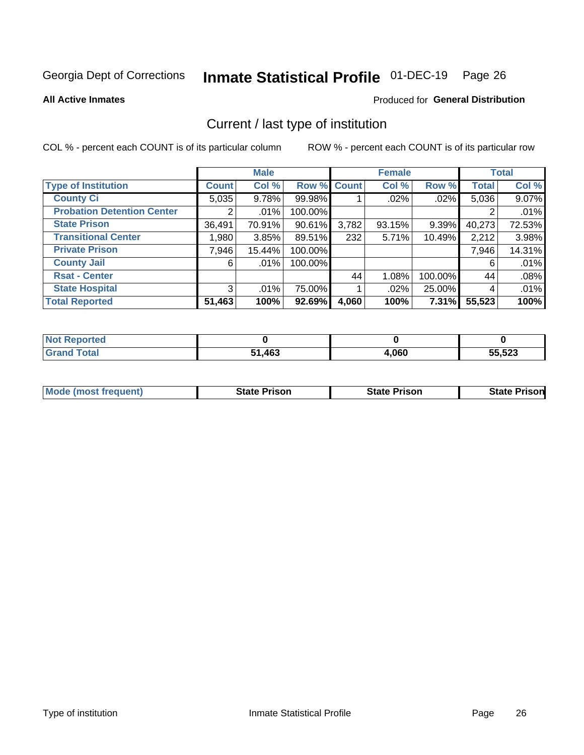Georgia Dept of Corrections **Inmate Statistical Profile** 01-DEC-19

**All Active Inmates**

Produced for **General Distribution**

## Current / last type of institution

COL % - percent each COUNT is of its particular column

ROW % - percent each COUNT is of its particular row

| | Male | | | Female | | | Total | |
|---|---|---|---|---|---|---|---|---|
| **Type of Institution** | **Count** | **Col %** | **Row %** | **Count** | **Col %** | **Row %** | **Total** | **Col %** |
| **County Ci** | 5,035 | 9.78% | 99.98% | 1 | .02% | .02% | 5,036 | 9.07% |
| **Probation Detention Center** | 2 | .01% | 100.00% | | | | 2 | .01% |
| **State Prison** | 36,491 | 70.91% | 90.61% | 3,782 | 93.15% | 9.39% | 40,273 | 72.53% |
| **Transitional Center** | 1,980 | 3.85% | 89.51% | 232 | 5.71% | 10.49% | 2,212 | 3.98% |
| **Private Prison** | 7,946 | 15.44% | 100.00% | | | | 7,946 | 14.31% |
| **County Jail** | 6 | .01% | 100.00% | | | | 6 | .01% |
| **Rsat - Center** | | | | 44 | 1.08% | 100.00% | 44 | .08% |
| **State Hospital** | 3 | .01% | 75.00% | 1 | .02% | 25.00% | 4 | .01% |
| **Total Reported** | **51,463** | **100%** | **92.69%** | **4,060** | **100%** | **7.31%** | **55,523** | **100%** |

| | Male | Female | Total |
|---|---|---|---|
| **Not Reported** | **0** | **0** | **0** |
| **Grand Total** | **51,463** | **4,060** | **55,523** |

| | Male | Female | Total |
|---|---|---|---|
| **Mode (most frequent)** | **State Prison** | **State Prison** | **State Prison** |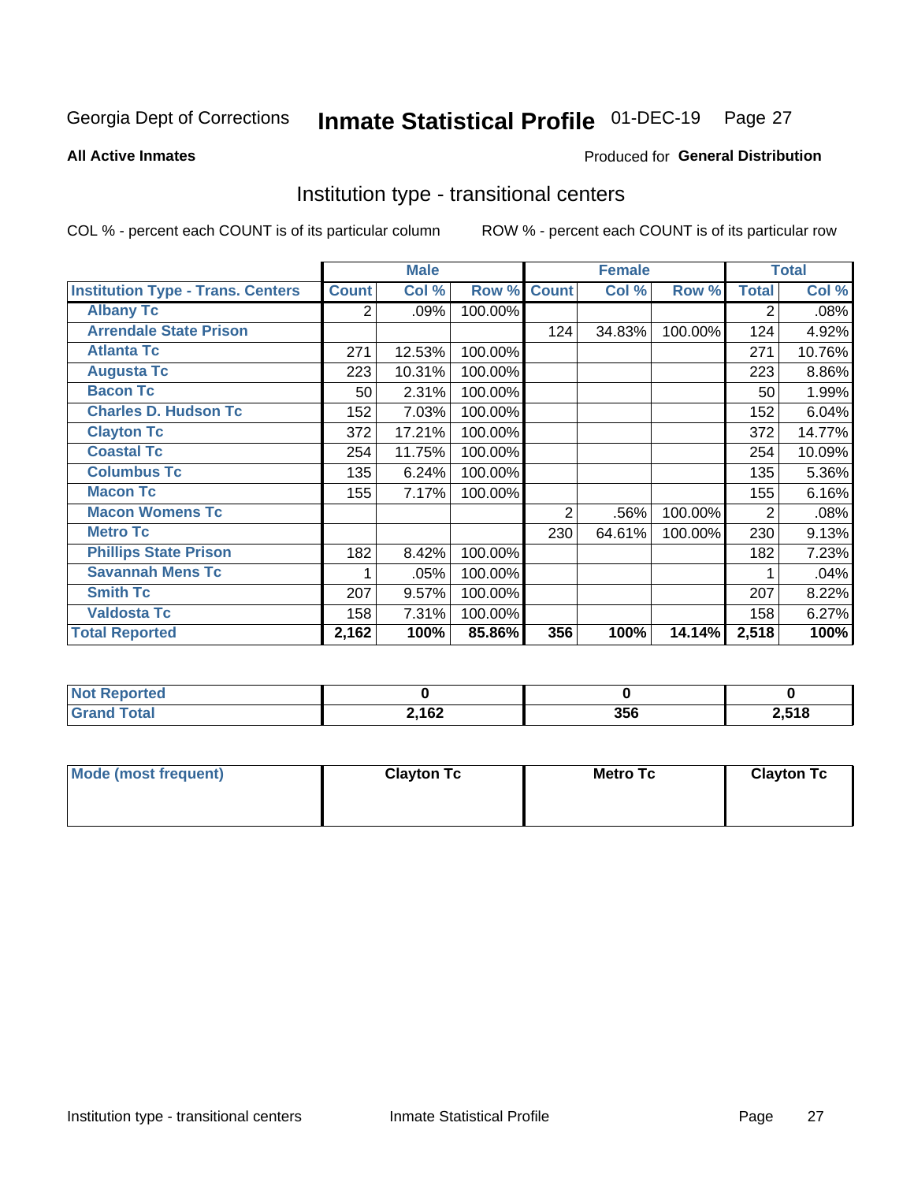Georgia Dept of Corrections **Inmate Statistical Profile** 01-DEC-19

**All Active Inmates**

Produced for **General Distribution**

## Institution type - transitional centers

COL % - percent each COUNT is of its particular column

ROW % - percent each COUNT is of its particular row

| | Male | | | Female | | | Total | |
|---|---|---|---|---|---|---|---|---|
| **Institution Type - Trans. Centers** | **Count** | **Col %** | **Row %** | **Count** | **Col %** | **Row %** | **Total** | **Col %** |
| **Albany Tc** | 2 | .09% | 100.00% | | | | 2 | .08% |
| **Arrendale State Prison** | | | | 124 | 34.83% | 100.00% | 124 | 4.92% |
| **Atlanta Tc** | 271 | 12.53% | 100.00% | | | | 271 | 10.76% |
| **Augusta Tc** | 223 | 10.31% | 100.00% | | | | 223 | 8.86% |
| **Bacon Tc** | 50 | 2.31% | 100.00% | | | | 50 | 1.99% |
| **Charles D. Hudson Tc** | 152 | 7.03% | 100.00% | | | | 152 | 6.04% |
| **Clayton Tc** | 372 | 17.21% | 100.00% | | | | 372 | 14.77% |
| **Coastal Tc** | 254 | 11.75% | 100.00% | | | | 254 | 10.09% |
| **Columbus Tc** | 135 | 6.24% | 100.00% | | | | 135 | 5.36% |
| **Macon Tc** | 155 | 7.17% | 100.00% | | | | 155 | 6.16% |
| **Macon Womens Tc** | | | | 2 | .56% | 100.00% | 2 | .08% |
| **Metro Tc** | | | | 230 | 64.61% | 100.00% | 230 | 9.13% |
| **Phillips State Prison** | 182 | 8.42% | 100.00% | | | | 182 | 7.23% |
| **Savannah Mens Tc** | 1 | .05% | 100.00% | | | | 1 | .04% |
| **Smith Tc** | 207 | 9.57% | 100.00% | | | | 207 | 8.22% |
| **Valdosta Tc** | 158 | 7.31% | 100.00% | | | | 158 | 6.27% |
| **Total Reported** | **2,162** | **100%** | **85.86%** | **356** | **100%** | **14.14%** | **2,518** | **100%** |

| | Male | Female | Total |
|---|---|---|---|
| **Not Reported** | **0** | **0** | **0** |
| **Grand Total** | **2,162** | **356** | **2,518** |

| | Male | Female | Total |
|---|---|---|---|
| **Mode (most frequent)** | **Clayton Tc** | **Metro Tc** | **Clayton Tc** |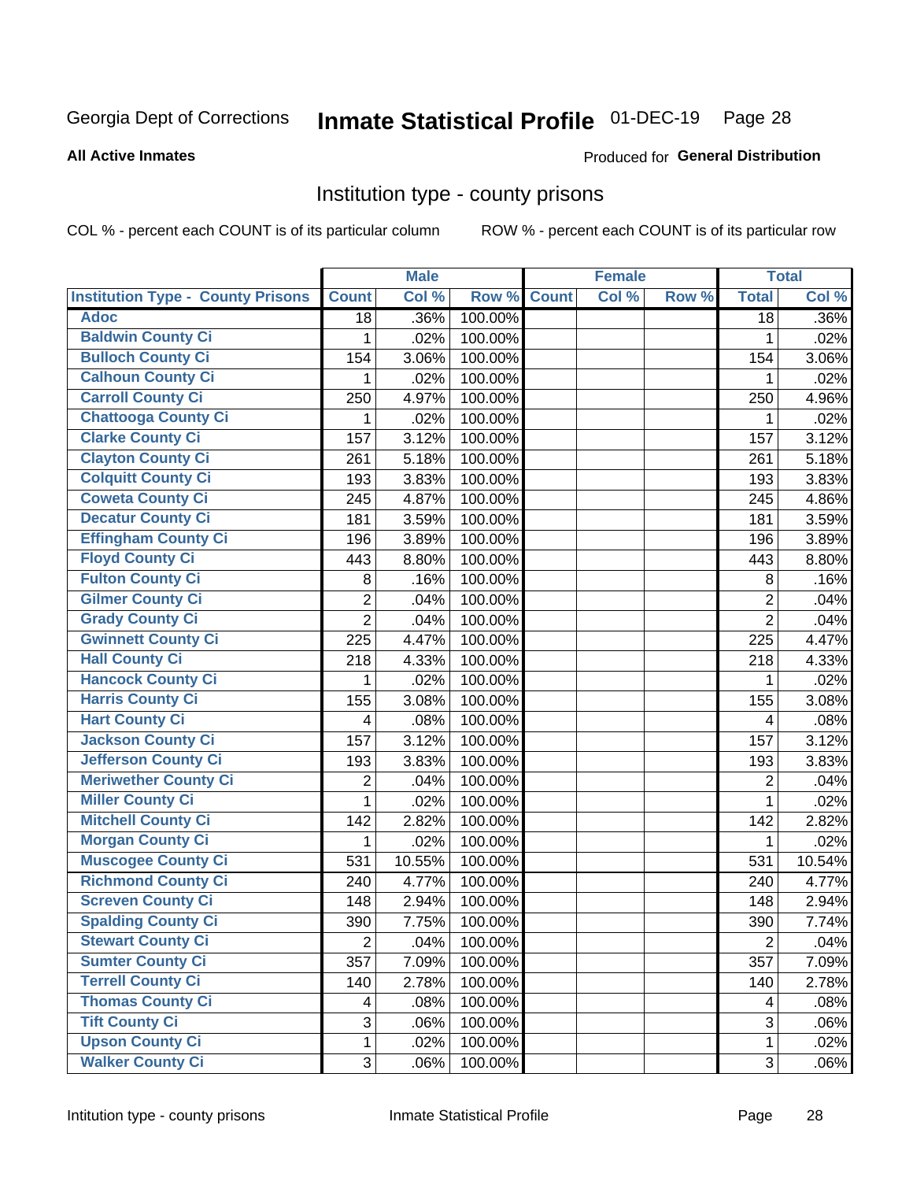Georgia Dept of Corrections **Inmate Statistical Profile** 01-DEC-19

**All Active Inmates**

Produced for **General Distribution**

## Institution type - county prisons

COL % - percent each COUNT is of its particular column

ROW % - percent each COUNT is of its particular row

| | Male | | | Female | | | Total | |
|---|---|---|---|---|---|---|---|---|
| Institution Type - County Prisons | Count | Col % | Row % | Count | Col % | Row % | Total | Col % |
| Adoc | 18 | .36% | 100.00% | | | | 18 | .36% |
| Baldwin County Ci | 1 | .02% | 100.00% | | | | 1 | .02% |
| Bulloch County Ci | 154 | 3.06% | 100.00% | | | | 154 | 3.06% |
| Calhoun County Ci | 1 | .02% | 100.00% | | | | 1 | .02% |
| Carroll County Ci | 250 | 4.97% | 100.00% | | | | 250 | 4.96% |
| Chattooga County Ci | 1 | .02% | 100.00% | | | | 1 | .02% |
| Clarke County Ci | 157 | 3.12% | 100.00% | | | | 157 | 3.12% |
| Clayton County Ci | 261 | 5.18% | 100.00% | | | | 261 | 5.18% |
| Colquitt County Ci | 193 | 3.83% | 100.00% | | | | 193 | 3.83% |
| Coweta County Ci | 245 | 4.87% | 100.00% | | | | 245 | 4.86% |
| Decatur County Ci | 181 | 3.59% | 100.00% | | | | 181 | 3.59% |
| Effingham County Ci | 196 | 3.89% | 100.00% | | | | 196 | 3.89% |
| Floyd County Ci | 443 | 8.80% | 100.00% | | | | 443 | 8.80% |
| Fulton County Ci | 8 | .16% | 100.00% | | | | 8 | .16% |
| Gilmer County Ci | 2 | .04% | 100.00% | | | | 2 | .04% |
| Grady County Ci | 2 | .04% | 100.00% | | | | 2 | .04% |
| Gwinnett County Ci | 225 | 4.47% | 100.00% | | | | 225 | 4.47% |
| Hall County Ci | 218 | 4.33% | 100.00% | | | | 218 | 4.33% |
| Hancock County Ci | 1 | .02% | 100.00% | | | | 1 | .02% |
| Harris County Ci | 155 | 3.08% | 100.00% | | | | 155 | 3.08% |
| Hart County Ci | 4 | .08% | 100.00% | | | | 4 | .08% |
| Jackson County Ci | 157 | 3.12% | 100.00% | | | | 157 | 3.12% |
| Jefferson County Ci | 193 | 3.83% | 100.00% | | | | 193 | 3.83% |
| Meriwether County Ci | 2 | .04% | 100.00% | | | | 2 | .04% |
| Miller County Ci | 1 | .02% | 100.00% | | | | 1 | .02% |
| Mitchell County Ci | 142 | 2.82% | 100.00% | | | | 142 | 2.82% |
| Morgan County Ci | 1 | .02% | 100.00% | | | | 1 | .02% |
| Muscogee County Ci | 531 | 10.55% | 100.00% | | | | 531 | 10.54% |
| Richmond County Ci | 240 | 4.77% | 100.00% | | | | 240 | 4.77% |
| Screven County Ci | 148 | 2.94% | 100.00% | | | | 148 | 2.94% |
| Spalding County Ci | 390 | 7.75% | 100.00% | | | | 390 | 7.74% |
| Stewart County Ci | 2 | .04% | 100.00% | | | | 2 | .04% |
| Sumter County Ci | 357 | 7.09% | 100.00% | | | | 357 | 7.09% |
| Terrell County Ci | 140 | 2.78% | 100.00% | | | | 140 | 2.78% |
| Thomas County Ci | 4 | .08% | 100.00% | | | | 4 | .08% |
| Tift County Ci | 3 | .06% | 100.00% | | | | 3 | .06% |
| Upson County Ci | 1 | .02% | 100.00% | | | | 1 | .02% |
| Walker County Ci | 3 | .06% | 100.00% | | | | 3 | .06% |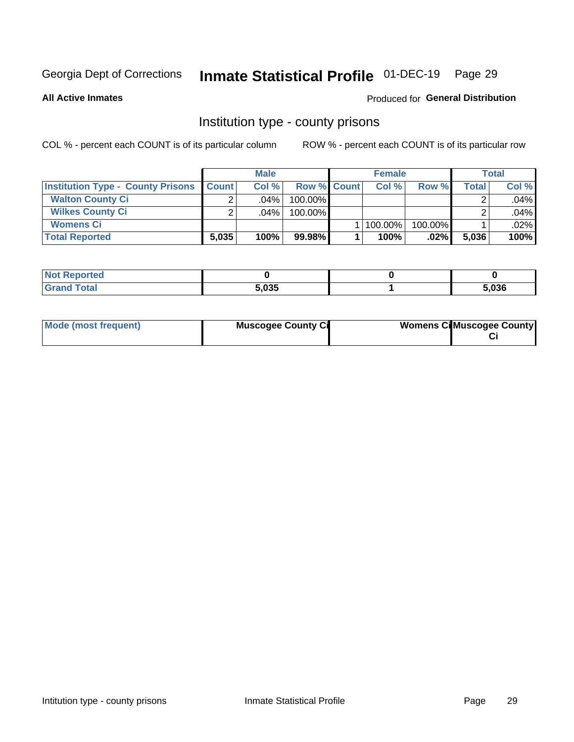Georgia Dept of Corrections **Inmate Statistical Profile** 01-DEC-19

**All Active Inmates**

Produced for **General Distribution**

## Institution type - county prisons

COL % - percent each COUNT is of its particular column

ROW % - percent each COUNT is of its particular row

| | Male | | | Female | | | Total | |
|---|---|---|---|---|---|---|---|---|
| **Institution Type - County Prisons** | **Count** | **Col %** | **Row %** | **Count** | **Col %** | **Row %** | **Total** | **Col %** |
| **Walton County Ci** | 2 | .04% | 100.00% | | | | 2 | .04% |
| **Wilkes County Ci** | 2 | .04% | 100.00% | | | | 2 | .04% |
| **Womens Ci** | | | | 1 | 100.00% | 100.00% | 1 | .02% |
| **Total Reported** | **5,035** | **100%** | **99.98%** | **1** | **100%** | **.02%** | **5,036** | **100%** |

| | Male | Female | Total |
|---|---|---|---|
| **Not Reported** | **0** | **0** | **0** |
| **Grand Total** | **5,035** | **1** | **5,036** |

| | Male | Female | Total |
|---|---|---|---|
| **Mode (most frequent)** | **Muscogee County Ci** | **Womens Ci** | **Muscogee County Ci** |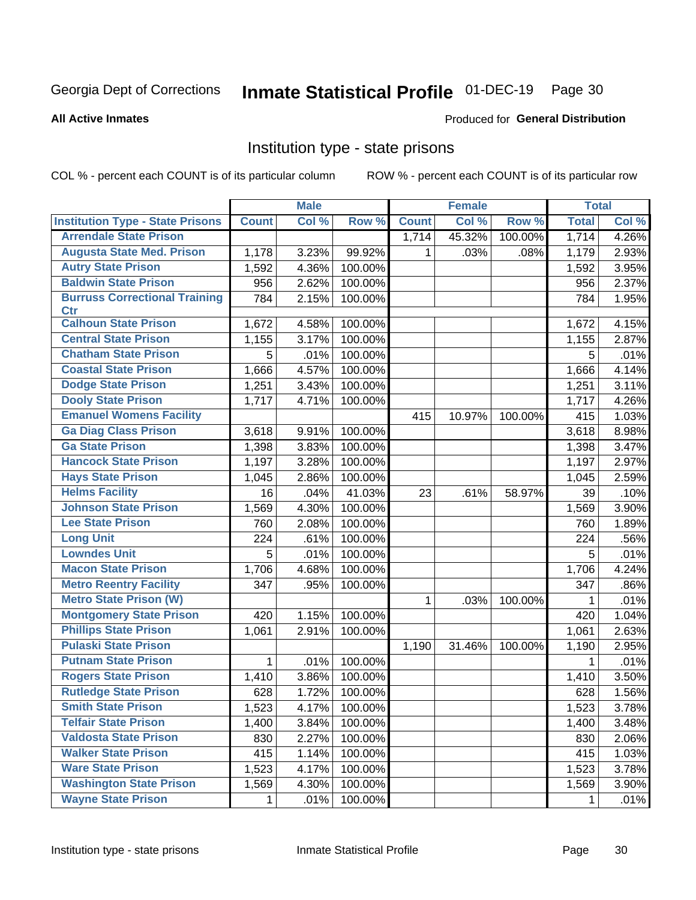Georgia Dept of Corrections **Inmate Statistical Profile** 01-DEC-19

**All Active Inmates**

Produced for **General Distribution**

## Institution type - state prisons

COL % - percent each COUNT is of its particular column    ROW % - percent each COUNT is of its particular row

| | Male | | | Female | | | Total | |
|---|---|---|---|---|---|---|---|---|
| **Institution Type - State Prisons** | **Count** | **Col %** | **Row %** | **Count** | **Col %** | **Row %** | **Total** | **Col %** |
| Arrendale State Prison | | | | 1,714 | 45.32% | 100.00% | 1,714 | 4.26% |
| Augusta State Med. Prison | 1,178 | 3.23% | 99.92% | 1 | .03% | .08% | 1,179 | 2.93% |
| Autry State Prison | 1,592 | 4.36% | 100.00% | | | | 1,592 | 3.95% |
| Baldwin State Prison | 956 | 2.62% | 100.00% | | | | 956 | 2.37% |
| Burruss Correctional Training Ctr | 784 | 2.15% | 100.00% | | | | 784 | 1.95% |
| Calhoun State Prison | 1,672 | 4.58% | 100.00% | | | | 1,672 | 4.15% |
| Central State Prison | 1,155 | 3.17% | 100.00% | | | | 1,155 | 2.87% |
| Chatham State Prison | 5 | .01% | 100.00% | | | | 5 | .01% |
| Coastal State Prison | 1,666 | 4.57% | 100.00% | | | | 1,666 | 4.14% |
| Dodge State Prison | 1,251 | 3.43% | 100.00% | | | | 1,251 | 3.11% |
| Dooly State Prison | 1,717 | 4.71% | 100.00% | | | | 1,717 | 4.26% |
| Emanuel Womens Facility | | | | 415 | 10.97% | 100.00% | 415 | 1.03% |
| Ga Diag Class Prison | 3,618 | 9.91% | 100.00% | | | | 3,618 | 8.98% |
| Ga State Prison | 1,398 | 3.83% | 100.00% | | | | 1,398 | 3.47% |
| Hancock State Prison | 1,197 | 3.28% | 100.00% | | | | 1,197 | 2.97% |
| Hays State Prison | 1,045 | 2.86% | 100.00% | | | | 1,045 | 2.59% |
| Helms Facility | 16 | .04% | 41.03% | 23 | .61% | 58.97% | 39 | .10% |
| Johnson State Prison | 1,569 | 4.30% | 100.00% | | | | 1,569 | 3.90% |
| Lee State Prison | 760 | 2.08% | 100.00% | | | | 760 | 1.89% |
| Long Unit | 224 | .61% | 100.00% | | | | 224 | .56% |
| Lowndes Unit | 5 | .01% | 100.00% | | | | 5 | .01% |
| Macon State Prison | 1,706 | 4.68% | 100.00% | | | | 1,706 | 4.24% |
| Metro Reentry Facility | 347 | .95% | 100.00% | | | | 347 | .86% |
| Metro State Prison (W) | | | | 1 | .03% | 100.00% | 1 | .01% |
| Montgomery State Prison | 420 | 1.15% | 100.00% | | | | 420 | 1.04% |
| Phillips State Prison | 1,061 | 2.91% | 100.00% | | | | 1,061 | 2.63% |
| Pulaski State Prison | | | | 1,190 | 31.46% | 100.00% | 1,190 | 2.95% |
| Putnam State Prison | 1 | .01% | 100.00% | | | | 1 | .01% |
| Rogers State Prison | 1,410 | 3.86% | 100.00% | | | | 1,410 | 3.50% |
| Rutledge State Prison | 628 | 1.72% | 100.00% | | | | 628 | 1.56% |
| Smith State Prison | 1,523 | 4.17% | 100.00% | | | | 1,523 | 3.78% |
| Telfair State Prison | 1,400 | 3.84% | 100.00% | | | | 1,400 | 3.48% |
| Valdosta State Prison | 830 | 2.27% | 100.00% | | | | 830 | 2.06% |
| Walker State Prison | 415 | 1.14% | 100.00% | | | | 415 | 1.03% |
| Ware State Prison | 1,523 | 4.17% | 100.00% | | | | 1,523 | 3.78% |
| Washington State Prison | 1,569 | 4.30% | 100.00% | | | | 1,569 | 3.90% |
| Wayne State Prison | 1 | .01% | 100.00% | | | | 1 | .01% |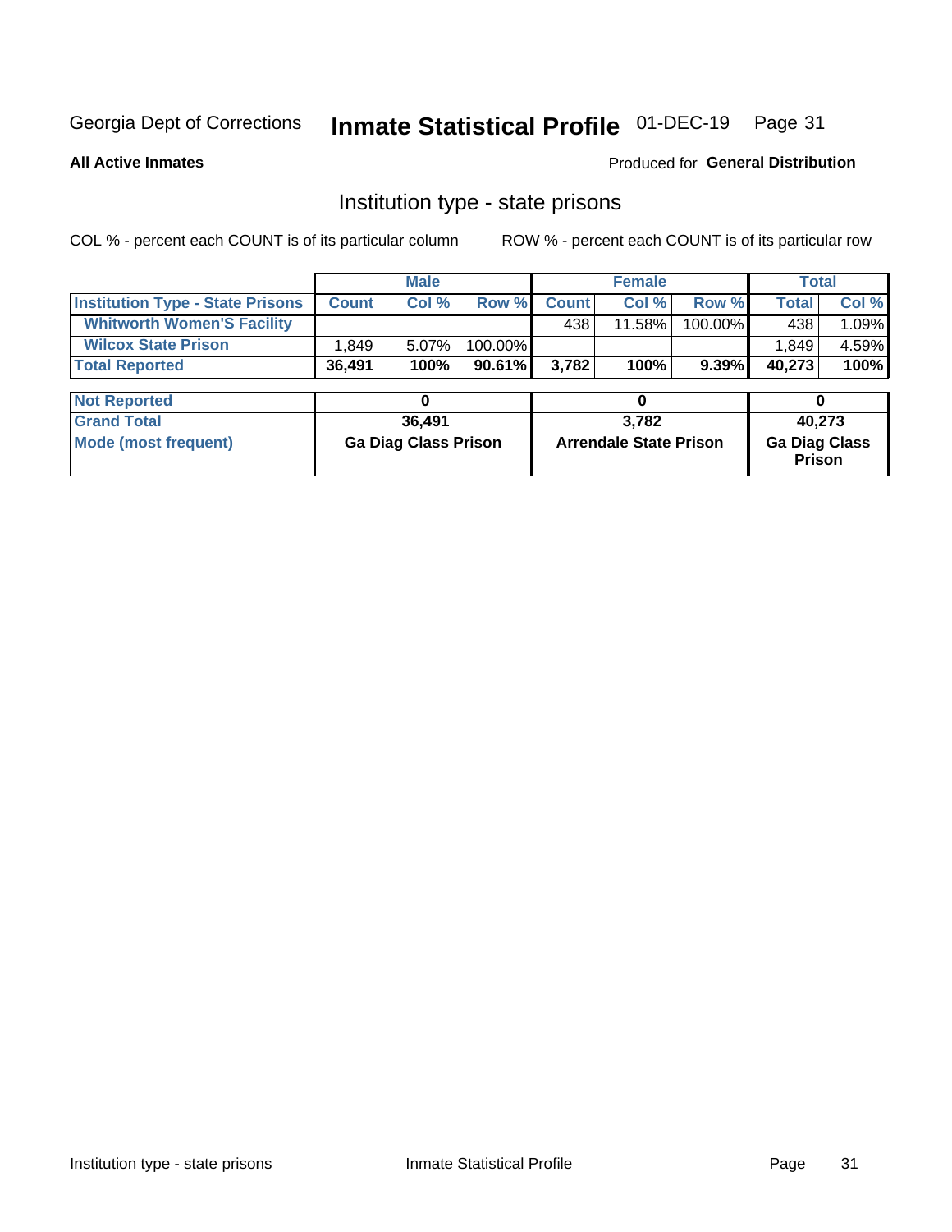Georgia Dept of Corrections **Inmate Statistical Profile** 01-DEC-19 Page 31

**All Active Inmates**

Produced for **General Distribution**

## Institution type - state prisons

COL % - percent each COUNT is of its particular column    ROW % - percent each COUNT is of its particular row

| | Male | | | Female | | | Total | |
|---|---|---|---|---|---|---|---|---|
| **Institution Type - State Prisons** | **Count** | **Col %** | **Row %** | **Count** | **Col %** | **Row %** | **Total** | **Col %** |
| **Whitworth Women'S Facility** | | | | 438 | 11.58% | 100.00% | 438 | 1.09% |
| **Wilcox State Prison** | 1,849 | 5.07% | 100.00% | | | | 1,849 | 4.59% |
| **Total Reported** | **36,491** | **100%** | **90.61%** | **3,782** | **100%** | **9.39%** | **40,273** | **100%** |

| | Male | Female | Total |
|---|---|---|---|
| **Not Reported** | **0** | **0** | **0** |
| **Grand Total** | **36,491** | **3,782** | **40,273** |
| **Mode (most frequent)** | **Ga Diag Class Prison** | **Arrendale State Prison** | **Ga Diag Class Prison** |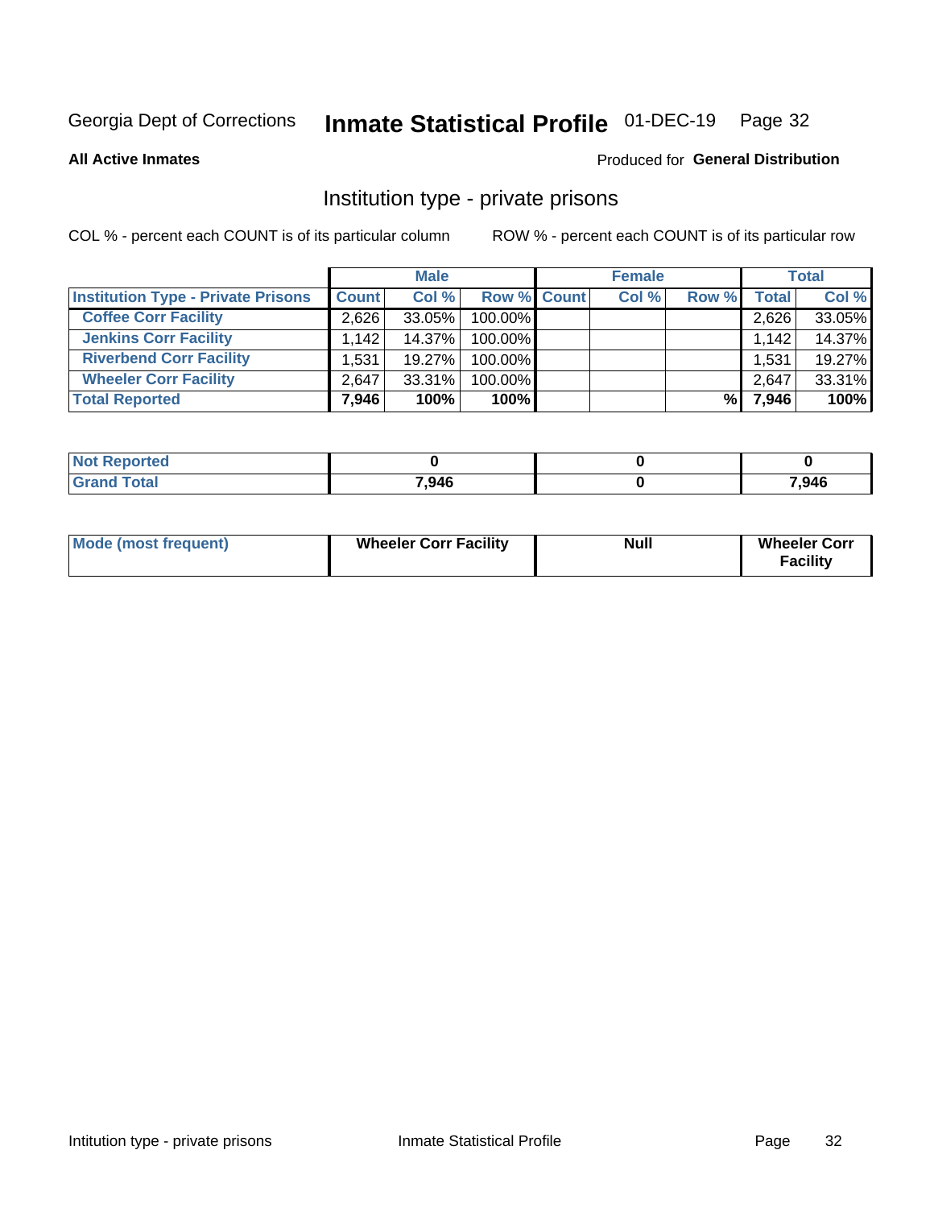Georgia Dept of Corrections **Inmate Statistical Profile** 01-DEC-19

**All Active Inmates**

Produced for **General Distribution**

## Institution type - private prisons

COL % - percent each COUNT is of its particular column

ROW % - percent each COUNT is of its particular row

| | Male | | | Female | | | Total | |
|---|---|---|---|---|---|---|---|---|
| **Institution Type - Private Prisons** | **Count** | **Col %** | **Row %** | **Count** | **Col %** | **Row %** | **Total** | **Col %** |
| **Coffee Corr Facility** | 2,626 | 33.05% | 100.00% | | | | 2,626 | 33.05% |
| **Jenkins Corr Facility** | 1,142 | 14.37% | 100.00% | | | | 1,142 | 14.37% |
| **Riverbend Corr Facility** | 1,531 | 19.27% | 100.00% | | | | 1,531 | 19.27% |
| **Wheeler Corr Facility** | 2,647 | 33.31% | 100.00% | | | | 2,647 | 33.31% |
| **Total Reported** | **7,946** | **100%** | **100%** | | | **%** | **7,946** | **100%** |

| | Male | Female | Total |
|---|---|---|---|
| **Not Reported** | **0** | **0** | **0** |
| **Grand Total** | **7,946** | **0** | **7,946** |

| | Male | Female | Total |
|---|---|---|---|
| **Mode (most frequent)** | **Wheeler Corr Facility** | **Null** | **Wheeler Corr Facility** |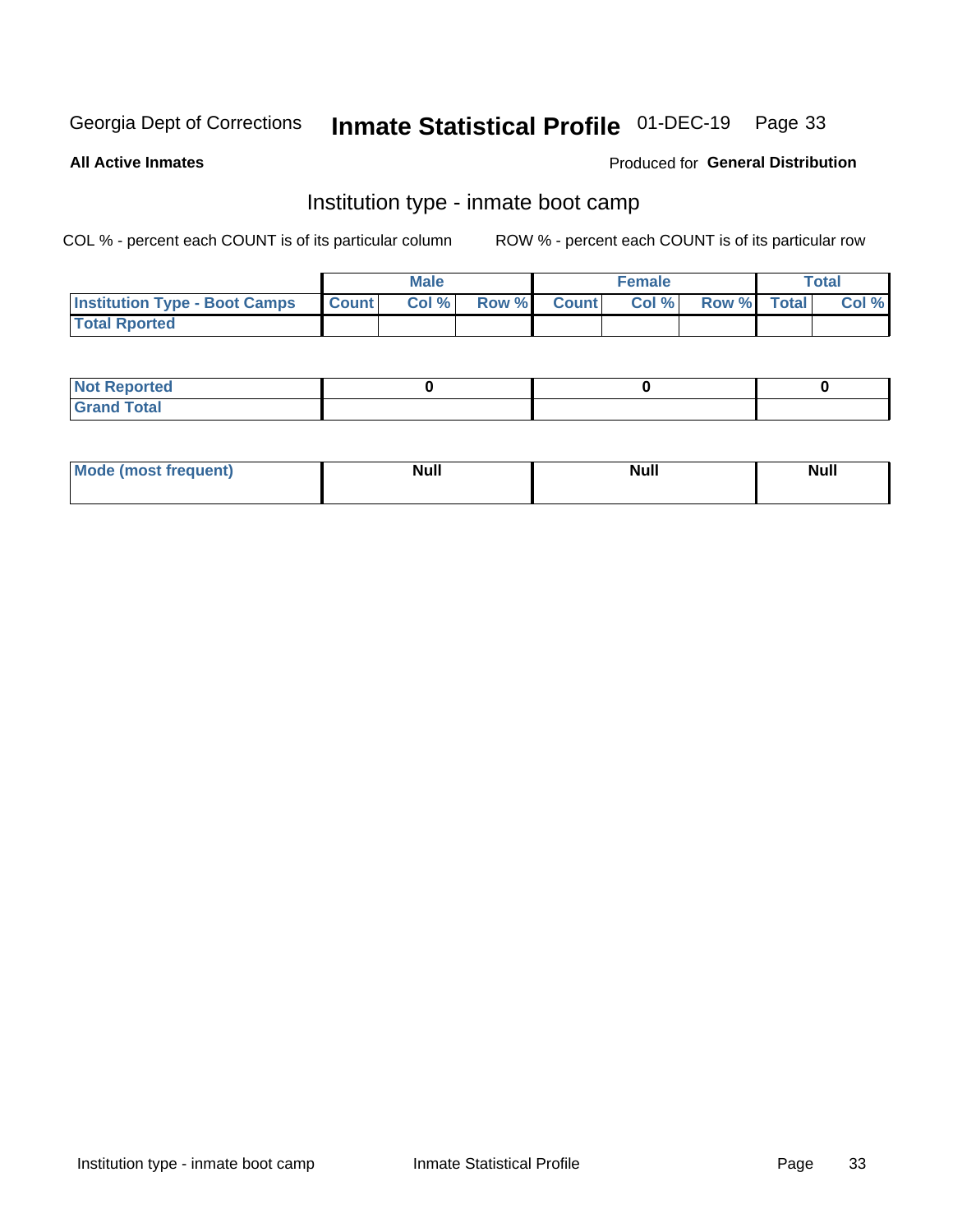Georgia Dept of Corrections **Inmate Statistical Profile** 01-DEC-19

**All Active Inmates**

Produced for **General Distribution**

## Institution type - inmate boot camp

COL % - percent each COUNT is of its particular column

ROW % - percent each COUNT is of its particular row

| | Male | | | Female | | | Total | |
|---|---|---|---|---|---|---|---|---|
| Institution Type - Boot Camps | Count | Col % | Row % | Count | Col % | Row % | Total | Col % |
| Total Rported | | | | | | | | |

| | Male | Female | Total |
|---|---|---|---|
| Not Reported | 0 | 0 | 0 |
| Grand Total | | | |

| | Male | Female | Total |
|---|---|---|---|
| Mode (most frequent) | Null | Null | Null |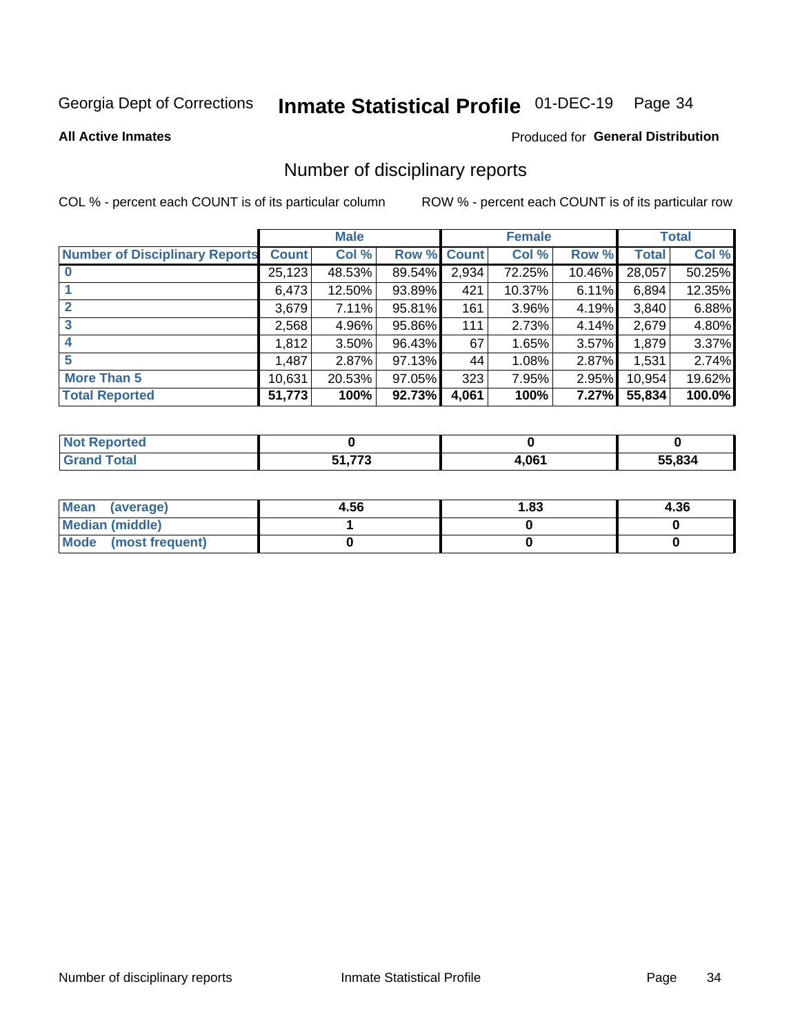Georgia Dept of Corrections **Inmate Statistical Profile** 01-DEC-19

**All Active Inmates**

Produced for **General Distribution**

## Number of disciplinary reports

COL % - percent each COUNT is of its particular column

ROW % - percent each COUNT is of its particular row

| | Male | | | Female | | | Total | |
|---|---|---|---|---|---|---|---|---|
| Number of Disciplinary Reports | Count | Col % | Row % | Count | Col % | Row % | Total | Col % |
| 0 | 25,123 | 48.53% | 89.54% | 2,934 | 72.25% | 10.46% | 28,057 | 50.25% |
| 1 | 6,473 | 12.50% | 93.89% | 421 | 10.37% | 6.11% | 6,894 | 12.35% |
| 2 | 3,679 | 7.11% | 95.81% | 161 | 3.96% | 4.19% | 3,840 | 6.88% |
| 3 | 2,568 | 4.96% | 95.86% | 111 | 2.73% | 4.14% | 2,679 | 4.80% |
| 4 | 1,812 | 3.50% | 96.43% | 67 | 1.65% | 3.57% | 1,879 | 3.37% |
| 5 | 1,487 | 2.87% | 97.13% | 44 | 1.08% | 2.87% | 1,531 | 2.74% |
| More Than 5 | 10,631 | 20.53% | 97.05% | 323 | 7.95% | 2.95% | 10,954 | 19.62% |
| **Total Reported** | **51,773** | **100%** | **92.73%** | **4,061** | **100%** | **7.27%** | **55,834** | **100.0%** |

| | Male | Female | Total |
|---|---|---|---|
| Not Reported | 0 | 0 | 0 |
| Grand Total | 51,773 | 4,061 | 55,834 |

| | Male | Female | Total |
|---|---|---|---|
| Mean (average) | 4.56 | 1.83 | 4.36 |
| Median (middle) | 1 | 0 | 0 |
| Mode (most frequent) | 0 | 0 | 0 |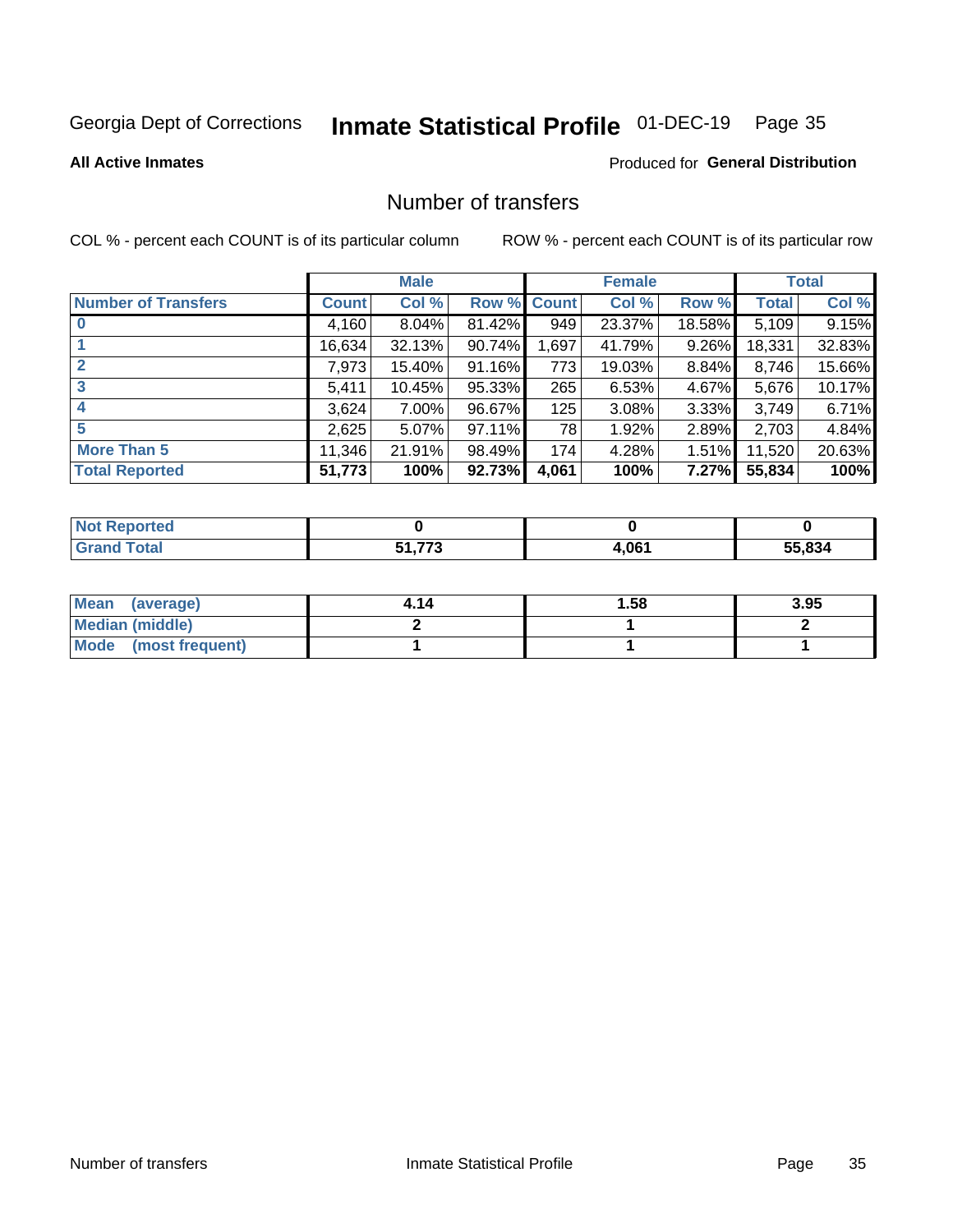Georgia Dept of Corrections **Inmate Statistical Profile** 01-DEC-19 Page 35

**All Active Inmates**

Produced for **General Distribution**

## Number of transfers

COL % - percent each COUNT is of its particular column

ROW % - percent each COUNT is of its particular row

| | Male | | | Female | | | Total | |
|---|---|---|---|---|---|---|---|---|
| **Number of Transfers** | **Count** | **Col %** | **Row %** | **Count** | **Col %** | **Row %** | **Total** | **Col %** |
| **0** | 4,160 | 8.04% | 81.42% | 949 | 23.37% | 18.58% | 5,109 | 9.15% |
| **1** | 16,634 | 32.13% | 90.74% | 1,697 | 41.79% | 9.26% | 18,331 | 32.83% |
| **2** | 7,973 | 15.40% | 91.16% | 773 | 19.03% | 8.84% | 8,746 | 15.66% |
| **3** | 5,411 | 10.45% | 95.33% | 265 | 6.53% | 4.67% | 5,676 | 10.17% |
| **4** | 3,624 | 7.00% | 96.67% | 125 | 3.08% | 3.33% | 3,749 | 6.71% |
| **5** | 2,625 | 5.07% | 97.11% | 78 | 1.92% | 2.89% | 2,703 | 4.84% |
| **More Than 5** | 11,346 | 21.91% | 98.49% | 174 | 4.28% | 1.51% | 11,520 | 20.63% |
| **Total Reported** | **51,773** | **100%** | **92.73%** | **4,061** | **100%** | **7.27%** | **55,834** | **100%** |

| | Male | Female | Total |
|---|---|---|---|
| **Not Reported** | **0** | **0** | **0** |
| **Grand Total** | **51,773** | **4,061** | **55,834** |

| | Male | Female | Total |
|---|---|---|---|
| **Mean (average)** | **4.14** | **1.58** | **3.95** |
| **Median (middle)** | **2** | **1** | **2** |
| **Mode (most frequent)** | **1** | **1** | **1** |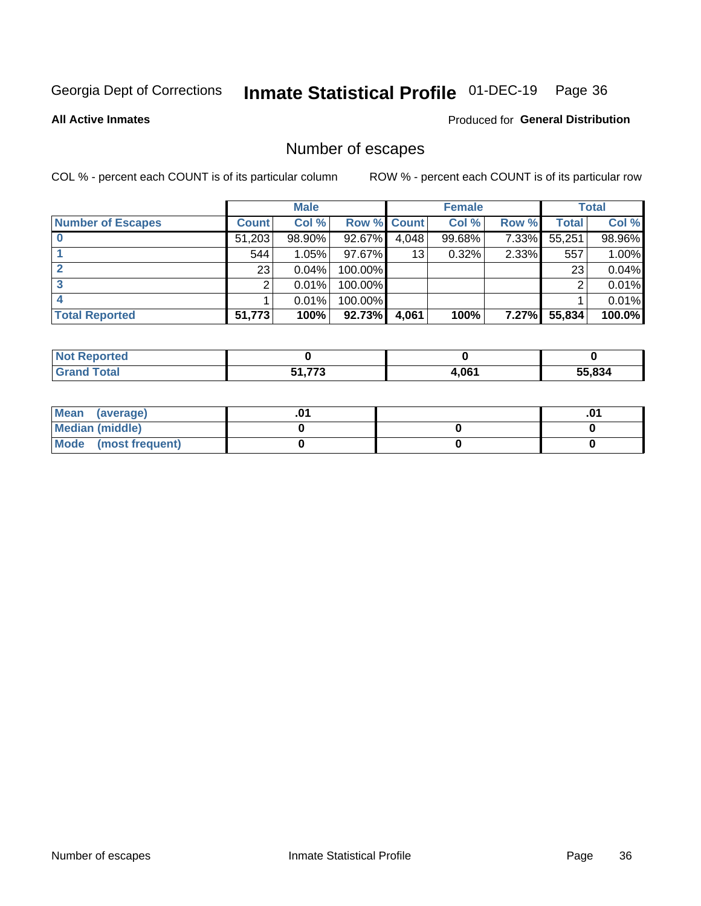Georgia Dept of Corrections **Inmate Statistical Profile** 01-DEC-19

**All Active Inmates**

Produced for **General Distribution**

## Number of escapes

COL % - percent each COUNT is of its particular column

ROW % - percent each COUNT is of its particular row

| | Male | | | Female | | | Total | |
|---|---|---|---|---|---|---|---|---|
| **Number of Escapes** | **Count** | **Col %** | **Row %** | **Count** | **Col %** | **Row %** | **Total** | **Col %** |
| **0** | 51,203 | 98.90% | 92.67% | 4,048 | 99.68% | 7.33% | 55,251 | 98.96% |
| **1** | 544 | 1.05% | 97.67% | 13 | 0.32% | 2.33% | 557 | 1.00% |
| **2** | 23 | 0.04% | 100.00% | | | | 23 | 0.04% |
| **3** | 2 | 0.01% | 100.00% | | | | 2 | 0.01% |
| **4** | 1 | 0.01% | 100.00% | | | | 1 | 0.01% |
| **Total Reported** | **51,773** | **100%** | **92.73%** | **4,061** | **100%** | **7.27%** | **55,834** | **100.0%** |

| | Male | Female | Total |
|---|---|---|---|
| **Not Reported** | **0** | **0** | **0** |
| **Grand Total** | **51,773** | **4,061** | **55,834** |

| | Male | Female | Total |
|---|---|---|---|
| **Mean (average)** | **.01** | | **.01** |
| **Median (middle)** | **0** | **0** | **0** |
| **Mode (most frequent)** | **0** | **0** | **0** |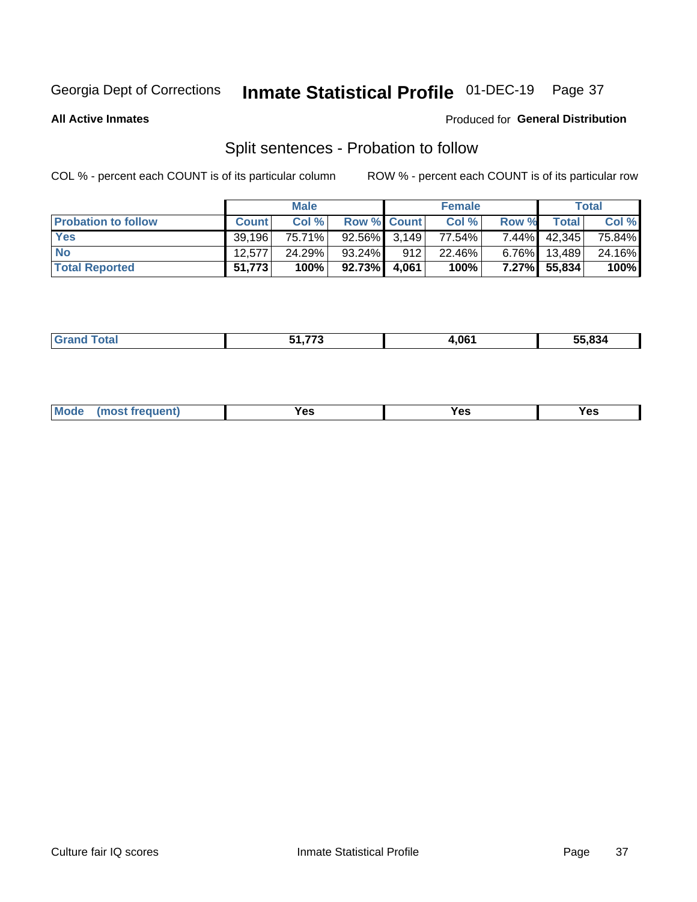Georgia Dept of Corrections **Inmate Statistical Profile** 01-DEC-19

**All Active Inmates**

Produced for **General Distribution**

## Split sentences - Probation to follow

COL % - percent each COUNT is of its particular column

ROW % - percent each COUNT is of its particular row

| | Male | | | Female | | | Total | |
|---|---|---|---|---|---|---|---|---|
| **Probation to follow** | **Count** | **Col %** | **Row %** | **Count** | **Col %** | **Row %** | **Total** | **Col %** |
| **Yes** | 39,196 | 75.71% | 92.56% | 3,149 | 77.54% | 7.44% | 42,345 | 75.84% |
| **No** | 12,577 | 24.29% | 93.24% | 912 | 22.46% | 6.76% | 13,489 | 24.16% |
| **Total Reported** | **51,773** | **100%** | **92.73%** | **4,061** | **100%** | **7.27%** | **55,834** | **100%** |

| **Grand Total** | **51,773** | **4,061** | **55,834** |
|---|---|---|---|

| **Mode (most frequent)** | **Yes** | **Yes** | **Yes** |
|---|---|---|---|

Culture fair IQ scores

Inmate Statistical Profile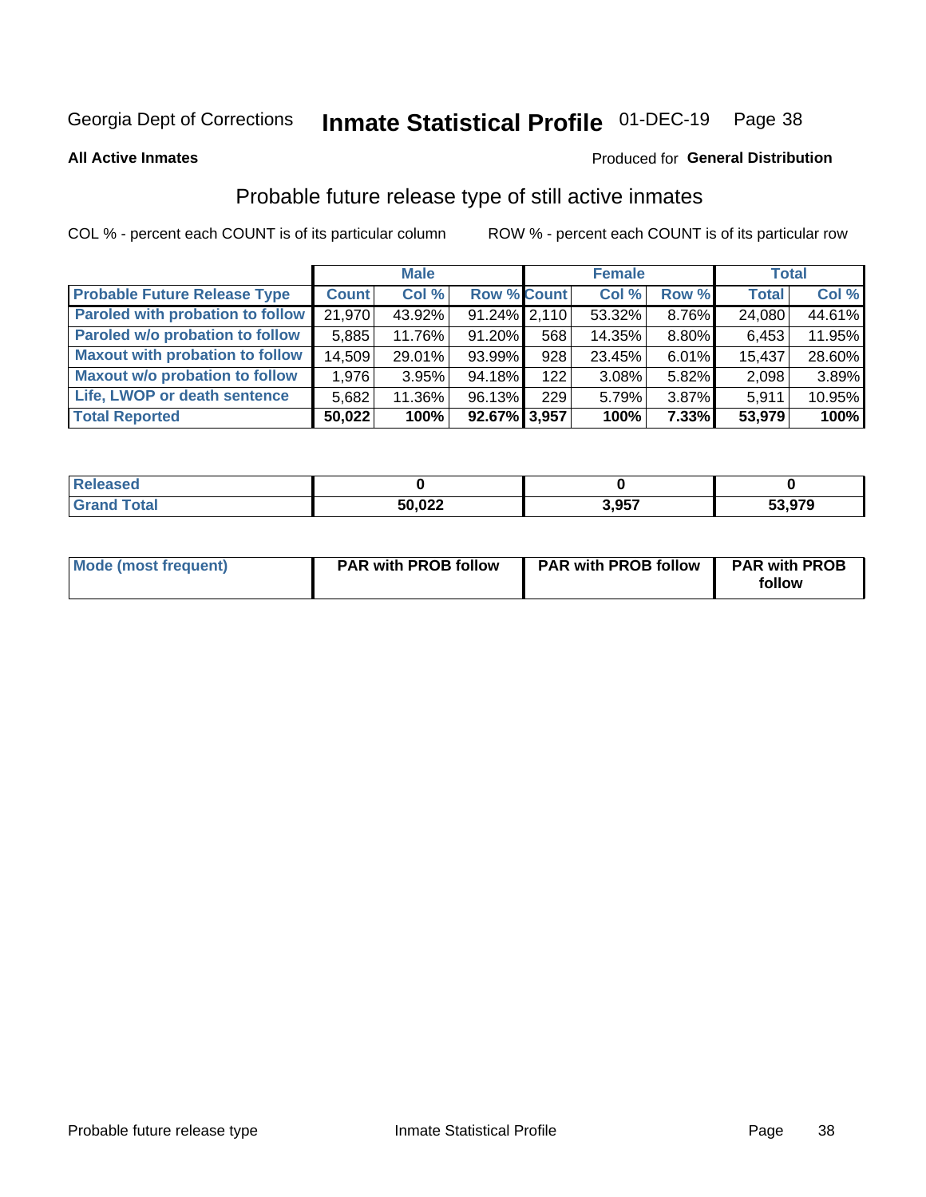Georgia Dept of Corrections **Inmate Statistical Profile** 01-DEC-19

**All Active Inmates**

Produced for **General Distribution**

## Probable future release type of still active inmates

COL % - percent each COUNT is of its particular column ROW % - percent each COUNT is of its particular row

| | Male | | | Female | | | Total | |
|---|---|---|---|---|---|---|---|---|
| **Probable Future Release Type** | **Count** | **Col %** | **Row %** | **Count** | **Col %** | **Row %** | **Total** | **Col %** |
| Paroled with probation to follow | 21,970 | 43.92% | 91.24% | 2,110 | 53.32% | 8.76% | 24,080 | 44.61% |
| Paroled w/o probation to follow | 5,885 | 11.76% | 91.20% | 568 | 14.35% | 8.80% | 6,453 | 11.95% |
| Maxout with probation to follow | 14,509 | 29.01% | 93.99% | 928 | 23.45% | 6.01% | 15,437 | 28.60% |
| Maxout w/o probation to follow | 1,976 | 3.95% | 94.18% | 122 | 3.08% | 5.82% | 2,098 | 3.89% |
| Life, LWOP or death sentence | 5,682 | 11.36% | 96.13% | 229 | 5.79% | 3.87% | 5,911 | 10.95% |
| **Total Reported** | **50,022** | **100%** | **92.67%** | **3,957** | **100%** | **7.33%** | **53,979** | **100%** |

| | Male | Female | Total |
|---|---|---|---|
| Released | **0** | **0** | **0** |
| Grand Total | **50,022** | **3,957** | **53,979** |

| | Male | Female | Total |
|---|---|---|---|
| Mode (most frequent) | **PAR with PROB follow** | **PAR with PROB follow** | **PAR with PROB follow** |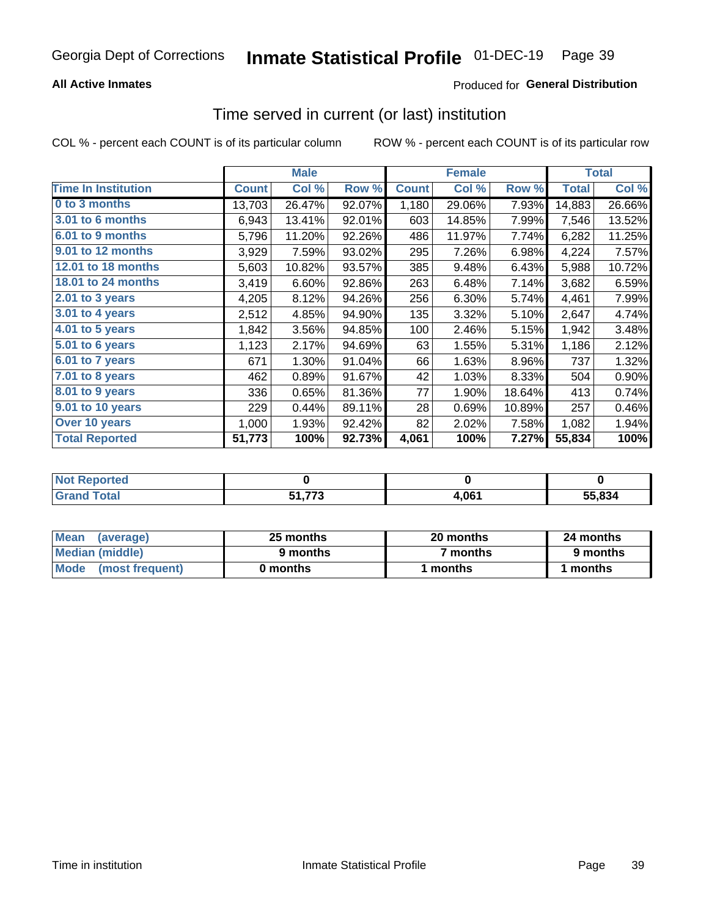Georgia Dept of Corrections **Inmate Statistical Profile** 01-DEC-19

**All Active Inmates**

Produced for **General Distribution**

## Time served in current (or last) institution

COL % - percent each COUNT is of its particular column

ROW % - percent each COUNT is of its particular row

| | Male | | | Female | | | Total | |
|---|---|---|---|---|---|---|---|---|
| **Time In Institution** | **Count** | **Col %** | **Row %** | **Count** | **Col %** | **Row %** | **Total** | **Col %** |
| 0 to 3 months | 13,703 | 26.47% | 92.07% | 1,180 | 29.06% | 7.93% | 14,883 | 26.66% |
| 3.01 to 6 months | 6,943 | 13.41% | 92.01% | 603 | 14.85% | 7.99% | 7,546 | 13.52% |
| 6.01 to 9 months | 5,796 | 11.20% | 92.26% | 486 | 11.97% | 7.74% | 6,282 | 11.25% |
| 9.01 to 12 months | 3,929 | 7.59% | 93.02% | 295 | 7.26% | 6.98% | 4,224 | 7.57% |
| 12.01 to 18 months | 5,603 | 10.82% | 93.57% | 385 | 9.48% | 6.43% | 5,988 | 10.72% |
| 18.01 to 24 months | 3,419 | 6.60% | 92.86% | 263 | 6.48% | 7.14% | 3,682 | 6.59% |
| 2.01 to 3 years | 4,205 | 8.12% | 94.26% | 256 | 6.30% | 5.74% | 4,461 | 7.99% |
| 3.01 to 4 years | 2,512 | 4.85% | 94.90% | 135 | 3.32% | 5.10% | 2,647 | 4.74% |
| 4.01 to 5 years | 1,842 | 3.56% | 94.85% | 100 | 2.46% | 5.15% | 1,942 | 3.48% |
| 5.01 to 6 years | 1,123 | 2.17% | 94.69% | 63 | 1.55% | 5.31% | 1,186 | 2.12% |
| 6.01 to 7 years | 671 | 1.30% | 91.04% | 66 | 1.63% | 8.96% | 737 | 1.32% |
| 7.01 to 8 years | 462 | 0.89% | 91.67% | 42 | 1.03% | 8.33% | 504 | 0.90% |
| 8.01 to 9 years | 336 | 0.65% | 81.36% | 77 | 1.90% | 18.64% | 413 | 0.74% |
| 9.01 to 10 years | 229 | 0.44% | 89.11% | 28 | 0.69% | 10.89% | 257 | 0.46% |
| Over 10 years | 1,000 | 1.93% | 92.42% | 82 | 2.02% | 7.58% | 1,082 | 1.94% |
| **Total Reported** | **51,773** | **100%** | **92.73%** | **4,061** | **100%** | **7.27%** | **55,834** | **100%** |

| | Male | Female | Total |
|---|---|---|---|
| Not Reported | 0 | 0 | 0 |
| Grand Total | 51,773 | 4,061 | 55,834 |

| | Male | Female | Total |
|---|---|---|---|
| Mean (average) | 25 months | 20 months | 24 months |
| Median (middle) | 9 months | 7 months | 9 months |
| Mode (most frequent) | 0 months | 1 months | 1 months |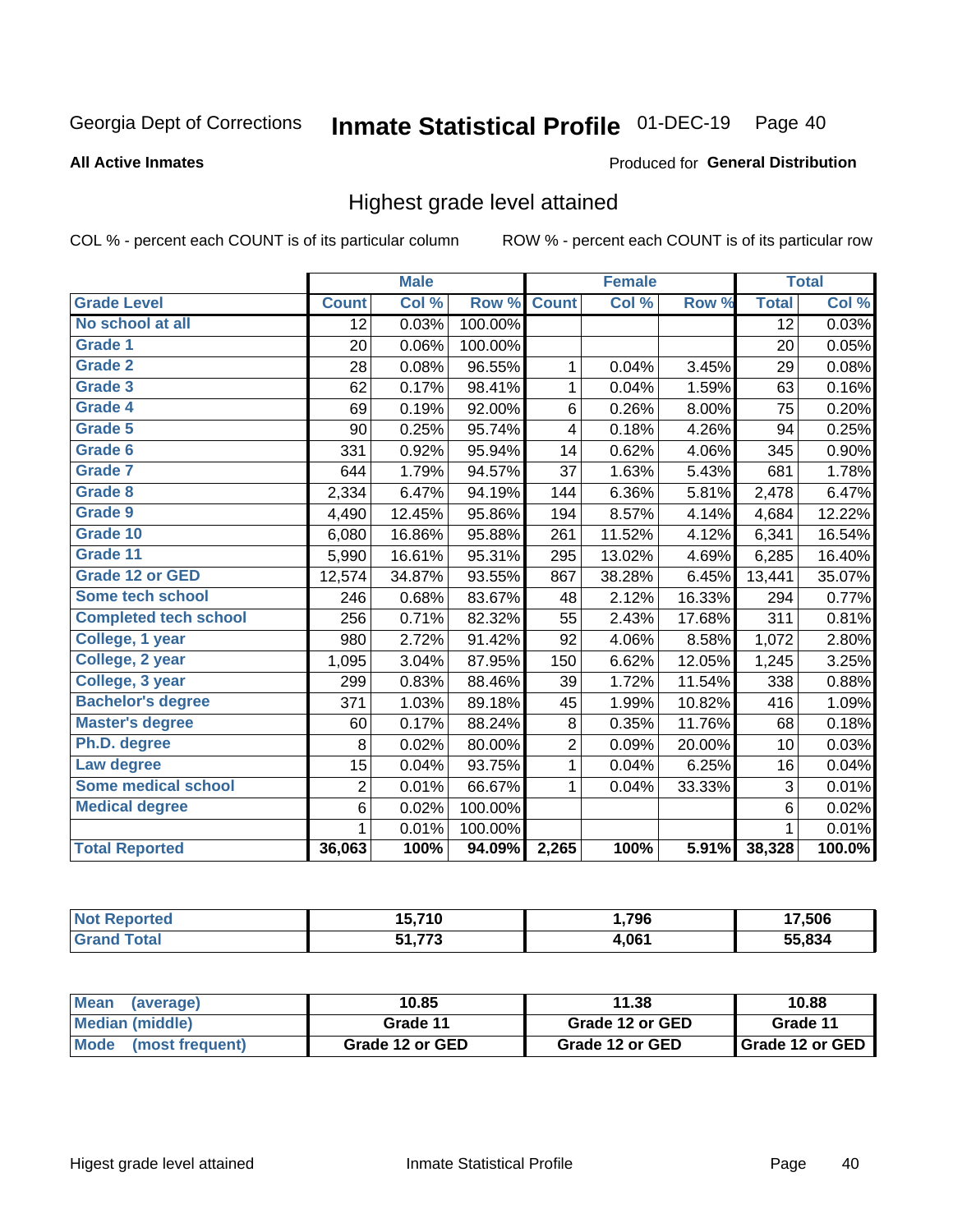Georgia Dept of Corrections **Inmate Statistical Profile** 01-DEC-19

**All Active Inmates**

Produced for **General Distribution**

## Highest grade level attained

COL % - percent each COUNT is of its particular column

ROW % - percent each COUNT is of its particular row

| | Male | | | Female | | | Total | |
|---|---|---|---|---|---|---|---|---|
| **Grade Level** | **Count** | **Col %** | **Row %** | **Count** | **Col %** | **Row %** | **Total** | **Col %** |
| No school at all | 12 | 0.03% | 100.00% | | | | 12 | 0.03% |
| Grade 1 | 20 | 0.06% | 100.00% | | | | 20 | 0.05% |
| Grade 2 | 28 | 0.08% | 96.55% | 1 | 0.04% | 3.45% | 29 | 0.08% |
| Grade 3 | 62 | 0.17% | 98.41% | 1 | 0.04% | 1.59% | 63 | 0.16% |
| Grade 4 | 69 | 0.19% | 92.00% | 6 | 0.26% | 8.00% | 75 | 0.20% |
| Grade 5 | 90 | 0.25% | 95.74% | 4 | 0.18% | 4.26% | 94 | 0.25% |
| Grade 6 | 331 | 0.92% | 95.94% | 14 | 0.62% | 4.06% | 345 | 0.90% |
| Grade 7 | 644 | 1.79% | 94.57% | 37 | 1.63% | 5.43% | 681 | 1.78% |
| Grade 8 | 2,334 | 6.47% | 94.19% | 144 | 6.36% | 5.81% | 2,478 | 6.47% |
| Grade 9 | 4,490 | 12.45% | 95.86% | 194 | 8.57% | 4.14% | 4,684 | 12.22% |
| Grade 10 | 6,080 | 16.86% | 95.88% | 261 | 11.52% | 4.12% | 6,341 | 16.54% |
| Grade 11 | 5,990 | 16.61% | 95.31% | 295 | 13.02% | 4.69% | 6,285 | 16.40% |
| Grade 12 or GED | 12,574 | 34.87% | 93.55% | 867 | 38.28% | 6.45% | 13,441 | 35.07% |
| Some tech school | 246 | 0.68% | 83.67% | 48 | 2.12% | 16.33% | 294 | 0.77% |
| Completed tech school | 256 | 0.71% | 82.32% | 55 | 2.43% | 17.68% | 311 | 0.81% |
| College, 1 year | 980 | 2.72% | 91.42% | 92 | 4.06% | 8.58% | 1,072 | 2.80% |
| College, 2 year | 1,095 | 3.04% | 87.95% | 150 | 6.62% | 12.05% | 1,245 | 3.25% |
| College, 3 year | 299 | 0.83% | 88.46% | 39 | 1.72% | 11.54% | 338 | 0.88% |
| Bachelor's degree | 371 | 1.03% | 89.18% | 45 | 1.99% | 10.82% | 416 | 1.09% |
| Master's degree | 60 | 0.17% | 88.24% | 8 | 0.35% | 11.76% | 68 | 0.18% |
| Ph.D. degree | 8 | 0.02% | 80.00% | 2 | 0.09% | 20.00% | 10 | 0.03% |
| Law degree | 15 | 0.04% | 93.75% | 1 | 0.04% | 6.25% | 16 | 0.04% |
| Some medical school | 2 | 0.01% | 66.67% | 1 | 0.04% | 33.33% | 3 | 0.01% |
| Medical degree | 6 | 0.02% | 100.00% | | | | 6 | 0.02% |
| | 1 | 0.01% | 100.00% | | | | 1 | 0.01% |
| **Total Reported** | **36,063** | **100%** | **94.09%** | **2,265** | **100%** | **5.91%** | **38,328** | **100.0%** |

| | Male | Female | Total |
|---|---|---|---|
| Not Reported | 15,710 | 1,796 | 17,506 |
| Grand Total | 51,773 | 4,061 | 55,834 |

| | Male | Female | Total |
|---|---|---|---|
| Mean (average) | 10.85 | 11.38 | 10.88 |
| Median (middle) | Grade 11 | Grade 12 or GED | Grade 11 |
| Mode (most frequent) | Grade 12 or GED | Grade 12 or GED | Grade 12 or GED |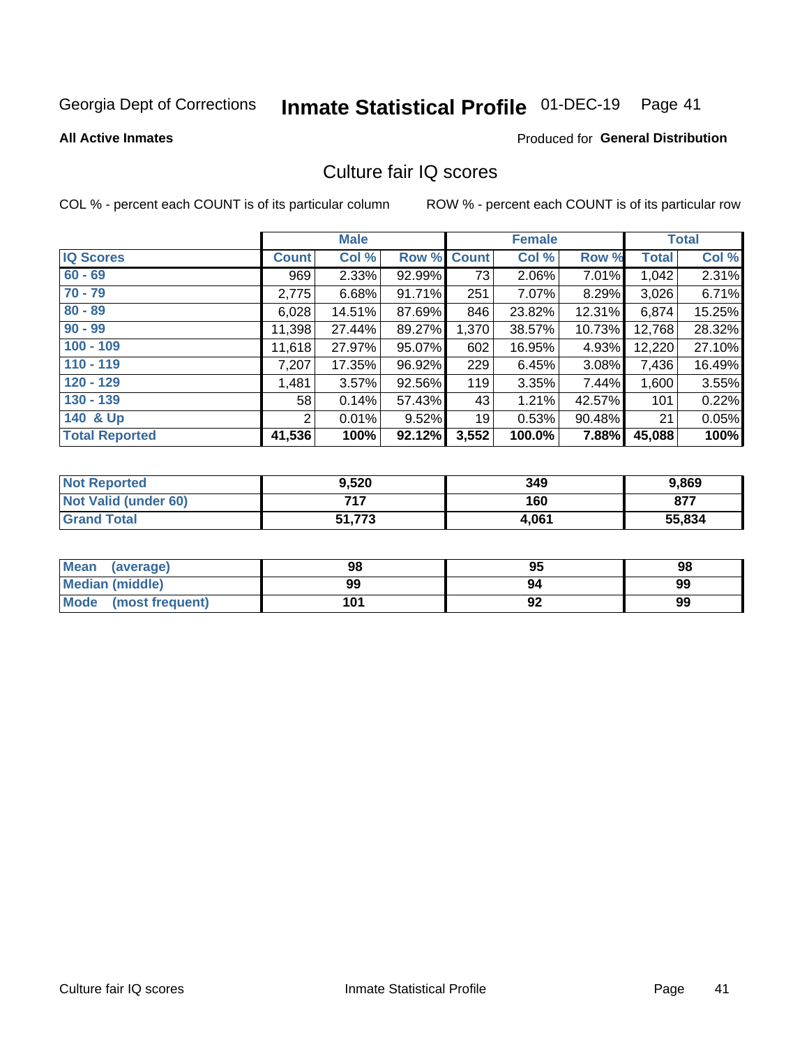Georgia Dept of Corrections **Inmate Statistical Profile** 01-DEC-19

**All Active Inmates**

Produced for **General Distribution**

## Culture fair IQ scores

COL % - percent each COUNT is of its particular column

ROW % - percent each COUNT is of its particular row

| | Male | | | Female | | | Total | |
|---|---|---|---|---|---|---|---|---|
| IQ Scores | Count | Col % | Row % | Count | Col % | Row % | Total | Col % |
| 60 - 69 | 969 | 2.33% | 92.99% | 73 | 2.06% | 7.01% | 1,042 | 2.31% |
| 70 - 79 | 2,775 | 6.68% | 91.71% | 251 | 7.07% | 8.29% | 3,026 | 6.71% |
| 80 - 89 | 6,028 | 14.51% | 87.69% | 846 | 23.82% | 12.31% | 6,874 | 15.25% |
| 90 - 99 | 11,398 | 27.44% | 89.27% | 1,370 | 38.57% | 10.73% | 12,768 | 28.32% |
| 100 - 109 | 11,618 | 27.97% | 95.07% | 602 | 16.95% | 4.93% | 12,220 | 27.10% |
| 110 - 119 | 7,207 | 17.35% | 96.92% | 229 | 6.45% | 3.08% | 7,436 | 16.49% |
| 120 - 129 | 1,481 | 3.57% | 92.56% | 119 | 3.35% | 7.44% | 1,600 | 3.55% |
| 130 - 139 | 58 | 0.14% | 57.43% | 43 | 1.21% | 42.57% | 101 | 0.22% |
| 140 & Up | 2 | 0.01% | 9.52% | 19 | 0.53% | 90.48% | 21 | 0.05% |
| **Total Reported** | **41,536** | **100%** | **92.12%** | **3,552** | **100.0%** | **7.88%** | **45,088** | **100%** |

| | Male | Female | Total |
|---|---|---|---|
| Not Reported | 9,520 | 349 | 9,869 |
| Not Valid (under 60) | 717 | 160 | 877 |
| Grand Total | 51,773 | 4,061 | 55,834 |

| | Male | Female | Total |
|---|---|---|---|
| Mean (average) | 98 | 95 | 98 |
| Median (middle) | 99 | 94 | 99 |
| Mode (most frequent) | 101 | 92 | 99 |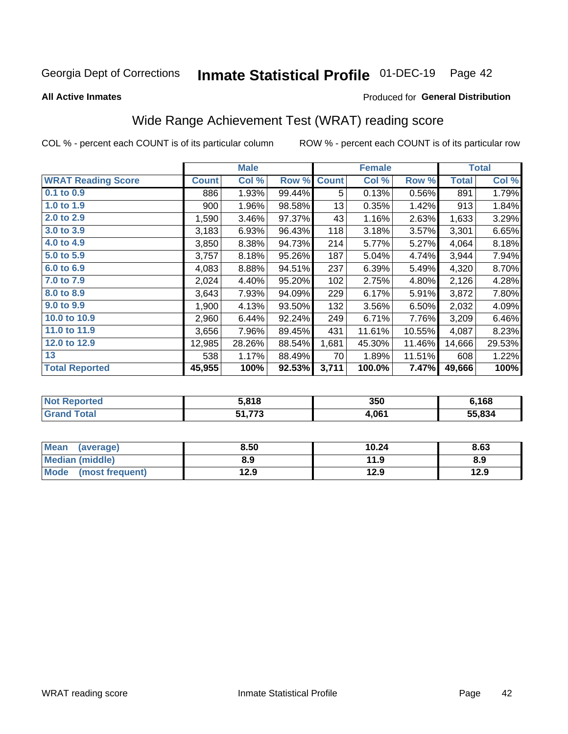Georgia Dept of Corrections **Inmate Statistical Profile** 01-DEC-19

**All Active Inmates**

Produced for **General Distribution**

## Wide Range Achievement Test (WRAT) reading score

COL % - percent each COUNT is of its particular column  ROW % - percent each COUNT is of its particular row

| | Male | | | Female | | | Total | |
|---|---|---|---|---|---|---|---|---|
| **WRAT Reading Score** | **Count** | **Col %** | **Row %** | **Count** | **Col %** | **Row %** | **Total** | **Col %** |
| **0.1 to 0.9** | 886 | 1.93% | 99.44% | 5 | 0.13% | 0.56% | 891 | 1.79% |
| **1.0 to 1.9** | 900 | 1.96% | 98.58% | 13 | 0.35% | 1.42% | 913 | 1.84% |
| **2.0 to 2.9** | 1,590 | 3.46% | 97.37% | 43 | 1.16% | 2.63% | 1,633 | 3.29% |
| **3.0 to 3.9** | 3,183 | 6.93% | 96.43% | 118 | 3.18% | 3.57% | 3,301 | 6.65% |
| **4.0 to 4.9** | 3,850 | 8.38% | 94.73% | 214 | 5.77% | 5.27% | 4,064 | 8.18% |
| **5.0 to 5.9** | 3,757 | 8.18% | 95.26% | 187 | 5.04% | 4.74% | 3,944 | 7.94% |
| **6.0 to 6.9** | 4,083 | 8.88% | 94.51% | 237 | 6.39% | 5.49% | 4,320 | 8.70% |
| **7.0 to 7.9** | 2,024 | 4.40% | 95.20% | 102 | 2.75% | 4.80% | 2,126 | 4.28% |
| **8.0 to 8.9** | 3,643 | 7.93% | 94.09% | 229 | 6.17% | 5.91% | 3,872 | 7.80% |
| **9.0 to 9.9** | 1,900 | 4.13% | 93.50% | 132 | 3.56% | 6.50% | 2,032 | 4.09% |
| **10.0 to 10.9** | 2,960 | 6.44% | 92.24% | 249 | 6.71% | 7.76% | 3,209 | 6.46% |
| **11.0 to 11.9** | 3,656 | 7.96% | 89.45% | 431 | 11.61% | 10.55% | 4,087 | 8.23% |
| **12.0 to 12.9** | 12,985 | 28.26% | 88.54% | 1,681 | 45.30% | 11.46% | 14,666 | 29.53% |
| **13** | 538 | 1.17% | 88.49% | 70 | 1.89% | 11.51% | 608 | 1.22% |
| **Total Reported** | **45,955** | **100%** | **92.53%** | **3,711** | **100.0%** | **7.47%** | **49,666** | **100%** |

| | Male | Female | Total |
|---|---|---|---|
| **Not Reported** | **5,818** | **350** | **6,168** |
| **Grand Total** | **51,773** | **4,061** | **55,834** |

| | Male | Female | Total |
|---|---|---|---|
| **Mean (average)** | **8.50** | **10.24** | **8.63** |
| **Median (middle)** | **8.9** | **11.9** | **8.9** |
| **Mode (most frequent)** | **12.9** | **12.9** | **12.9** |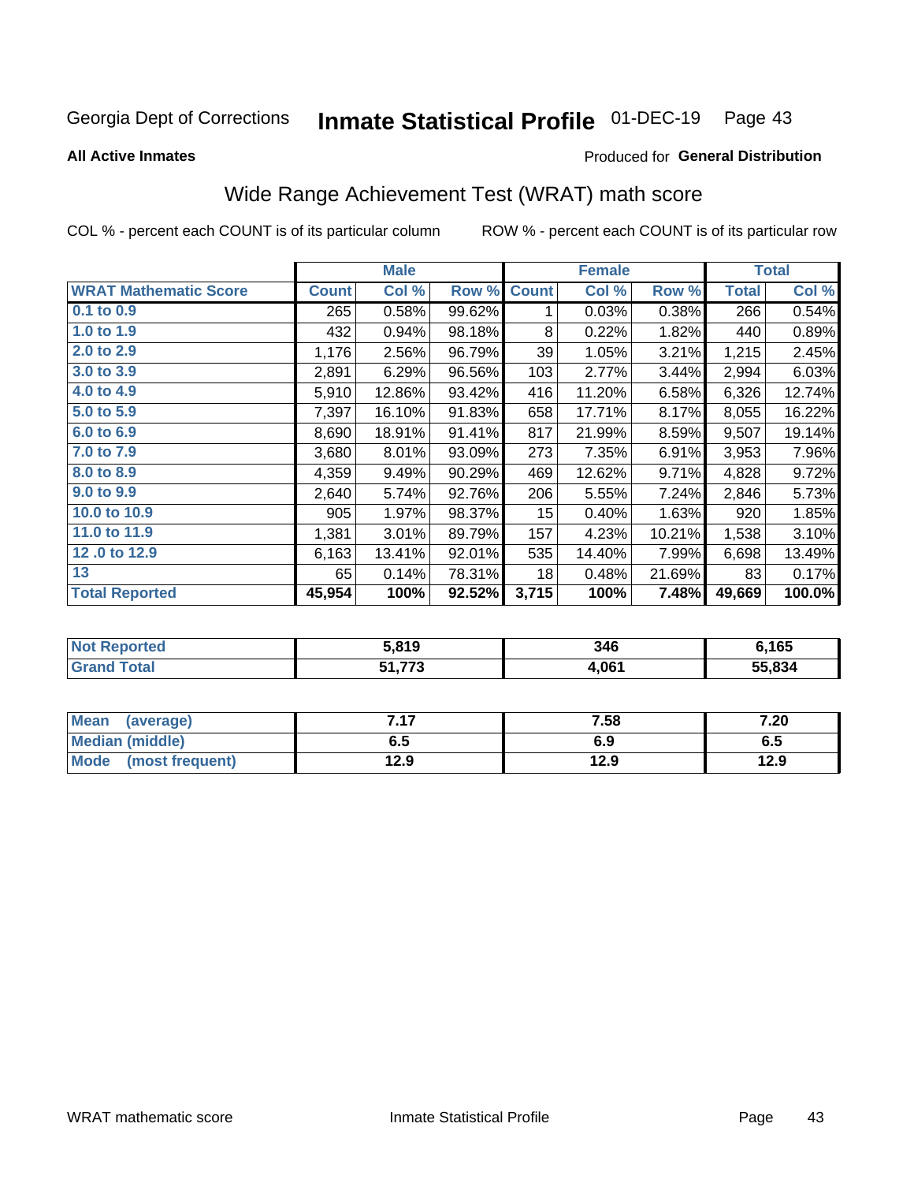Georgia Dept of Corrections **Inmate Statistical Profile** 01-DEC-19

**All Active Inmates**

Produced for **General Distribution**

## Wide Range Achievement Test (WRAT) math score

COL % - percent each COUNT is of its particular column ROW % - percent each COUNT is of its particular row

| | Male | | | Female | | | Total | |
|---|---|---|---|---|---|---|---|---|
| **WRAT Mathematic Score** | **Count** | **Col %** | **Row %** | **Count** | **Col %** | **Row %** | **Total** | **Col %** |
| 0.1 to 0.9 | 265 | 0.58% | 99.62% | 1 | 0.03% | 0.38% | 266 | 0.54% |
| 1.0 to 1.9 | 432 | 0.94% | 98.18% | 8 | 0.22% | 1.82% | 440 | 0.89% |
| 2.0 to 2.9 | 1,176 | 2.56% | 96.79% | 39 | 1.05% | 3.21% | 1,215 | 2.45% |
| 3.0 to 3.9 | 2,891 | 6.29% | 96.56% | 103 | 2.77% | 3.44% | 2,994 | 6.03% |
| 4.0 to 4.9 | 5,910 | 12.86% | 93.42% | 416 | 11.20% | 6.58% | 6,326 | 12.74% |
| 5.0 to 5.9 | 7,397 | 16.10% | 91.83% | 658 | 17.71% | 8.17% | 8,055 | 16.22% |
| 6.0 to 6.9 | 8,690 | 18.91% | 91.41% | 817 | 21.99% | 8.59% | 9,507 | 19.14% |
| 7.0 to 7.9 | 3,680 | 8.01% | 93.09% | 273 | 7.35% | 6.91% | 3,953 | 7.96% |
| 8.0 to 8.9 | 4,359 | 9.49% | 90.29% | 469 | 12.62% | 9.71% | 4,828 | 9.72% |
| 9.0 to 9.9 | 2,640 | 5.74% | 92.76% | 206 | 5.55% | 7.24% | 2,846 | 5.73% |
| 10.0 to 10.9 | 905 | 1.97% | 98.37% | 15 | 0.40% | 1.63% | 920 | 1.85% |
| 11.0 to 11.9 | 1,381 | 3.01% | 89.79% | 157 | 4.23% | 10.21% | 1,538 | 3.10% |
| 12 .0 to 12.9 | 6,163 | 13.41% | 92.01% | 535 | 14.40% | 7.99% | 6,698 | 13.49% |
| 13 | 65 | 0.14% | 78.31% | 18 | 0.48% | 21.69% | 83 | 0.17% |
| **Total Reported** | **45,954** | **100%** | **92.52%** | **3,715** | **100%** | **7.48%** | **49,669** | **100.0%** |

| | Male | Female | Total |
|---|---|---|---|
| Not Reported | **5,819** | **346** | **6,165** |
| Grand Total | **51,773** | **4,061** | **55,834** |

| | Male | Female | Total |
|---|---|---|---|
| Mean (average) | **7.17** | **7.58** | **7.20** |
| Median (middle) | **6.5** | **6.9** | **6.5** |
| Mode (most frequent) | **12.9** | **12.9** | **12.9** |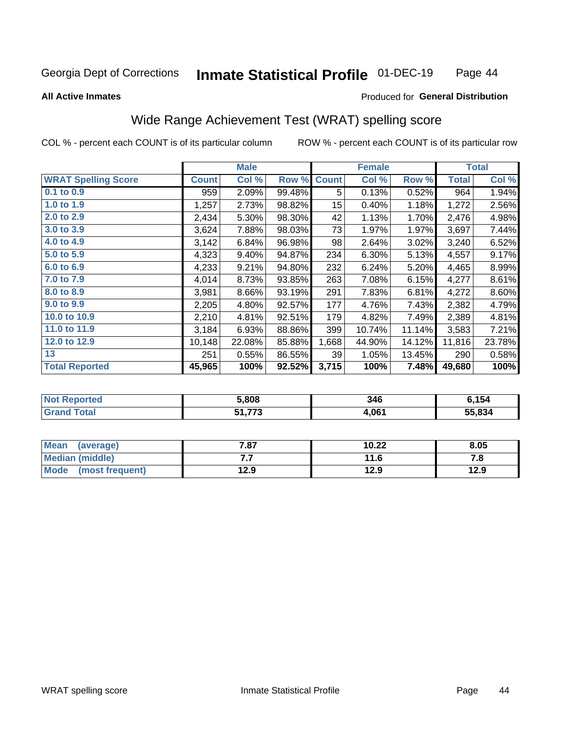Georgia Dept of Corrections **Inmate Statistical Profile** 01-DEC-19

**All Active Inmates** Produced for **General Distribution**

## Wide Range Achievement Test (WRAT) spelling score

COL % - percent each COUNT is of its particular column ROW % - percent each COUNT is of its particular row

| | Male | | | Female | | | Total | |
|---|---|---|---|---|---|---|---|---|
| **WRAT Spelling Score** | **Count** | **Col %** | **Row %** | **Count** | **Col %** | **Row %** | **Total** | **Col %** |
| 0.1 to 0.9 | 959 | 2.09% | 99.48% | 5 | 0.13% | 0.52% | 964 | 1.94% |
| 1.0 to 1.9 | 1,257 | 2.73% | 98.82% | 15 | 0.40% | 1.18% | 1,272 | 2.56% |
| 2.0 to 2.9 | 2,434 | 5.30% | 98.30% | 42 | 1.13% | 1.70% | 2,476 | 4.98% |
| 3.0 to 3.9 | 3,624 | 7.88% | 98.03% | 73 | 1.97% | 1.97% | 3,697 | 7.44% |
| 4.0 to 4.9 | 3,142 | 6.84% | 96.98% | 98 | 2.64% | 3.02% | 3,240 | 6.52% |
| 5.0 to 5.9 | 4,323 | 9.40% | 94.87% | 234 | 6.30% | 5.13% | 4,557 | 9.17% |
| 6.0 to 6.9 | 4,233 | 9.21% | 94.80% | 232 | 6.24% | 5.20% | 4,465 | 8.99% |
| 7.0 to 7.9 | 4,014 | 8.73% | 93.85% | 263 | 7.08% | 6.15% | 4,277 | 8.61% |
| 8.0 to 8.9 | 3,981 | 8.66% | 93.19% | 291 | 7.83% | 6.81% | 4,272 | 8.60% |
| 9.0 to 9.9 | 2,205 | 4.80% | 92.57% | 177 | 4.76% | 7.43% | 2,382 | 4.79% |
| 10.0 to 10.9 | 2,210 | 4.81% | 92.51% | 179 | 4.82% | 7.49% | 2,389 | 4.81% |
| 11.0 to 11.9 | 3,184 | 6.93% | 88.86% | 399 | 10.74% | 11.14% | 3,583 | 7.21% |
| 12.0 to 12.9 | 10,148 | 22.08% | 85.88% | 1,668 | 44.90% | 14.12% | 11,816 | 23.78% |
| 13 | 251 | 0.55% | 86.55% | 39 | 1.05% | 13.45% | 290 | 0.58% |
| **Total Reported** | **45,965** | **100%** | **92.52%** | **3,715** | **100%** | **7.48%** | **49,680** | **100%** |

| | Male | Female | Total |
|---|---|---|---|
| Not Reported | 5,808 | 346 | 6,154 |
| Grand Total | 51,773 | 4,061 | 55,834 |

| | Male | Female | Total |
|---|---|---|---|
| Mean (average) | 7.87 | 10.22 | 8.05 |
| Median (middle) | 7.7 | 11.6 | 7.8 |
| Mode (most frequent) | 12.9 | 12.9 | 12.9 |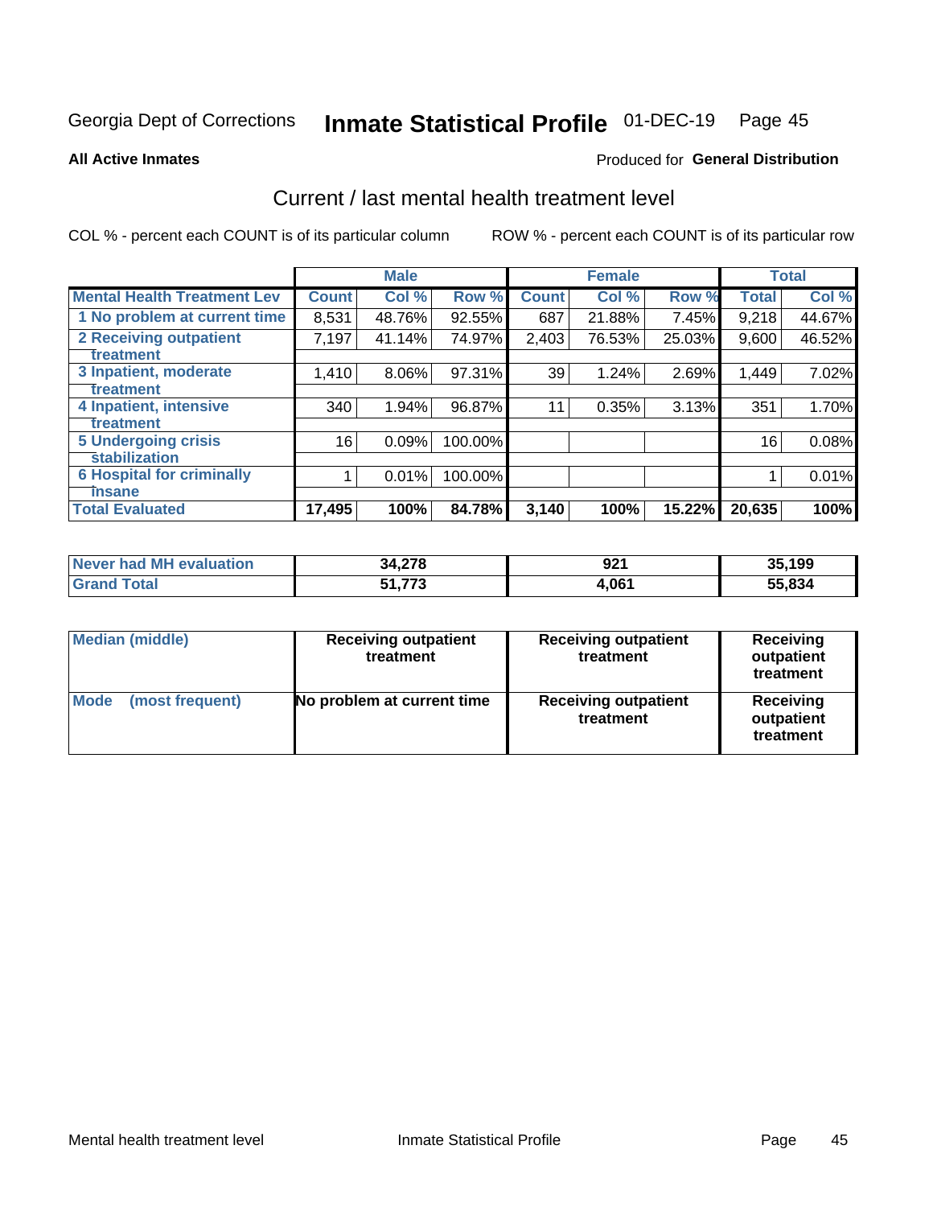Georgia Dept of Corrections **Inmate Statistical Profile** 01-DEC-19

**All Active Inmates**

Produced for **General Distribution**

## Current / last mental health treatment level

COL % - percent each COUNT is of its particular column ROW % - percent each COUNT is of its particular row

| | Male | | | Female | | | Total | |
|---|---|---|---|---|---|---|---|---|
| **Mental Health Treatment Lev** | **Count** | **Col %** | **Row %** | **Count** | **Col %** | **Row %** | **Total** | **Col %** |
| 1 No problem at current time | 8,531 | 48.76% | 92.55% | 687 | 21.88% | 7.45% | 9,218 | 44.67% |
| 2 Receiving outpatient treatment | 7,197 | 41.14% | 74.97% | 2,403 | 76.53% | 25.03% | 9,600 | 46.52% |
| 3 Inpatient, moderate treatment | 1,410 | 8.06% | 97.31% | 39 | 1.24% | 2.69% | 1,449 | 7.02% |
| 4 Inpatient, intensive treatment | 340 | 1.94% | 96.87% | 11 | 0.35% | 3.13% | 351 | 1.70% |
| 5 Undergoing crisis stabilization | 16 | 0.09% | 100.00% | | | | 16 | 0.08% |
| 6 Hospital for criminally insane | 1 | 0.01% | 100.00% | | | | 1 | 0.01% |
| **Total Evaluated** | **17,495** | **100%** | **84.78%** | **3,140** | **100%** | **15.22%** | **20,635** | **100%** |

| | Male | Female | Total |
|---|---|---|---|
| Never had MH evaluation | **34,278** | **921** | **35,199** |
| Grand Total | **51,773** | **4,061** | **55,834** |

| | Male | Female | Total |
|---|---|---|---|
| Median (middle) | **Receiving outpatient treatment** | **Receiving outpatient treatment** | **Receiving outpatient treatment** |
| Mode (most frequent) | **No problem at current time** | **Receiving outpatient treatment** | **Receiving outpatient treatment** |

Mental health treatment level Inmate Statistical Profile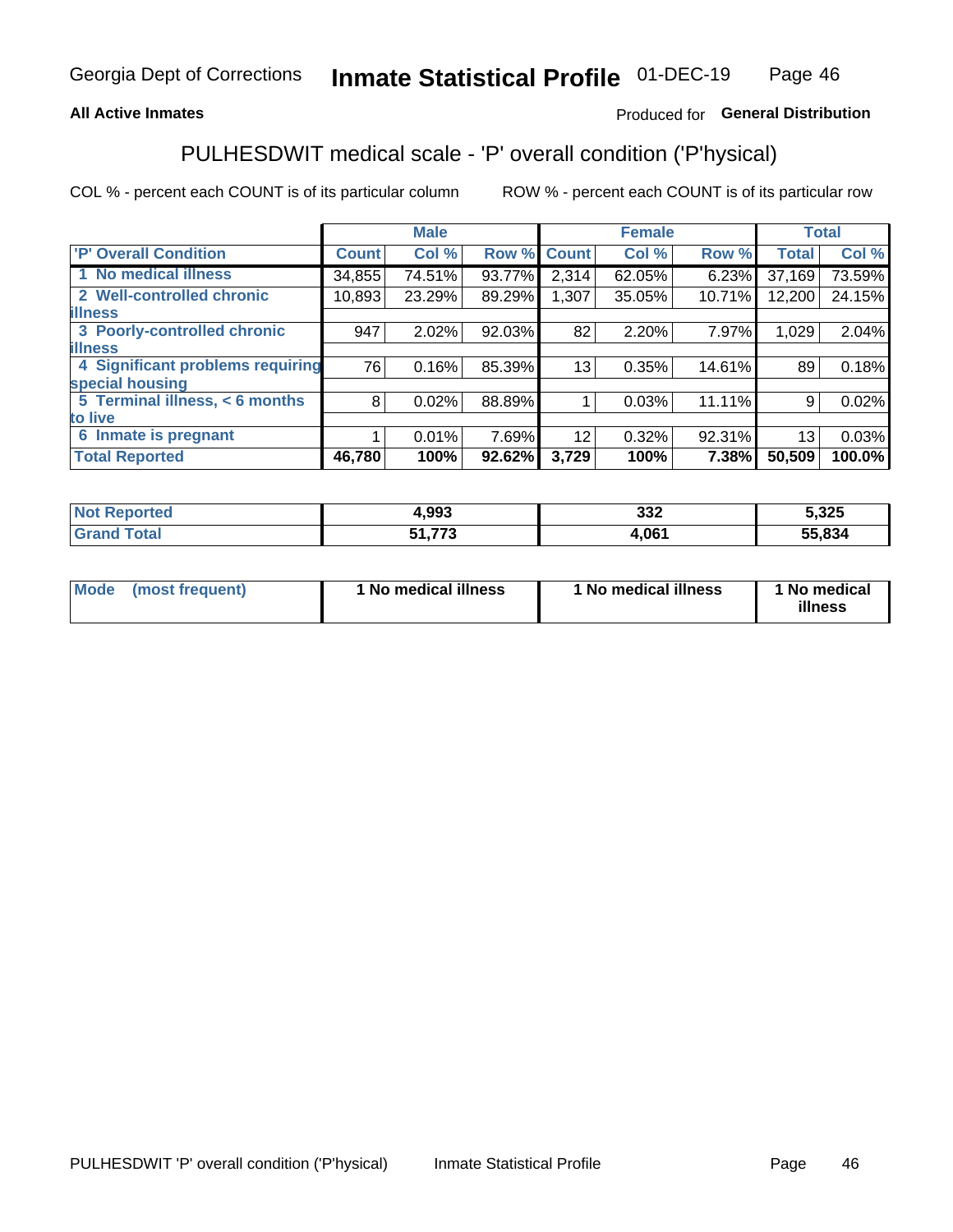Georgia Dept of Corrections **Inmate Statistical Profile** 01-DEC-19

**All Active Inmates**

Produced for **General Distribution**

## PULHESDWIT medical scale - 'P' overall condition ('P'hysical)

COL % - percent each COUNT is of its particular column

ROW % - percent each COUNT is of its particular row

| | Male | | | Female | | | Total | |
|---|---|---|---|---|---|---|---|---|
| **'P' Overall Condition** | **Count** | **Col %** | **Row %** | **Count** | **Col %** | **Row %** | **Total** | **Col %** |
| **1 No medical illness** | 34,855 | 74.51% | 93.77% | 2,314 | 62.05% | 6.23% | 37,169 | 73.59% |
| **2 Well-controlled chronic illness** | 10,893 | 23.29% | 89.29% | 1,307 | 35.05% | 10.71% | 12,200 | 24.15% |
| **3 Poorly-controlled chronic illness** | 947 | 2.02% | 92.03% | 82 | 2.20% | 7.97% | 1,029 | 2.04% |
| **4 Significant problems requiring special housing** | 76 | 0.16% | 85.39% | 13 | 0.35% | 14.61% | 89 | 0.18% |
| **5 Terminal illness, < 6 months to live** | 8 | 0.02% | 88.89% | 1 | 0.03% | 11.11% | 9 | 0.02% |
| **6 Inmate is pregnant** | 1 | 0.01% | 7.69% | 12 | 0.32% | 92.31% | 13 | 0.03% |
| **Total Reported** | **46,780** | **100%** | **92.62%** | **3,729** | **100%** | **7.38%** | **50,509** | **100.0%** |

| | Male | Female | Total |
|---|---|---|---|
| **Not Reported** | **4,993** | **332** | **5,325** |
| **Grand Total** | **51,773** | **4,061** | **55,834** |

| | Male | Female | Total |
|---|---|---|---|
| **Mode (most frequent)** | **1 No medical illness** | **1 No medical illness** | **1 No medical illness** |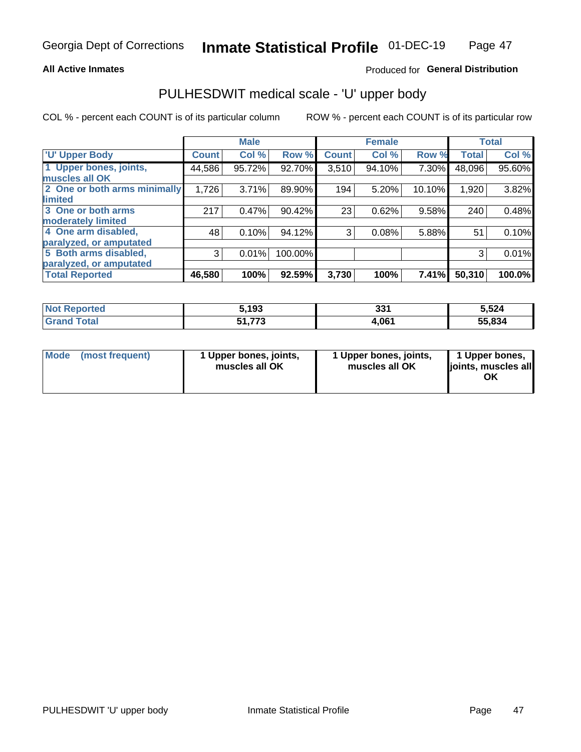Georgia Dept of Corrections **Inmate Statistical Profile** 01-DEC-19

**All Active Inmates**

Produced for **General Distribution**

## PULHESDWIT medical scale - 'U' upper body

COL % - percent each COUNT is of its particular column ROW % - percent each COUNT is of its particular row

| | Male | | | Female | | | Total | |
|---|---|---|---|---|---|---|---|---|
| 'U' Upper Body | Count | Col % | Row % | Count | Col % | Row % | Total | Col % |
| 1 Upper bones, joints, muscles all OK | 44,586 | 95.72% | 92.70% | 3,510 | 94.10% | 7.30% | 48,096 | 95.60% |
| 2 One or both arms minimally limited | 1,726 | 3.71% | 89.90% | 194 | 5.20% | 10.10% | 1,920 | 3.82% |
| 3 One or both arms moderately limited | 217 | 0.47% | 90.42% | 23 | 0.62% | 9.58% | 240 | 0.48% |
| 4 One arm disabled, paralyzed, or amputated | 48 | 0.10% | 94.12% | 3 | 0.08% | 5.88% | 51 | 0.10% |
| 5 Both arms disabled, paralyzed, or amputated | 3 | 0.01% | 100.00% | | | | 3 | 0.01% |
| **Total Reported** | **46,580** | **100%** | **92.59%** | **3,730** | **100%** | **7.41%** | **50,310** | **100.0%** |

| | Male | Female | Total |
|---|---|---|---|
| Not Reported | 5,193 | 331 | 5,524 |
| Grand Total | 51,773 | 4,061 | 55,834 |

| | Male | Female | Total |
|---|---|---|---|
| Mode (most frequent) | 1 Upper bones, joints, muscles all OK | 1 Upper bones, joints, muscles all OK | 1 Upper bones, joints, muscles all OK |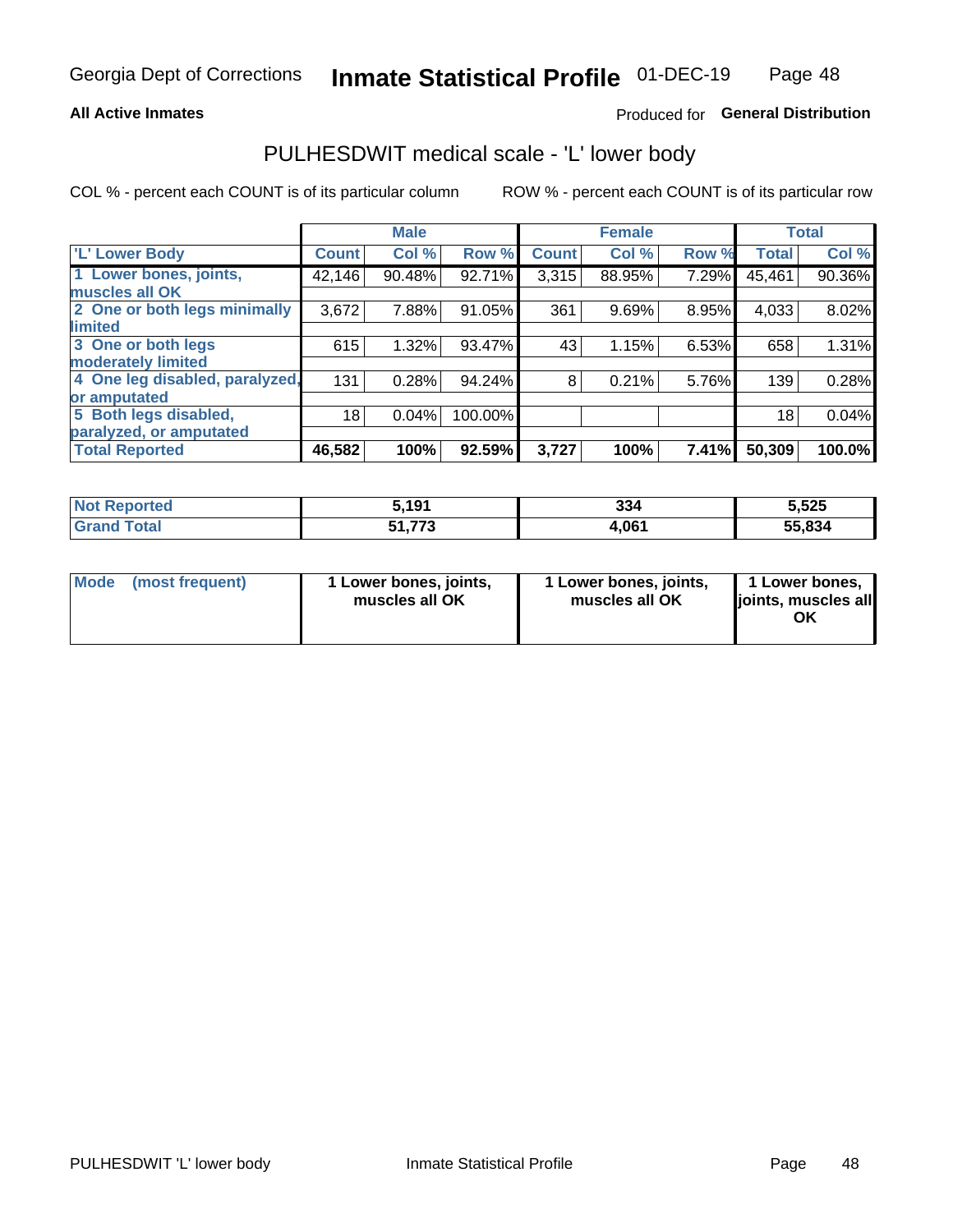Georgia Dept of Corrections **Inmate Statistical Profile** 01-DEC-19

**All Active Inmates**

Produced for **General Distribution**

## PULHESDWIT medical scale - 'L' lower body

COL % - percent each COUNT is of its particular column

ROW % - percent each COUNT is of its particular row

| | Male | | | Female | | | Total | |
|---|---|---|---|---|---|---|---|---|
| **'L' Lower Body** | **Count** | **Col %** | **Row %** | **Count** | **Col %** | **Row %** | **Total** | **Col %** |
| 1 Lower bones, joints, muscles all OK | 42,146 | 90.48% | 92.71% | 3,315 | 88.95% | 7.29% | 45,461 | 90.36% |
| 2 One or both legs minimally limited | 3,672 | 7.88% | 91.05% | 361 | 9.69% | 8.95% | 4,033 | 8.02% |
| 3 One or both legs moderately limited | 615 | 1.32% | 93.47% | 43 | 1.15% | 6.53% | 658 | 1.31% |
| 4 One leg disabled, paralyzed, or amputated | 131 | 0.28% | 94.24% | 8 | 0.21% | 5.76% | 139 | 0.28% |
| 5 Both legs disabled, paralyzed, or amputated | 18 | 0.04% | 100.00% | | | | 18 | 0.04% |
| **Total Reported** | **46,582** | **100%** | **92.59%** | **3,727** | **100%** | **7.41%** | **50,309** | **100.0%** |

| | Male | Female | Total |
|---|---|---|---|
| **Not Reported** | **5,191** | **334** | **5,525** |
| **Grand Total** | **51,773** | **4,061** | **55,834** |

| | Male | Female | Total |
|---|---|---|---|
| **Mode (most frequent)** | **1 Lower bones, joints, muscles all OK** | **1 Lower bones, joints, muscles all OK** | **1 Lower bones, joints, muscles all OK** |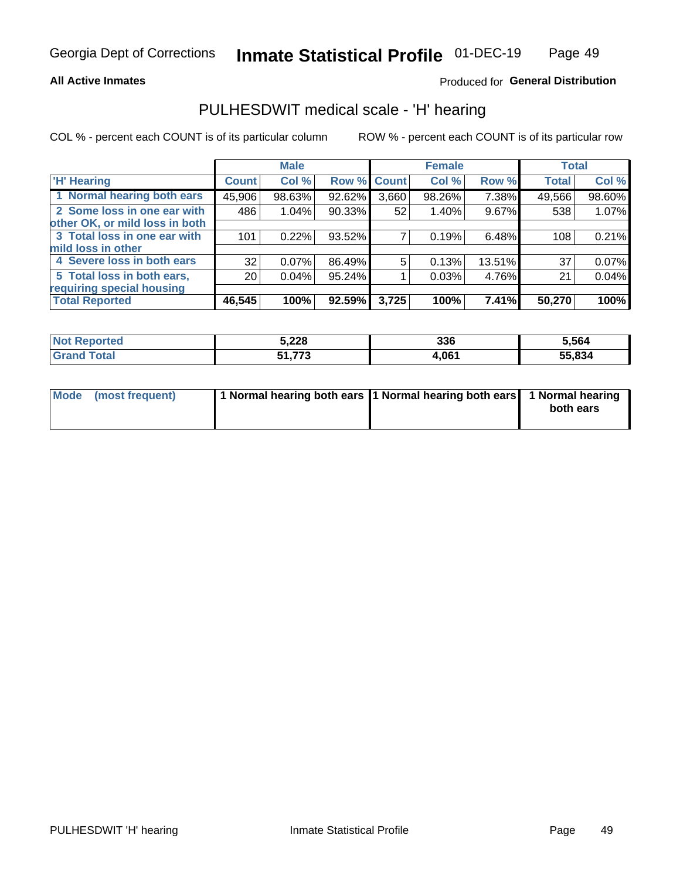Georgia Dept of Corrections **Inmate Statistical Profile** 01-DEC-19

**All Active Inmates** Produced for **General Distribution**

## PULHESDWIT medical scale - 'H' hearing

COL % - percent each COUNT is of its particular column ROW % - percent each COUNT is of its particular row

| | Male | | | Female | | | Total | |
|---|---|---|---|---|---|---|---|---|
| 'H' Hearing | Count | Col % | Row % | Count | Col % | Row % | Total | Col % |
| 1 Normal hearing both ears | 45,906 | 98.63% | 92.62% | 3,660 | 98.26% | 7.38% | 49,566 | 98.60% |
| 2 Some loss in one ear with other OK, or mild loss in both | 486 | 1.04% | 90.33% | 52 | 1.40% | 9.67% | 538 | 1.07% |
| 3 Total loss in one ear with mild loss in other | 101 | 0.22% | 93.52% | 7 | 0.19% | 6.48% | 108 | 0.21% |
| 4 Severe loss in both ears | 32 | 0.07% | 86.49% | 5 | 0.13% | 13.51% | 37 | 0.07% |
| 5 Total loss in both ears, requiring special housing | 20 | 0.04% | 95.24% | 1 | 0.03% | 4.76% | 21 | 0.04% |
| **Total Reported** | **46,545** | **100%** | **92.59%** | **3,725** | **100%** | **7.41%** | **50,270** | **100%** |

| | Male | Female | Total |
|---|---|---|---|
| Not Reported | **5,228** | **336** | **5,564** |
| Grand Total | **51,773** | **4,061** | **55,834** |

| | Male | Female | Total |
|---|---|---|---|
| Mode (most frequent) | **1 Normal hearing both ears** | **1 Normal hearing both ears** | **1 Normal hearing both ears** |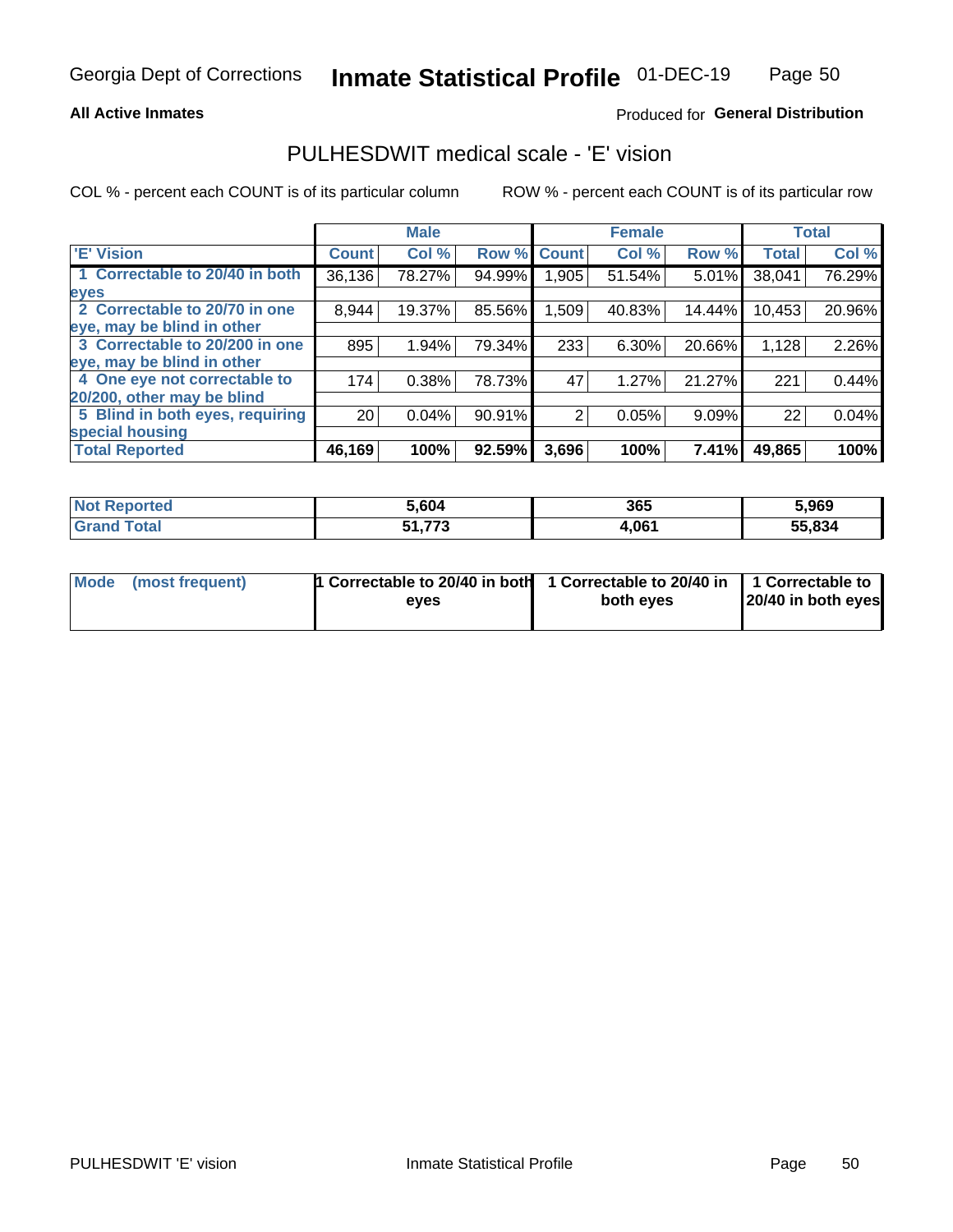Georgia Dept of Corrections **Inmate Statistical Profile** 01-DEC-19

**All Active Inmates**

Produced for **General Distribution**

## PULHESDWIT medical scale - 'E' vision

COL % - percent each COUNT is of its particular column    ROW % - percent each COUNT is of its particular row

| 'E' Vision | Male | | | Female | | | Total | |
|---|---|---|---|---|---|---|---|---|
| | Count | Col % | Row % | Count | Col % | Row % | Total | Col % |
| 1 Correctable to 20/40 in both eyes | 36,136 | 78.27% | 94.99% | 1,905 | 51.54% | 5.01% | 38,041 | 76.29% |
| 2 Correctable to 20/70 in one eye, may be blind in other | 8,944 | 19.37% | 85.56% | 1,509 | 40.83% | 14.44% | 10,453 | 20.96% |
| 3 Correctable to 20/200 in one eye, may be blind in other | 895 | 1.94% | 79.34% | 233 | 6.30% | 20.66% | 1,128 | 2.26% |
| 4 One eye not correctable to 20/200, other may be blind | 174 | 0.38% | 78.73% | 47 | 1.27% | 21.27% | 221 | 0.44% |
| 5 Blind in both eyes, requiring special housing | 20 | 0.04% | 90.91% | 2 | 0.05% | 9.09% | 22 | 0.04% |
| **Total Reported** | **46,169** | **100%** | **92.59%** | **3,696** | **100%** | **7.41%** | **49,865** | **100%** |

| | Male | Female | Total |
|---|---|---|---|
| **Not Reported** | **5,604** | **365** | **5,969** |
| **Grand Total** | **51,773** | **4,061** | **55,834** |

| | Male | Female | Total |
|---|---|---|---|
| **Mode (most frequent)** | **1 Correctable to 20/40 in both eyes** | **1 Correctable to 20/40 in both eyes** | **1 Correctable to 20/40 in both eyes** |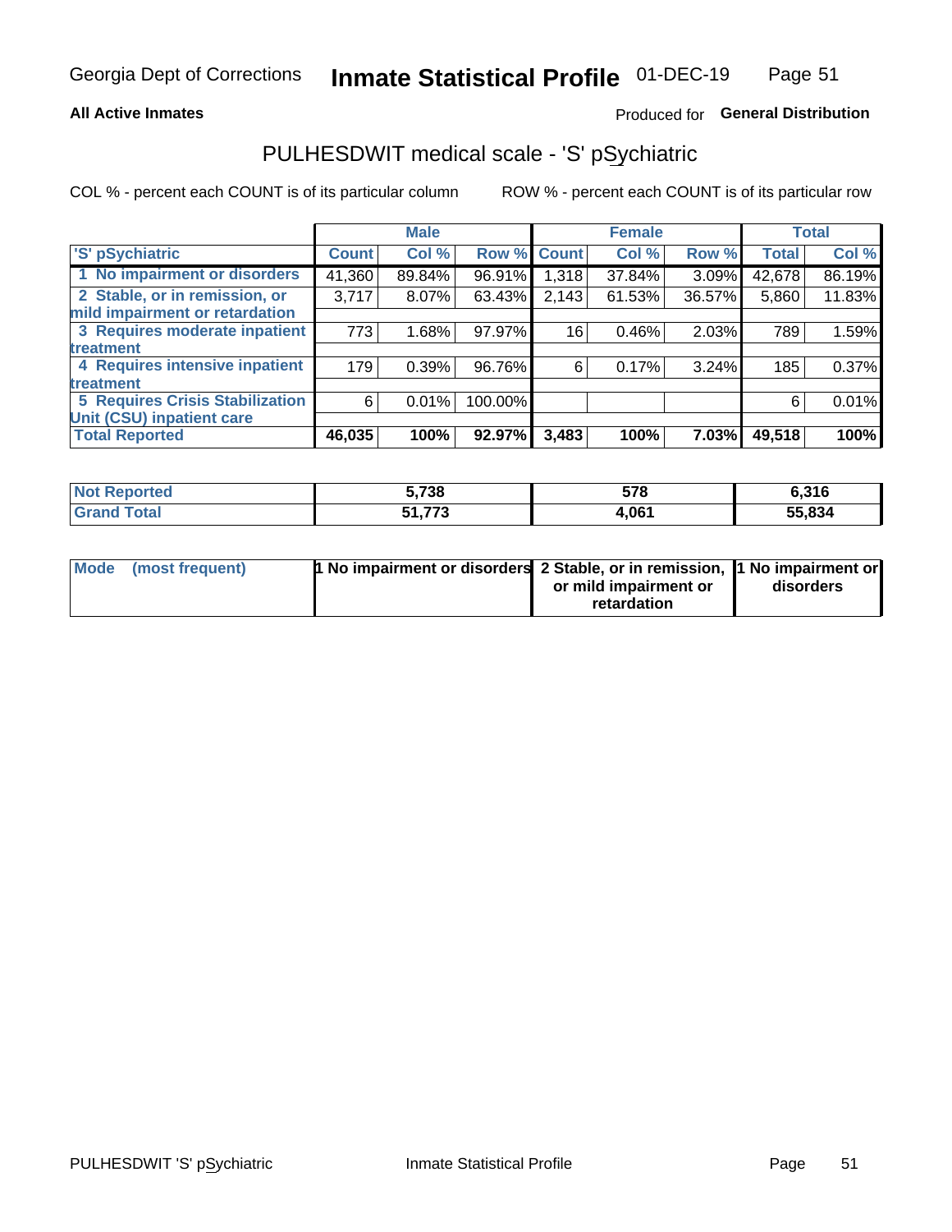Georgia Dept of Corrections **Inmate Statistical Profile** 01-DEC-19

**All Active Inmates**

Produced for **General Distribution**

## PULHESDWIT medical scale - 'S' pSychiatric

COL % - percent each COUNT is of its particular column

ROW % - percent each COUNT is of its particular row

| 'S' pSychiatric | Male | | | Female | | | Total | |
|---|---|---|---|---|---|---|---|---|
| | Count | Col % | Row % | Count | Col % | Row % | Total | Col % |
| 1 No impairment or disorders | 41,360 | 89.84% | 96.91% | 1,318 | 37.84% | 3.09% | 42,678 | 86.19% |
| 2 Stable, or in remission, or mild impairment or retardation | 3,717 | 8.07% | 63.43% | 2,143 | 61.53% | 36.57% | 5,860 | 11.83% |
| 3 Requires moderate inpatient treatment | 773 | 1.68% | 97.97% | 16 | 0.46% | 2.03% | 789 | 1.59% |
| 4 Requires intensive inpatient treatment | 179 | 0.39% | 96.76% | 6 | 0.17% | 3.24% | 185 | 0.37% |
| 5 Requires Crisis Stabilization Unit (CSU) inpatient care | 6 | 0.01% | 100.00% | | | | 6 | 0.01% |
| **Total Reported** | **46,035** | **100%** | **92.97%** | **3,483** | **100%** | **7.03%** | **49,518** | **100%** |

| | Male | Female | Total |
|---|---|---|---|
| Not Reported | 5,738 | 578 | 6,316 |
| Grand Total | 51,773 | 4,061 | 55,834 |

| | Male | Female | Total |
|---|---|---|---|
| Mode (most frequent) | 1 No impairment or disorders | 2 Stable, or in remission, or mild impairment or retardation | 1 No impairment or disorders |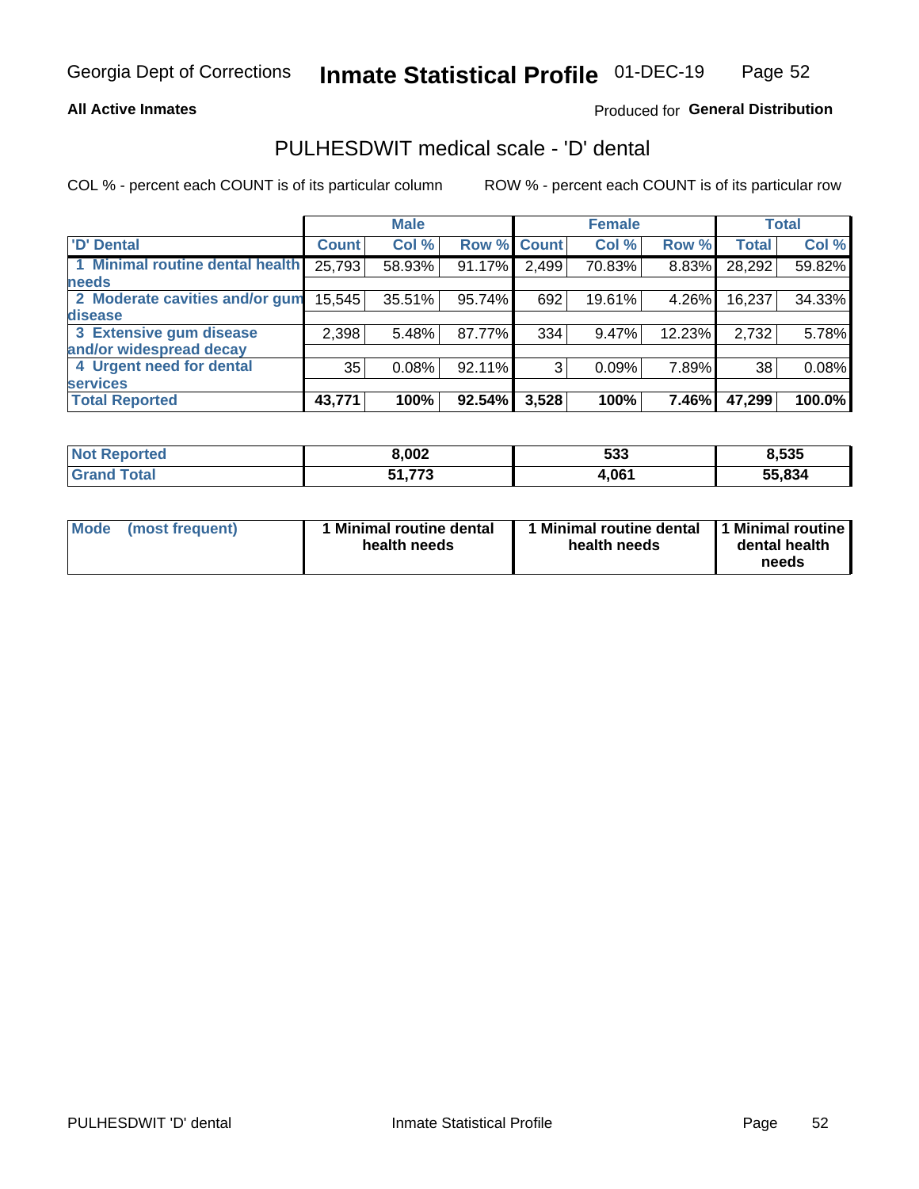# Inmate Statistical Profile

Georgia Dept of Corrections — 01-DEC-19

**All Active Inmates**

Produced for **General Distribution**

## PULHESDWIT medical scale - 'D' dental

COL % - percent each COUNT is of its particular column

ROW % - percent each COUNT is of its particular row

| | Male | | | Female | | | Total | |
|---|---|---|---|---|---|---|---|---|
| 'D' Dental | Count | Col % | Row % | Count | Col % | Row % | Total | Col % |
| 1 Minimal routine dental health needs | 25,793 | 58.93% | 91.17% | 2,499 | 70.83% | 8.83% | 28,292 | 59.82% |
| 2 Moderate cavities and/or gum disease | 15,545 | 35.51% | 95.74% | 692 | 19.61% | 4.26% | 16,237 | 34.33% |
| 3 Extensive gum disease and/or widespread decay | 2,398 | 5.48% | 87.77% | 334 | 9.47% | 12.23% | 2,732 | 5.78% |
| 4 Urgent need for dental services | 35 | 0.08% | 92.11% | 3 | 0.09% | 7.89% | 38 | 0.08% |
| **Total Reported** | **43,771** | **100%** | **92.54%** | **3,528** | **100%** | **7.46%** | **47,299** | **100.0%** |

| | Male | Female | Total |
|---|---|---|---|
| Not Reported | 8,002 | 533 | 8,535 |
| Grand Total | 51,773 | 4,061 | 55,834 |

| | Male | Female | Total |
|---|---|---|---|
| Mode (most frequent) | 1 Minimal routine dental health needs | 1 Minimal routine dental health needs | 1 Minimal routine dental health needs |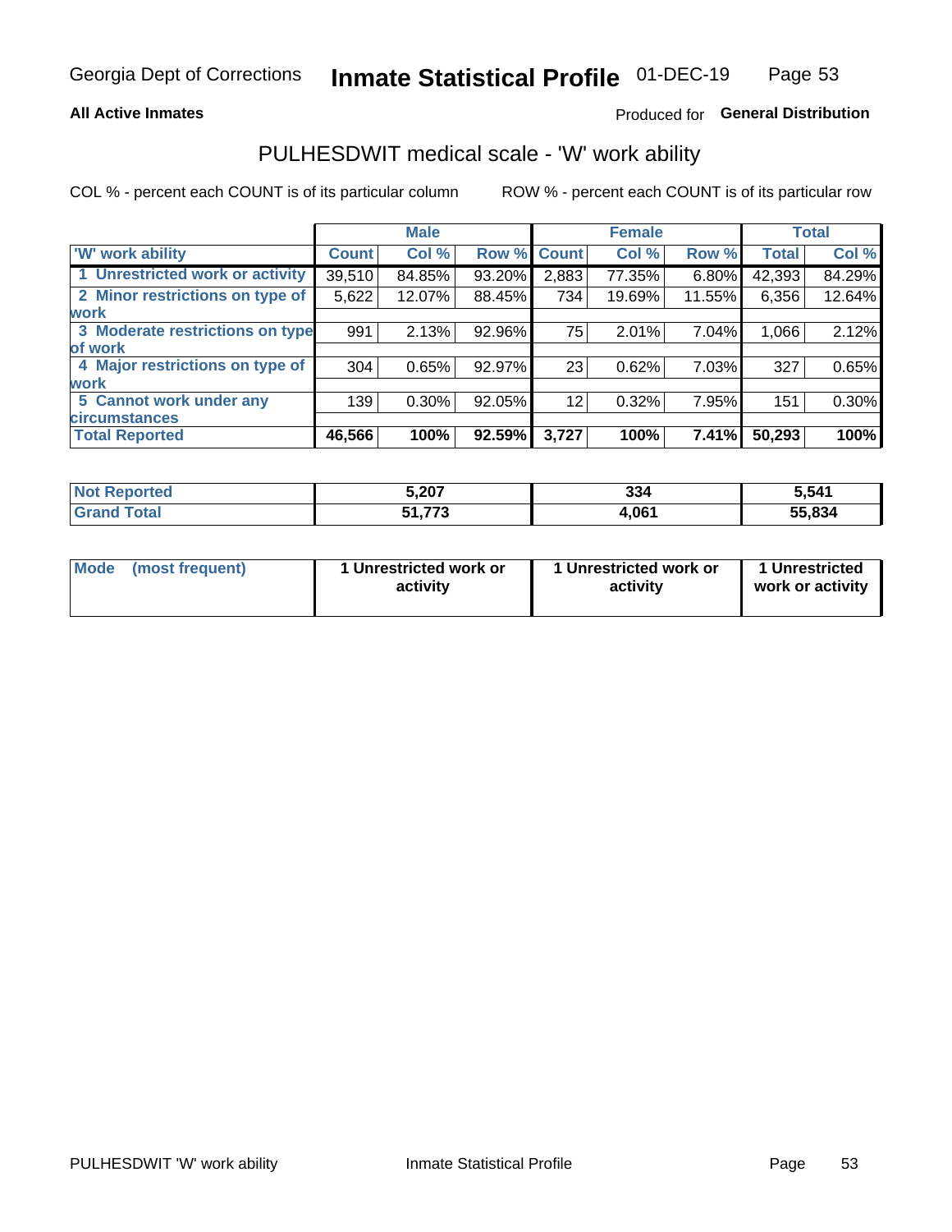Georgia Dept of Corrections **Inmate Statistical Profile** 01-DEC-19

**All Active Inmates**

Produced for **General Distribution**

## PULHESDWIT medical scale - 'W' work ability

COL % - percent each COUNT is of its particular column

ROW % - percent each COUNT is of its particular row

| | Male | | | Female | | | Total | |
|---|---|---|---|---|---|---|---|---|
| 'W' work ability | Count | Col % | Row % | Count | Col % | Row % | Total | Col % |
| 1 Unrestricted work or activity | 39,510 | 84.85% | 93.20% | 2,883 | 77.35% | 6.80% | 42,393 | 84.29% |
| 2 Minor restrictions on type of work | 5,622 | 12.07% | 88.45% | 734 | 19.69% | 11.55% | 6,356 | 12.64% |
| 3 Moderate restrictions on type of work | 991 | 2.13% | 92.96% | 75 | 2.01% | 7.04% | 1,066 | 2.12% |
| 4 Major restrictions on type of work | 304 | 0.65% | 92.97% | 23 | 0.62% | 7.03% | 327 | 0.65% |
| 5 Cannot work under any circumstances | 139 | 0.30% | 92.05% | 12 | 0.32% | 7.95% | 151 | 0.30% |
| **Total Reported** | **46,566** | **100%** | **92.59%** | **3,727** | **100%** | **7.41%** | **50,293** | **100%** |

| | Male | Female | Total |
|---|---|---|---|
| Not Reported | 5,207 | 334 | 5,541 |
| Grand Total | 51,773 | 4,061 | 55,834 |

| | Male | Female | Total |
|---|---|---|---|
| Mode (most frequent) | 1 Unrestricted work or activity | 1 Unrestricted work or activity | 1 Unrestricted work or activity |

PULHESDWIT 'W' work ability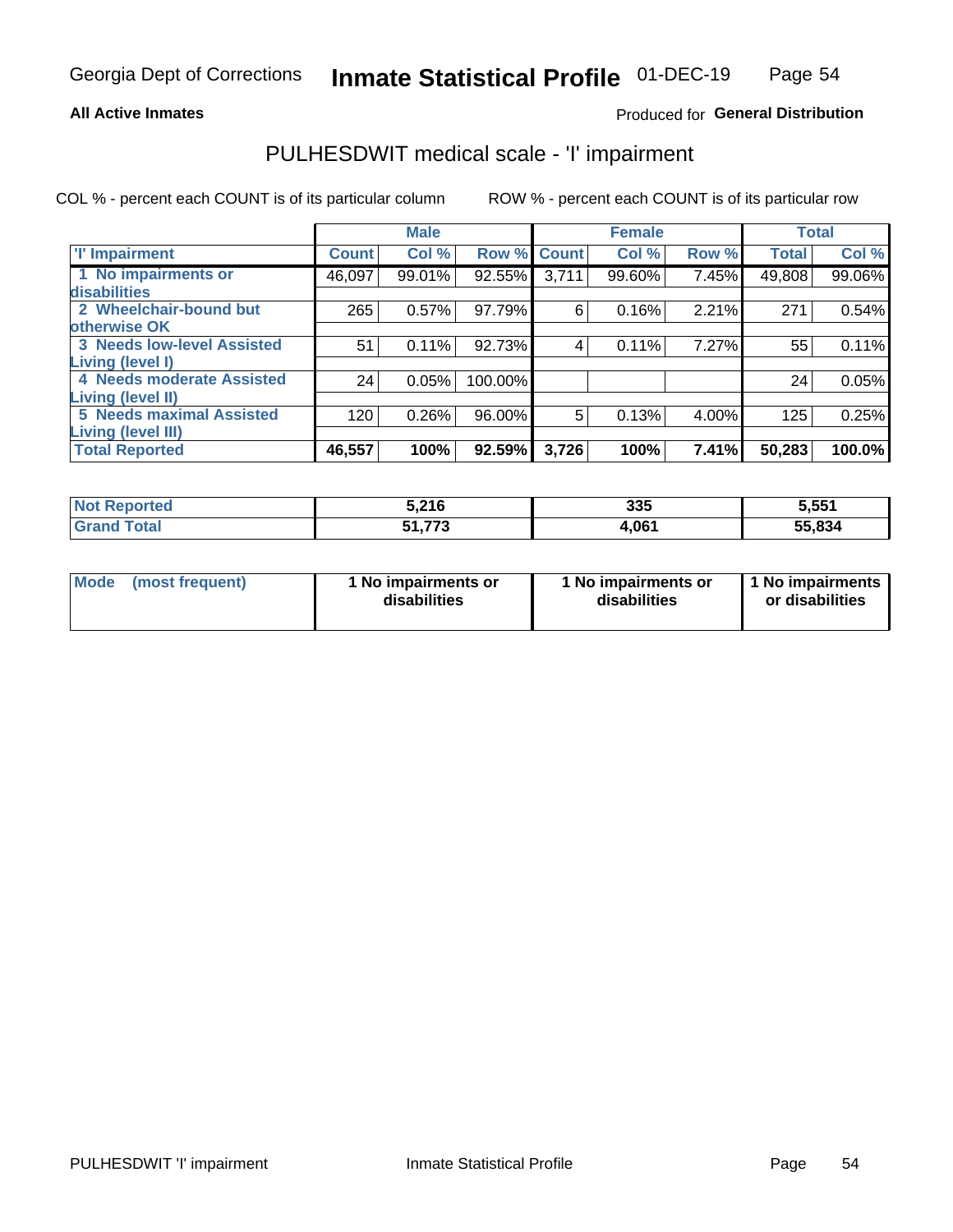Georgia Dept of Corrections **Inmate Statistical Profile** 01-DEC-19

**All Active Inmates**

Produced for **General Distribution**

# PULHESDWIT medical scale - 'I' impairment

COL % - percent each COUNT is of its particular column     ROW % - percent each COUNT is of its particular row

| | Male | | | Female | | | Total | |
|---|---|---|---|---|---|---|---|---|
| **'I' Impairment** | **Count** | **Col %** | **Row %** | **Count** | **Col %** | **Row %** | **Total** | **Col %** |
| 1 No impairments or disabilities | 46,097 | 99.01% | 92.55% | 3,711 | 99.60% | 7.45% | 49,808 | 99.06% |
| 2 Wheelchair-bound but otherwise OK | 265 | 0.57% | 97.79% | 6 | 0.16% | 2.21% | 271 | 0.54% |
| 3 Needs low-level Assisted Living (level I) | 51 | 0.11% | 92.73% | 4 | 0.11% | 7.27% | 55 | 0.11% |
| 4 Needs moderate Assisted Living (level II) | 24 | 0.05% | 100.00% | | | | 24 | 0.05% |
| 5 Needs maximal Assisted Living (level III) | 120 | 0.26% | 96.00% | 5 | 0.13% | 4.00% | 125 | 0.25% |
| **Total Reported** | **46,557** | **100%** | **92.59%** | **3,726** | **100%** | **7.41%** | **50,283** | **100.0%** |

| | Male | Female | Total |
|---|---|---|---|
| **Not Reported** | **5,216** | **335** | **5,551** |
| **Grand Total** | **51,773** | **4,061** | **55,834** |

| | Male | Female | Total |
|---|---|---|---|
| **Mode (most frequent)** | **1 No impairments or disabilities** | **1 No impairments or disabilities** | **1 No impairments or disabilities** |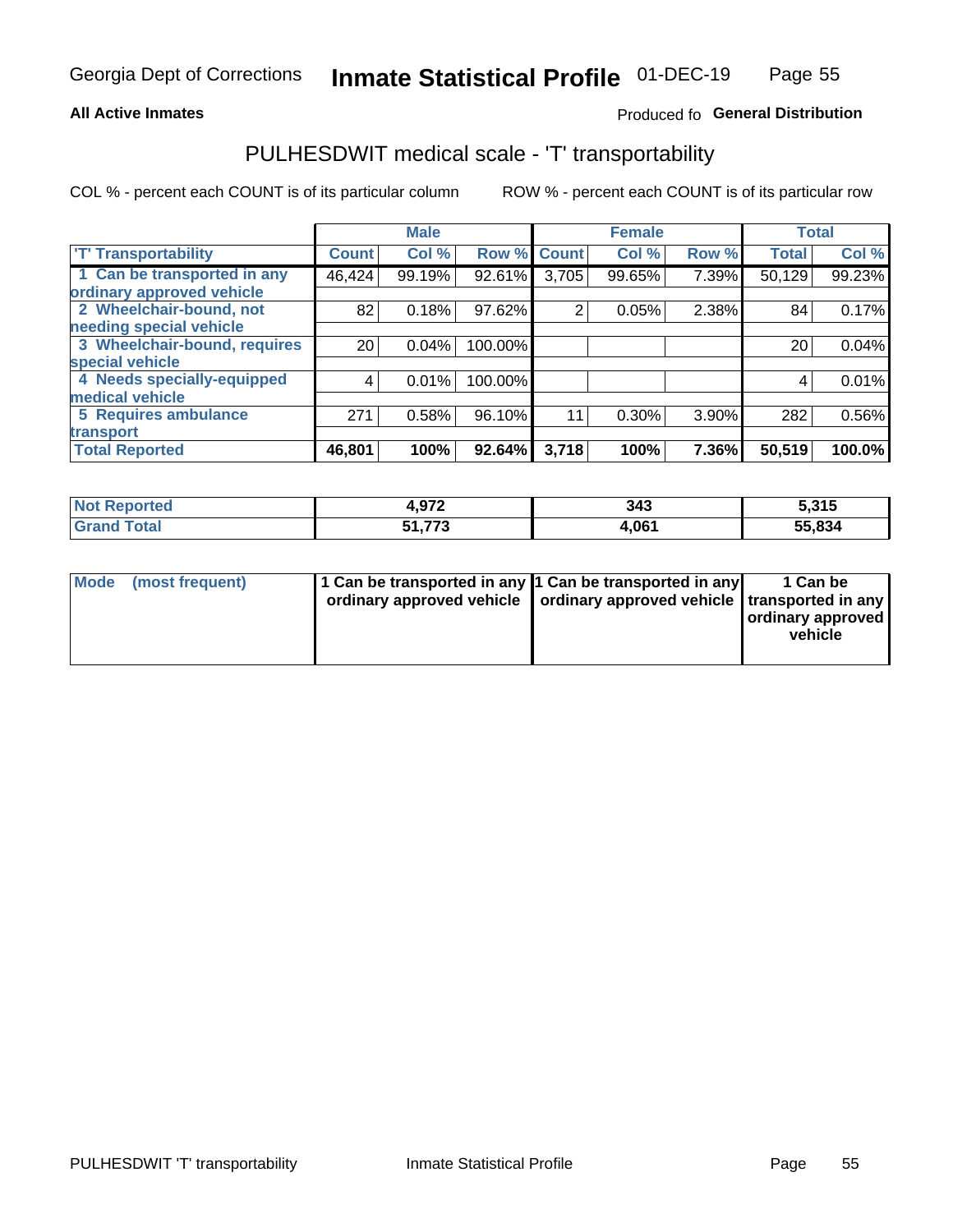Georgia Dept of Corrections **Inmate Statistical Profile** 01-DEC-19

**All Active Inmates**

Produced fo **General Distribution**

## PULHESDWIT medical scale - 'T' transportability

COL % - percent each COUNT is of its particular column

ROW % - percent each COUNT is of its particular row

| | Male | | | Female | | | Total | |
|---|---|---|---|---|---|---|---|---|
| 'T' Transportability | Count | Col % | Row % | Count | Col % | Row % | Total | Col % |
| 1 Can be transported in any ordinary approved vehicle | 46,424 | 99.19% | 92.61% | 3,705 | 99.65% | 7.39% | 50,129 | 99.23% |
| 2 Wheelchair-bound, not needing special vehicle | 82 | 0.18% | 97.62% | 2 | 0.05% | 2.38% | 84 | 0.17% |
| 3 Wheelchair-bound, requires special vehicle | 20 | 0.04% | 100.00% | | | | 20 | 0.04% |
| 4 Needs specially-equipped medical vehicle | 4 | 0.01% | 100.00% | | | | 4 | 0.01% |
| 5 Requires ambulance transport | 271 | 0.58% | 96.10% | 11 | 0.30% | 3.90% | 282 | 0.56% |
| **Total Reported** | **46,801** | **100%** | **92.64%** | **3,718** | **100%** | **7.36%** | **50,519** | **100.0%** |

| | Male | Female | Total |
|---|---|---|---|
| Not Reported | **4,972** | **343** | **5,315** |
| Grand Total | **51,773** | **4,061** | **55,834** |

| | Male | Female | Total |
|---|---|---|---|
| Mode (most frequent) | **1 Can be transported in any ordinary approved vehicle** | **1 Can be transported in any ordinary approved vehicle** | **1 Can be transported in any ordinary approved vehicle** |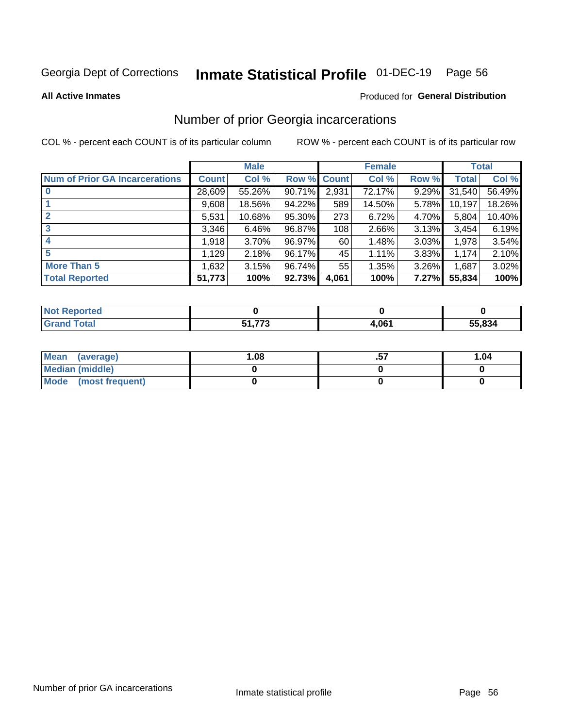Georgia Dept of Corrections **Inmate Statistical Profile** 01-DEC-19

**All Active Inmates**

Produced for **General Distribution**

## Number of prior Georgia incarcerations

COL % - percent each COUNT is of its particular column

ROW % - percent each COUNT is of its particular row

| | Male | | | Female | | | Total | |
|---|---|---|---|---|---|---|---|---|
| **Num of Prior GA Incarcerations** | **Count** | **Col %** | **Row %** | **Count** | **Col %** | **Row %** | **Total** | **Col %** |
| **0** | 28,609 | 55.26% | 90.71% | 2,931 | 72.17% | 9.29% | 31,540 | 56.49% |
| **1** | 9,608 | 18.56% | 94.22% | 589 | 14.50% | 5.78% | 10,197 | 18.26% |
| **2** | 5,531 | 10.68% | 95.30% | 273 | 6.72% | 4.70% | 5,804 | 10.40% |
| **3** | 3,346 | 6.46% | 96.87% | 108 | 2.66% | 3.13% | 3,454 | 6.19% |
| **4** | 1,918 | 3.70% | 96.97% | 60 | 1.48% | 3.03% | 1,978 | 3.54% |
| **5** | 1,129 | 2.18% | 96.17% | 45 | 1.11% | 3.83% | 1,174 | 2.10% |
| **More Than 5** | 1,632 | 3.15% | 96.74% | 55 | 1.35% | 3.26% | 1,687 | 3.02% |
| **Total Reported** | **51,773** | **100%** | **92.73%** | **4,061** | **100%** | **7.27%** | **55,834** | **100%** |

| | Male | Female | Total |
|---|---|---|---|
| **Not Reported** | **0** | **0** | **0** |
| **Grand Total** | **51,773** | **4,061** | **55,834** |

| | Male | Female | Total |
|---|---|---|---|
| **Mean (average)** | **1.08** | **.57** | **1.04** |
| **Median (middle)** | **0** | **0** | **0** |
| **Mode (most frequent)** | **0** | **0** | **0** |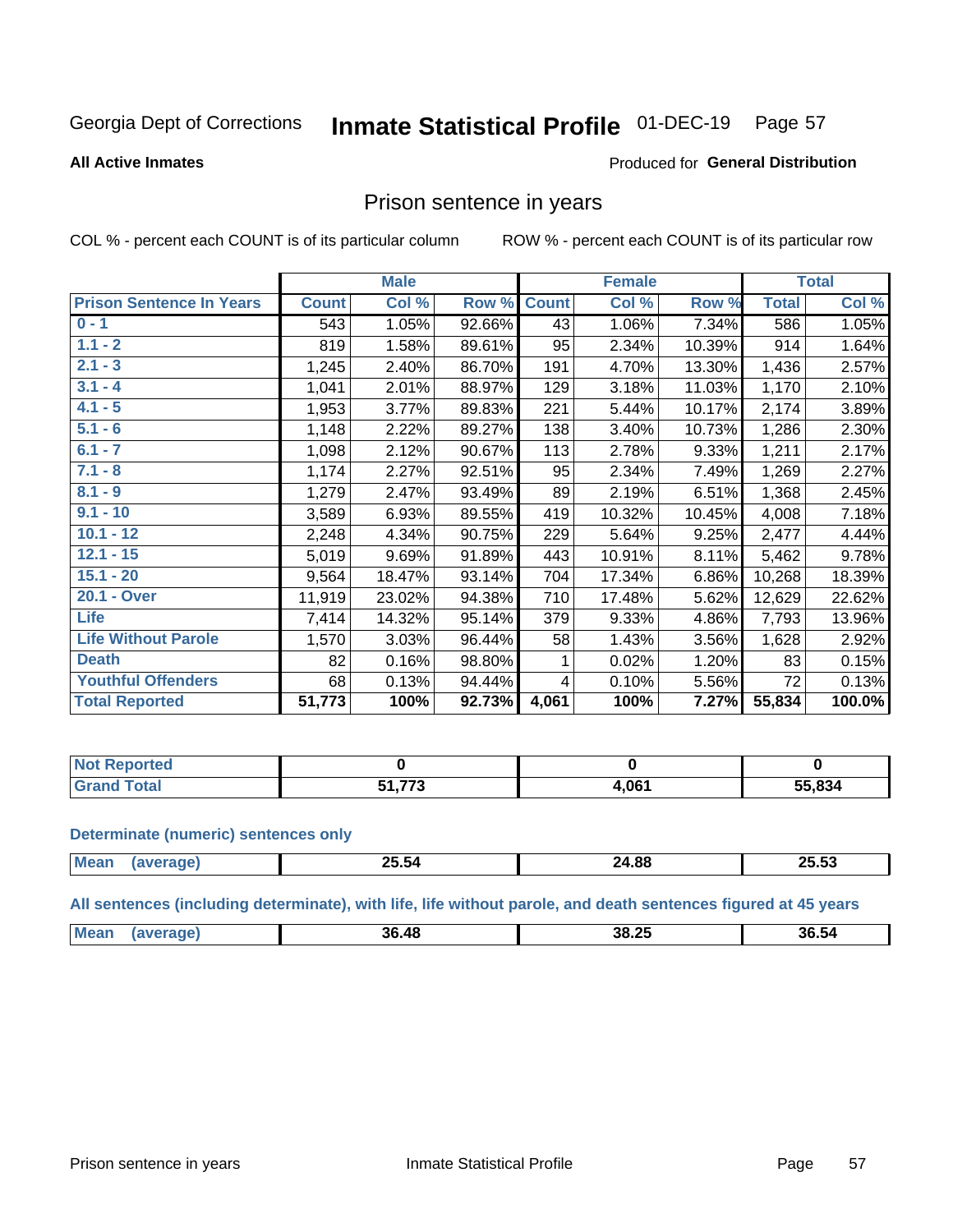Georgia Dept of Corrections **Inmate Statistical Profile** 01-DEC-19

**All Active Inmates**

Produced for **General Distribution**

## Prison sentence in years

COL % - percent each COUNT is of its particular column

ROW % - percent each COUNT is of its particular row

| | Male | | | Female | | | Total | |
|---|---|---|---|---|---|---|---|---|
| **Prison Sentence In Years** | **Count** | **Col %** | **Row %** | **Count** | **Col %** | **Row %** | **Total** | **Col %** |
| 0 - 1 | 543 | 1.05% | 92.66% | 43 | 1.06% | 7.34% | 586 | 1.05% |
| 1.1 - 2 | 819 | 1.58% | 89.61% | 95 | 2.34% | 10.39% | 914 | 1.64% |
| 2.1 - 3 | 1,245 | 2.40% | 86.70% | 191 | 4.70% | 13.30% | 1,436 | 2.57% |
| 3.1 - 4 | 1,041 | 2.01% | 88.97% | 129 | 3.18% | 11.03% | 1,170 | 2.10% |
| 4.1 - 5 | 1,953 | 3.77% | 89.83% | 221 | 5.44% | 10.17% | 2,174 | 3.89% |
| 5.1 - 6 | 1,148 | 2.22% | 89.27% | 138 | 3.40% | 10.73% | 1,286 | 2.30% |
| 6.1 - 7 | 1,098 | 2.12% | 90.67% | 113 | 2.78% | 9.33% | 1,211 | 2.17% |
| 7.1 - 8 | 1,174 | 2.27% | 92.51% | 95 | 2.34% | 7.49% | 1,269 | 2.27% |
| 8.1 - 9 | 1,279 | 2.47% | 93.49% | 89 | 2.19% | 6.51% | 1,368 | 2.45% |
| 9.1 - 10 | 3,589 | 6.93% | 89.55% | 419 | 10.32% | 10.45% | 4,008 | 7.18% |
| 10.1 - 12 | 2,248 | 4.34% | 90.75% | 229 | 5.64% | 9.25% | 2,477 | 4.44% |
| 12.1 - 15 | 5,019 | 9.69% | 91.89% | 443 | 10.91% | 8.11% | 5,462 | 9.78% |
| 15.1 - 20 | 9,564 | 18.47% | 93.14% | 704 | 17.34% | 6.86% | 10,268 | 18.39% |
| 20.1 - Over | 11,919 | 23.02% | 94.38% | 710 | 17.48% | 5.62% | 12,629 | 22.62% |
| Life | 7,414 | 14.32% | 95.14% | 379 | 9.33% | 4.86% | 7,793 | 13.96% |
| Life Without Parole | 1,570 | 3.03% | 96.44% | 58 | 1.43% | 3.56% | 1,628 | 2.92% |
| Death | 82 | 0.16% | 98.80% | 1 | 0.02% | 1.20% | 83 | 0.15% |
| Youthful Offenders | 68 | 0.13% | 94.44% | 4 | 0.10% | 5.56% | 72 | 0.13% |
| **Total Reported** | **51,773** | **100%** | **92.73%** | **4,061** | **100%** | **7.27%** | **55,834** | **100.0%** |

| | Male | Female | Total |
|---|---|---|---|
| Not Reported | **0** | **0** | **0** |
| Grand Total | **51,773** | **4,061** | **55,834** |

### Determinate (numeric) sentences only

| | Male | Female | Total |
|---|---|---|---|
| Mean (average) | **25.54** | **24.88** | **25.53** |

### All sentences (including determinate), with life, life without parole, and death sentences figured at 45 years

| | Male | Female | Total |
|---|---|---|---|
| Mean (average) | **36.48** | **38.25** | **36.54** |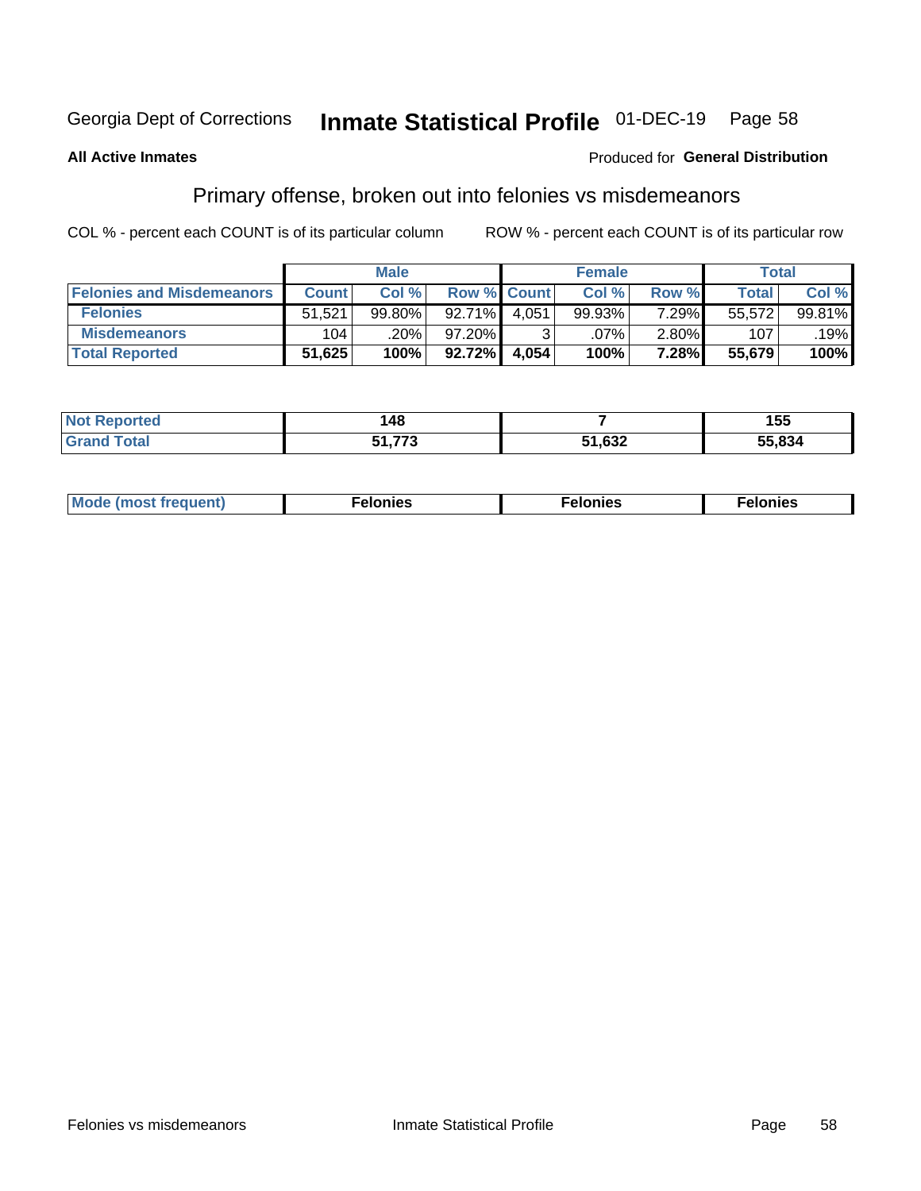Georgia Dept of Corrections **Inmate Statistical Profile** 01-DEC-19

**All Active Inmates**

Produced for **General Distribution**

## Primary offense, broken out into felonies vs misdemeanors

COL % - percent each COUNT is of its particular column ROW % - percent each COUNT is of its particular row

| | Male | | | Female | | | Total | |
|---|---|---|---|---|---|---|---|---|
| **Felonies and Misdemeanors** | **Count** | **Col %** | **Row %** | **Count** | **Col %** | **Row %** | **Total** | **Col %** |
| **Felonies** | 51,521 | 99.80% | 92.71% | 4,051 | 99.93% | 7.29% | 55,572 | 99.81% |
| **Misdemeanors** | 104 | .20% | 97.20% | 3 | .07% | 2.80% | 107 | .19% |
| **Total Reported** | **51,625** | **100%** | **92.72%** | **4,054** | **100%** | **7.28%** | **55,679** | **100%** |

| | Male | Female | Total |
|---|---|---|---|
| **Not Reported** | **148** | **7** | **155** |
| **Grand Total** | **51,773** | **51,632** | **55,834** |

| | Male | Female | Total |
|---|---|---|---|
| **Mode (most frequent)** | **Felonies** | **Felonies** | **Felonies** |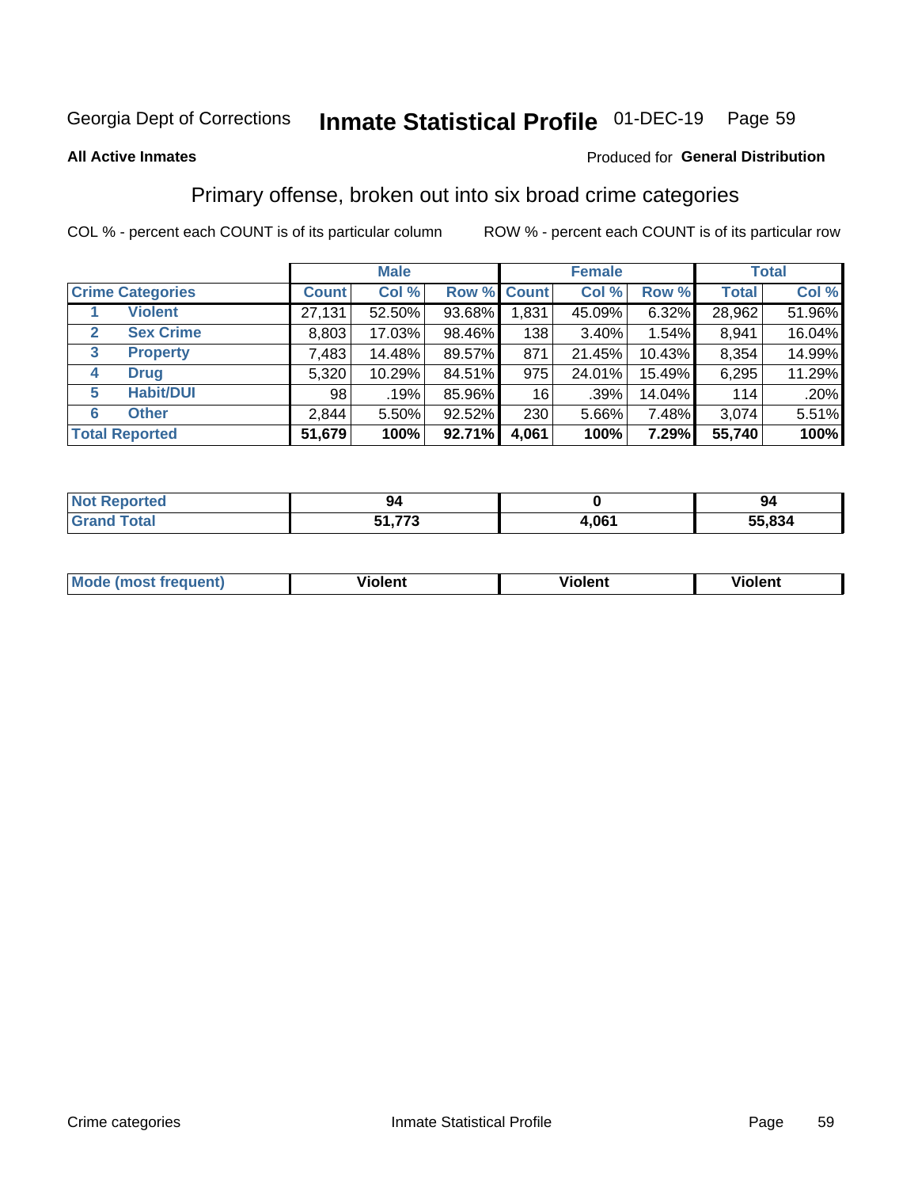Georgia Dept of Corrections **Inmate Statistical Profile** 01-DEC-19

**All Active Inmates**

Produced for **General Distribution**

## Primary offense, broken out into six broad crime categories

COL % - percent each COUNT is of its particular column ROW % - percent each COUNT is of its particular row

| Crime Categories | | Male | | | Female | | | Total | |
|---|---|---|---|---|---|---|---|---|---|
| | | Count | Col % | Row % | Count | Col % | Row % | Total | Col % |
| 1 | Violent | 27,131 | 52.50% | 93.68% | 1,831 | 45.09% | 6.32% | 28,962 | 51.96% |
| 2 | Sex Crime | 8,803 | 17.03% | 98.46% | 138 | 3.40% | 1.54% | 8,941 | 16.04% |
| 3 | Property | 7,483 | 14.48% | 89.57% | 871 | 21.45% | 10.43% | 8,354 | 14.99% |
| 4 | Drug | 5,320 | 10.29% | 84.51% | 975 | 24.01% | 15.49% | 6,295 | 11.29% |
| 5 | Habit/DUI | 98 | .19% | 85.96% | 16 | .39% | 14.04% | 114 | .20% |
| 6 | Other | 2,844 | 5.50% | 92.52% | 230 | 5.66% | 7.48% | 3,074 | 5.51% |
| **Total Reported** | | **51,679** | **100%** | **92.71%** | **4,061** | **100%** | **7.29%** | **55,740** | **100%** |

| | Male | Female | Total |
|---|---|---|---|
| Not Reported | 94 | 0 | 94 |
| Grand Total | 51,773 | 4,061 | 55,834 |

| | Male | Female | Total |
|---|---|---|---|
| Mode (most frequent) | Violent | Violent | Violent |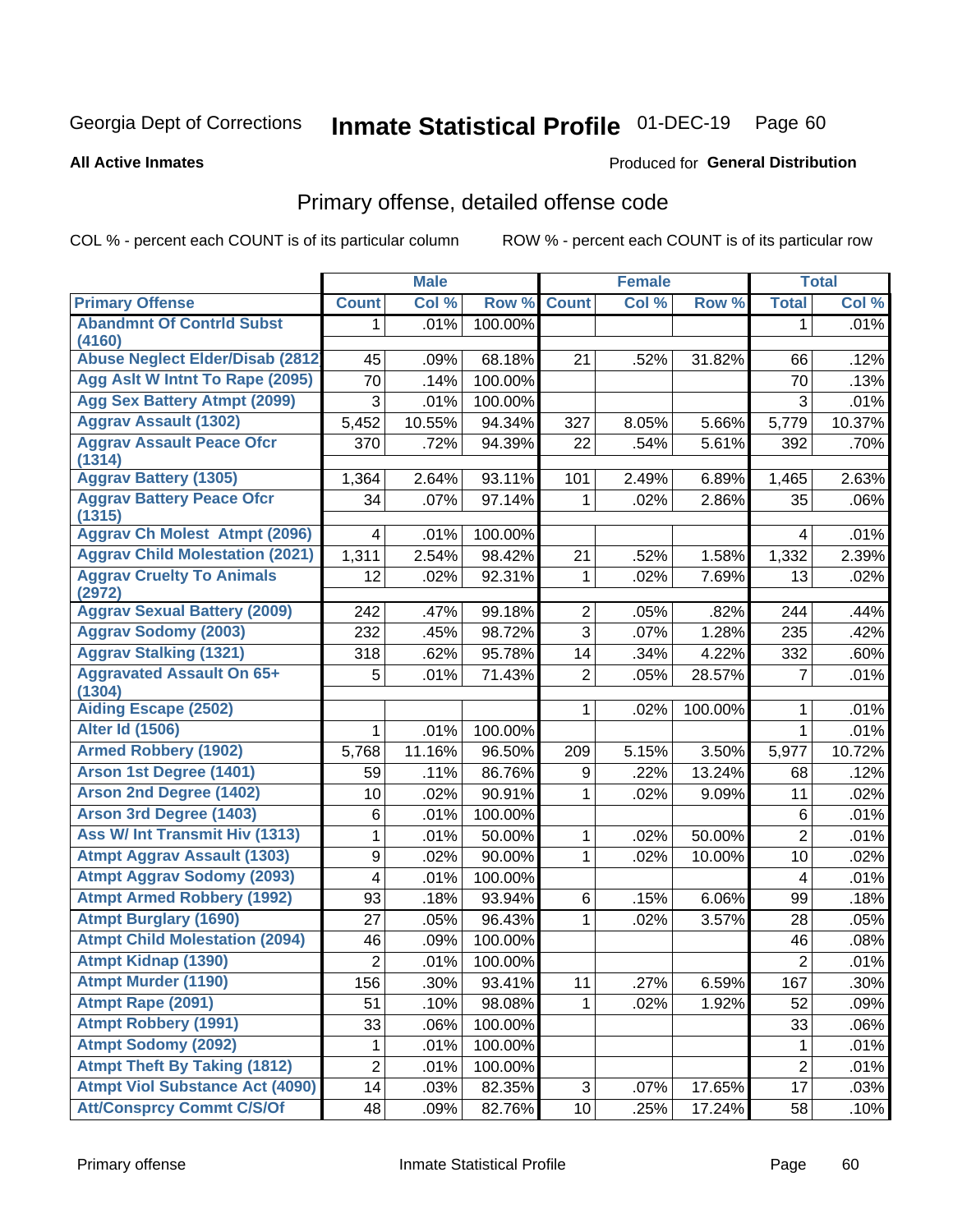Georgia Dept of Corrections **Inmate Statistical Profile** 01-DEC-19 Page 60

**All Active Inmates**

Produced for **General Distribution**

## Primary offense, detailed offense code

COL % - percent each COUNT is of its particular column ROW % - percent each COUNT is of its particular row

| | Male | | | Female | | | Total | |
|---|---|---|---|---|---|---|---|---|
| Primary Offense | Count | Col % | Row % | Count | Col % | Row % | Total | Col % |
| Abandmnt Of Contrld Subst (4160) | 1 | .01% | 100.00% | | | | 1 | .01% |
| Abuse Neglect Elder/Disab (2812 | 45 | .09% | 68.18% | 21 | .52% | 31.82% | 66 | .12% |
| Agg Aslt W Intnt To Rape (2095) | 70 | .14% | 100.00% | | | | 70 | .13% |
| Agg Sex Battery Atmpt (2099) | 3 | .01% | 100.00% | | | | 3 | .01% |
| Aggrav Assault (1302) | 5,452 | 10.55% | 94.34% | 327 | 8.05% | 5.66% | 5,779 | 10.37% |
| Aggrav Assault Peace Ofcr (1314) | 370 | .72% | 94.39% | 22 | .54% | 5.61% | 392 | .70% |
| Aggrav Battery (1305) | 1,364 | 2.64% | 93.11% | 101 | 2.49% | 6.89% | 1,465 | 2.63% |
| Aggrav Battery Peace Ofcr (1315) | 34 | .07% | 97.14% | 1 | .02% | 2.86% | 35 | .06% |
| Aggrav Ch Molest Atmpt (2096) | 4 | .01% | 100.00% | | | | 4 | .01% |
| Aggrav Child Molestation (2021) | 1,311 | 2.54% | 98.42% | 21 | .52% | 1.58% | 1,332 | 2.39% |
| Aggrav Cruelty To Animals (2972) | 12 | .02% | 92.31% | 1 | .02% | 7.69% | 13 | .02% |
| Aggrav Sexual Battery (2009) | 242 | .47% | 99.18% | 2 | .05% | .82% | 244 | .44% |
| Aggrav Sodomy (2003) | 232 | .45% | 98.72% | 3 | .07% | 1.28% | 235 | .42% |
| Aggrav Stalking (1321) | 318 | .62% | 95.78% | 14 | .34% | 4.22% | 332 | .60% |
| Aggravated Assault On 65+ (1304) | 5 | .01% | 71.43% | 2 | .05% | 28.57% | 7 | .01% |
| Aiding Escape (2502) | | | | 1 | .02% | 100.00% | 1 | .01% |
| Alter Id (1506) | 1 | .01% | 100.00% | | | | 1 | .01% |
| Armed Robbery (1902) | 5,768 | 11.16% | 96.50% | 209 | 5.15% | 3.50% | 5,977 | 10.72% |
| Arson 1st Degree (1401) | 59 | .11% | 86.76% | 9 | .22% | 13.24% | 68 | .12% |
| Arson 2nd Degree (1402) | 10 | .02% | 90.91% | 1 | .02% | 9.09% | 11 | .02% |
| Arson 3rd Degree (1403) | 6 | .01% | 100.00% | | | | 6 | .01% |
| Ass W/ Int Transmit Hiv (1313) | 1 | .01% | 50.00% | 1 | .02% | 50.00% | 2 | .01% |
| Atmpt Aggrav Assault (1303) | 9 | .02% | 90.00% | 1 | .02% | 10.00% | 10 | .02% |
| Atmpt Aggrav Sodomy (2093) | 4 | .01% | 100.00% | | | | 4 | .01% |
| Atmpt Armed Robbery (1992) | 93 | .18% | 93.94% | 6 | .15% | 6.06% | 99 | .18% |
| Atmpt Burglary (1690) | 27 | .05% | 96.43% | 1 | .02% | 3.57% | 28 | .05% |
| Atmpt Child Molestation (2094) | 46 | .09% | 100.00% | | | | 46 | .08% |
| Atmpt Kidnap (1390) | 2 | .01% | 100.00% | | | | 2 | .01% |
| Atmpt Murder (1190) | 156 | .30% | 93.41% | 11 | .27% | 6.59% | 167 | .30% |
| Atmpt Rape (2091) | 51 | .10% | 98.08% | 1 | .02% | 1.92% | 52 | .09% |
| Atmpt Robbery (1991) | 33 | .06% | 100.00% | | | | 33 | .06% |
| Atmpt Sodomy (2092) | 1 | .01% | 100.00% | | | | 1 | .01% |
| Atmpt Theft By Taking (1812) | 2 | .01% | 100.00% | | | | 2 | .01% |
| Atmpt Viol Substance Act (4090) | 14 | .03% | 82.35% | 3 | .07% | 17.65% | 17 | .03% |
| Att/Consprcy Commt C/S/Of | 48 | .09% | 82.76% | 10 | .25% | 17.24% | 58 | .10% |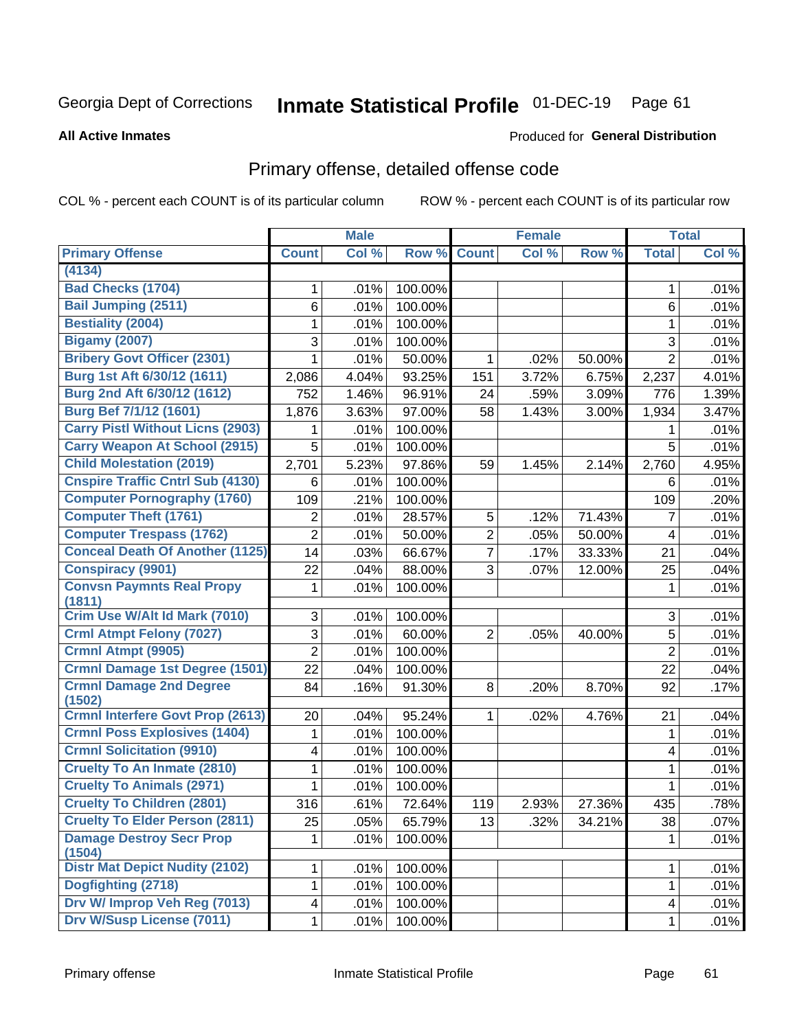Georgia Dept of Corrections **Inmate Statistical Profile** 01-DEC-19

**All Active Inmates**

Produced for **General Distribution**

## Primary offense, detailed offense code

COL % - percent each COUNT is of its particular column

ROW % - percent each COUNT is of its particular row

| | Male | | | Female | | | Total | |
|---|---|---|---|---|---|---|---|---|
| Primary Offense | Count | Col % | Row % | Count | Col % | Row % | Total | Col % |
| (4134) | | | | | | | | |
| Bad Checks (1704) | 1 | .01% | 100.00% | | | | 1 | .01% |
| Bail Jumping (2511) | 6 | .01% | 100.00% | | | | 6 | .01% |
| Bestiality (2004) | 1 | .01% | 100.00% | | | | 1 | .01% |
| Bigamy (2007) | 3 | .01% | 100.00% | | | | 3 | .01% |
| Bribery Govt Officer (2301) | 1 | .01% | 50.00% | 1 | .02% | 50.00% | 2 | .01% |
| Burg 1st Aft 6/30/12 (1611) | 2,086 | 4.04% | 93.25% | 151 | 3.72% | 6.75% | 2,237 | 4.01% |
| Burg 2nd Aft 6/30/12 (1612) | 752 | 1.46% | 96.91% | 24 | .59% | 3.09% | 776 | 1.39% |
| Burg Bef 7/1/12 (1601) | 1,876 | 3.63% | 97.00% | 58 | 1.43% | 3.00% | 1,934 | 3.47% |
| Carry Pistl Without Licns (2903) | 1 | .01% | 100.00% | | | | 1 | .01% |
| Carry Weapon At School (2915) | 5 | .01% | 100.00% | | | | 5 | .01% |
| Child Molestation (2019) | 2,701 | 5.23% | 97.86% | 59 | 1.45% | 2.14% | 2,760 | 4.95% |
| Cnspire Traffic Cntrl Sub (4130) | 6 | .01% | 100.00% | | | | 6 | .01% |
| Computer Pornography (1760) | 109 | .21% | 100.00% | | | | 109 | .20% |
| Computer Theft (1761) | 2 | .01% | 28.57% | 5 | .12% | 71.43% | 7 | .01% |
| Computer Trespass (1762) | 2 | .01% | 50.00% | 2 | .05% | 50.00% | 4 | .01% |
| Conceal Death Of Another (1125) | 14 | .03% | 66.67% | 7 | .17% | 33.33% | 21 | .04% |
| Conspiracy (9901) | 22 | .04% | 88.00% | 3 | .07% | 12.00% | 25 | .04% |
| Convsn Paymnts Real Propy (1811) | 1 | .01% | 100.00% | | | | 1 | .01% |
| Crim Use W/Alt Id Mark (7010) | 3 | .01% | 100.00% | | | | 3 | .01% |
| Crml Atmpt Felony (7027) | 3 | .01% | 60.00% | 2 | .05% | 40.00% | 5 | .01% |
| Crmnl Atmpt (9905) | 2 | .01% | 100.00% | | | | 2 | .01% |
| Crmnl Damage 1st Degree (1501) | 22 | .04% | 100.00% | | | | 22 | .04% |
| Crmnl Damage 2nd Degree (1502) | 84 | .16% | 91.30% | 8 | .20% | 8.70% | 92 | .17% |
| Crmnl Interfere Govt Prop (2613) | 20 | .04% | 95.24% | 1 | .02% | 4.76% | 21 | .04% |
| Crmnl Poss Explosives (1404) | 1 | .01% | 100.00% | | | | 1 | .01% |
| Crmnl Solicitation (9910) | 4 | .01% | 100.00% | | | | 4 | .01% |
| Cruelty To An Inmate (2810) | 1 | .01% | 100.00% | | | | 1 | .01% |
| Cruelty To Animals (2971) | 1 | .01% | 100.00% | | | | 1 | .01% |
| Cruelty To Children (2801) | 316 | .61% | 72.64% | 119 | 2.93% | 27.36% | 435 | .78% |
| Cruelty To Elder Person (2811) | 25 | .05% | 65.79% | 13 | .32% | 34.21% | 38 | .07% |
| Damage Destroy Secr Prop (1504) | 1 | .01% | 100.00% | | | | 1 | .01% |
| Distr Mat Depict Nudity (2102) | 1 | .01% | 100.00% | | | | 1 | .01% |
| Dogfighting (2718) | 1 | .01% | 100.00% | | | | 1 | .01% |
| Drv W/ Improp Veh Reg (7013) | 4 | .01% | 100.00% | | | | 4 | .01% |
| Drv W/Susp License (7011) | 1 | .01% | 100.00% | | | | 1 | .01% |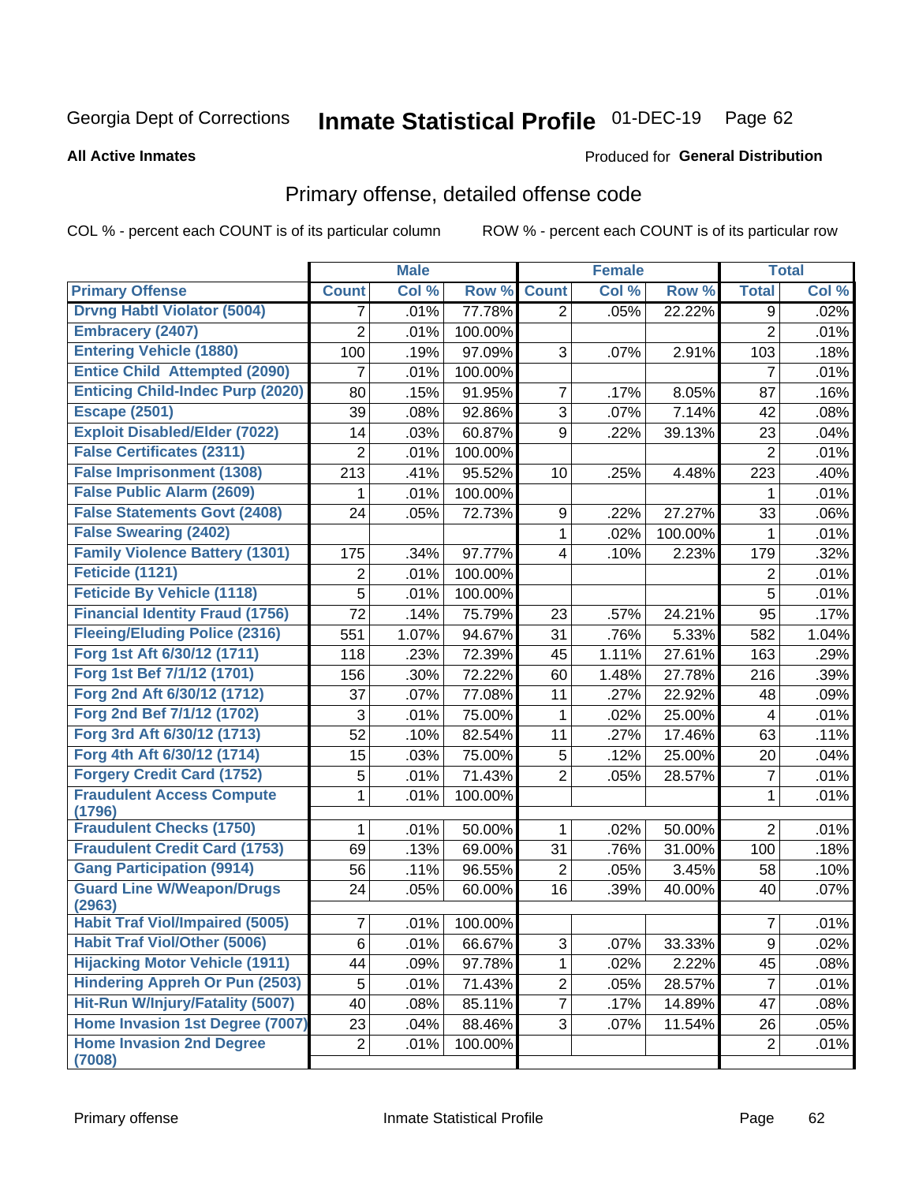Georgia Dept of Corrections **Inmate Statistical Profile** 01-DEC-19

**All Active Inmates**

Produced for **General Distribution**

## Primary offense, detailed offense code

COL % - percent each COUNT is of its particular column

ROW % - percent each COUNT is of its particular row

| | Male | | | Female | | | Total | |
|---|---|---|---|---|---|---|---|---|
| **Primary Offense** | **Count** | **Col %** | **Row %** | **Count** | **Col %** | **Row %** | **Total** | **Col %** |
| Drvng Habtl Violator (5004) | 7 | .01% | 77.78% | 2 | .05% | 22.22% | 9 | .02% |
| Embracery (2407) | 2 | .01% | 100.00% | | | | 2 | .01% |
| Entering Vehicle (1880) | 100 | .19% | 97.09% | 3 | .07% | 2.91% | 103 | .18% |
| Entice Child Attempted (2090) | 7 | .01% | 100.00% | | | | 7 | .01% |
| Enticing Child-Indec Purp (2020) | 80 | .15% | 91.95% | 7 | .17% | 8.05% | 87 | .16% |
| Escape (2501) | 39 | .08% | 92.86% | 3 | .07% | 7.14% | 42 | .08% |
| Exploit Disabled/Elder (7022) | 14 | .03% | 60.87% | 9 | .22% | 39.13% | 23 | .04% |
| False Certificates (2311) | 2 | .01% | 100.00% | | | | 2 | .01% |
| False Imprisonment (1308) | 213 | .41% | 95.52% | 10 | .25% | 4.48% | 223 | .40% |
| False Public Alarm (2609) | 1 | .01% | 100.00% | | | | 1 | .01% |
| False Statements Govt (2408) | 24 | .05% | 72.73% | 9 | .22% | 27.27% | 33 | .06% |
| False Swearing (2402) | | | | 1 | .02% | 100.00% | 1 | .01% |
| Family Violence Battery (1301) | 175 | .34% | 97.77% | 4 | .10% | 2.23% | 179 | .32% |
| Feticide (1121) | 2 | .01% | 100.00% | | | | 2 | .01% |
| Feticide By Vehicle (1118) | 5 | .01% | 100.00% | | | | 5 | .01% |
| Financial Identity Fraud (1756) | 72 | .14% | 75.79% | 23 | .57% | 24.21% | 95 | .17% |
| Fleeing/Eluding Police (2316) | 551 | 1.07% | 94.67% | 31 | .76% | 5.33% | 582 | 1.04% |
| Forg 1st Aft 6/30/12 (1711) | 118 | .23% | 72.39% | 45 | 1.11% | 27.61% | 163 | .29% |
| Forg 1st Bef 7/1/12 (1701) | 156 | .30% | 72.22% | 60 | 1.48% | 27.78% | 216 | .39% |
| Forg 2nd Aft 6/30/12 (1712) | 37 | .07% | 77.08% | 11 | .27% | 22.92% | 48 | .09% |
| Forg 2nd Bef 7/1/12 (1702) | 3 | .01% | 75.00% | 1 | .02% | 25.00% | 4 | .01% |
| Forg 3rd Aft 6/30/12 (1713) | 52 | .10% | 82.54% | 11 | .27% | 17.46% | 63 | .11% |
| Forg 4th Aft 6/30/12 (1714) | 15 | .03% | 75.00% | 5 | .12% | 25.00% | 20 | .04% |
| Forgery Credit Card (1752) | 5 | .01% | 71.43% | 2 | .05% | 28.57% | 7 | .01% |
| Fraudulent Access Compute (1796) | 1 | .01% | 100.00% | | | | 1 | .01% |
| Fraudulent Checks (1750) | 1 | .01% | 50.00% | 1 | .02% | 50.00% | 2 | .01% |
| Fraudulent Credit Card (1753) | 69 | .13% | 69.00% | 31 | .76% | 31.00% | 100 | .18% |
| Gang Participation (9914) | 56 | .11% | 96.55% | 2 | .05% | 3.45% | 58 | .10% |
| Guard Line W/Weapon/Drugs (2963) | 24 | .05% | 60.00% | 16 | .39% | 40.00% | 40 | .07% |
| Habit Traf Viol/Impaired (5005) | 7 | .01% | 100.00% | | | | 7 | .01% |
| Habit Traf Viol/Other (5006) | 6 | .01% | 66.67% | 3 | .07% | 33.33% | 9 | .02% |
| Hijacking Motor Vehicle (1911) | 44 | .09% | 97.78% | 1 | .02% | 2.22% | 45 | .08% |
| Hindering Appreh Or Pun (2503) | 5 | .01% | 71.43% | 2 | .05% | 28.57% | 7 | .01% |
| Hit-Run W/Injury/Fatality (5007) | 40 | .08% | 85.11% | 7 | .17% | 14.89% | 47 | .08% |
| Home Invasion 1st Degree (7007) | 23 | .04% | 88.46% | 3 | .07% | 11.54% | 26 | .05% |
| Home Invasion 2nd Degree (7008) | 2 | .01% | 100.00% | | | | 2 | .01% |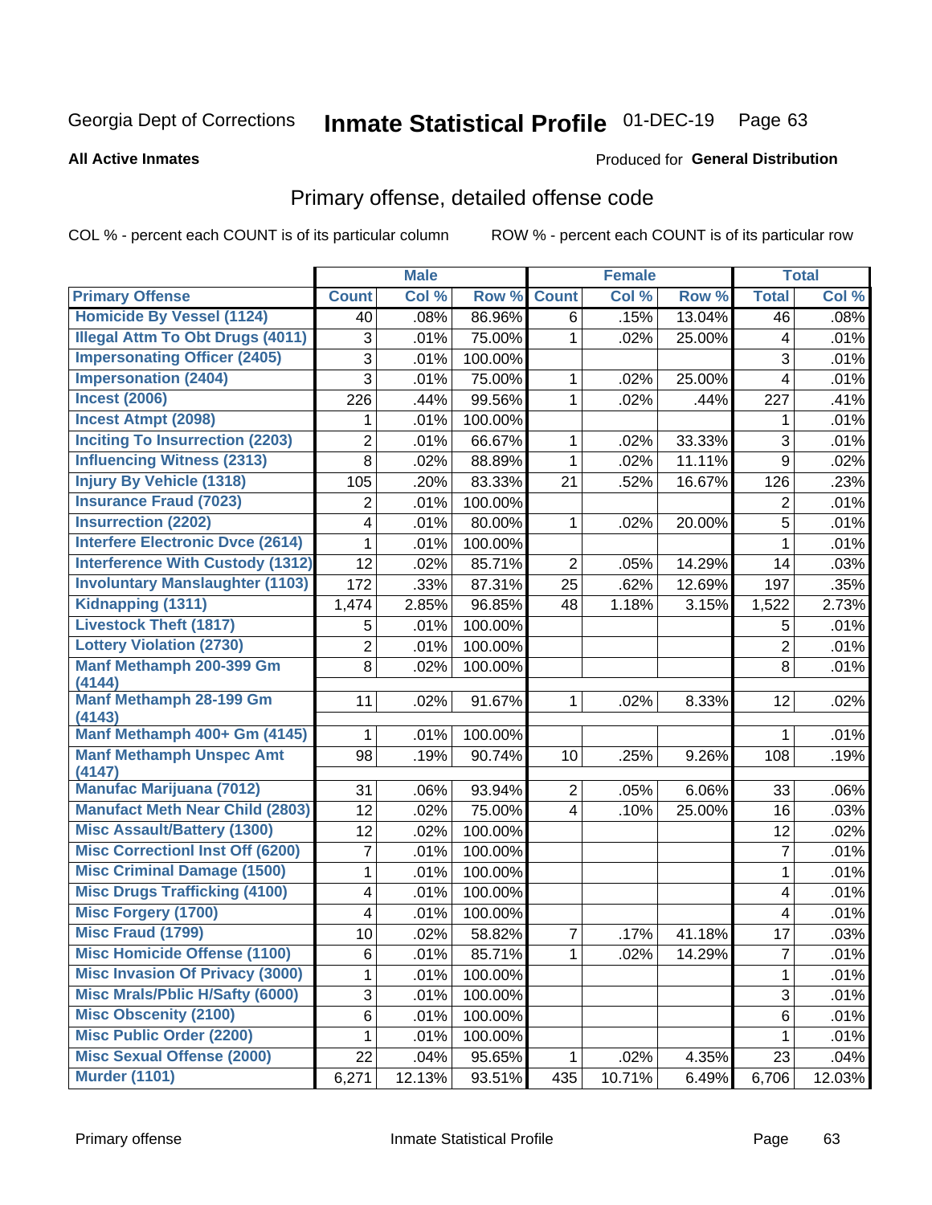Georgia Dept of Corrections **Inmate Statistical Profile** 01-DEC-19

**All Active Inmates**

Produced for **General Distribution**

## Primary offense, detailed offense code

COL % - percent each COUNT is of its particular column ROW % - percent each COUNT is of its particular row

| | Male | | | Female | | | Total | |
|---|---|---|---|---|---|---|---|---|
| **Primary Offense** | **Count** | **Col %** | **Row %** | **Count** | **Col %** | **Row %** | **Total** | **Col %** |
| **Homicide By Vessel (1124)** | 40 | .08% | 86.96% | 6 | .15% | 13.04% | 46 | .08% |
| **Illegal Attm To Obt Drugs (4011)** | 3 | .01% | 75.00% | 1 | .02% | 25.00% | 4 | .01% |
| **Impersonating Officer (2405)** | 3 | .01% | 100.00% | | | | 3 | .01% |
| **Impersonation (2404)** | 3 | .01% | 75.00% | 1 | .02% | 25.00% | 4 | .01% |
| **Incest (2006)** | 226 | .44% | 99.56% | 1 | .02% | .44% | 227 | .41% |
| **Incest Atmpt (2098)** | 1 | .01% | 100.00% | | | | 1 | .01% |
| **Inciting To Insurrection (2203)** | 2 | .01% | 66.67% | 1 | .02% | 33.33% | 3 | .01% |
| **Influencing Witness (2313)** | 8 | .02% | 88.89% | 1 | .02% | 11.11% | 9 | .02% |
| **Injury By Vehicle (1318)** | 105 | .20% | 83.33% | 21 | .52% | 16.67% | 126 | .23% |
| **Insurance Fraud (7023)** | 2 | .01% | 100.00% | | | | 2 | .01% |
| **Insurrection (2202)** | 4 | .01% | 80.00% | 1 | .02% | 20.00% | 5 | .01% |
| **Interfere Electronic Dvce (2614)** | 1 | .01% | 100.00% | | | | 1 | .01% |
| **Interference With Custody (1312)** | 12 | .02% | 85.71% | 2 | .05% | 14.29% | 14 | .03% |
| **Involuntary Manslaughter (1103)** | 172 | .33% | 87.31% | 25 | .62% | 12.69% | 197 | .35% |
| **Kidnapping (1311)** | 1,474 | 2.85% | 96.85% | 48 | 1.18% | 3.15% | 1,522 | 2.73% |
| **Livestock Theft (1817)** | 5 | .01% | 100.00% | | | | 5 | .01% |
| **Lottery Violation (2730)** | 2 | .01% | 100.00% | | | | 2 | .01% |
| **Manf Methamph 200-399 Gm (4144)** | 8 | .02% | 100.00% | | | | 8 | .01% |
| **Manf Methamph 28-199 Gm (4143)** | 11 | .02% | 91.67% | 1 | .02% | 8.33% | 12 | .02% |
| **Manf Methamph 400+ Gm (4145)** | 1 | .01% | 100.00% | | | | 1 | .01% |
| **Manf Methamph Unspec Amt (4147)** | 98 | .19% | 90.74% | 10 | .25% | 9.26% | 108 | .19% |
| **Manufac Marijuana (7012)** | 31 | .06% | 93.94% | 2 | .05% | 6.06% | 33 | .06% |
| **Manufact Meth Near Child (2803)** | 12 | .02% | 75.00% | 4 | .10% | 25.00% | 16 | .03% |
| **Misc Assault/Battery (1300)** | 12 | .02% | 100.00% | | | | 12 | .02% |
| **Misc Correctionl Inst Off (6200)** | 7 | .01% | 100.00% | | | | 7 | .01% |
| **Misc Criminal Damage (1500)** | 1 | .01% | 100.00% | | | | 1 | .01% |
| **Misc Drugs Trafficking (4100)** | 4 | .01% | 100.00% | | | | 4 | .01% |
| **Misc Forgery (1700)** | 4 | .01% | 100.00% | | | | 4 | .01% |
| **Misc Fraud (1799)** | 10 | .02% | 58.82% | 7 | .17% | 41.18% | 17 | .03% |
| **Misc Homicide Offense (1100)** | 6 | .01% | 85.71% | 1 | .02% | 14.29% | 7 | .01% |
| **Misc Invasion Of Privacy (3000)** | 1 | .01% | 100.00% | | | | 1 | .01% |
| **Misc Mrals/Pblic H/Safty (6000)** | 3 | .01% | 100.00% | | | | 3 | .01% |
| **Misc Obscenity (2100)** | 6 | .01% | 100.00% | | | | 6 | .01% |
| **Misc Public Order (2200)** | 1 | .01% | 100.00% | | | | 1 | .01% |
| **Misc Sexual Offense (2000)** | 22 | .04% | 95.65% | 1 | .02% | 4.35% | 23 | .04% |
| **Murder (1101)** | 6,271 | 12.13% | 93.51% | 435 | 10.71% | 6.49% | 6,706 | 12.03% |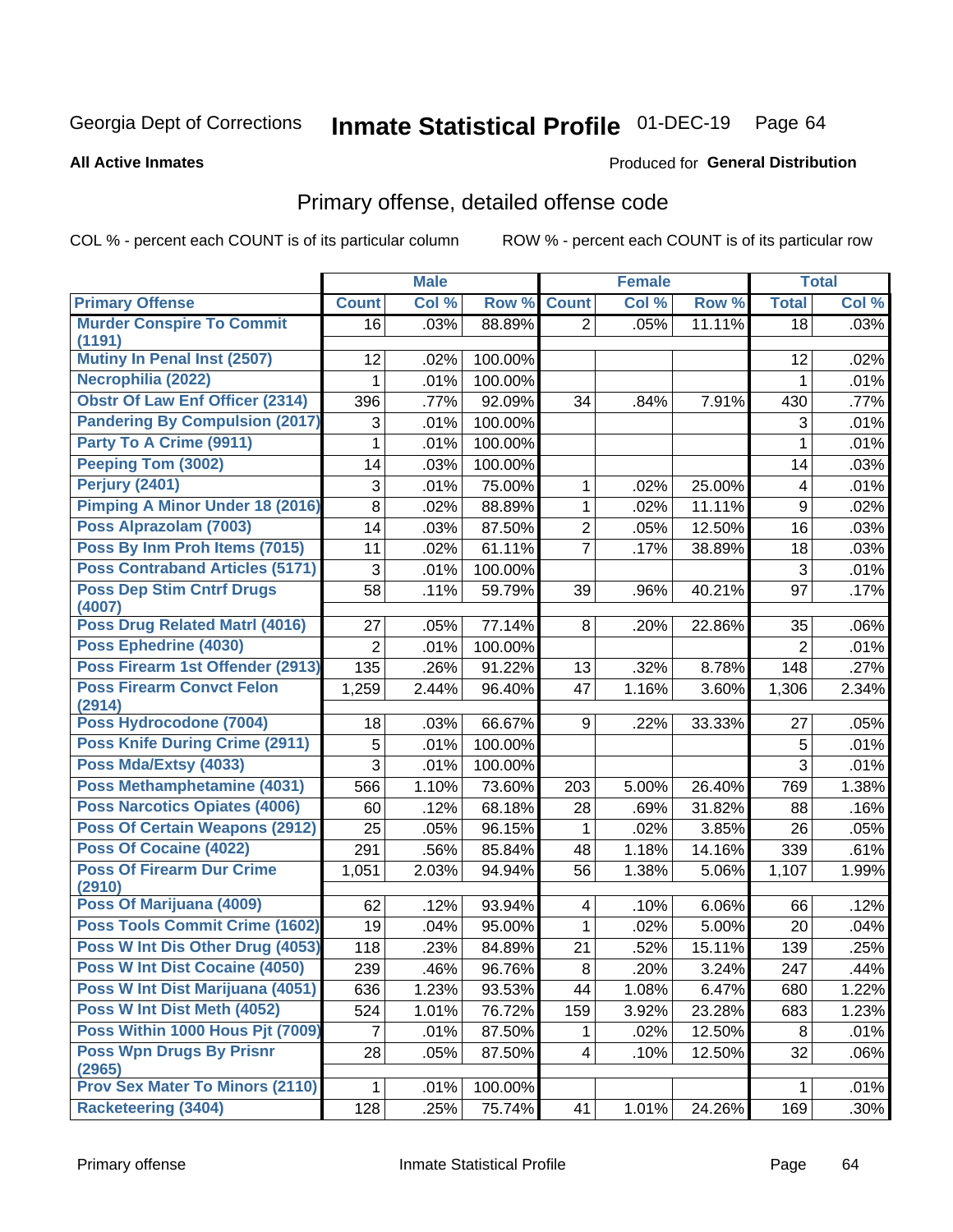Georgia Dept of Corrections **Inmate Statistical Profile** 01-DEC-19 Page 64

**All Active Inmates**

Produced for **General Distribution**

## Primary offense, detailed offense code

COL % - percent each COUNT is of its particular column ROW % - percent each COUNT is of its particular row

| | Male | | | Female | | | Total | |
|---|---|---|---|---|---|---|---|---|
| **Primary Offense** | **Count** | **Col %** | **Row %** | **Count** | **Col %** | **Row %** | **Total** | **Col %** |
| **Murder Conspire To Commit (1191)** | 16 | .03% | 88.89% | 2 | .05% | 11.11% | 18 | .03% |
| **Mutiny In Penal Inst (2507)** | 12 | .02% | 100.00% | | | | 12 | .02% |
| **Necrophilia (2022)** | 1 | .01% | 100.00% | | | | 1 | .01% |
| **Obstr Of Law Enf Officer (2314)** | 396 | .77% | 92.09% | 34 | .84% | 7.91% | 430 | .77% |
| **Pandering By Compulsion (2017)** | 3 | .01% | 100.00% | | | | 3 | .01% |
| **Party To A Crime (9911)** | 1 | .01% | 100.00% | | | | 1 | .01% |
| **Peeping Tom (3002)** | 14 | .03% | 100.00% | | | | 14 | .03% |
| **Perjury (2401)** | 3 | .01% | 75.00% | 1 | .02% | 25.00% | 4 | .01% |
| **Pimping A Minor Under 18 (2016)** | 8 | .02% | 88.89% | 1 | .02% | 11.11% | 9 | .02% |
| **Poss Alprazolam (7003)** | 14 | .03% | 87.50% | 2 | .05% | 12.50% | 16 | .03% |
| **Poss By Inm Proh Items (7015)** | 11 | .02% | 61.11% | 7 | .17% | 38.89% | 18 | .03% |
| **Poss Contraband Articles (5171)** | 3 | .01% | 100.00% | | | | 3 | .01% |
| **Poss Dep Stim Cntrf Drugs (4007)** | 58 | .11% | 59.79% | 39 | .96% | 40.21% | 97 | .17% |
| **Poss Drug Related Matrl (4016)** | 27 | .05% | 77.14% | 8 | .20% | 22.86% | 35 | .06% |
| **Poss Ephedrine (4030)** | 2 | .01% | 100.00% | | | | 2 | .01% |
| **Poss Firearm 1st Offender (2913)** | 135 | .26% | 91.22% | 13 | .32% | 8.78% | 148 | .27% |
| **Poss Firearm Convct Felon (2914)** | 1,259 | 2.44% | 96.40% | 47 | 1.16% | 3.60% | 1,306 | 2.34% |
| **Poss Hydrocodone (7004)** | 18 | .03% | 66.67% | 9 | .22% | 33.33% | 27 | .05% |
| **Poss Knife During Crime (2911)** | 5 | .01% | 100.00% | | | | 5 | .01% |
| **Poss Mda/Extsy (4033)** | 3 | .01% | 100.00% | | | | 3 | .01% |
| **Poss Methamphetamine (4031)** | 566 | 1.10% | 73.60% | 203 | 5.00% | 26.40% | 769 | 1.38% |
| **Poss Narcotics Opiates (4006)** | 60 | .12% | 68.18% | 28 | .69% | 31.82% | 88 | .16% |
| **Poss Of Certain Weapons (2912)** | 25 | .05% | 96.15% | 1 | .02% | 3.85% | 26 | .05% |
| **Poss Of Cocaine (4022)** | 291 | .56% | 85.84% | 48 | 1.18% | 14.16% | 339 | .61% |
| **Poss Of Firearm Dur Crime (2910)** | 1,051 | 2.03% | 94.94% | 56 | 1.38% | 5.06% | 1,107 | 1.99% |
| **Poss Of Marijuana (4009)** | 62 | .12% | 93.94% | 4 | .10% | 6.06% | 66 | .12% |
| **Poss Tools Commit Crime (1602)** | 19 | .04% | 95.00% | 1 | .02% | 5.00% | 20 | .04% |
| **Poss W Int Dis Other Drug (4053)** | 118 | .23% | 84.89% | 21 | .52% | 15.11% | 139 | .25% |
| **Poss W Int Dist Cocaine (4050)** | 239 | .46% | 96.76% | 8 | .20% | 3.24% | 247 | .44% |
| **Poss W Int Dist Marijuana (4051)** | 636 | 1.23% | 93.53% | 44 | 1.08% | 6.47% | 680 | 1.22% |
| **Poss W Int Dist Meth (4052)** | 524 | 1.01% | 76.72% | 159 | 3.92% | 23.28% | 683 | 1.23% |
| **Poss Within 1000 Hous Pjt (7009)** | 7 | .01% | 87.50% | 1 | .02% | 12.50% | 8 | .01% |
| **Poss Wpn Drugs By Prisnr (2965)** | 28 | .05% | 87.50% | 4 | .10% | 12.50% | 32 | .06% |
| **Prov Sex Mater To Minors (2110)** | 1 | .01% | 100.00% | | | | 1 | .01% |
| **Racketeering (3404)** | 128 | .25% | 75.74% | 41 | 1.01% | 24.26% | 169 | .30% |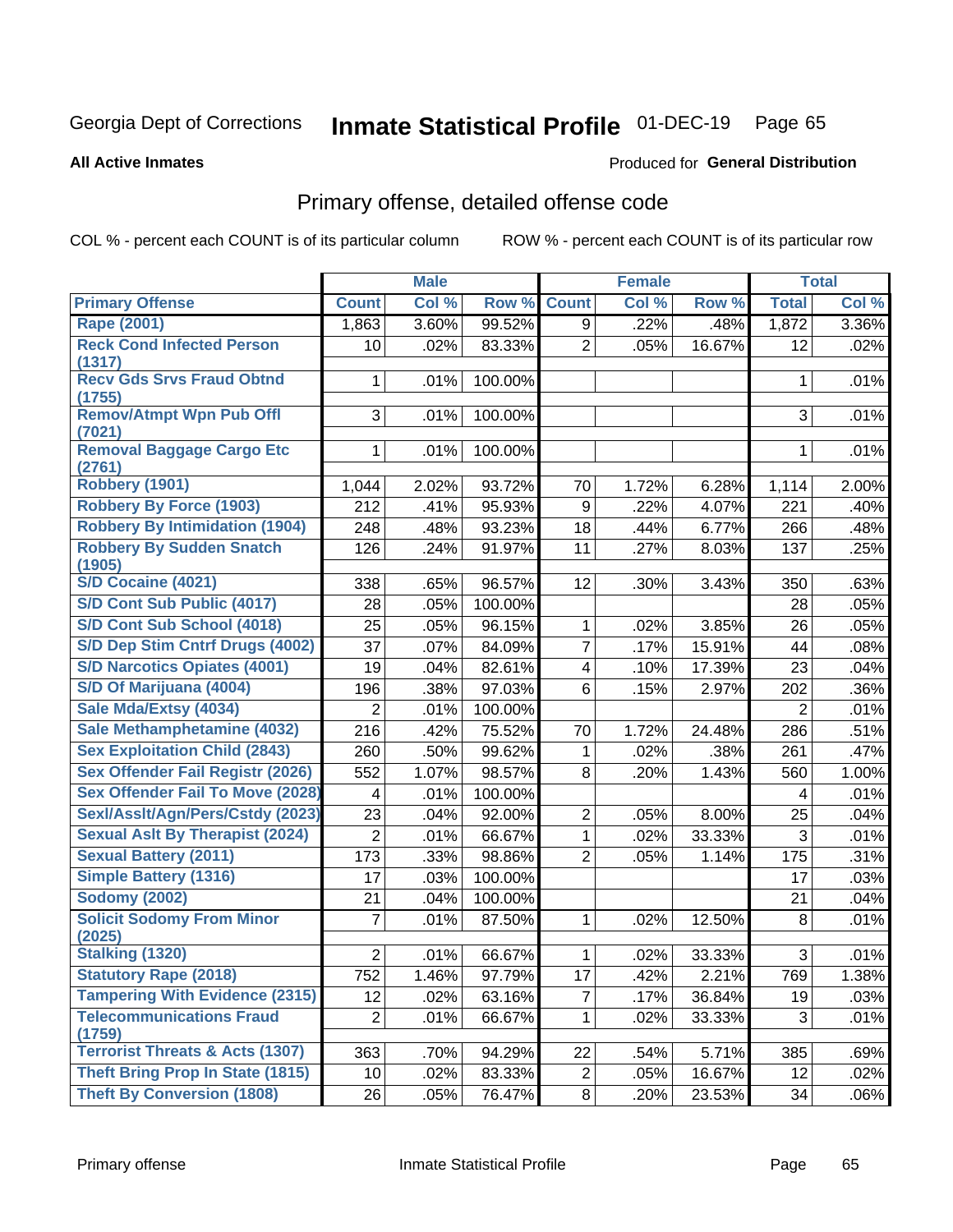Georgia Dept of Corrections **Inmate Statistical Profile** 01-DEC-19

**All Active Inmates** Produced for **General Distribution**

## Primary offense, detailed offense code

COL % - percent each COUNT is of its particular column ROW % - percent each COUNT is of its particular row

| | Male | | | Female | | | Total | |
|---|---|---|---|---|---|---|---|---|
| **Primary Offense** | **Count** | **Col %** | **Row %** | **Count** | **Col %** | **Row %** | **Total** | **Col %** |
| Rape (2001) | 1,863 | 3.60% | 99.52% | 9 | .22% | .48% | 1,872 | 3.36% |
| Reck Cond Infected Person (1317) | 10 | .02% | 83.33% | 2 | .05% | 16.67% | 12 | .02% |
| Recv Gds Srvs Fraud Obtnd (1755) | 1 | .01% | 100.00% | | | | 1 | .01% |
| Remov/Atmpt Wpn Pub Offl (7021) | 3 | .01% | 100.00% | | | | 3 | .01% |
| Removal Baggage Cargo Etc (2761) | 1 | .01% | 100.00% | | | | 1 | .01% |
| Robbery (1901) | 1,044 | 2.02% | 93.72% | 70 | 1.72% | 6.28% | 1,114 | 2.00% |
| Robbery By Force (1903) | 212 | .41% | 95.93% | 9 | .22% | 4.07% | 221 | .40% |
| Robbery By Intimidation (1904) | 248 | .48% | 93.23% | 18 | .44% | 6.77% | 266 | .48% |
| Robbery By Sudden Snatch (1905) | 126 | .24% | 91.97% | 11 | .27% | 8.03% | 137 | .25% |
| S/D Cocaine (4021) | 338 | .65% | 96.57% | 12 | .30% | 3.43% | 350 | .63% |
| S/D Cont Sub Public (4017) | 28 | .05% | 100.00% | | | | 28 | .05% |
| S/D Cont Sub School (4018) | 25 | .05% | 96.15% | 1 | .02% | 3.85% | 26 | .05% |
| S/D Dep Stim Cntrf Drugs (4002) | 37 | .07% | 84.09% | 7 | .17% | 15.91% | 44 | .08% |
| S/D Narcotics Opiates (4001) | 19 | .04% | 82.61% | 4 | .10% | 17.39% | 23 | .04% |
| S/D Of Marijuana (4004) | 196 | .38% | 97.03% | 6 | .15% | 2.97% | 202 | .36% |
| Sale Mda/Extsy (4034) | 2 | .01% | 100.00% | | | | 2 | .01% |
| Sale Methamphetamine (4032) | 216 | .42% | 75.52% | 70 | 1.72% | 24.48% | 286 | .51% |
| Sex Exploitation Child (2843) | 260 | .50% | 99.62% | 1 | .02% | .38% | 261 | .47% |
| Sex Offender Fail Registr (2026) | 552 | 1.07% | 98.57% | 8 | .20% | 1.43% | 560 | 1.00% |
| Sex Offender Fail To Move (2028) | 4 | .01% | 100.00% | | | | 4 | .01% |
| Sexl/Asslt/Agn/Pers/Cstdy (2023) | 23 | .04% | 92.00% | 2 | .05% | 8.00% | 25 | .04% |
| Sexual Aslt By Therapist (2024) | 2 | .01% | 66.67% | 1 | .02% | 33.33% | 3 | .01% |
| Sexual Battery (2011) | 173 | .33% | 98.86% | 2 | .05% | 1.14% | 175 | .31% |
| Simple Battery (1316) | 17 | .03% | 100.00% | | | | 17 | .03% |
| Sodomy (2002) | 21 | .04% | 100.00% | | | | 21 | .04% |
| Solicit Sodomy From Minor (2025) | 7 | .01% | 87.50% | 1 | .02% | 12.50% | 8 | .01% |
| Stalking (1320) | 2 | .01% | 66.67% | 1 | .02% | 33.33% | 3 | .01% |
| Statutory Rape (2018) | 752 | 1.46% | 97.79% | 17 | .42% | 2.21% | 769 | 1.38% |
| Tampering With Evidence (2315) | 12 | .02% | 63.16% | 7 | .17% | 36.84% | 19 | .03% |
| Telecommunications Fraud (1759) | 2 | .01% | 66.67% | 1 | .02% | 33.33% | 3 | .01% |
| Terrorist Threats & Acts (1307) | 363 | .70% | 94.29% | 22 | .54% | 5.71% | 385 | .69% |
| Theft Bring Prop In State (1815) | 10 | .02% | 83.33% | 2 | .05% | 16.67% | 12 | .02% |
| Theft By Conversion (1808) | 26 | .05% | 76.47% | 8 | .20% | 23.53% | 34 | .06% |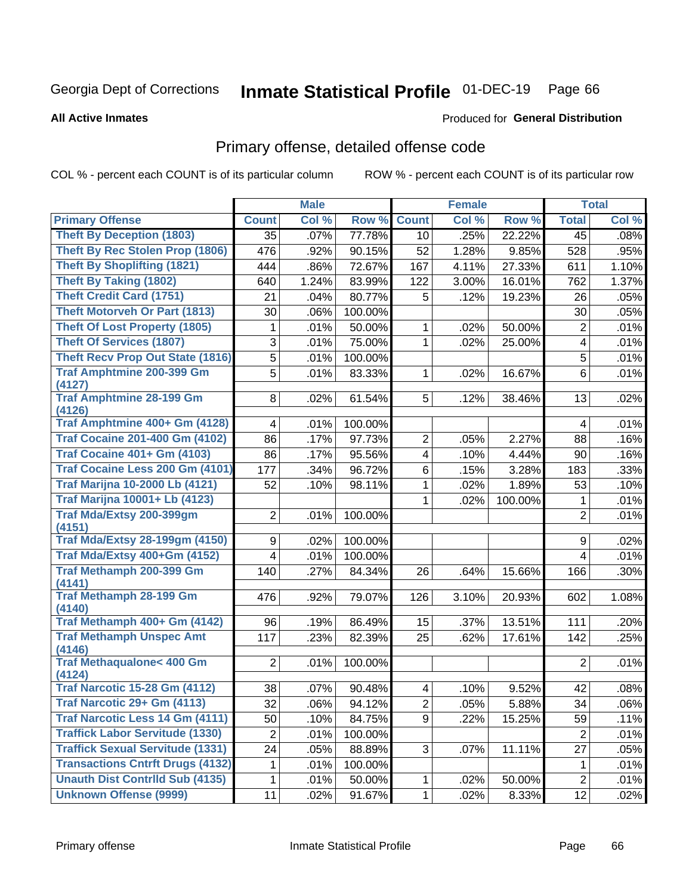Georgia Dept of Corrections **Inmate Statistical Profile** 01-DEC-19

**All Active Inmates**

Produced for **General Distribution**

## Primary offense, detailed offense code

COL % - percent each COUNT is of its particular column

ROW % - percent each COUNT is of its particular row

| | Male | | | Female | | | Total | |
|---|---|---|---|---|---|---|---|---|
| **Primary Offense** | **Count** | **Col %** | **Row %** | **Count** | **Col %** | **Row %** | **Total** | **Col %** |
| Theft By Deception (1803) | 35 | .07% | 77.78% | 10 | .25% | 22.22% | 45 | .08% |
| Theft By Rec Stolen Prop (1806) | 476 | .92% | 90.15% | 52 | 1.28% | 9.85% | 528 | .95% |
| Theft By Shoplifting (1821) | 444 | .86% | 72.67% | 167 | 4.11% | 27.33% | 611 | 1.10% |
| Theft By Taking (1802) | 640 | 1.24% | 83.99% | 122 | 3.00% | 16.01% | 762 | 1.37% |
| Theft Credit Card (1751) | 21 | .04% | 80.77% | 5 | .12% | 19.23% | 26 | .05% |
| Theft Motorveh Or Part (1813) | 30 | .06% | 100.00% | | | | 30 | .05% |
| Theft Of Lost Property (1805) | 1 | .01% | 50.00% | 1 | .02% | 50.00% | 2 | .01% |
| Theft Of Services (1807) | 3 | .01% | 75.00% | 1 | .02% | 25.00% | 4 | .01% |
| Theft Recv Prop Out State (1816) | 5 | .01% | 100.00% | | | | 5 | .01% |
| Traf Amphtmine 200-399 Gm (4127) | 5 | .01% | 83.33% | 1 | .02% | 16.67% | 6 | .01% |
| Traf Amphtmine 28-199 Gm (4126) | 8 | .02% | 61.54% | 5 | .12% | 38.46% | 13 | .02% |
| Traf Amphtmine 400+ Gm (4128) | 4 | .01% | 100.00% | | | | 4 | .01% |
| Traf Cocaine 201-400 Gm (4102) | 86 | .17% | 97.73% | 2 | .05% | 2.27% | 88 | .16% |
| Traf Cocaine 401+ Gm (4103) | 86 | .17% | 95.56% | 4 | .10% | 4.44% | 90 | .16% |
| Traf Cocaine Less 200 Gm (4101) | 177 | .34% | 96.72% | 6 | .15% | 3.28% | 183 | .33% |
| Traf Marijna 10-2000 Lb (4121) | 52 | .10% | 98.11% | 1 | .02% | 1.89% | 53 | .10% |
| Traf Marijna 10001+ Lb (4123) | | | | 1 | .02% | 100.00% | 1 | .01% |
| Traf Mda/Extsy 200-399gm (4151) | 2 | .01% | 100.00% | | | | 2 | .01% |
| Traf Mda/Extsy 28-199gm (4150) | 9 | .02% | 100.00% | | | | 9 | .02% |
| Traf Mda/Extsy 400+Gm (4152) | 4 | .01% | 100.00% | | | | 4 | .01% |
| Traf Methamph 200-399 Gm (4141) | 140 | .27% | 84.34% | 26 | .64% | 15.66% | 166 | .30% |
| Traf Methamph 28-199 Gm (4140) | 476 | .92% | 79.07% | 126 | 3.10% | 20.93% | 602 | 1.08% |
| Traf Methamph 400+ Gm (4142) | 96 | .19% | 86.49% | 15 | .37% | 13.51% | 111 | .20% |
| Traf Methamph Unspec Amt (4146) | 117 | .23% | 82.39% | 25 | .62% | 17.61% | 142 | .25% |
| Traf Methaqualone< 400 Gm (4124) | 2 | .01% | 100.00% | | | | 2 | .01% |
| Traf Narcotic 15-28 Gm (4112) | 38 | .07% | 90.48% | 4 | .10% | 9.52% | 42 | .08% |
| Traf Narcotic 29+ Gm (4113) | 32 | .06% | 94.12% | 2 | .05% | 5.88% | 34 | .06% |
| Traf Narcotic Less 14 Gm (4111) | 50 | .10% | 84.75% | 9 | .22% | 15.25% | 59 | .11% |
| Traffick Labor Servitude (1330) | 2 | .01% | 100.00% | | | | 2 | .01% |
| Traffick Sexual Servitude (1331) | 24 | .05% | 88.89% | 3 | .07% | 11.11% | 27 | .05% |
| Transactions Cntrft Drugs (4132) | 1 | .01% | 100.00% | | | | 1 | .01% |
| Unauth Dist Contrlld Sub (4135) | 1 | .01% | 50.00% | 1 | .02% | 50.00% | 2 | .01% |
| Unknown Offense (9999) | 11 | .02% | 91.67% | 1 | .02% | 8.33% | 12 | .02% |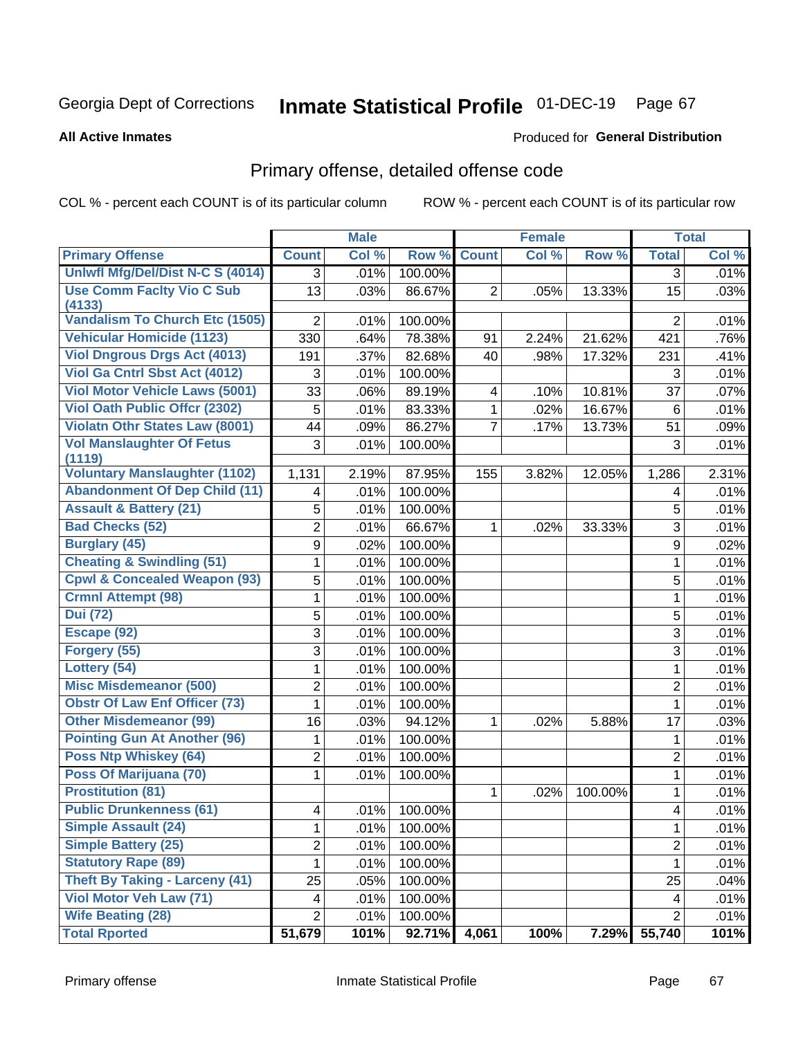Georgia Dept of Corrections **Inmate Statistical Profile** 01-DEC-19

**All Active Inmates**

Produced for **General Distribution**

## Primary offense, detailed offense code

COL % - percent each COUNT is of its particular column ROW % - percent each COUNT is of its particular row

| | Male | | | Female | | | Total | |
|---|---|---|---|---|---|---|---|---|
| **Primary Offense** | **Count** | **Col %** | **Row %** | **Count** | **Col %** | **Row %** | **Total** | **Col %** |
| Unlwfl Mfg/Del/Dist N-C S (4014) | 3 | .01% | 100.00% | | | | 3 | .01% |
| Use Comm Faclty Vio C Sub (4133) | 13 | .03% | 86.67% | 2 | .05% | 13.33% | 15 | .03% |
| Vandalism To Church Etc (1505) | 2 | .01% | 100.00% | | | | 2 | .01% |
| Vehicular Homicide (1123) | 330 | .64% | 78.38% | 91 | 2.24% | 21.62% | 421 | .76% |
| Viol Dngrous Drgs Act (4013) | 191 | .37% | 82.68% | 40 | .98% | 17.32% | 231 | .41% |
| Viol Ga Cntrl Sbst Act (4012) | 3 | .01% | 100.00% | | | | 3 | .01% |
| Viol Motor Vehicle Laws (5001) | 33 | .06% | 89.19% | 4 | .10% | 10.81% | 37 | .07% |
| Viol Oath Public Offcr (2302) | 5 | .01% | 83.33% | 1 | .02% | 16.67% | 6 | .01% |
| Violatn Othr States Law (8001) | 44 | .09% | 86.27% | 7 | .17% | 13.73% | 51 | .09% |
| Vol Manslaughter Of Fetus (1119) | 3 | .01% | 100.00% | | | | 3 | .01% |
| Voluntary Manslaughter (1102) | 1,131 | 2.19% | 87.95% | 155 | 3.82% | 12.05% | 1,286 | 2.31% |
| Abandonment Of Dep Child (11) | 4 | .01% | 100.00% | | | | 4 | .01% |
| Assault & Battery (21) | 5 | .01% | 100.00% | | | | 5 | .01% |
| Bad Checks (52) | 2 | .01% | 66.67% | 1 | .02% | 33.33% | 3 | .01% |
| Burglary (45) | 9 | .02% | 100.00% | | | | 9 | .02% |
| Cheating & Swindling (51) | 1 | .01% | 100.00% | | | | 1 | .01% |
| Cpwl & Concealed Weapon (93) | 5 | .01% | 100.00% | | | | 5 | .01% |
| Crmnl Attempt (98) | 1 | .01% | 100.00% | | | | 1 | .01% |
| Dui (72) | 5 | .01% | 100.00% | | | | 5 | .01% |
| Escape (92) | 3 | .01% | 100.00% | | | | 3 | .01% |
| Forgery (55) | 3 | .01% | 100.00% | | | | 3 | .01% |
| Lottery (54) | 1 | .01% | 100.00% | | | | 1 | .01% |
| Misc Misdemeanor (500) | 2 | .01% | 100.00% | | | | 2 | .01% |
| Obstr Of Law Enf Officer (73) | 1 | .01% | 100.00% | | | | 1 | .01% |
| Other Misdemeanor (99) | 16 | .03% | 94.12% | 1 | .02% | 5.88% | 17 | .03% |
| Pointing Gun At Another (96) | 1 | .01% | 100.00% | | | | 1 | .01% |
| Poss Ntp Whiskey (64) | 2 | .01% | 100.00% | | | | 2 | .01% |
| Poss Of Marijuana (70) | 1 | .01% | 100.00% | | | | 1 | .01% |
| Prostitution (81) | | | | 1 | .02% | 100.00% | 1 | .01% |
| Public Drunkenness (61) | 4 | .01% | 100.00% | | | | 4 | .01% |
| Simple Assault (24) | 1 | .01% | 100.00% | | | | 1 | .01% |
| Simple Battery (25) | 2 | .01% | 100.00% | | | | 2 | .01% |
| Statutory Rape (89) | 1 | .01% | 100.00% | | | | 1 | .01% |
| Theft By Taking - Larceny (41) | 25 | .05% | 100.00% | | | | 25 | .04% |
| Viol Motor Veh Law (71) | 4 | .01% | 100.00% | | | | 4 | .01% |
| Wife Beating (28) | 2 | .01% | 100.00% | | | | 2 | .01% |
| **Total Rported** | **51,679** | **101%** | **92.71%** | **4,061** | **100%** | **7.29%** | **55,740** | **101%** |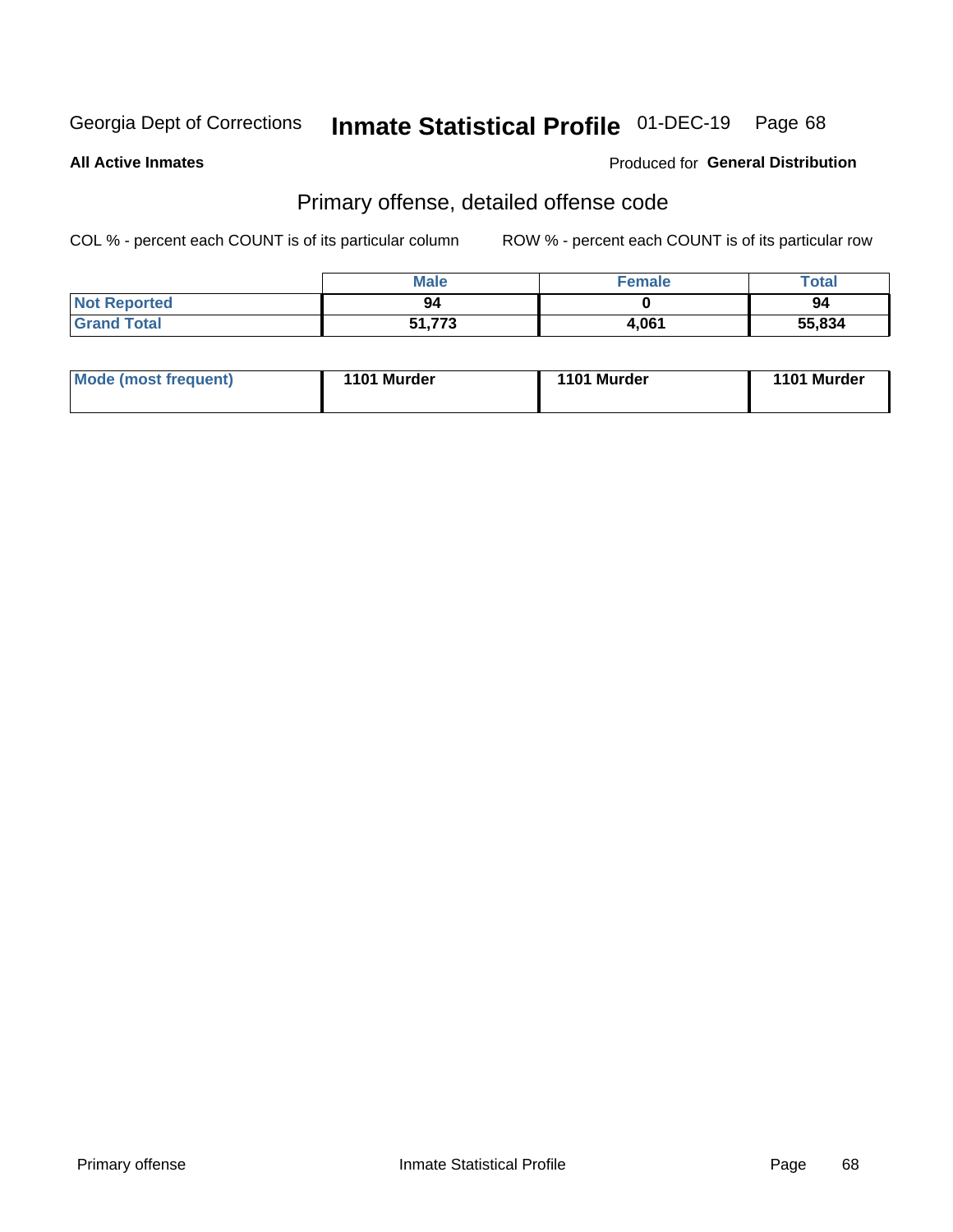Georgia Dept of Corrections **Inmate Statistical Profile** 01-DEC-19 Page 68

**All Active Inmates**

Produced for **General Distribution**

## Primary offense, detailed offense code

COL % - percent each COUNT is of its particular column

ROW % - percent each COUNT is of its particular row

| | Male | Female | Total |
|---|---|---|---|
| Not Reported | 94 | 0 | 94 |
| Grand Total | 51,773 | 4,061 | 55,834 |

| | | | |
|---|---|---|---|
| Mode (most frequent) | 1101 Murder | 1101 Murder | 1101 Murder |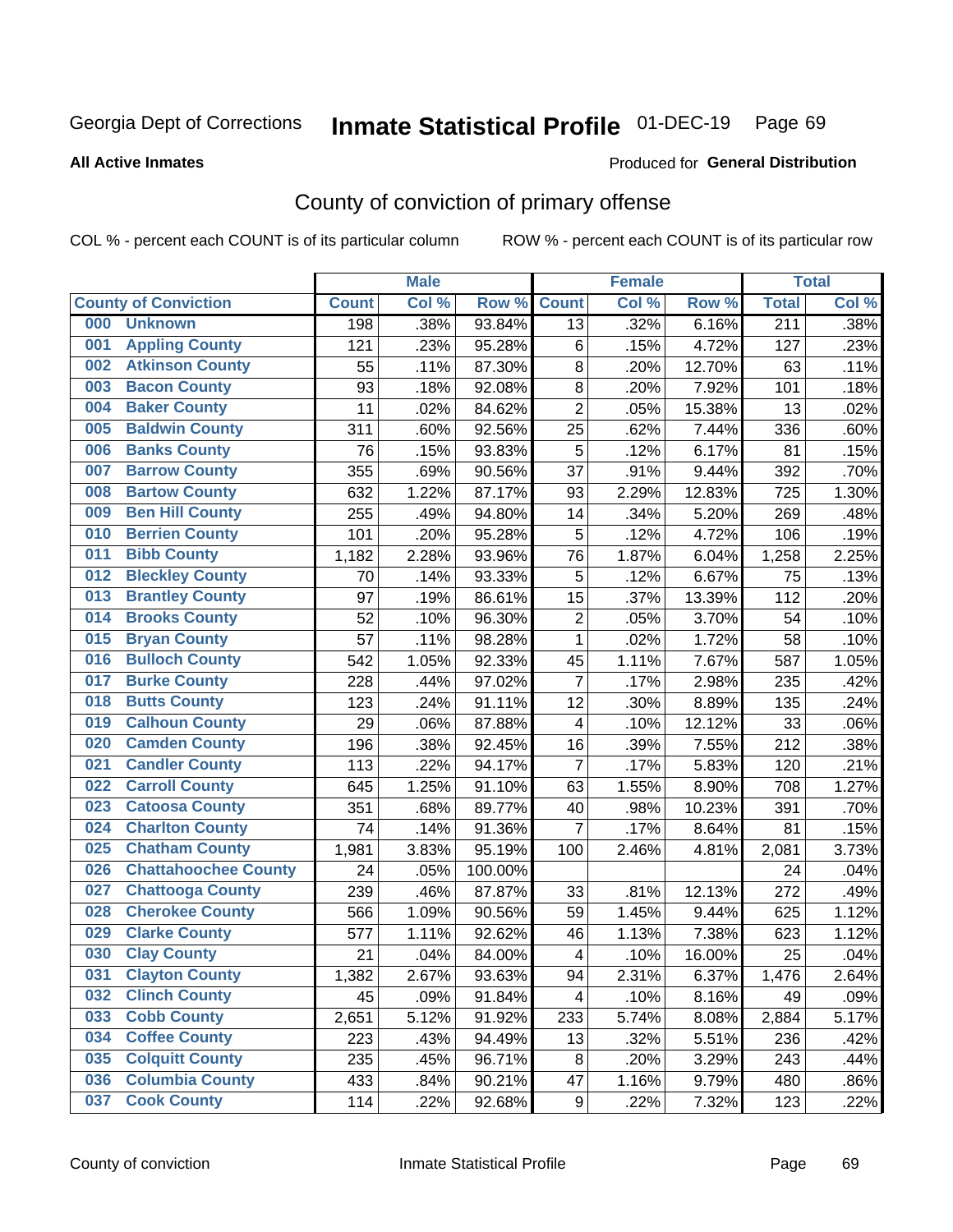Georgia Dept of Corrections **Inmate Statistical Profile** 01-DEC-19

**All Active Inmates**

Produced for **General Distribution**

## County of conviction of primary offense

COL % - percent each COUNT is of its particular column ROW % - percent each COUNT is of its particular row

| | | Male | | | Female | | | Total | |
|---|---|---|---|---|---|---|---|---|---|
| **County of Conviction** | | **Count** | **Col %** | **Row %** | **Count** | **Col %** | **Row %** | **Total** | **Col %** |
| 000 | Unknown | 198 | .38% | 93.84% | 13 | .32% | 6.16% | 211 | .38% |
| 001 | Appling County | 121 | .23% | 95.28% | 6 | .15% | 4.72% | 127 | .23% |
| 002 | Atkinson County | 55 | .11% | 87.30% | 8 | .20% | 12.70% | 63 | .11% |
| 003 | Bacon County | 93 | .18% | 92.08% | 8 | .20% | 7.92% | 101 | .18% |
| 004 | Baker County | 11 | .02% | 84.62% | 2 | .05% | 15.38% | 13 | .02% |
| 005 | Baldwin County | 311 | .60% | 92.56% | 25 | .62% | 7.44% | 336 | .60% |
| 006 | Banks County | 76 | .15% | 93.83% | 5 | .12% | 6.17% | 81 | .15% |
| 007 | Barrow County | 355 | .69% | 90.56% | 37 | .91% | 9.44% | 392 | .70% |
| 008 | Bartow County | 632 | 1.22% | 87.17% | 93 | 2.29% | 12.83% | 725 | 1.30% |
| 009 | Ben Hill County | 255 | .49% | 94.80% | 14 | .34% | 5.20% | 269 | .48% |
| 010 | Berrien County | 101 | .20% | 95.28% | 5 | .12% | 4.72% | 106 | .19% |
| 011 | Bibb County | 1,182 | 2.28% | 93.96% | 76 | 1.87% | 6.04% | 1,258 | 2.25% |
| 012 | Bleckley County | 70 | .14% | 93.33% | 5 | .12% | 6.67% | 75 | .13% |
| 013 | Brantley County | 97 | .19% | 86.61% | 15 | .37% | 13.39% | 112 | .20% |
| 014 | Brooks County | 52 | .10% | 96.30% | 2 | .05% | 3.70% | 54 | .10% |
| 015 | Bryan County | 57 | .11% | 98.28% | 1 | .02% | 1.72% | 58 | .10% |
| 016 | Bulloch County | 542 | 1.05% | 92.33% | 45 | 1.11% | 7.67% | 587 | 1.05% |
| 017 | Burke County | 228 | .44% | 97.02% | 7 | .17% | 2.98% | 235 | .42% |
| 018 | Butts County | 123 | .24% | 91.11% | 12 | .30% | 8.89% | 135 | .24% |
| 019 | Calhoun County | 29 | .06% | 87.88% | 4 | .10% | 12.12% | 33 | .06% |
| 020 | Camden County | 196 | .38% | 92.45% | 16 | .39% | 7.55% | 212 | .38% |
| 021 | Candler County | 113 | .22% | 94.17% | 7 | .17% | 5.83% | 120 | .21% |
| 022 | Carroll County | 645 | 1.25% | 91.10% | 63 | 1.55% | 8.90% | 708 | 1.27% |
| 023 | Catoosa County | 351 | .68% | 89.77% | 40 | .98% | 10.23% | 391 | .70% |
| 024 | Charlton County | 74 | .14% | 91.36% | 7 | .17% | 8.64% | 81 | .15% |
| 025 | Chatham County | 1,981 | 3.83% | 95.19% | 100 | 2.46% | 4.81% | 2,081 | 3.73% |
| 026 | Chattahoochee County | 24 | .05% | 100.00% | | | | 24 | .04% |
| 027 | Chattooga County | 239 | .46% | 87.87% | 33 | .81% | 12.13% | 272 | .49% |
| 028 | Cherokee County | 566 | 1.09% | 90.56% | 59 | 1.45% | 9.44% | 625 | 1.12% |
| 029 | Clarke County | 577 | 1.11% | 92.62% | 46 | 1.13% | 7.38% | 623 | 1.12% |
| 030 | Clay County | 21 | .04% | 84.00% | 4 | .10% | 16.00% | 25 | .04% |
| 031 | Clayton County | 1,382 | 2.67% | 93.63% | 94 | 2.31% | 6.37% | 1,476 | 2.64% |
| 032 | Clinch County | 45 | .09% | 91.84% | 4 | .10% | 8.16% | 49 | .09% |
| 033 | Cobb County | 2,651 | 5.12% | 91.92% | 233 | 5.74% | 8.08% | 2,884 | 5.17% |
| 034 | Coffee County | 223 | .43% | 94.49% | 13 | .32% | 5.51% | 236 | .42% |
| 035 | Colquitt County | 235 | .45% | 96.71% | 8 | .20% | 3.29% | 243 | .44% |
| 036 | Columbia County | 433 | .84% | 90.21% | 47 | 1.16% | 9.79% | 480 | .86% |
| 037 | Cook County | 114 | .22% | 92.68% | 9 | .22% | 7.32% | 123 | .22% |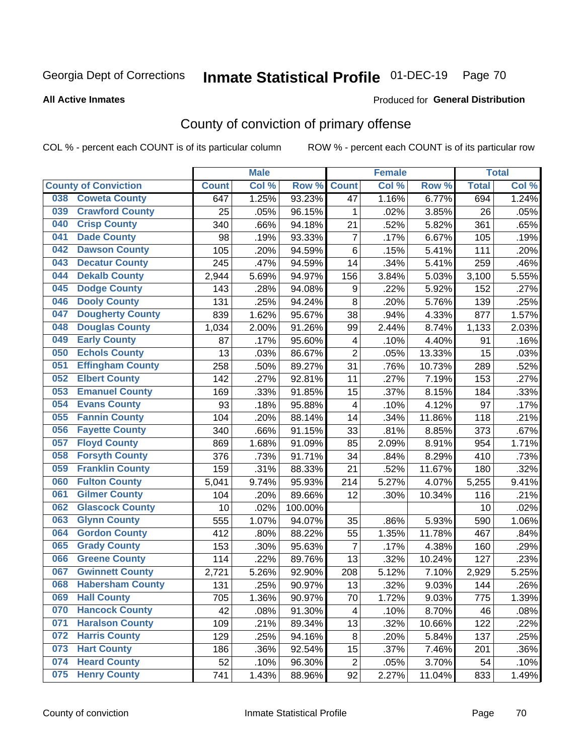Georgia Dept of Corrections

# Inmate Statistical Profile 01-DEC-19

**All Active Inmates**

Produced for **General Distribution**

## County of conviction of primary offense

COL % - percent each COUNT is of its particular column ROW % - percent each COUNT is of its particular row

| County of Conviction | Male | | | Female | | | Total | |
|---|---|---|---|---|---|---|---|---|
| | Count | Col % | Row % | Count | Col % | Row % | Total | Col % |
| 038 Coweta County | 647 | 1.25% | 93.23% | 47 | 1.16% | 6.77% | 694 | 1.24% |
| 039 Crawford County | 25 | .05% | 96.15% | 1 | .02% | 3.85% | 26 | .05% |
| 040 Crisp County | 340 | .66% | 94.18% | 21 | .52% | 5.82% | 361 | .65% |
| 041 Dade County | 98 | .19% | 93.33% | 7 | .17% | 6.67% | 105 | .19% |
| 042 Dawson County | 105 | .20% | 94.59% | 6 | .15% | 5.41% | 111 | .20% |
| 043 Decatur County | 245 | .47% | 94.59% | 14 | .34% | 5.41% | 259 | .46% |
| 044 Dekalb County | 2,944 | 5.69% | 94.97% | 156 | 3.84% | 5.03% | 3,100 | 5.55% |
| 045 Dodge County | 143 | .28% | 94.08% | 9 | .22% | 5.92% | 152 | .27% |
| 046 Dooly County | 131 | .25% | 94.24% | 8 | .20% | 5.76% | 139 | .25% |
| 047 Dougherty County | 839 | 1.62% | 95.67% | 38 | .94% | 4.33% | 877 | 1.57% |
| 048 Douglas County | 1,034 | 2.00% | 91.26% | 99 | 2.44% | 8.74% | 1,133 | 2.03% |
| 049 Early County | 87 | .17% | 95.60% | 4 | .10% | 4.40% | 91 | .16% |
| 050 Echols County | 13 | .03% | 86.67% | 2 | .05% | 13.33% | 15 | .03% |
| 051 Effingham County | 258 | .50% | 89.27% | 31 | .76% | 10.73% | 289 | .52% |
| 052 Elbert County | 142 | .27% | 92.81% | 11 | .27% | 7.19% | 153 | .27% |
| 053 Emanuel County | 169 | .33% | 91.85% | 15 | .37% | 8.15% | 184 | .33% |
| 054 Evans County | 93 | .18% | 95.88% | 4 | .10% | 4.12% | 97 | .17% |
| 055 Fannin County | 104 | .20% | 88.14% | 14 | .34% | 11.86% | 118 | .21% |
| 056 Fayette County | 340 | .66% | 91.15% | 33 | .81% | 8.85% | 373 | .67% |
| 057 Floyd County | 869 | 1.68% | 91.09% | 85 | 2.09% | 8.91% | 954 | 1.71% |
| 058 Forsyth County | 376 | .73% | 91.71% | 34 | .84% | 8.29% | 410 | .73% |
| 059 Franklin County | 159 | .31% | 88.33% | 21 | .52% | 11.67% | 180 | .32% |
| 060 Fulton County | 5,041 | 9.74% | 95.93% | 214 | 5.27% | 4.07% | 5,255 | 9.41% |
| 061 Gilmer County | 104 | .20% | 89.66% | 12 | .30% | 10.34% | 116 | .21% |
| 062 Glascock County | 10 | .02% | 100.00% | | | | 10 | .02% |
| 063 Glynn County | 555 | 1.07% | 94.07% | 35 | .86% | 5.93% | 590 | 1.06% |
| 064 Gordon County | 412 | .80% | 88.22% | 55 | 1.35% | 11.78% | 467 | .84% |
| 065 Grady County | 153 | .30% | 95.63% | 7 | .17% | 4.38% | 160 | .29% |
| 066 Greene County | 114 | .22% | 89.76% | 13 | .32% | 10.24% | 127 | .23% |
| 067 Gwinnett County | 2,721 | 5.26% | 92.90% | 208 | 5.12% | 7.10% | 2,929 | 5.25% |
| 068 Habersham County | 131 | .25% | 90.97% | 13 | .32% | 9.03% | 144 | .26% |
| 069 Hall County | 705 | 1.36% | 90.97% | 70 | 1.72% | 9.03% | 775 | 1.39% |
| 070 Hancock County | 42 | .08% | 91.30% | 4 | .10% | 8.70% | 46 | .08% |
| 071 Haralson County | 109 | .21% | 89.34% | 13 | .32% | 10.66% | 122 | .22% |
| 072 Harris County | 129 | .25% | 94.16% | 8 | .20% | 5.84% | 137 | .25% |
| 073 Hart County | 186 | .36% | 92.54% | 15 | .37% | 7.46% | 201 | .36% |
| 074 Heard County | 52 | .10% | 96.30% | 2 | .05% | 3.70% | 54 | .10% |
| 075 Henry County | 741 | 1.43% | 88.96% | 92 | 2.27% | 11.04% | 833 | 1.49% |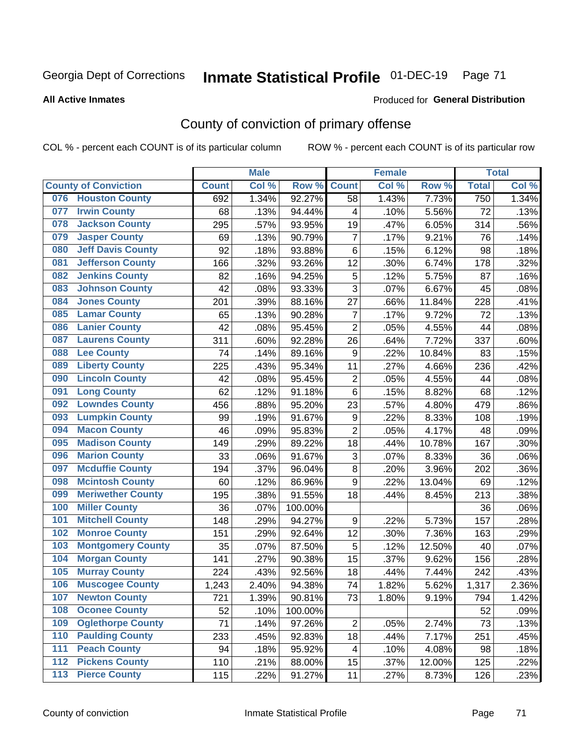Georgia Dept of Corrections **Inmate Statistical Profile** 01-DEC-19

**All Active Inmates**

Produced for **General Distribution**

## County of conviction of primary offense

COL % - percent each COUNT is of its particular column ROW % - percent each COUNT is of its particular row

| County of Conviction | Male | | | Female | | | Total | |
|---|---|---|---|---|---|---|---|---|
| | Count | Col % | Row % | Count | Col % | Row % | Total | Col % |
| 076 Houston County | 692 | 1.34% | 92.27% | 58 | 1.43% | 7.73% | 750 | 1.34% |
| 077 Irwin County | 68 | .13% | 94.44% | 4 | .10% | 5.56% | 72 | .13% |
| 078 Jackson County | 295 | .57% | 93.95% | 19 | .47% | 6.05% | 314 | .56% |
| 079 Jasper County | 69 | .13% | 90.79% | 7 | .17% | 9.21% | 76 | .14% |
| 080 Jeff Davis County | 92 | .18% | 93.88% | 6 | .15% | 6.12% | 98 | .18% |
| 081 Jefferson County | 166 | .32% | 93.26% | 12 | .30% | 6.74% | 178 | .32% |
| 082 Jenkins County | 82 | .16% | 94.25% | 5 | .12% | 5.75% | 87 | .16% |
| 083 Johnson County | 42 | .08% | 93.33% | 3 | .07% | 6.67% | 45 | .08% |
| 084 Jones County | 201 | .39% | 88.16% | 27 | .66% | 11.84% | 228 | .41% |
| 085 Lamar County | 65 | .13% | 90.28% | 7 | .17% | 9.72% | 72 | .13% |
| 086 Lanier County | 42 | .08% | 95.45% | 2 | .05% | 4.55% | 44 | .08% |
| 087 Laurens County | 311 | .60% | 92.28% | 26 | .64% | 7.72% | 337 | .60% |
| 088 Lee County | 74 | .14% | 89.16% | 9 | .22% | 10.84% | 83 | .15% |
| 089 Liberty County | 225 | .43% | 95.34% | 11 | .27% | 4.66% | 236 | .42% |
| 090 Lincoln County | 42 | .08% | 95.45% | 2 | .05% | 4.55% | 44 | .08% |
| 091 Long County | 62 | .12% | 91.18% | 6 | .15% | 8.82% | 68 | .12% |
| 092 Lowndes County | 456 | .88% | 95.20% | 23 | .57% | 4.80% | 479 | .86% |
| 093 Lumpkin County | 99 | .19% | 91.67% | 9 | .22% | 8.33% | 108 | .19% |
| 094 Macon County | 46 | .09% | 95.83% | 2 | .05% | 4.17% | 48 | .09% |
| 095 Madison County | 149 | .29% | 89.22% | 18 | .44% | 10.78% | 167 | .30% |
| 096 Marion County | 33 | .06% | 91.67% | 3 | .07% | 8.33% | 36 | .06% |
| 097 Mcduffie County | 194 | .37% | 96.04% | 8 | .20% | 3.96% | 202 | .36% |
| 098 Mcintosh County | 60 | .12% | 86.96% | 9 | .22% | 13.04% | 69 | .12% |
| 099 Meriwether County | 195 | .38% | 91.55% | 18 | .44% | 8.45% | 213 | .38% |
| 100 Miller County | 36 | .07% | 100.00% | | | | 36 | .06% |
| 101 Mitchell County | 148 | .29% | 94.27% | 9 | .22% | 5.73% | 157 | .28% |
| 102 Monroe County | 151 | .29% | 92.64% | 12 | .30% | 7.36% | 163 | .29% |
| 103 Montgomery County | 35 | .07% | 87.50% | 5 | .12% | 12.50% | 40 | .07% |
| 104 Morgan County | 141 | .27% | 90.38% | 15 | .37% | 9.62% | 156 | .28% |
| 105 Murray County | 224 | .43% | 92.56% | 18 | .44% | 7.44% | 242 | .43% |
| 106 Muscogee County | 1,243 | 2.40% | 94.38% | 74 | 1.82% | 5.62% | 1,317 | 2.36% |
| 107 Newton County | 721 | 1.39% | 90.81% | 73 | 1.80% | 9.19% | 794 | 1.42% |
| 108 Oconee County | 52 | .10% | 100.00% | | | | 52 | .09% |
| 109 Oglethorpe County | 71 | .14% | 97.26% | 2 | .05% | 2.74% | 73 | .13% |
| 110 Paulding County | 233 | .45% | 92.83% | 18 | .44% | 7.17% | 251 | .45% |
| 111 Peach County | 94 | .18% | 95.92% | 4 | .10% | 4.08% | 98 | .18% |
| 112 Pickens County | 110 | .21% | 88.00% | 15 | .37% | 12.00% | 125 | .22% |
| 113 Pierce County | 115 | .22% | 91.27% | 11 | .27% | 8.73% | 126 | .23% |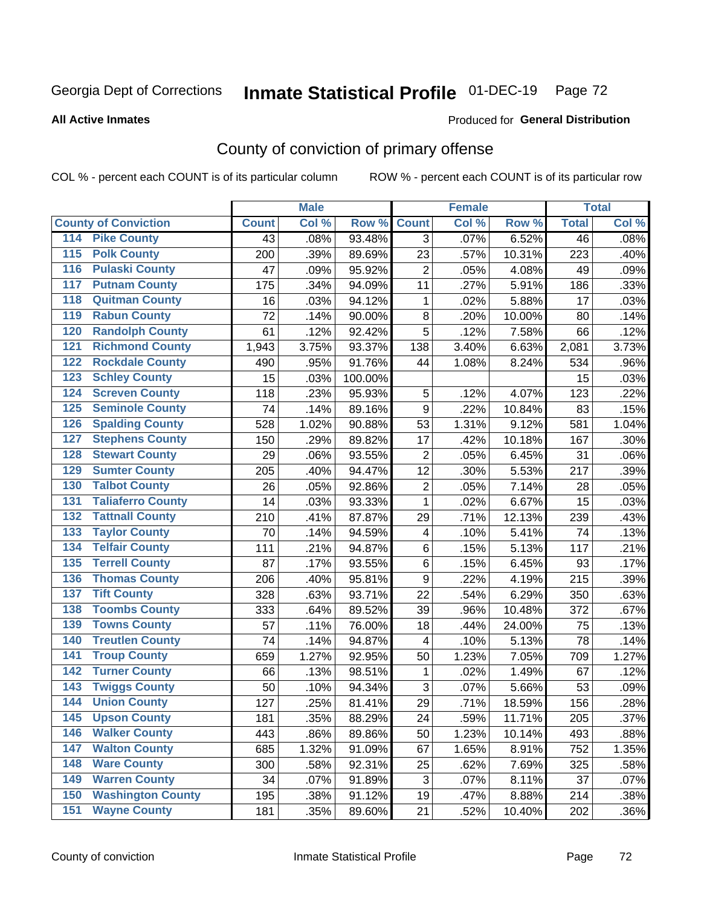Georgia Dept of Corrections **Inmate Statistical Profile** 01-DEC-19 Page 72

**All Active Inmates**

Produced for **General Distribution**

## County of conviction of primary offense

COL % - percent each COUNT is of its particular column ROW % - percent each COUNT is of its particular row

| County of Conviction | Male | | | Female | | | Total | |
|---|---|---|---|---|---|---|---|---|
| | Count | Col % | Row % | Count | Col % | Row % | Total | Col % |
| 114 Pike County | 43 | .08% | 93.48% | 3 | .07% | 6.52% | 46 | .08% |
| 115 Polk County | 200 | .39% | 89.69% | 23 | .57% | 10.31% | 223 | .40% |
| 116 Pulaski County | 47 | .09% | 95.92% | 2 | .05% | 4.08% | 49 | .09% |
| 117 Putnam County | 175 | .34% | 94.09% | 11 | .27% | 5.91% | 186 | .33% |
| 118 Quitman County | 16 | .03% | 94.12% | 1 | .02% | 5.88% | 17 | .03% |
| 119 Rabun County | 72 | .14% | 90.00% | 8 | .20% | 10.00% | 80 | .14% |
| 120 Randolph County | 61 | .12% | 92.42% | 5 | .12% | 7.58% | 66 | .12% |
| 121 Richmond County | 1,943 | 3.75% | 93.37% | 138 | 3.40% | 6.63% | 2,081 | 3.73% |
| 122 Rockdale County | 490 | .95% | 91.76% | 44 | 1.08% | 8.24% | 534 | .96% |
| 123 Schley County | 15 | .03% | 100.00% | | | | 15 | .03% |
| 124 Screven County | 118 | .23% | 95.93% | 5 | .12% | 4.07% | 123 | .22% |
| 125 Seminole County | 74 | .14% | 89.16% | 9 | .22% | 10.84% | 83 | .15% |
| 126 Spalding County | 528 | 1.02% | 90.88% | 53 | 1.31% | 9.12% | 581 | 1.04% |
| 127 Stephens County | 150 | .29% | 89.82% | 17 | .42% | 10.18% | 167 | .30% |
| 128 Stewart County | 29 | .06% | 93.55% | 2 | .05% | 6.45% | 31 | .06% |
| 129 Sumter County | 205 | .40% | 94.47% | 12 | .30% | 5.53% | 217 | .39% |
| 130 Talbot County | 26 | .05% | 92.86% | 2 | .05% | 7.14% | 28 | .05% |
| 131 Taliaferro County | 14 | .03% | 93.33% | 1 | .02% | 6.67% | 15 | .03% |
| 132 Tattnall County | 210 | .41% | 87.87% | 29 | .71% | 12.13% | 239 | .43% |
| 133 Taylor County | 70 | .14% | 94.59% | 4 | .10% | 5.41% | 74 | .13% |
| 134 Telfair County | 111 | .21% | 94.87% | 6 | .15% | 5.13% | 117 | .21% |
| 135 Terrell County | 87 | .17% | 93.55% | 6 | .15% | 6.45% | 93 | .17% |
| 136 Thomas County | 206 | .40% | 95.81% | 9 | .22% | 4.19% | 215 | .39% |
| 137 Tift County | 328 | .63% | 93.71% | 22 | .54% | 6.29% | 350 | .63% |
| 138 Toombs County | 333 | .64% | 89.52% | 39 | .96% | 10.48% | 372 | .67% |
| 139 Towns County | 57 | .11% | 76.00% | 18 | .44% | 24.00% | 75 | .13% |
| 140 Treutlen County | 74 | .14% | 94.87% | 4 | .10% | 5.13% | 78 | .14% |
| 141 Troup County | 659 | 1.27% | 92.95% | 50 | 1.23% | 7.05% | 709 | 1.27% |
| 142 Turner County | 66 | .13% | 98.51% | 1 | .02% | 1.49% | 67 | .12% |
| 143 Twiggs County | 50 | .10% | 94.34% | 3 | .07% | 5.66% | 53 | .09% |
| 144 Union County | 127 | .25% | 81.41% | 29 | .71% | 18.59% | 156 | .28% |
| 145 Upson County | 181 | .35% | 88.29% | 24 | .59% | 11.71% | 205 | .37% |
| 146 Walker County | 443 | .86% | 89.86% | 50 | 1.23% | 10.14% | 493 | .88% |
| 147 Walton County | 685 | 1.32% | 91.09% | 67 | 1.65% | 8.91% | 752 | 1.35% |
| 148 Ware County | 300 | .58% | 92.31% | 25 | .62% | 7.69% | 325 | .58% |
| 149 Warren County | 34 | .07% | 91.89% | 3 | .07% | 8.11% | 37 | .07% |
| 150 Washington County | 195 | .38% | 91.12% | 19 | .47% | 8.88% | 214 | .38% |
| 151 Wayne County | 181 | .35% | 89.60% | 21 | .52% | 10.40% | 202 | .36% |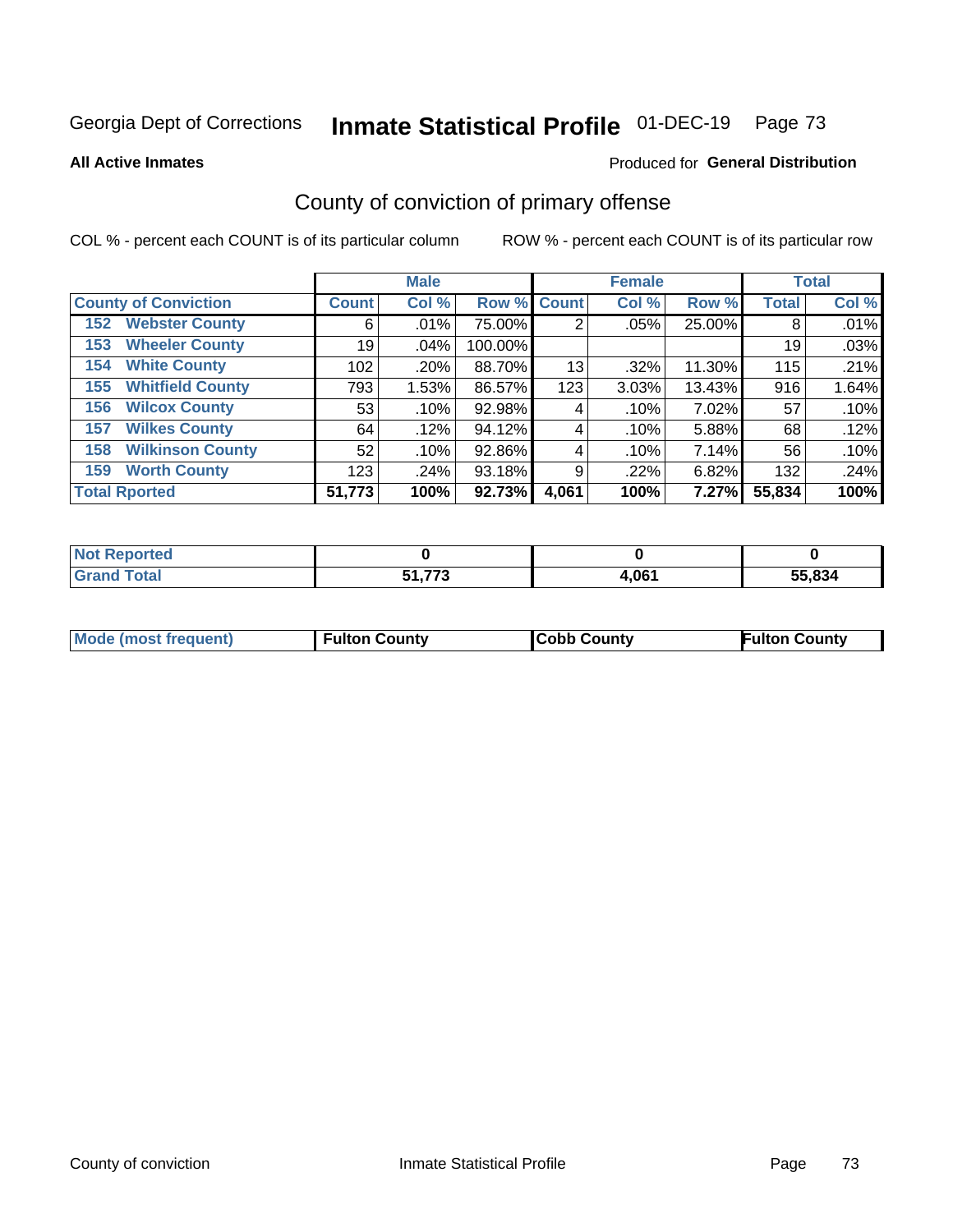Georgia Dept of Corrections **Inmate Statistical Profile** 01-DEC-19

**All Active Inmates**

Produced for **General Distribution**

## County of conviction of primary offense

COL % - percent each COUNT is of its particular column

ROW % - percent each COUNT is of its particular row

| | Male | | | Female | | | Total | |
|---|---|---|---|---|---|---|---|---|
| **County of Conviction** | **Count** | **Col %** | **Row %** | **Count** | **Col %** | **Row %** | **Total** | **Col %** |
| 152 Webster County | 6 | .01% | 75.00% | 2 | .05% | 25.00% | 8 | .01% |
| 153 Wheeler County | 19 | .04% | 100.00% | | | | 19 | .03% |
| 154 White County | 102 | .20% | 88.70% | 13 | .32% | 11.30% | 115 | .21% |
| 155 Whitfield County | 793 | 1.53% | 86.57% | 123 | 3.03% | 13.43% | 916 | 1.64% |
| 156 Wilcox County | 53 | .10% | 92.98% | 4 | .10% | 7.02% | 57 | .10% |
| 157 Wilkes County | 64 | .12% | 94.12% | 4 | .10% | 5.88% | 68 | .12% |
| 158 Wilkinson County | 52 | .10% | 92.86% | 4 | .10% | 7.14% | 56 | .10% |
| 159 Worth County | 123 | .24% | 93.18% | 9 | .22% | 6.82% | 132 | .24% |
| **Total Rported** | **51,773** | **100%** | **92.73%** | **4,061** | **100%** | **7.27%** | **55,834** | **100%** |

| | Male | Female | Total |
|---|---|---|---|
| **Not Reported** | **0** | **0** | **0** |
| **Grand Total** | **51,773** | **4,061** | **55,834** |

| | Male | Female | Total |
|---|---|---|---|
| **Mode (most frequent)** | **Fulton County** | **Cobb County** | **Fulton County** |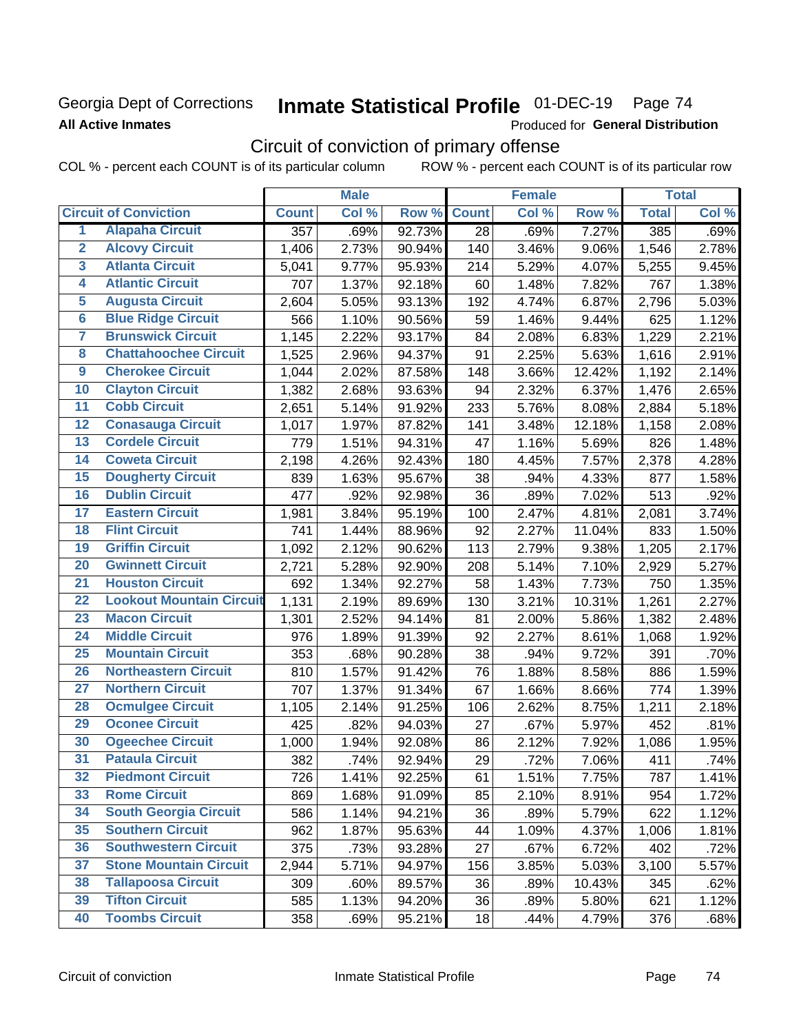Georgia Dept of Corrections

**All Active Inmates**

# Inmate Statistical Profile 01-DEC-19

Produced for **General Distribution**

## Circuit of conviction of primary offense

COL % - percent each COUNT is of its particular column ROW % - percent each COUNT is of its particular row

| Circuit of Conviction | | Male | | | Female | | | Total | |
|---|---|---|---|---|---|---|---|---|---|
| | | Count | Col % | Row % | Count | Col % | Row % | Total | Col % |
| 1 | Alapaha Circuit | 357 | .69% | 92.73% | 28 | .69% | 7.27% | 385 | .69% |
| 2 | Alcovy Circuit | 1,406 | 2.73% | 90.94% | 140 | 3.46% | 9.06% | 1,546 | 2.78% |
| 3 | Atlanta Circuit | 5,041 | 9.77% | 95.93% | 214 | 5.29% | 4.07% | 5,255 | 9.45% |
| 4 | Atlantic Circuit | 707 | 1.37% | 92.18% | 60 | 1.48% | 7.82% | 767 | 1.38% |
| 5 | Augusta Circuit | 2,604 | 5.05% | 93.13% | 192 | 4.74% | 6.87% | 2,796 | 5.03% |
| 6 | Blue Ridge Circuit | 566 | 1.10% | 90.56% | 59 | 1.46% | 9.44% | 625 | 1.12% |
| 7 | Brunswick Circuit | 1,145 | 2.22% | 93.17% | 84 | 2.08% | 6.83% | 1,229 | 2.21% |
| 8 | Chattahoochee Circuit | 1,525 | 2.96% | 94.37% | 91 | 2.25% | 5.63% | 1,616 | 2.91% |
| 9 | Cherokee Circuit | 1,044 | 2.02% | 87.58% | 148 | 3.66% | 12.42% | 1,192 | 2.14% |
| 10 | Clayton Circuit | 1,382 | 2.68% | 93.63% | 94 | 2.32% | 6.37% | 1,476 | 2.65% |
| 11 | Cobb Circuit | 2,651 | 5.14% | 91.92% | 233 | 5.76% | 8.08% | 2,884 | 5.18% |
| 12 | Conasauga Circuit | 1,017 | 1.97% | 87.82% | 141 | 3.48% | 12.18% | 1,158 | 2.08% |
| 13 | Cordele Circuit | 779 | 1.51% | 94.31% | 47 | 1.16% | 5.69% | 826 | 1.48% |
| 14 | Coweta Circuit | 2,198 | 4.26% | 92.43% | 180 | 4.45% | 7.57% | 2,378 | 4.28% |
| 15 | Dougherty Circuit | 839 | 1.63% | 95.67% | 38 | .94% | 4.33% | 877 | 1.58% |
| 16 | Dublin Circuit | 477 | .92% | 92.98% | 36 | .89% | 7.02% | 513 | .92% |
| 17 | Eastern Circuit | 1,981 | 3.84% | 95.19% | 100 | 2.47% | 4.81% | 2,081 | 3.74% |
| 18 | Flint Circuit | 741 | 1.44% | 88.96% | 92 | 2.27% | 11.04% | 833 | 1.50% |
| 19 | Griffin Circuit | 1,092 | 2.12% | 90.62% | 113 | 2.79% | 9.38% | 1,205 | 2.17% |
| 20 | Gwinnett Circuit | 2,721 | 5.28% | 92.90% | 208 | 5.14% | 7.10% | 2,929 | 5.27% |
| 21 | Houston Circuit | 692 | 1.34% | 92.27% | 58 | 1.43% | 7.73% | 750 | 1.35% |
| 22 | Lookout Mountain Circuit | 1,131 | 2.19% | 89.69% | 130 | 3.21% | 10.31% | 1,261 | 2.27% |
| 23 | Macon Circuit | 1,301 | 2.52% | 94.14% | 81 | 2.00% | 5.86% | 1,382 | 2.48% |
| 24 | Middle Circuit | 976 | 1.89% | 91.39% | 92 | 2.27% | 8.61% | 1,068 | 1.92% |
| 25 | Mountain Circuit | 353 | .68% | 90.28% | 38 | .94% | 9.72% | 391 | .70% |
| 26 | Northeastern Circuit | 810 | 1.57% | 91.42% | 76 | 1.88% | 8.58% | 886 | 1.59% |
| 27 | Northern Circuit | 707 | 1.37% | 91.34% | 67 | 1.66% | 8.66% | 774 | 1.39% |
| 28 | Ocmulgee Circuit | 1,105 | 2.14% | 91.25% | 106 | 2.62% | 8.75% | 1,211 | 2.18% |
| 29 | Oconee Circuit | 425 | .82% | 94.03% | 27 | .67% | 5.97% | 452 | .81% |
| 30 | Ogeechee Circuit | 1,000 | 1.94% | 92.08% | 86 | 2.12% | 7.92% | 1,086 | 1.95% |
| 31 | Pataula Circuit | 382 | .74% | 92.94% | 29 | .72% | 7.06% | 411 | .74% |
| 32 | Piedmont Circuit | 726 | 1.41% | 92.25% | 61 | 1.51% | 7.75% | 787 | 1.41% |
| 33 | Rome Circuit | 869 | 1.68% | 91.09% | 85 | 2.10% | 8.91% | 954 | 1.72% |
| 34 | South Georgia Circuit | 586 | 1.14% | 94.21% | 36 | .89% | 5.79% | 622 | 1.12% |
| 35 | Southern Circuit | 962 | 1.87% | 95.63% | 44 | 1.09% | 4.37% | 1,006 | 1.81% |
| 36 | Southwestern Circuit | 375 | .73% | 93.28% | 27 | .67% | 6.72% | 402 | .72% |
| 37 | Stone Mountain Circuit | 2,944 | 5.71% | 94.97% | 156 | 3.85% | 5.03% | 3,100 | 5.57% |
| 38 | Tallapoosa Circuit | 309 | .60% | 89.57% | 36 | .89% | 10.43% | 345 | .62% |
| 39 | Tifton Circuit | 585 | 1.13% | 94.20% | 36 | .89% | 5.80% | 621 | 1.12% |
| 40 | Toombs Circuit | 358 | .69% | 95.21% | 18 | .44% | 4.79% | 376 | .68% |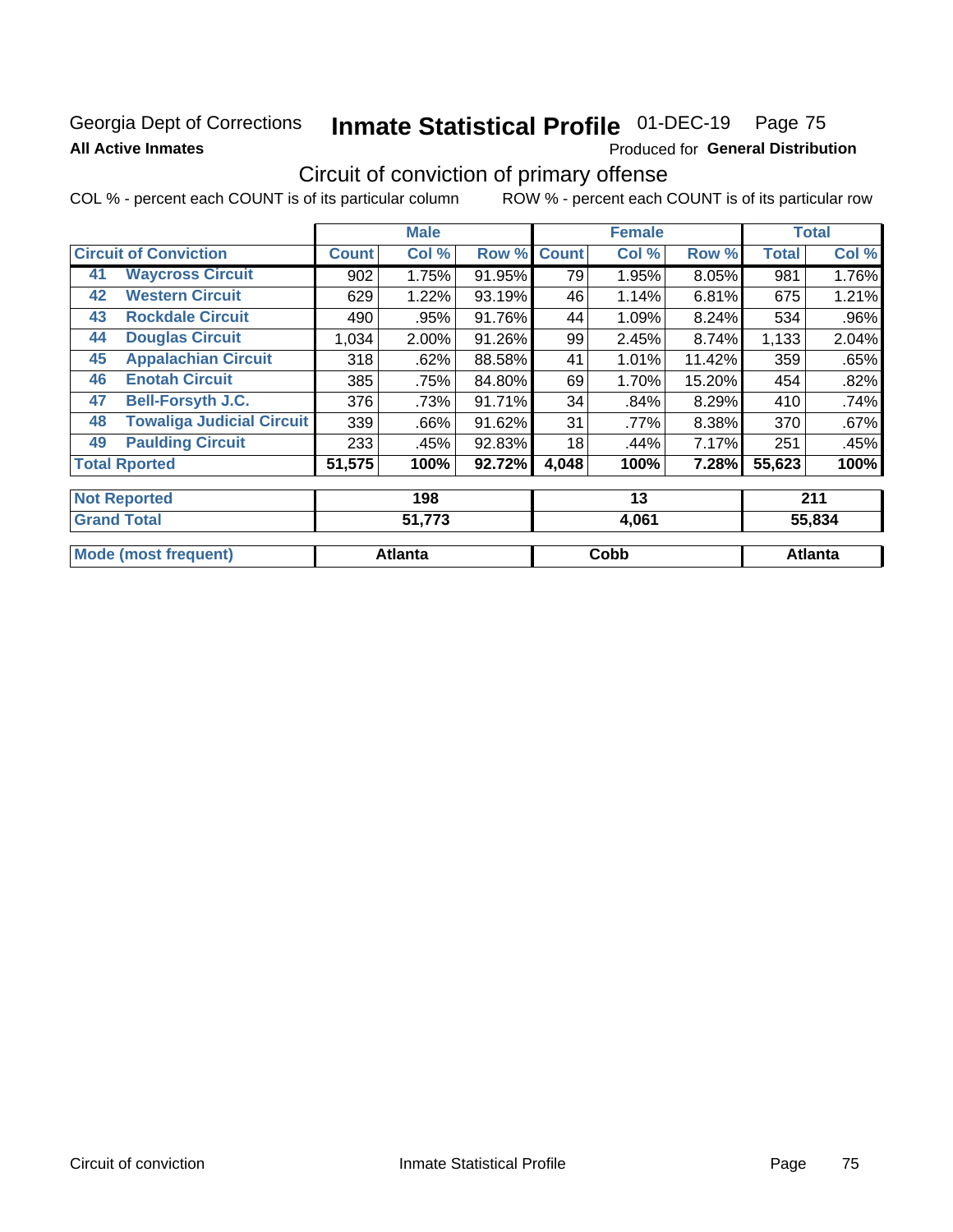Georgia Dept of Corrections **Inmate Statistical Profile** 01-DEC-19 Page 75

**All Active Inmates**

Produced for **General Distribution**

## Circuit of conviction of primary offense

COL % - percent each COUNT is of its particular column ROW % - percent each COUNT is of its particular row

| Circuit of Conviction | | Male | | | Female | | | Total | |
|---|---|---|---|---|---|---|---|---|---|
| | | Count | Col % | Row % | Count | Col % | Row % | Total | Col % |
| 41 | Waycross Circuit | 902 | 1.75% | 91.95% | 79 | 1.95% | 8.05% | 981 | 1.76% |
| 42 | Western Circuit | 629 | 1.22% | 93.19% | 46 | 1.14% | 6.81% | 675 | 1.21% |
| 43 | Rockdale Circuit | 490 | .95% | 91.76% | 44 | 1.09% | 8.24% | 534 | .96% |
| 44 | Douglas Circuit | 1,034 | 2.00% | 91.26% | 99 | 2.45% | 8.74% | 1,133 | 2.04% |
| 45 | Appalachian Circuit | 318 | .62% | 88.58% | 41 | 1.01% | 11.42% | 359 | .65% |
| 46 | Enotah Circuit | 385 | .75% | 84.80% | 69 | 1.70% | 15.20% | 454 | .82% |
| 47 | Bell-Forsyth J.C. | 376 | .73% | 91.71% | 34 | .84% | 8.29% | 410 | .74% |
| 48 | Towaliga Judicial Circuit | 339 | .66% | 91.62% | 31 | .77% | 8.38% | 370 | .67% |
| 49 | Paulding Circuit | 233 | .45% | 92.83% | 18 | .44% | 7.17% | 251 | .45% |
| **Total Rported** | | **51,575** | **100%** | **92.72%** | **4,048** | **100%** | **7.28%** | **55,623** | **100%** |

| | Male | Female | Total |
|---|---|---|---|
| Not Reported | 198 | 13 | 211 |
| Grand Total | 51,773 | 4,061 | 55,834 |
| Mode (most frequent) | Atlanta | Cobb | Atlanta |

Circuit of conviction Inmate Statistical Profile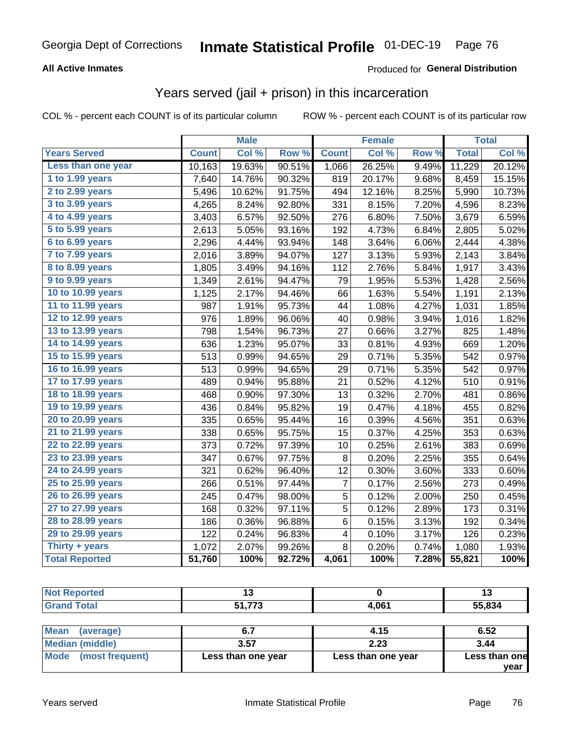Georgia Dept of Corrections **Inmate Statistical Profile** 01-DEC-19

**All Active Inmates** Produced for **General Distribution**

## Years served (jail + prison) in this incarceration

COL % - percent each COUNT is of its particular column ROW % - percent each COUNT is of its particular row

| | Male | | | Female | | | Total | |
|---|---|---|---|---|---|---|---|---|
| **Years Served** | **Count** | **Col %** | **Row %** | **Count** | **Col %** | **Row %** | **Total** | **Col %** |
| Less than one year | 10,163 | 19.63% | 90.51% | 1,066 | 26.25% | 9.49% | 11,229 | 20.12% |
| 1 to 1.99 years | 7,640 | 14.76% | 90.32% | 819 | 20.17% | 9.68% | 8,459 | 15.15% |
| 2 to 2.99 years | 5,496 | 10.62% | 91.75% | 494 | 12.16% | 8.25% | 5,990 | 10.73% |
| 3 to 3.99 years | 4,265 | 8.24% | 92.80% | 331 | 8.15% | 7.20% | 4,596 | 8.23% |
| 4 to 4.99 years | 3,403 | 6.57% | 92.50% | 276 | 6.80% | 7.50% | 3,679 | 6.59% |
| 5 to 5.99 years | 2,613 | 5.05% | 93.16% | 192 | 4.73% | 6.84% | 2,805 | 5.02% |
| 6 to 6.99 years | 2,296 | 4.44% | 93.94% | 148 | 3.64% | 6.06% | 2,444 | 4.38% |
| 7 to 7.99 years | 2,016 | 3.89% | 94.07% | 127 | 3.13% | 5.93% | 2,143 | 3.84% |
| 8 to 8.99 years | 1,805 | 3.49% | 94.16% | 112 | 2.76% | 5.84% | 1,917 | 3.43% |
| 9 to 9.99 years | 1,349 | 2.61% | 94.47% | 79 | 1.95% | 5.53% | 1,428 | 2.56% |
| 10 to 10.99 years | 1,125 | 2.17% | 94.46% | 66 | 1.63% | 5.54% | 1,191 | 2.13% |
| 11 to 11.99 years | 987 | 1.91% | 95.73% | 44 | 1.08% | 4.27% | 1,031 | 1.85% |
| 12 to 12.99 years | 976 | 1.89% | 96.06% | 40 | 0.98% | 3.94% | 1,016 | 1.82% |
| 13 to 13.99 years | 798 | 1.54% | 96.73% | 27 | 0.66% | 3.27% | 825 | 1.48% |
| 14 to 14.99 years | 636 | 1.23% | 95.07% | 33 | 0.81% | 4.93% | 669 | 1.20% |
| 15 to 15.99 years | 513 | 0.99% | 94.65% | 29 | 0.71% | 5.35% | 542 | 0.97% |
| 16 to 16.99 years | 513 | 0.99% | 94.65% | 29 | 0.71% | 5.35% | 542 | 0.97% |
| 17 to 17.99 years | 489 | 0.94% | 95.88% | 21 | 0.52% | 4.12% | 510 | 0.91% |
| 18 to 18.99 years | 468 | 0.90% | 97.30% | 13 | 0.32% | 2.70% | 481 | 0.86% |
| 19 to 19.99 years | 436 | 0.84% | 95.82% | 19 | 0.47% | 4.18% | 455 | 0.82% |
| 20 to 20.99 years | 335 | 0.65% | 95.44% | 16 | 0.39% | 4.56% | 351 | 0.63% |
| 21 to 21.99 years | 338 | 0.65% | 95.75% | 15 | 0.37% | 4.25% | 353 | 0.63% |
| 22 to 22.99 years | 373 | 0.72% | 97.39% | 10 | 0.25% | 2.61% | 383 | 0.69% |
| 23 to 23.99 years | 347 | 0.67% | 97.75% | 8 | 0.20% | 2.25% | 355 | 0.64% |
| 24 to 24.99 years | 321 | 0.62% | 96.40% | 12 | 0.30% | 3.60% | 333 | 0.60% |
| 25 to 25.99 years | 266 | 0.51% | 97.44% | 7 | 0.17% | 2.56% | 273 | 0.49% |
| 26 to 26.99 years | 245 | 0.47% | 98.00% | 5 | 0.12% | 2.00% | 250 | 0.45% |
| 27 to 27.99 years | 168 | 0.32% | 97.11% | 5 | 0.12% | 2.89% | 173 | 0.31% |
| 28 to 28.99 years | 186 | 0.36% | 96.88% | 6 | 0.15% | 3.13% | 192 | 0.34% |
| 29 to 29.99 years | 122 | 0.24% | 96.83% | 4 | 0.10% | 3.17% | 126 | 0.23% |
| Thirty + years | 1,072 | 2.07% | 99.26% | 8 | 0.20% | 0.74% | 1,080 | 1.93% |
| **Total Reported** | **51,760** | **100%** | **92.72%** | **4,061** | **100%** | **7.28%** | **55,821** | **100%** |

| | Male | Female | Total |
|---|---|---|---|
| Not Reported | **13** | **0** | **13** |
| Grand Total | **51,773** | **4,061** | **55,834** |

| | Male | Female | Total |
|---|---|---|---|
| Mean (average) | **6.7** | **4.15** | **6.52** |
| Median (middle) | **3.57** | **2.23** | **3.44** |
| Mode (most frequent) | **Less than one year** | **Less than one year** | **Less than one year** |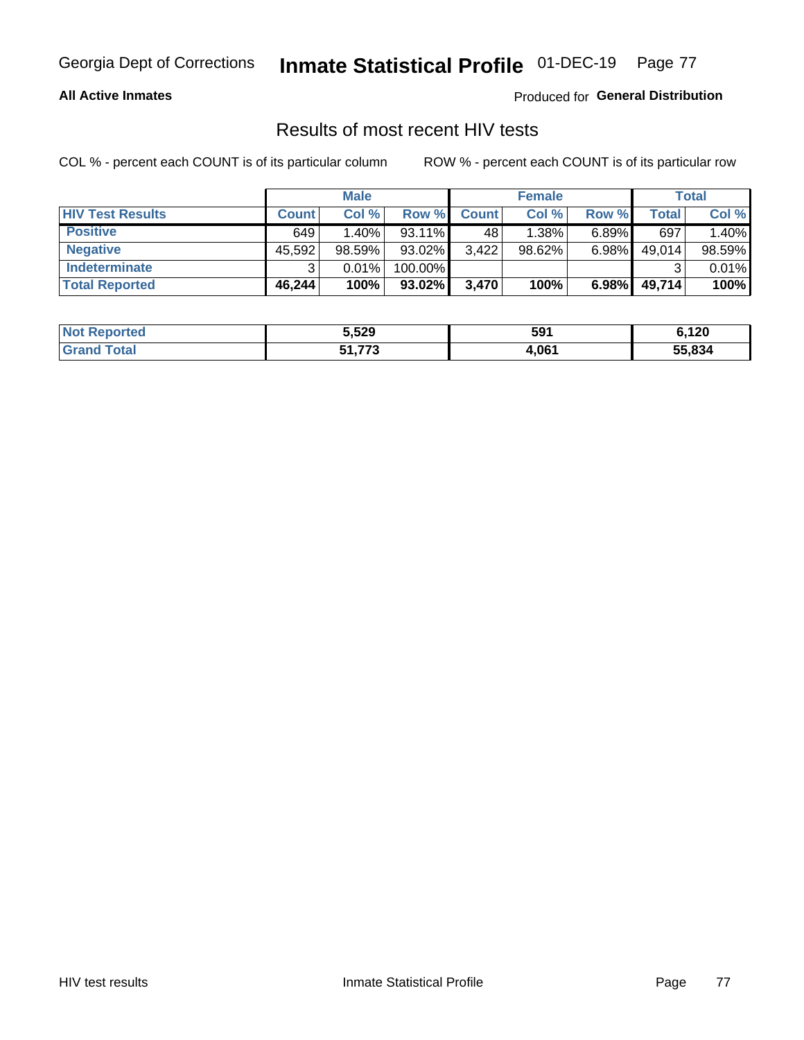## Results of most recent HIV tests

COL % - percent each COUNT is of its particular column

ROW % - percent each COUNT is of its particular row

| | Male | | | Female | | | Total | |
|---|---|---|---|---|---|---|---|---|
| **HIV Test Results** | **Count** | **Col %** | **Row %** | **Count** | **Col %** | **Row %** | **Total** | **Col %** |
| **Positive** | 649 | 1.40% | 93.11% | 48 | 1.38% | 6.89% | 697 | 1.40% |
| **Negative** | 45,592 | 98.59% | 93.02% | 3,422 | 98.62% | 6.98% | 49,014 | 98.59% |
| **Indeterminate** | 3 | 0.01% | 100.00% | | | | 3 | 0.01% |
| **Total Reported** | **46,244** | **100%** | **93.02%** | **3,470** | **100%** | **6.98%** | **49,714** | **100%** |

| | Male | Female | Total |
|---|---|---|---|
| **Not Reported** | **5,529** | **591** | **6,120** |
| **Grand Total** | **51,773** | **4,061** | **55,834** |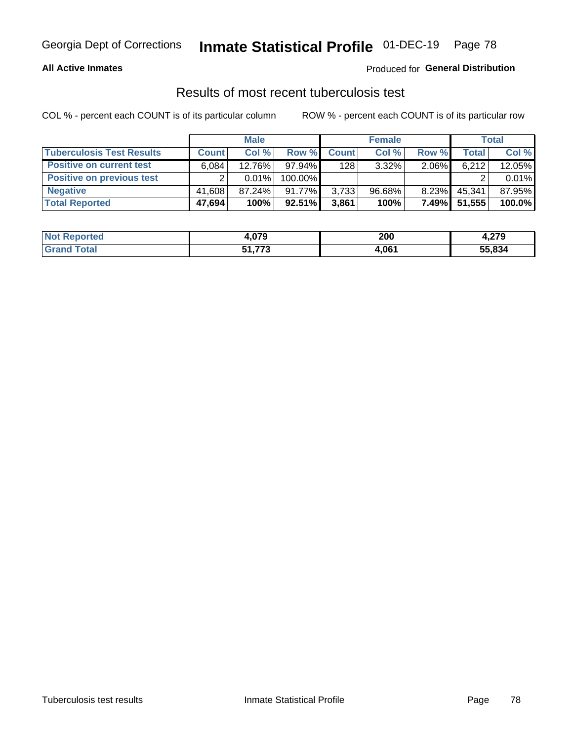Georgia Dept of Corrections **Inmate Statistical Profile** 01-DEC-19

**All Active Inmates**

Produced for **General Distribution**

## Results of most recent tuberculosis test

COL % - percent each COUNT is of its particular column

ROW % - percent each COUNT is of its particular row

| | Male | | | Female | | | Total | |
|---|---|---|---|---|---|---|---|---|
| **Tuberculosis Test Results** | **Count** | **Col %** | **Row %** | **Count** | **Col %** | **Row %** | **Total** | **Col %** |
| **Positive on current test** | 6,084 | 12.76% | 97.94% | 128 | 3.32% | 2.06% | 6,212 | 12.05% |
| **Positive on previous test** | 2 | 0.01% | 100.00% | | | | 2 | 0.01% |
| **Negative** | 41,608 | 87.24% | 91.77% | 3,733 | 96.68% | 8.23% | 45,341 | 87.95% |
| **Total Reported** | **47,694** | **100%** | **92.51%** | **3,861** | **100%** | **7.49%** | **51,555** | **100.0%** |

| | Male | Female | Total |
|---|---|---|---|
| **Not Reported** | **4,079** | **200** | **4,279** |
| **Grand Total** | **51,773** | **4,061** | **55,834** |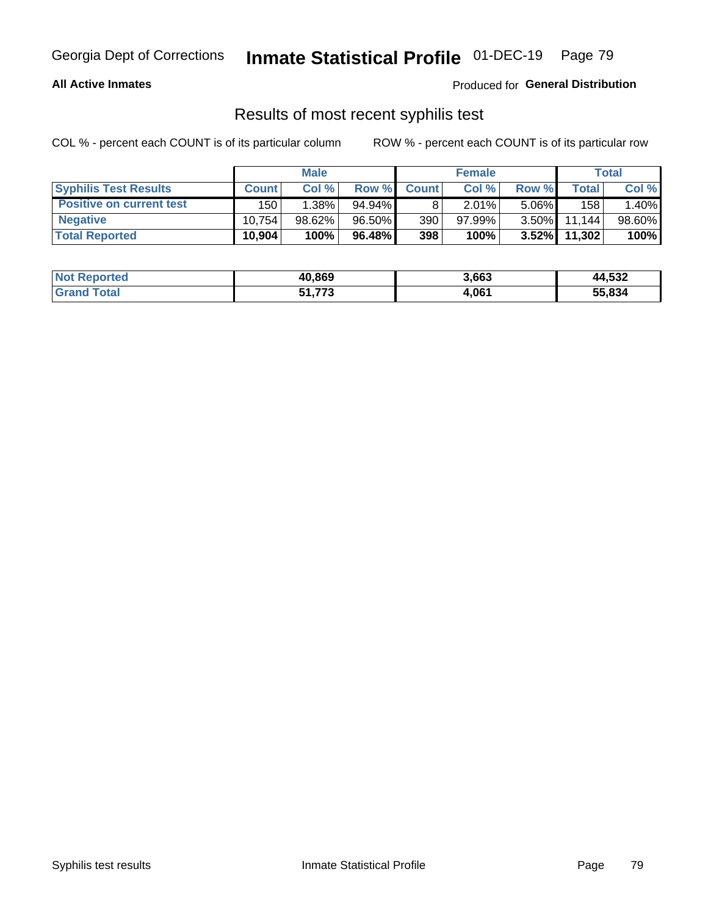Georgia Dept of Corrections **Inmate Statistical Profile** 01-DEC-19

**All Active Inmates**

Produced for **General Distribution**

## Results of most recent syphilis test

COL % - percent each COUNT is of its particular column ROW % - percent each COUNT is of its particular row

| | Male | | | Female | | | Total | |
|---|---|---|---|---|---|---|---|---|
| **Syphilis Test Results** | **Count** | **Col %** | **Row %** | **Count** | **Col %** | **Row %** | **Total** | **Col %** |
| **Positive on current test** | 150 | 1.38% | 94.94% | 8 | 2.01% | 5.06% | 158 | 1.40% |
| **Negative** | 10,754 | 98.62% | 96.50% | 390 | 97.99% | 3.50% | 11,144 | 98.60% |
| **Total Reported** | **10,904** | **100%** | **96.48%** | **398** | **100%** | **3.52%** | **11,302** | **100%** |

| | Male | Female | Total |
|---|---|---|---|
| **Not Reported** | **40,869** | **3,663** | **44,532** |
| **Grand Total** | **51,773** | **4,061** | **55,834** |

Syphilis test results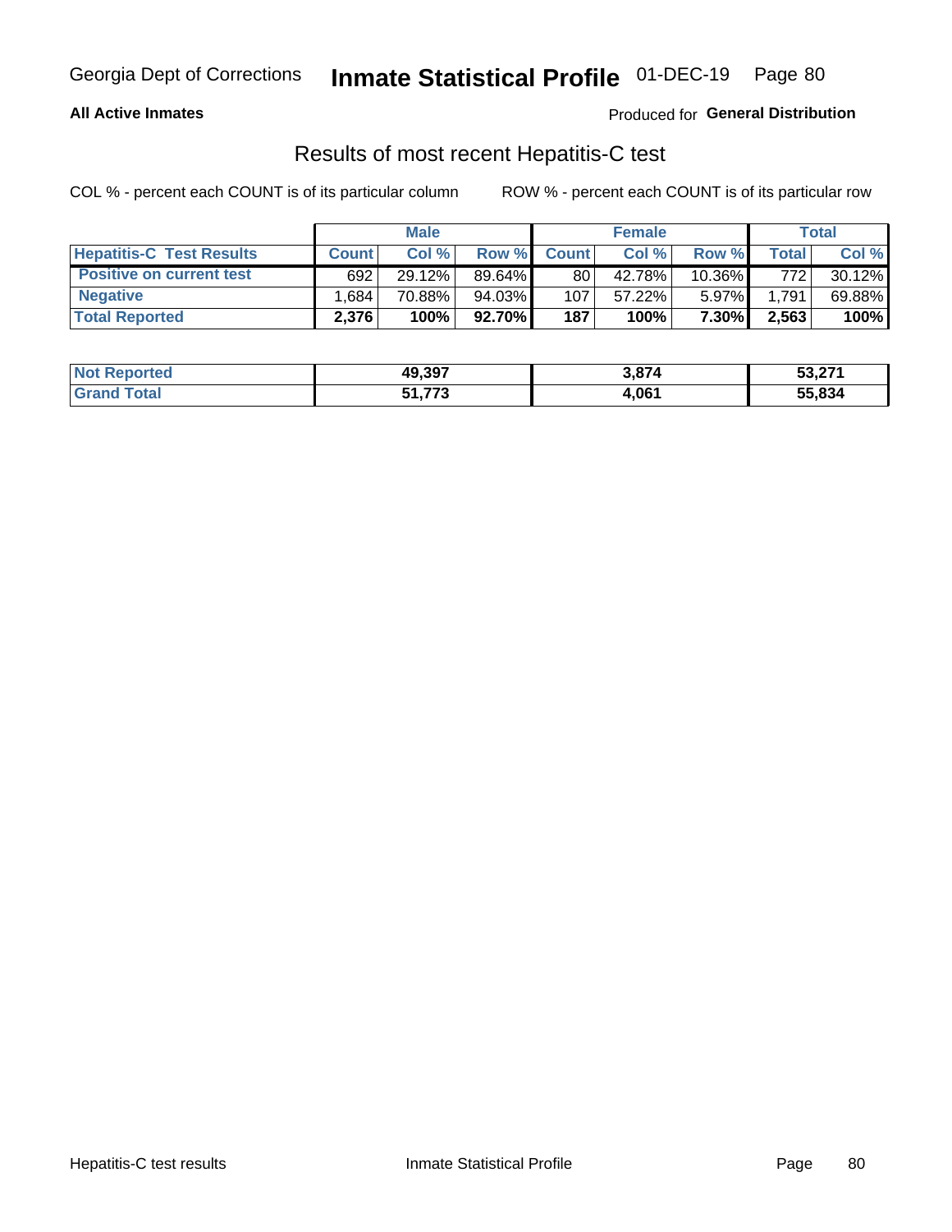**All Active Inmates**

Produced for **General Distribution**

## Results of most recent Hepatitis-C test

COL % - percent each COUNT is of its particular column

ROW % - percent each COUNT is of its particular row

| | Male | | | Female | | | Total | |
|---|---|---|---|---|---|---|---|---|
| **Hepatitis-C Test Results** | **Count** | **Col %** | **Row %** | **Count** | **Col %** | **Row %** | **Total** | **Col %** |
| **Positive on current test** | 692 | 29.12% | 89.64% | 80 | 42.78% | 10.36% | 772 | 30.12% |
| **Negative** | 1,684 | 70.88% | 94.03% | 107 | 57.22% | 5.97% | 1,791 | 69.88% |
| **Total Reported** | **2,376** | **100%** | **92.70%** | **187** | **100%** | **7.30%** | **2,563** | **100%** |

| | Male | Female | Total |
|---|---|---|---|
| **Not Reported** | **49,397** | **3,874** | **53,271** |
| **Grand Total** | **51,773** | **4,061** | **55,834** |